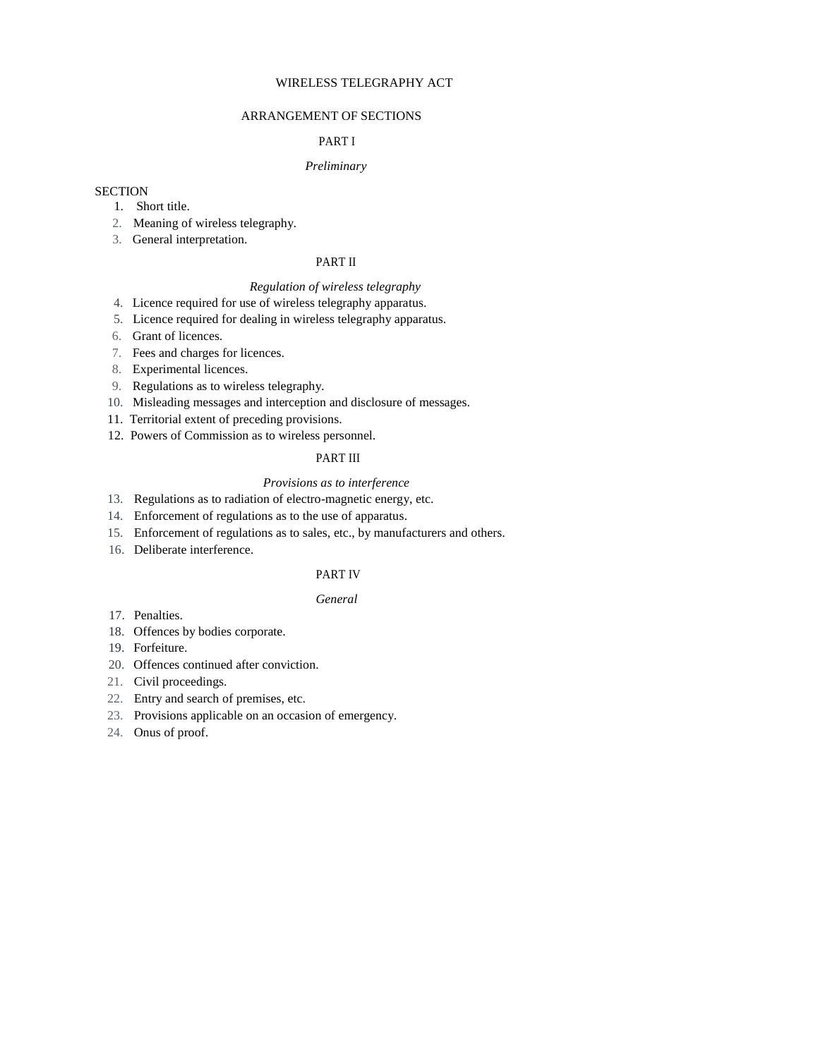# WIRELESS TELEGRAPHY ACT

## ARRANGEMENT OF SECTIONS

### PART I

*Preliminary*

SECTION

1. Short title.
2. Meaning of wireless telegraphy.
3. General interpretation.

### PART II

*Regulation of wireless telegraphy*

4. Licence required for use of wireless telegraphy apparatus.
5. Licence required for dealing in wireless telegraphy apparatus.
6. Grant of licences.
7. Fees and charges for licences.
8. Experimental licences.
9. Regulations as to wireless telegraphy.
10. Misleading messages and interception and disclosure of messages.
11. Territorial extent of preceding provisions.
12. Powers of Commission as to wireless personnel.

### PART III

*Provisions as to interference*

13. Regulations as to radiation of electro-magnetic energy, etc.
14. Enforcement of regulations as to the use of apparatus.
15. Enforcement of regulations as to sales, etc., by manufacturers and others.
16. Deliberate interference.

### PART IV

*General*

17. Penalties.
18. Offences by bodies corporate.
19. Forfeiture.
20. Offences continued after conviction.
21. Civil proceedings.
22. Entry and search of premises, etc.
23. Provisions applicable on an occasion of emergency.
24. Onus of proof.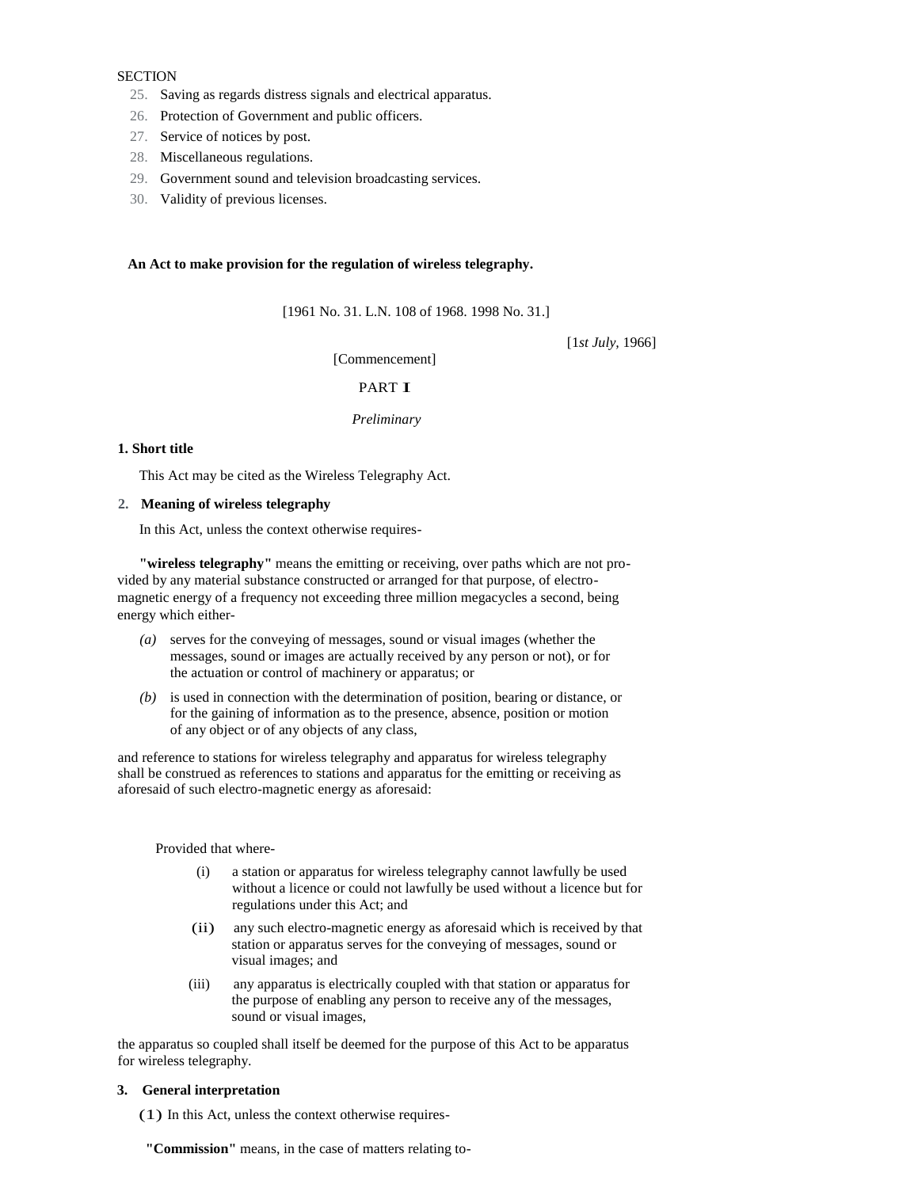SECTION

25. Saving as regards distress signals and electrical apparatus.
26. Protection of Government and public officers.
27. Service of notices by post.
28. Miscellaneous regulations.
29. Government sound and television broadcasting services.
30. Validity of previous licenses.

**An Act to make provision for the regulation of wireless telegraphy.**

[1961 No. 31. L.N. 108 of 1968. 1998 No. 31.]

[1*st July,* 1966]

[Commencement]

PART I

*Preliminary*

**1. Short title**

This Act may be cited as the Wireless Telegraphy Act.

**2. Meaning of wireless telegraphy**

In this Act, unless the context otherwise requires-

**"wireless telegraphy"** means the emitting or receiving, over paths which are not provided by any material substance constructed or arranged for that purpose, of electro-magnetic energy of a frequency not exceeding three million megacycles a second, being energy which either-

*(a)* serves for the conveying of messages, sound or visual images (whether the messages, sound or images are actually received by any person or not), or for the actuation or control of machinery or apparatus; or

*(b)* is used in connection with the determination of position, bearing or distance, or for the gaining of information as to the presence, absence, position or motion of any object or of any objects of any class,

and reference to stations for wireless telegraphy and apparatus for wireless telegraphy shall be construed as references to stations and apparatus for the emitting or receiving as aforesaid of such electro-magnetic energy as aforesaid:

Provided that where-

(i) a station or apparatus for wireless telegraphy cannot lawfully be used without a licence or could not lawfully be used without a licence but for regulations under this Act; and

(ii) any such electro-magnetic energy as aforesaid which is received by that station or apparatus serves for the conveying of messages, sound or visual images; and

(iii) any apparatus is electrically coupled with that station or apparatus for the purpose of enabling any person to receive any of the messages, sound or visual images,

the apparatus so coupled shall itself be deemed for the purpose of this Act to be apparatus for wireless telegraphy.

**3. General interpretation**

(1) In this Act, unless the context otherwise requires-

**"Commission"** means, in the case of matters relating to-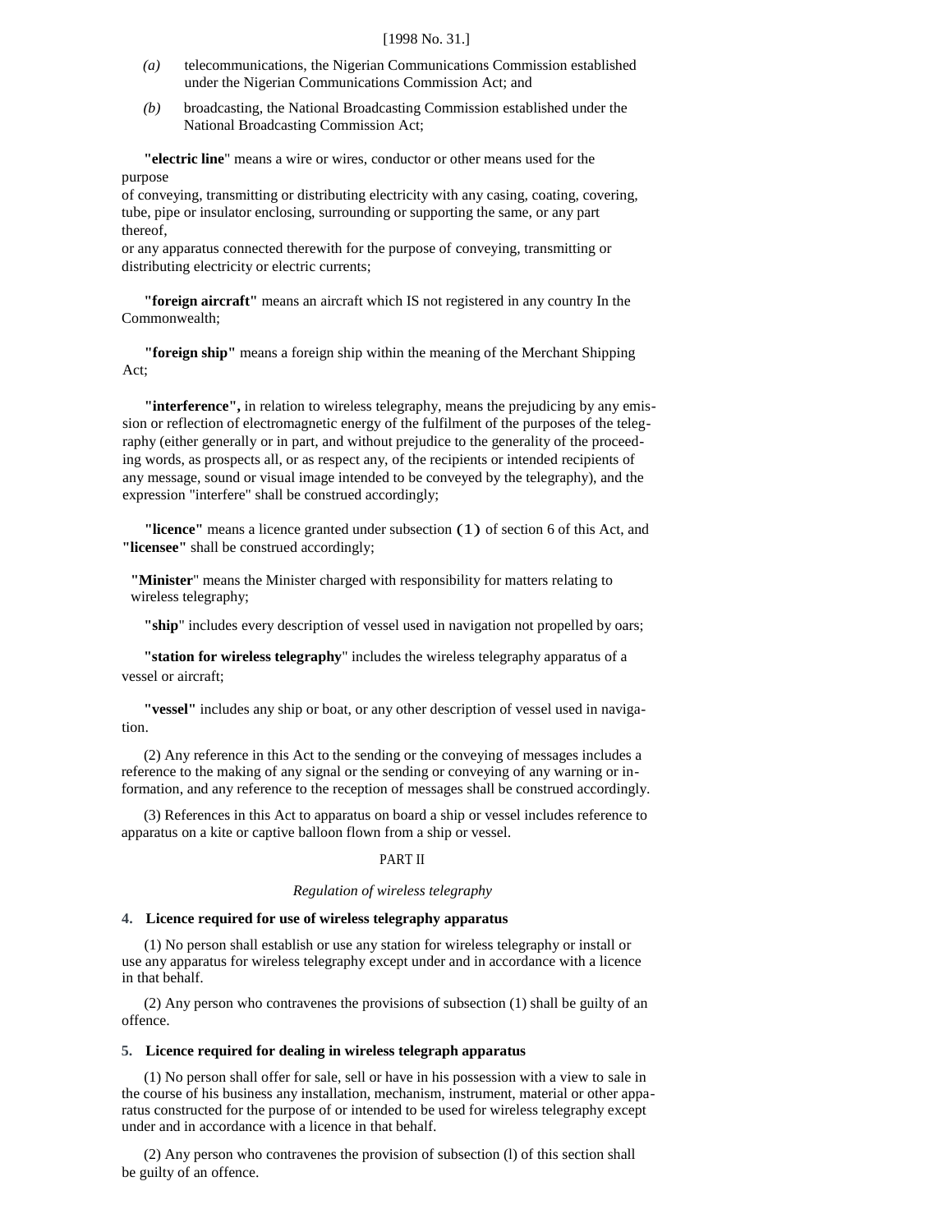[1998 No. 31.]

*(a)* telecommunications, the Nigerian Communications Commission established under the Nigerian Communications Commission Act; and

*(b)* broadcasting, the National Broadcasting Commission established under the National Broadcasting Commission Act;

**"electric line**" means a wire or wires, conductor or other means used for the purpose of conveying, transmitting or distributing electricity with any casing, coating, covering, tube, pipe or insulator enclosing, surrounding or supporting the same, or any part thereof, or any apparatus connected therewith for the purpose of conveying, transmitting or distributing electricity or electric currents;

**"foreign aircraft"** means an aircraft which IS not registered in any country In the Commonwealth;

**"foreign ship"** means a foreign ship within the meaning of the Merchant Shipping Act;

**"interference",** in relation to wireless telegraphy, means the prejudicing by any emission or reflection of electromagnetic energy of the fulfilment of the purposes of the telegraphy (either generally or in part, and without prejudice to the generality of the proceeding words, as prospects all, or as respect any, of the recipients or intended recipients of any message, sound or visual image intended to be conveyed by the telegraphy), and the expression "interfere" shall be construed accordingly;

**"licence"** means a licence granted under subsection (1) of section 6 of this Act, and **"licensee"** shall be construed accordingly;

**"Minister**" means the Minister charged with responsibility for matters relating to wireless telegraphy;

**"ship**" includes every description of vessel used in navigation not propelled by oars;

**"station for wireless telegraphy**" includes the wireless telegraphy apparatus of a vessel or aircraft;

**"vessel"** includes any ship or boat, or any other description of vessel used in navigation.

(2) Any reference in this Act to the sending or the conveying of messages includes a reference to the making of any signal or the sending or conveying of any warning or information, and any reference to the reception of messages shall be construed accordingly.

(3) References in this Act to apparatus on board a ship or vessel includes reference to apparatus on a kite or captive balloon flown from a ship or vessel.

## PART II

*Regulation of wireless telegraphy*

### 4. Licence required for use of wireless telegraphy apparatus

(1) No person shall establish or use any station for wireless telegraphy or install or use any apparatus for wireless telegraphy except under and in accordance with a licence in that behalf.

(2) Any person who contravenes the provisions of subsection (1) shall be guilty of an offence.

### 5. Licence required for dealing in wireless telegraph apparatus

(1) No person shall offer for sale, sell or have in his possession with a view to sale in the course of his business any installation, mechanism, instrument, material or other apparatus constructed for the purpose of or intended to be used for wireless telegraphy except under and in accordance with a licence in that behalf.

(2) Any person who contravenes the provision of subsection (l) of this section shall be guilty of an offence.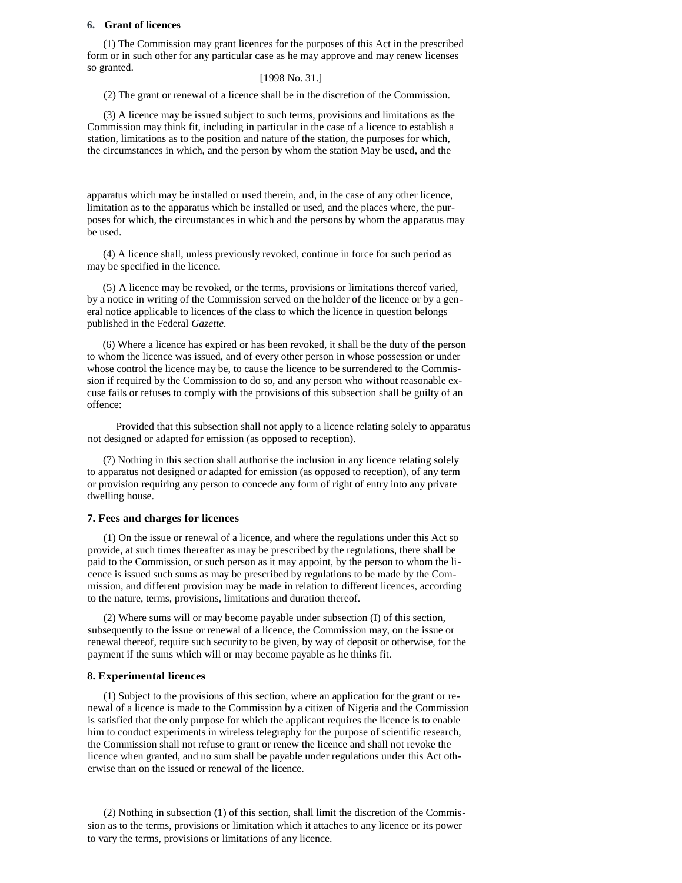### 6. Grant of licences

(1) The Commission may grant licences for the purposes of this Act in the prescribed form or in such other for any particular case as he may approve and may renew licenses so granted.

[1998 No. 31.]

(2) The grant or renewal of a licence shall be in the discretion of the Commission.

(3) A licence may be issued subject to such terms, provisions and limitations as the Commission may think fit, including in particular in the case of a licence to establish a station, limitations as to the position and nature of the station, the purposes for which, the circumstances in which, and the person by whom the station May be used, and the apparatus which may be installed or used therein, and, in the case of any other licence, limitation as to the apparatus which be installed or used, and the places where, the purposes for which, the circumstances in which and the persons by whom the apparatus may be used.

(4) A licence shall, unless previously revoked, continue in force for such period as may be specified in the licence.

(5) A licence may be revoked, or the terms, provisions or limitations thereof varied, by a notice in writing of the Commission served on the holder of the licence or by a general notice applicable to licences of the class to which the licence in question belongs published in the Federal *Gazette.*

(6) Where a licence has expired or has been revoked, it shall be the duty of the person to whom the licence was issued, and of every other person in whose possession or under whose control the licence may be, to cause the licence to be surrendered to the Commission if required by the Commission to do so, and any person who without reasonable excuse fails or refuses to comply with the provisions of this subsection shall be guilty of an offence:

Provided that this subsection shall not apply to a licence relating solely to apparatus not designed or adapted for emission (as opposed to reception).

(7) Nothing in this section shall authorise the inclusion in any licence relating solely to apparatus not designed or adapted for emission (as opposed to reception), of any term or provision requiring any person to concede any form of right of entry into any private dwelling house.

### 7. Fees and charges for licences

(1) On the issue or renewal of a licence, and where the regulations under this Act so provide, at such times thereafter as may be prescribed by the regulations, there shall be paid to the Commission, or such person as it may appoint, by the person to whom the licence is issued such sums as may be prescribed by regulations to be made by the Commission, and different provision may be made in relation to different licences, according to the nature, terms, provisions, limitations and duration thereof.

(2) Where sums will or may become payable under subsection (I) of this section, subsequently to the issue or renewal of a licence, the Commission may, on the issue or renewal thereof, require such security to be given, by way of deposit or otherwise, for the payment if the sums which will or may become payable as he thinks fit.

### 8. Experimental licences

(1) Subject to the provisions of this section, where an application for the grant or renewal of a licence is made to the Commission by a citizen of Nigeria and the Commission is satisfied that the only purpose for which the applicant requires the licence is to enable him to conduct experiments in wireless telegraphy for the purpose of scientific research, the Commission shall not refuse to grant or renew the licence and shall not revoke the licence when granted, and no sum shall be payable under regulations under this Act otherwise than on the issued or renewal of the licence.

(2) Nothing in subsection (1) of this section, shall limit the discretion of the Commission as to the terms, provisions or limitation which it attaches to any licence or its power to vary the terms, provisions or limitations of any licence.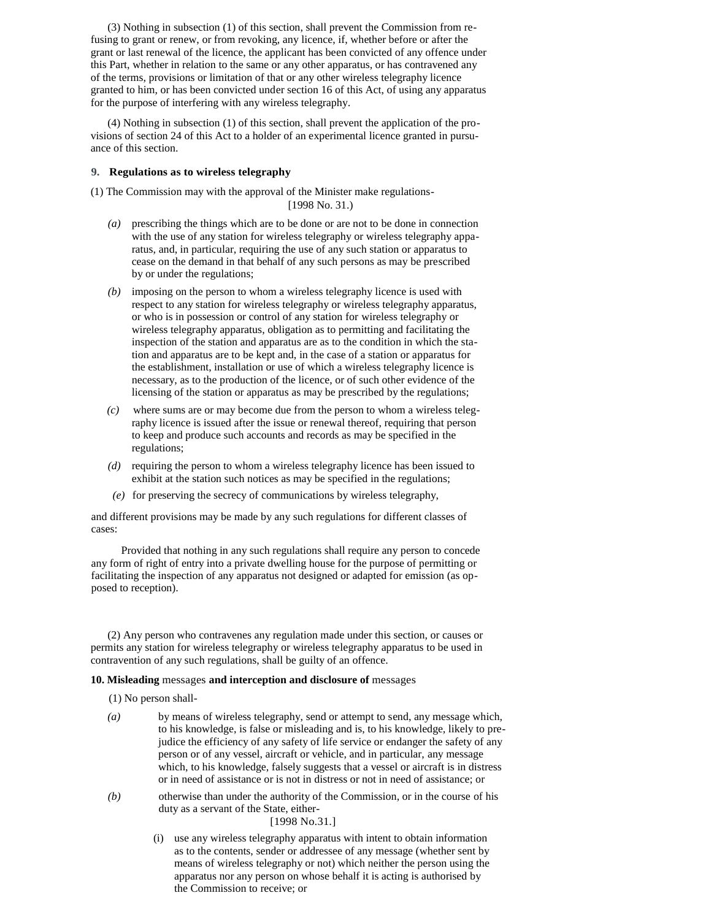(3) Nothing in subsection (1) of this section, shall prevent the Commission from refusing to grant or renew, or from revoking, any licence, if, whether before or after the grant or last renewal of the licence, the applicant has been convicted of any offence under this Part, whether in relation to the same or any other apparatus, or has contravened any of the terms, provisions or limitation of that or any other wireless telegraphy licence granted to him, or has been convicted under section 16 of this Act, of using any apparatus for the purpose of interfering with any wireless telegraphy.

(4) Nothing in subsection (1) of this section, shall prevent the application of the provisions of section 24 of this Act to a holder of an experimental licence granted in pursuance of this section.

**9. Regulations as to wireless telegraphy**

(1) The Commission may with the approval of the Minister make regulations-

[1998 No. 31.)

*(a)* prescribing the things which are to be done or are not to be done in connection with the use of any station for wireless telegraphy or wireless telegraphy apparatus, and, in particular, requiring the use of any such station or apparatus to cease on the demand in that behalf of any such persons as may be prescribed by or under the regulations;

*(b)* imposing on the person to whom a wireless telegraphy licence is used with respect to any station for wireless telegraphy or wireless telegraphy apparatus, or who is in possession or control of any station for wireless telegraphy or wireless telegraphy apparatus, obligation as to permitting and facilitating the inspection of the station and apparatus are as to the condition in which the station and apparatus are to be kept and, in the case of a station or apparatus for the establishment, installation or use of which a wireless telegraphy licence is necessary, as to the production of the licence, or of such other evidence of the licensing of the station or apparatus as may be prescribed by the regulations;

*(c)* where sums are or may become due from the person to whom a wireless telegraphy licence is issued after the issue or renewal thereof, requiring that person to keep and produce such accounts and records as may be specified in the regulations;

*(d)* requiring the person to whom a wireless telegraphy licence has been issued to exhibit at the station such notices as may be specified in the regulations;

*(e)* for preserving the secrecy of communications by wireless telegraphy,

and different provisions may be made by any such regulations for different classes of cases:

Provided that nothing in any such regulations shall require any person to concede any form of right of entry into a private dwelling house for the purpose of permitting or facilitating the inspection of any apparatus not designed or adapted for emission (as opposed to reception).

(2) Any person who contravenes any regulation made under this section, or causes or permits any station for wireless telegraphy or wireless telegraphy apparatus to be used in contravention of any such regulations, shall be guilty of an offence.

**10. Misleading** messages **and interception and disclosure of** messages

(1) No person shall-

*(a)* by means of wireless telegraphy, send or attempt to send, any message which, to his knowledge, is false or misleading and is, to his knowledge, likely to prejudice the efficiency of any safety of life service or endanger the safety of any person or of any vessel, aircraft or vehicle, and in particular, any message which, to his knowledge, falsely suggests that a vessel or aircraft is in distress or in need of assistance or is not in distress or not in need of assistance; or

*(b)* otherwise than under the authority of the Commission, or in the course of his duty as a servant of the State, either-

[1998 No.31.]

(i) use any wireless telegraphy apparatus with intent to obtain information as to the contents, sender or addressee of any message (whether sent by means of wireless telegraphy or not) which neither the person using the apparatus nor any person on whose behalf it is acting is authorised by the Commission to receive; or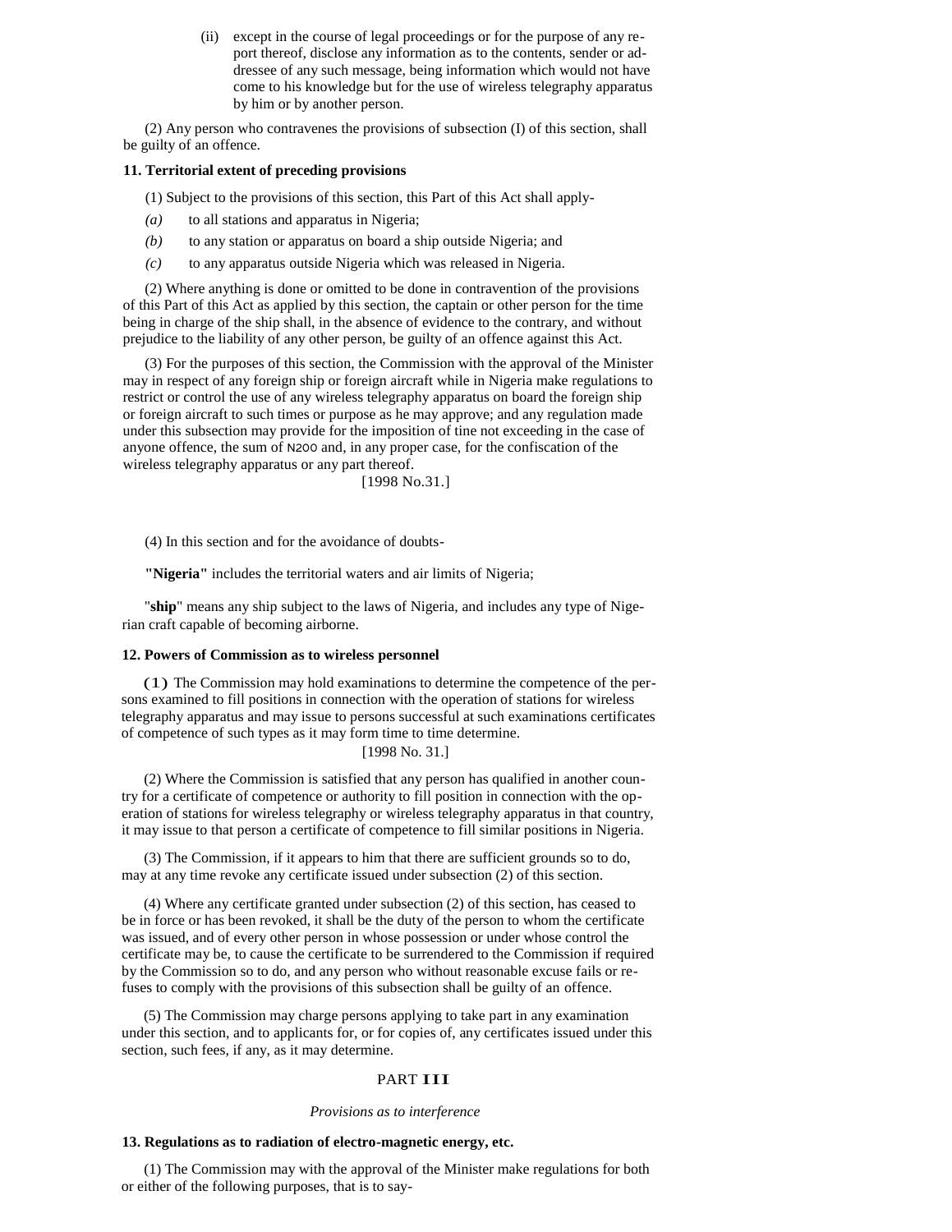(ii) except in the course of legal proceedings or for the purpose of any report thereof, disclose any information as to the contents, sender or addressee of any such message, being information which would not have come to his knowledge but for the use of wireless telegraphy apparatus by him or by another person.

(2) Any person who contravenes the provisions of subsection (I) of this section, shall be guilty of an offence.

**11. Territorial extent of preceding provisions**

(1) Subject to the provisions of this section, this Part of this Act shall apply-

*(a)* to all stations and apparatus in Nigeria;

*(b)* to any station or apparatus on board a ship outside Nigeria; and

*(c)* to any apparatus outside Nigeria which was released in Nigeria.

(2) Where anything is done or omitted to be done in contravention of the provisions of this Part of this Act as applied by this section, the captain or other person for the time being in charge of the ship shall, in the absence of evidence to the contrary, and without prejudice to the liability of any other person, be guilty of an offence against this Act.

(3) For the purposes of this section, the Commission with the approval of the Minister may in respect of any foreign ship or foreign aircraft while in Nigeria make regulations to restrict or control the use of any wireless telegraphy apparatus on board the foreign ship or foreign aircraft to such times or purpose as he may approve; and any regulation made under this subsection may provide for the imposition of tine not exceeding in the case of anyone offence, the sum of N200 and, in any proper case, for the confiscation of the wireless telegraphy apparatus or any part thereof.

[1998 No.31.]

(4) In this section and for the avoidance of doubts-

**"Nigeria"** includes the territorial waters and air limits of Nigeria;

"**ship**" means any ship subject to the laws of Nigeria, and includes any type of Nigerian craft capable of becoming airborne.

**12. Powers of Commission as to wireless personnel**

**(1)** The Commission may hold examinations to determine the competence of the persons examined to fill positions in connection with the operation of stations for wireless telegraphy apparatus and may issue to persons successful at such examinations certificates of competence of such types as it may form time to time determine.

[1998 No. 31.]

(2) Where the Commission is satisfied that any person has qualified in another country for a certificate of competence or authority to fill position in connection with the operation of stations for wireless telegraphy or wireless telegraphy apparatus in that country, it may issue to that person a certificate of competence to fill similar positions in Nigeria.

(3) The Commission, if it appears to him that there are sufficient grounds so to do, may at any time revoke any certificate issued under subsection (2) of this section.

(4) Where any certificate granted under subsection (2) of this section, has ceased to be in force or has been revoked, it shall be the duty of the person to whom the certificate was issued, and of every other person in whose possession or under whose control the certificate may be, to cause the certificate to be surrendered to the Commission if required by the Commission so to do, and any person who without reasonable excuse fails or refuses to comply with the provisions of this subsection shall be guilty of an offence.

(5) The Commission may charge persons applying to take part in any examination under this section, and to applicants for, or for copies of, any certificates issued under this section, such fees, if any, as it may determine.

## PART III

*Provisions as to interference*

**13. Regulations as to radiation of electro-magnetic energy, etc.**

(1) The Commission may with the approval of the Minister make regulations for both or either of the following purposes, that is to say-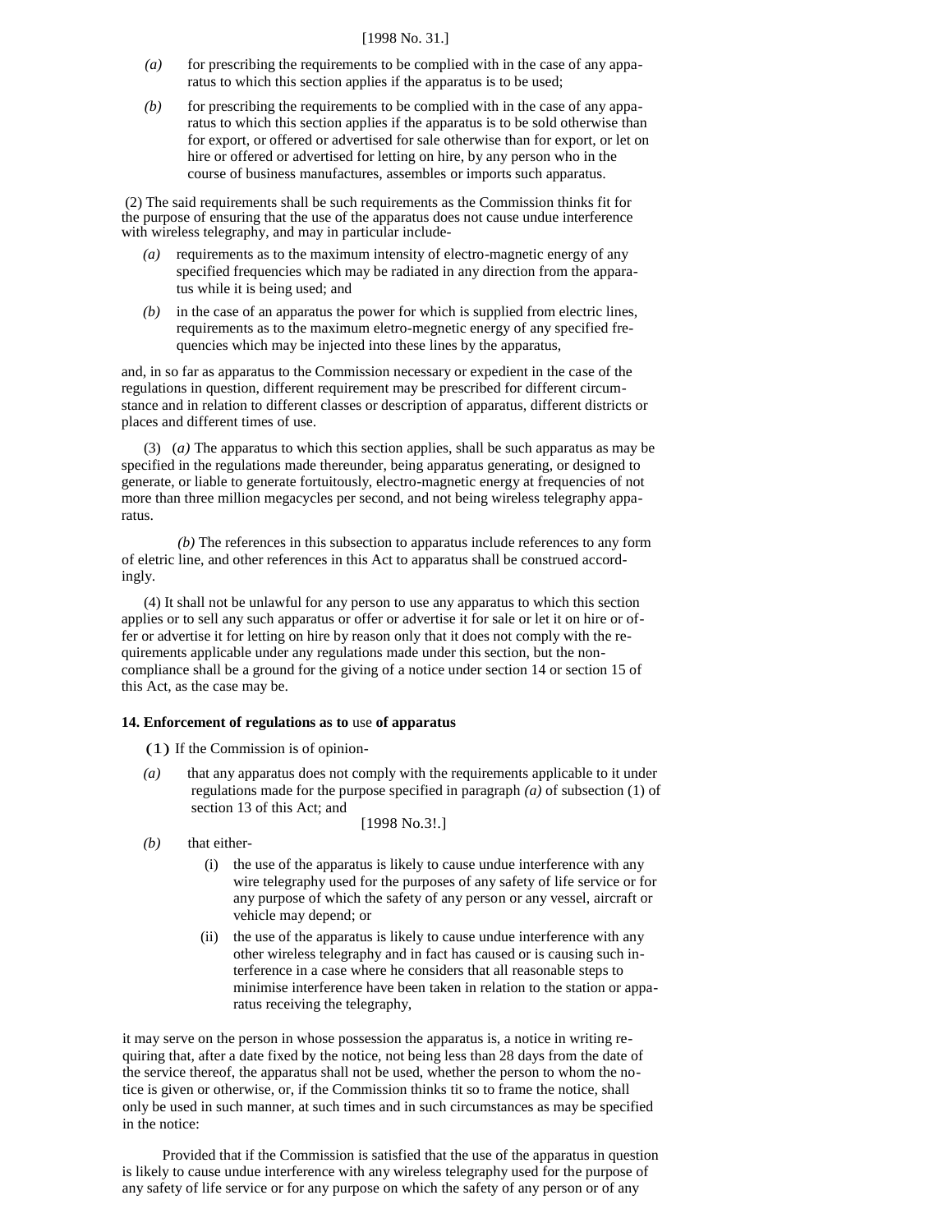*(a)* for prescribing the requirements to be complied with in the case of any apparatus to which this section applies if the apparatus is to be used;

*(b)* for prescribing the requirements to be complied with in the case of any apparatus to which this section applies if the apparatus is to be sold otherwise than for export, or offered or advertised for sale otherwise than for export, or let on hire or offered or advertised for letting on hire, by any person who in the course of business manufactures, assembles or imports such apparatus.

(2) The said requirements shall be such requirements as the Commission thinks fit for the purpose of ensuring that the use of the apparatus does not cause undue interference with wireless telegraphy, and may in particular include-

*(a)* requirements as to the maximum intensity of electro-magnetic energy of any specified frequencies which may be radiated in any direction from the apparatus while it is being used; and

*(b)* in the case of an apparatus the power for which is supplied from electric lines, requirements as to the maximum eletro-megnetic energy of any specified frequencies which may be injected into these lines by the apparatus,

and, in so far as apparatus to the Commission necessary or expedient in the case of the regulations in question, different requirement may be prescribed for different circumstance and in relation to different classes or description of apparatus, different districts or places and different times of use.

(3) *(a)* The apparatus to which this section applies, shall be such apparatus as may be specified in the regulations made thereunder, being apparatus generating, or designed to generate, or liable to generate fortuitously, electro-magnetic energy at frequencies of not more than three million megacycles per second, and not being wireless telegraphy apparatus.

*(b)* The references in this subsection to apparatus include references to any form of eletric line, and other references in this Act to apparatus shall be construed accordingly.

(4) It shall not be unlawful for any person to use any apparatus to which this section applies or to sell any such apparatus or offer or advertise it for sale or let it on hire or offer or advertise it for letting on hire by reason only that it does not comply with the requirements applicable under any regulations made under this section, but the non-compliance shall be a ground for the giving of a notice under section 14 or section 15 of this Act, as the case may be.

**14. Enforcement of regulations as to use of apparatus**

(1) If the Commission is of opinion-

*(a)* that any apparatus does not comply with the requirements applicable to it under regulations made for the purpose specified in paragraph *(a)* of subsection (1) of section 13 of this Act; and

*(b)* that either-

(i) the use of the apparatus is likely to cause undue interference with any wire telegraphy used for the purposes of any safety of life service or for any purpose of which the safety of any person or any vessel, aircraft or vehicle may depend; or

(ii) the use of the apparatus is likely to cause undue interference with any other wireless telegraphy and in fact has caused or is causing such interference in a case where he considers that all reasonable steps to minimise interference have been taken in relation to the station or apparatus receiving the telegraphy,

it may serve on the person in whose possession the apparatus is, a notice in writing requiring that, after a date fixed by the notice, not being less than 28 days from the date of the service thereof, the apparatus shall not be used, whether the person to whom the notice is given or otherwise, or, if the Commission thinks tit so to frame the notice, shall only be used in such manner, at such times and in such circumstances as may be specified in the notice:

Provided that if the Commission is satisfied that the use of the apparatus in question is likely to cause undue interference with any wireless telegraphy used for the purpose of any safety of life service or for any purpose on which the safety of any person or of any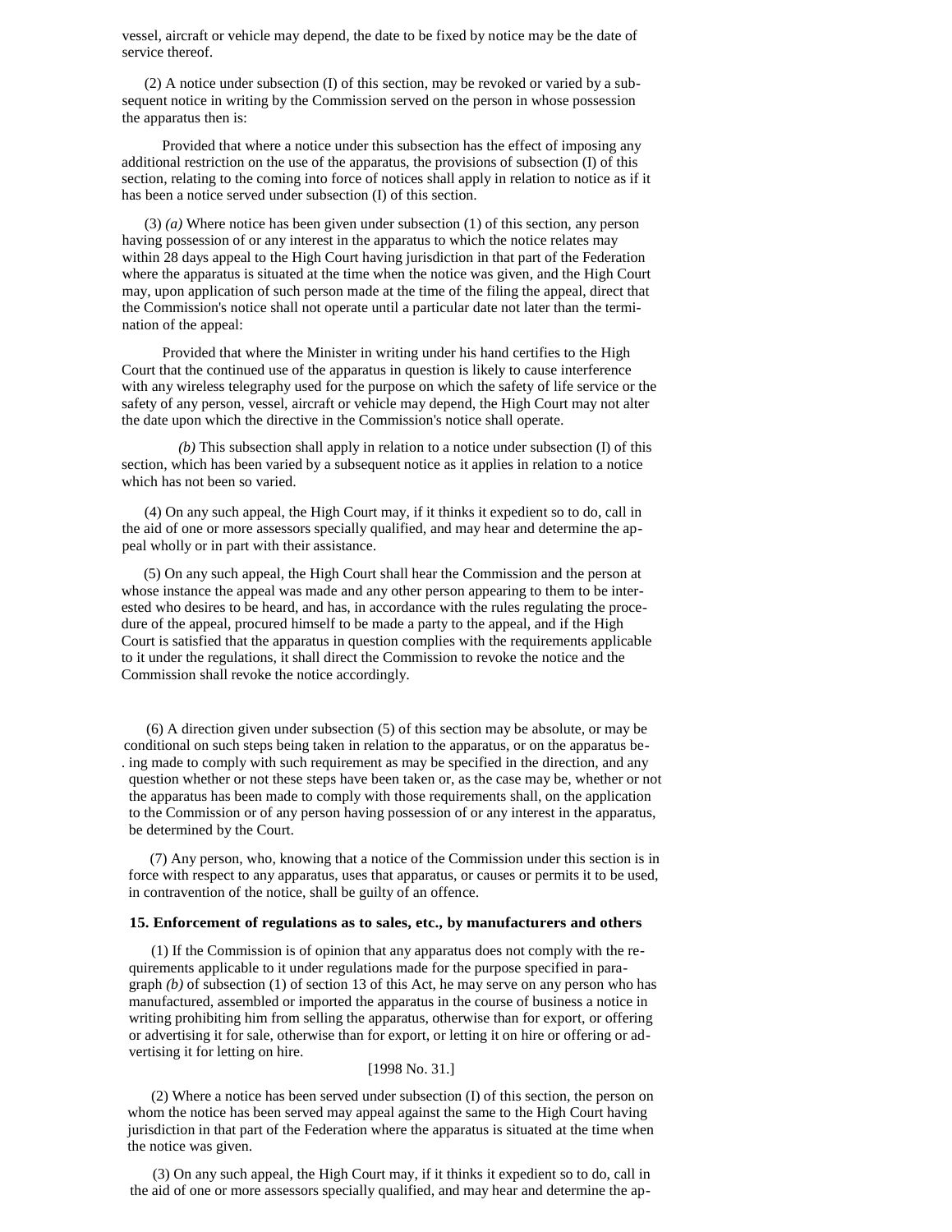vessel, aircraft or vehicle may depend, the date to be fixed by notice may be the date of service thereof.

(2) A notice under subsection (I) of this section, may be revoked or varied by a subsequent notice in writing by the Commission served on the person in whose possession the apparatus then is:

Provided that where a notice under this subsection has the effect of imposing any additional restriction on the use of the apparatus, the provisions of subsection (I) of this section, relating to the coming into force of notices shall apply in relation to notice as if it has been a notice served under subsection (I) of this section.

(3) *(a)* Where notice has been given under subsection (1) of this section, any person having possession of or any interest in the apparatus to which the notice relates may within 28 days appeal to the High Court having jurisdiction in that part of the Federation where the apparatus is situated at the time when the notice was given, and the High Court may, upon application of such person made at the time of the filing the appeal, direct that the Commission's notice shall not operate until a particular date not later than the termination of the appeal:

Provided that where the Minister in writing under his hand certifies to the High Court that the continued use of the apparatus in question is likely to cause interference with any wireless telegraphy used for the purpose on which the safety of life service or the safety of any person, vessel, aircraft or vehicle may depend, the High Court may not alter the date upon which the directive in the Commission's notice shall operate.

*(b)* This subsection shall apply in relation to a notice under subsection (I) of this section, which has been varied by a subsequent notice as it applies in relation to a notice which has not been so varied.

(4) On any such appeal, the High Court may, if it thinks it expedient so to do, call in the aid of one or more assessors specially qualified, and may hear and determine the appeal wholly or in part with their assistance.

(5) On any such appeal, the High Court shall hear the Commission and the person at whose instance the appeal was made and any other person appearing to them to be interested who desires to be heard, and has, in accordance with the rules regulating the procedure of the appeal, procured himself to be made a party to the appeal, and if the High Court is satisfied that the apparatus in question complies with the requirements applicable to it under the regulations, it shall direct the Commission to revoke the notice and the Commission shall revoke the notice accordingly.

(6) A direction given under subsection (5) of this section may be absolute, or may be conditional on such steps being taken in relation to the apparatus, or on the apparatus being made to comply with such requirement as may be specified in the direction, and any question whether or not these steps have been taken or, as the case may be, whether or not the apparatus has been made to comply with those requirements shall, on the application to the Commission or of any person having possession of or any interest in the apparatus, be determined by the Court.

(7) Any person, who, knowing that a notice of the Commission under this section is in force with respect to any apparatus, uses that apparatus, or causes or permits it to be used, in contravention of the notice, shall be guilty of an offence.

**15. Enforcement of regulations as to sales, etc., by manufacturers and others**

(1) If the Commission is of opinion that any apparatus does not comply with the requirements applicable to it under regulations made for the purpose specified in paragraph *(b)* of subsection (1) of section 13 of this Act, he may serve on any person who has manufactured, assembled or imported the apparatus in the course of business a notice in writing prohibiting him from selling the apparatus, otherwise than for export, or offering or advertising it for sale, otherwise than for export, or letting it on hire or offering or advertising it for letting on hire.

[1998 No. 31.]

(2) Where a notice has been served under subsection (I) of this section, the person on whom the notice has been served may appeal against the same to the High Court having jurisdiction in that part of the Federation where the apparatus is situated at the time when the notice was given.

(3) On any such appeal, the High Court may, if it thinks it expedient so to do, call in the aid of one or more assessors specially qualified, and may hear and determine the ap-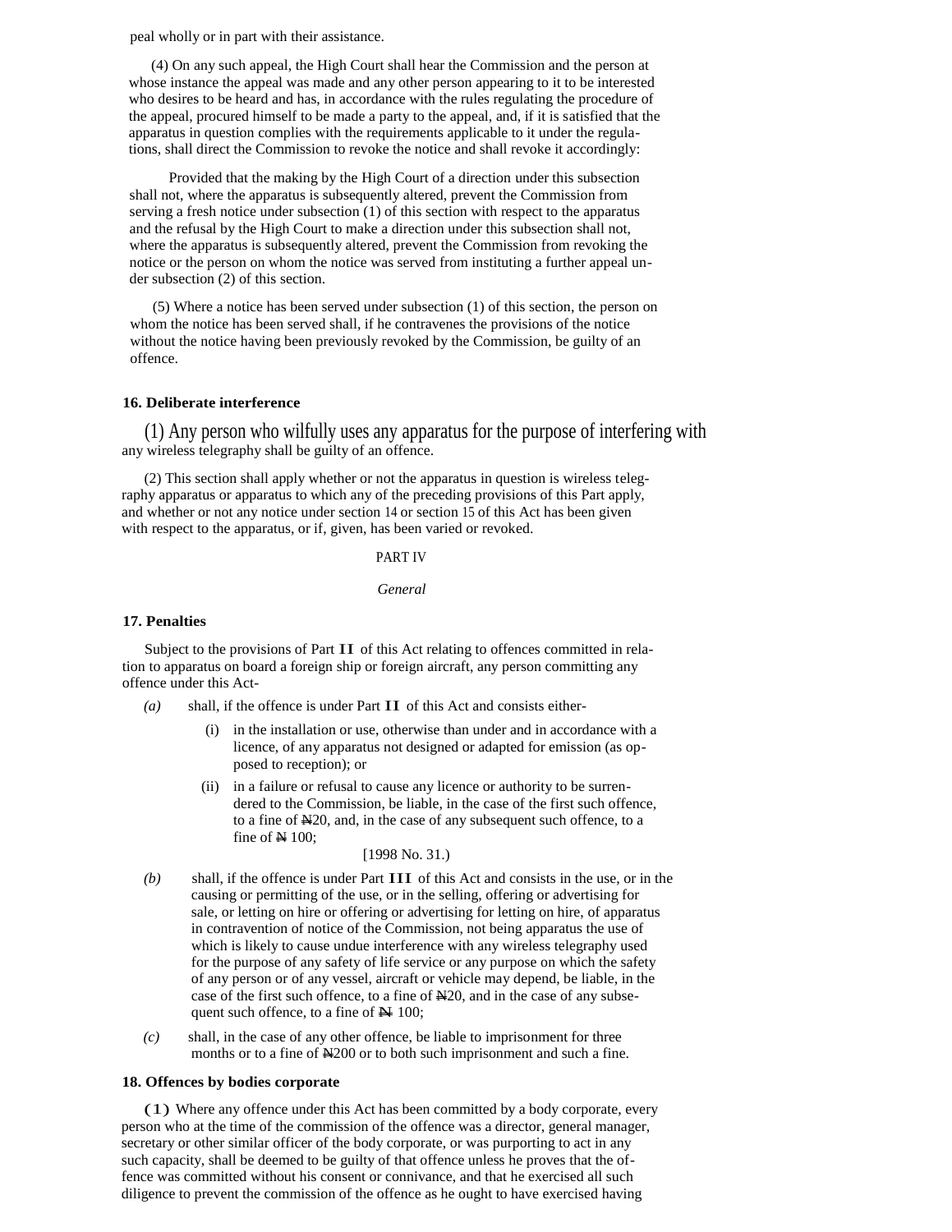peal wholly or in part with their assistance.

(4) On any such appeal, the High Court shall hear the Commission and the person at whose instance the appeal was made and any other person appearing to it to be interested who desires to be heard and has, in accordance with the rules regulating the procedure of the appeal, procured himself to be made a party to the appeal, and, if it is satisfied that the apparatus in question complies with the requirements applicable to it under the regulations, shall direct the Commission to revoke the notice and shall revoke it accordingly:

Provided that the making by the High Court of a direction under this subsection shall not, where the apparatus is subsequently altered, prevent the Commission from serving a fresh notice under subsection (1) of this section with respect to the apparatus and the refusal by the High Court to make a direction under this subsection shall not, where the apparatus is subsequently altered, prevent the Commission from revoking the notice or the person on whom the notice was served from instituting a further appeal under subsection (2) of this section.

(5) Where a notice has been served under subsection (1) of this section, the person on whom the notice has been served shall, if he contravenes the provisions of the notice without the notice having been previously revoked by the Commission, be guilty of an offence.

**16. Deliberate interference**

(1) Any person who wilfully uses any apparatus for the purpose of interfering with any wireless telegraphy shall be guilty of an offence.

(2) This section shall apply whether or not the apparatus in question is wireless telegraphy apparatus or apparatus to which any of the preceding provisions of this Part apply, and whether or not any notice under section 14 or section 15 of this Act has been given with respect to the apparatus, or if, given, has been varied or revoked.

PART IV

*General*

**17. Penalties**

Subject to the provisions of Part II of this Act relating to offences committed in relation to apparatus on board a foreign ship or foreign aircraft, any person committing any offence under this Act-

*(a)* shall, if the offence is under Part II of this Act and consists either-

(i) in the installation or use, otherwise than under and in accordance with a licence, of any apparatus not designed or adapted for emission (as opposed to reception); or

(ii) in a failure or refusal to cause any licence or authority to be surrendered to the Commission, be liable, in the case of the first such offence, to a fine of ₦20, and, in the case of any subsequent such offence, to a fine of ₦ 100;

[1998 No. 31.)

*(b)* shall, if the offence is under Part III of this Act and consists in the use, or in the causing or permitting of the use, or in the selling, offering or advertising for sale, or letting on hire or offering or advertising for letting on hire, of apparatus in contravention of notice of the Commission, not being apparatus the use of which is likely to cause undue interference with any wireless telegraphy used for the purpose of any safety of life service or any purpose on which the safety of any person or of any vessel, aircraft or vehicle may depend, be liable, in the case of the first such offence, to a fine of ₦20, and in the case of any subsequent such offence, to a fine of ₦ 100;

*(c)* shall, in the case of any other offence, be liable to imprisonment for three months or to a fine of ₦200 or to both such imprisonment and such a fine.

**18. Offences by bodies corporate**

(1) Where any offence under this Act has been committed by a body corporate, every person who at the time of the commission of the offence was a director, general manager, secretary or other similar officer of the body corporate, or was purporting to act in any such capacity, shall be deemed to be guilty of that offence unless he proves that the offence was committed without his consent or connivance, and that he exercised all such diligence to prevent the commission of the offence as he ought to have exercised having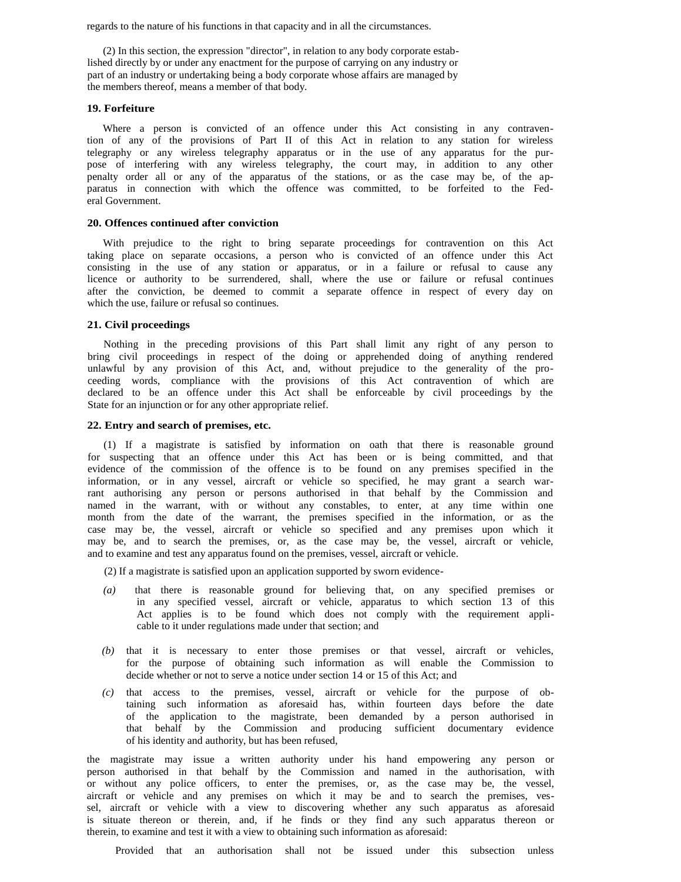regards to the nature of his functions in that capacity and in all the circumstances.

(2) In this section, the expression "director", in relation to any body corporate established directly by or under any enactment for the purpose of carrying on any industry or part of an industry or undertaking being a body corporate whose affairs are managed by the members thereof, means a member of that body.

### 19. Forfeiture

Where a person is convicted of an offence under this Act consisting in any contravention of any of the provisions of Part II of this Act in relation to any station for wireless telegraphy or any wireless telegraphy apparatus or in the use of any apparatus for the purpose of interfering with any wireless telegraphy, the court may, in addition to any other penalty order all or any of the apparatus of the stations, or as the case may be, of the apparatus in connection with which the offence was committed, to be forfeited to the Federal Government.

### 20. Offences continued after conviction

With prejudice to the right to bring separate proceedings for contravention on this Act taking place on separate occasions, a person who is convicted of an offence under this Act consisting in the use of any station or apparatus, or in a failure or refusal to cause any licence or authority to be surrendered, shall, where the use or failure or refusal continues after the conviction, be deemed to commit a separate offence in respect of every day on which the use, failure or refusal so continues.

### 21. Civil proceedings

Nothing in the preceding provisions of this Part shall limit any right of any person to bring civil proceedings in respect of the doing or apprehended doing of anything rendered unlawful by any provision of this Act, and, without prejudice to the generality of the proceeding words, compliance with the provisions of this Act contravention of which are declared to be an offence under this Act shall be enforceable by civil proceedings by the State for an injunction or for any other appropriate relief.

### 22. Entry and search of premises, etc.

(1) If a magistrate is satisfied by information on oath that there is reasonable ground for suspecting that an offence under this Act has been or is being committed, and that evidence of the commission of the offence is to be found on any premises specified in the information, or in any vessel, aircraft or vehicle so specified, he may grant a search warrant authorising any person or persons authorised in that behalf by the Commission and named in the warrant, with or without any constables, to enter, at any time within one month from the date of the warrant, the premises specified in the information, or as the case may be, the vessel, aircraft or vehicle so specified and any premises upon which it may be, and to search the premises, or, as the case may be, the vessel, aircraft or vehicle, and to examine and test any apparatus found on the premises, vessel, aircraft or vehicle.

(2) If a magistrate is satisfied upon an application supported by sworn evidence-

*(a)* that there is reasonable ground for believing that, on any specified premises or in any specified vessel, aircraft or vehicle, apparatus to which section 13 of this Act applies is to be found which does not comply with the requirement applicable to it under regulations made under that section; and

*(b)* that it is necessary to enter those premises or that vessel, aircraft or vehicles, for the purpose of obtaining such information as will enable the Commission to decide whether or not to serve a notice under section 14 or 15 of this Act; and

*(c)* that access to the premises, vessel, aircraft or vehicle for the purpose of obtaining such information as aforesaid has, within fourteen days before the date of the application to the magistrate, been demanded by a person authorised in that behalf by the Commission and producing sufficient documentary evidence of his identity and authority, but has been refused,

the magistrate may issue a written authority under his hand empowering any person or person authorised in that behalf by the Commission and named in the authorisation, with or without any police officers, to enter the premises, or, as the case may be, the vessel, aircraft or vehicle and any premises on which it may be and to search the premises, vessel, aircraft or vehicle with a view to discovering whether any such apparatus as aforesaid is situate thereon or therein, and, if he finds or they find any such apparatus thereon or therein, to examine and test it with a view to obtaining such information as aforesaid:

Provided that an authorisation shall not be issued under this subsection unless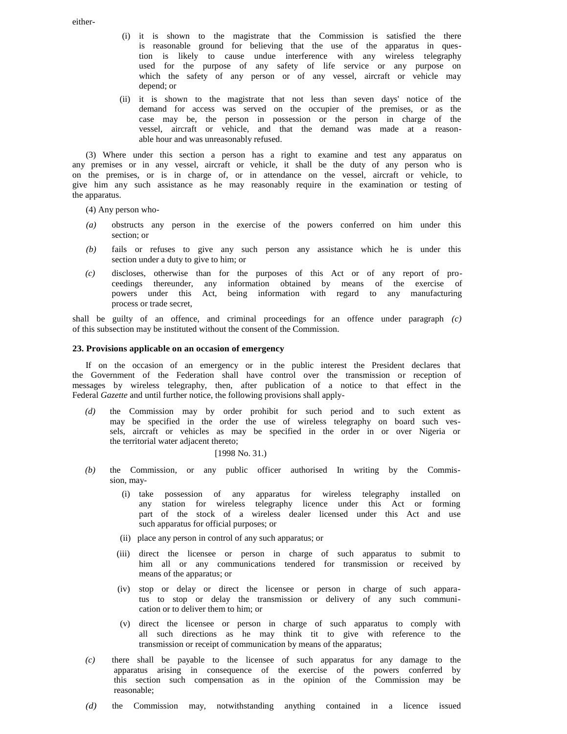either-

(i) it is shown to the magistrate that the Commission is satisfied the there is reasonable ground for believing that the use of the apparatus in question is likely to cause undue interference with any wireless telegraphy used for the purpose of any safety of life service or any purpose on which the safety of any person or of any vessel, aircraft or vehicle may depend; or

(ii) it is shown to the magistrate that not less than seven days' notice of the demand for access was served on the occupier of the premises, or as the case may be, the person in possession or the person in charge of the vessel, aircraft or vehicle, and that the demand was made at a reasonable hour and was unreasonably refused.

(3) Where under this section a person has a right to examine and test any apparatus on any premises or in any vessel, aircraft or vehicle, it shall be the duty of any person who is on the premises, or is in charge of, or in attendance on the vessel, aircraft or vehicle, to give him any such assistance as he may reasonably require in the examination or testing of the apparatus.

(4) Any person who-

*(a)* obstructs any person in the exercise of the powers conferred on him under this section; or

*(b)* fails or refuses to give any such person any assistance which he is under this section under a duty to give to him; or

*(c)* discloses, otherwise than for the purposes of this Act or of any report of proceedings thereunder, any information obtained by means of the exercise of powers under this Act, being information with regard to any manufacturing process or trade secret,

shall be guilty of an offence, and criminal proceedings for an offence under paragraph *(c)* of this subsection may be instituted without the consent of the Commission.

**23. Provisions applicable on an occasion of emergency**

If on the occasion of an emergency or in the public interest the President declares that the Government of the Federation shall have control over the transmission or reception of messages by wireless telegraphy, then, after publication of a notice to that effect in the Federal *Gazette* and until further notice, the following provisions shall apply-

*(d)* the Commission may by order prohibit for such period and to such extent as may be specified in the order the use of wireless telegraphy on board such vessels, aircraft or vehicles as may be specified in the order in or over Nigeria or the territorial water adjacent thereto;

[1998 No. 31.)

*(b)* the Commission, or any public officer authorised In writing by the Commission, may-

(i) take possession of any apparatus for wireless telegraphy installed on any station for wireless telegraphy licence under this Act or forming part of the stock of a wireless dealer licensed under this Act and use such apparatus for official purposes; or

(ii) place any person in control of any such apparatus; or

(iii) direct the licensee or person in charge of such apparatus to submit to him all or any communications tendered for transmission or received by means of the apparatus; or

(iv) stop or delay or direct the licensee or person in charge of such apparatus to stop or delay the transmission or delivery of any such communication or to deliver them to him; or

(v) direct the licensee or person in charge of such apparatus to comply with all such directions as he may think tit to give with reference to the transmission or receipt of communication by means of the apparatus;

*(c)* there shall be payable to the licensee of such apparatus for any damage to the apparatus arising in consequence of the exercise of the powers conferred by this section such compensation as in the opinion of the Commission may be reasonable;

*(d)* the Commission may, notwithstanding anything contained in a licence issued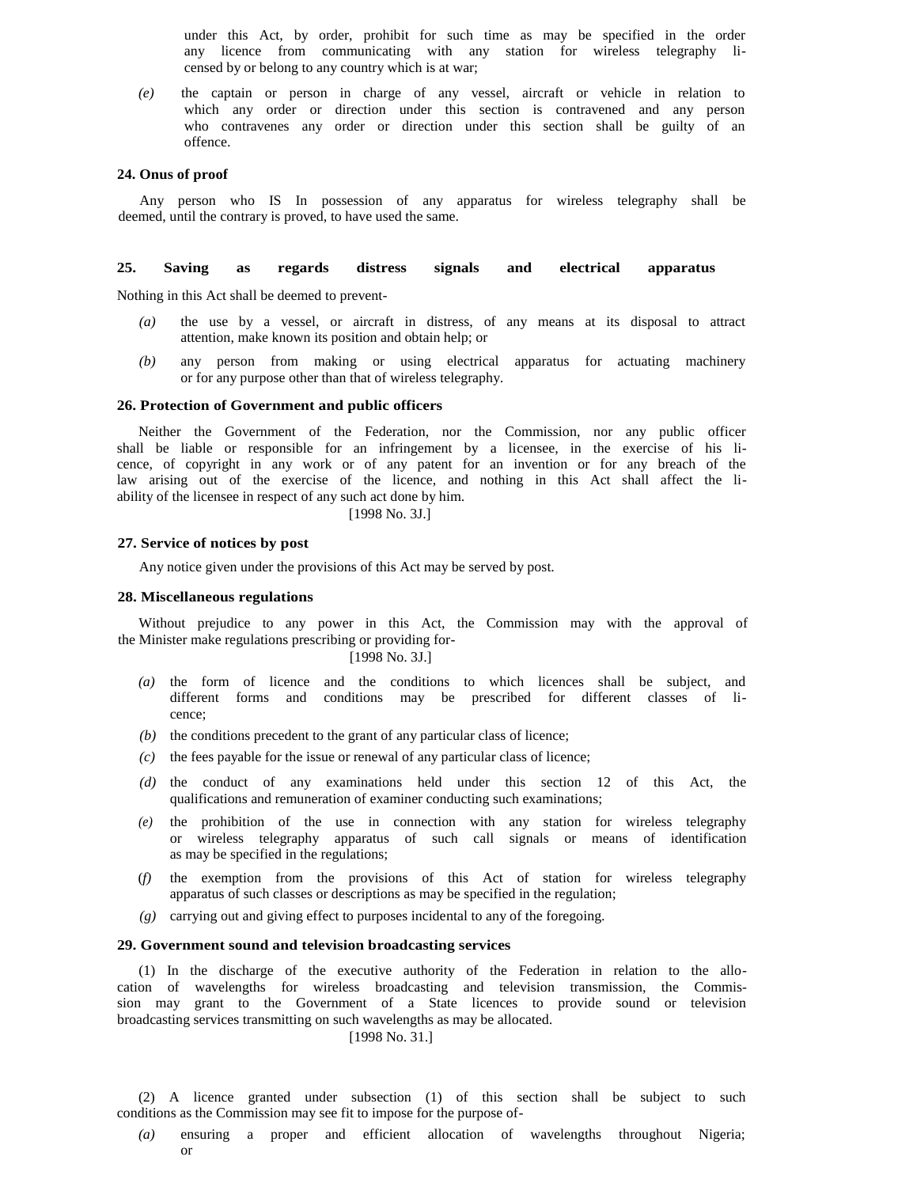under this Act, by order, prohibit for such time as may be specified in the order any licence from communicating with any station for wireless telegraphy licensed by or belong to any country which is at war;

*(e)* the captain or person in charge of any vessel, aircraft or vehicle in relation to which any order or direction under this section is contravened and any person who contravenes any order or direction under this section shall be guilty of an offence.

**24. Onus of proof**

Any person who IS In possession of any apparatus for wireless telegraphy shall be deemed, until the contrary is proved, to have used the same.

**25. Saving as regards distress signals and electrical apparatus**

Nothing in this Act shall be deemed to prevent-

*(a)* the use by a vessel, or aircraft in distress, of any means at its disposal to attract attention, make known its position and obtain help; or

*(b)* any person from making or using electrical apparatus for actuating machinery or for any purpose other than that of wireless telegraphy.

**26. Protection of Government and public officers**

Neither the Government of the Federation, nor the Commission, nor any public officer shall be liable or responsible for an infringement by a licensee, in the exercise of his licence, of copyright in any work or of any patent for an invention or for any breach of the law arising out of the exercise of the licence, and nothing in this Act shall affect the liability of the licensee in respect of any such act done by him.

[1998 No. 3J.]

**27. Service of notices by post**

Any notice given under the provisions of this Act may be served by post.

**28. Miscellaneous regulations**

Without prejudice to any power in this Act, the Commission may with the approval of the Minister make regulations prescribing or providing for-

[1998 No. 3J.]

*(a)* the form of licence and the conditions to which licences shall be subject, and different forms and conditions may be prescribed for different classes of licence;

*(b)* the conditions precedent to the grant of any particular class of licence;

*(c)* the fees payable for the issue or renewal of any particular class of licence;

*(d)* the conduct of any examinations held under this section 12 of this Act, the qualifications and remuneration of examiner conducting such examinations;

*(e)* the prohibition of the use in connection with any station for wireless telegraphy or wireless telegraphy apparatus of such call signals or means of identification as may be specified in the regulations;

*(f)* the exemption from the provisions of this Act of station for wireless telegraphy apparatus of such classes or descriptions as may be specified in the regulation;

*(g)* carrying out and giving effect to purposes incidental to any of the foregoing.

**29. Government sound and television broadcasting services**

(1) In the discharge of the executive authority of the Federation in relation to the allocation of wavelengths for wireless broadcasting and television transmission, the Commission may grant to the Government of a State licences to provide sound or television broadcasting services transmitting on such wavelengths as may be allocated.

[1998 No. 31.]

(2) A licence granted under subsection (1) of this section shall be subject to such conditions as the Commission may see fit to impose for the purpose of-

*(a)* ensuring a proper and efficient allocation of wavelengths throughout Nigeria; or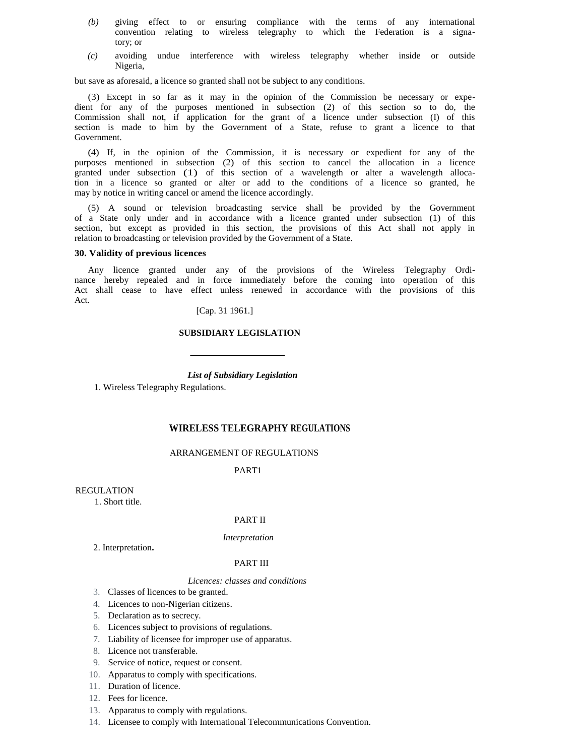*(b)* giving effect to or ensuring compliance with the terms of any international convention relating to wireless telegraphy to which the Federation is a signatory; or

*(c)* avoiding undue interference with wireless telegraphy whether inside or outside Nigeria,

but save as aforesaid, a licence so granted shall not be subject to any conditions.

(3) Except in so far as it may in the opinion of the Commission be necessary or expedient for any of the purposes mentioned in subsection (2) of this section so to do, the Commission shall not, if application for the grant of a licence under subsection (I) of this section is made to him by the Government of a State, refuse to grant a licence to that Government.

(4) If, in the opinion of the Commission, it is necessary or expedient for any of the purposes mentioned in subsection (2) of this section to cancel the allocation in a licence granted under subsection (1) of this section of a wavelength or alter a wavelength allocation in a licence so granted or alter or add to the conditions of a licence so granted, he may by notice in writing cancel or amend the licence accordingly.

(5) A sound or television broadcasting service shall be provided by the Government of a State only under and in accordance with a licence granted under subsection (1) of this section, but except as provided in this section, the provisions of this Act shall not apply in relation to broadcasting or television provided by the Government of a State.

**30. Validity of previous licences**

Any licence granted under any of the provisions of the Wireless Telegraphy Ordinance hereby repealed and in force immediately before the coming into operation of this Act shall cease to have effect unless renewed in accordance with the provisions of this Act.

[Cap. 31 1961.]

## SUBSIDIARY LEGISLATION

***List of Subsidiary Legislation***

1. Wireless Telegraphy Regulations.

## WIRELESS TELEGRAPHY REGULATIONS

ARRANGEMENT OF REGULATIONS

PART1

REGULATION

1. Short title.

PART II

*Interpretation*

2. Interpretation**.**

PART III

*Licences: classes and conditions*

3. Classes of licences to be granted.
4. Licences to non-Nigerian citizens.
5. Declaration as to secrecy.
6. Licences subject to provisions of regulations.
7. Liability of licensee for improper use of apparatus.
8. Licence not transferable.
9. Service of notice, request or consent.
10. Apparatus to comply with specifications.
11. Duration of licence.
12. Fees for licence.
13. Apparatus to comply with regulations.
14. Licensee to comply with International Telecommunications Convention.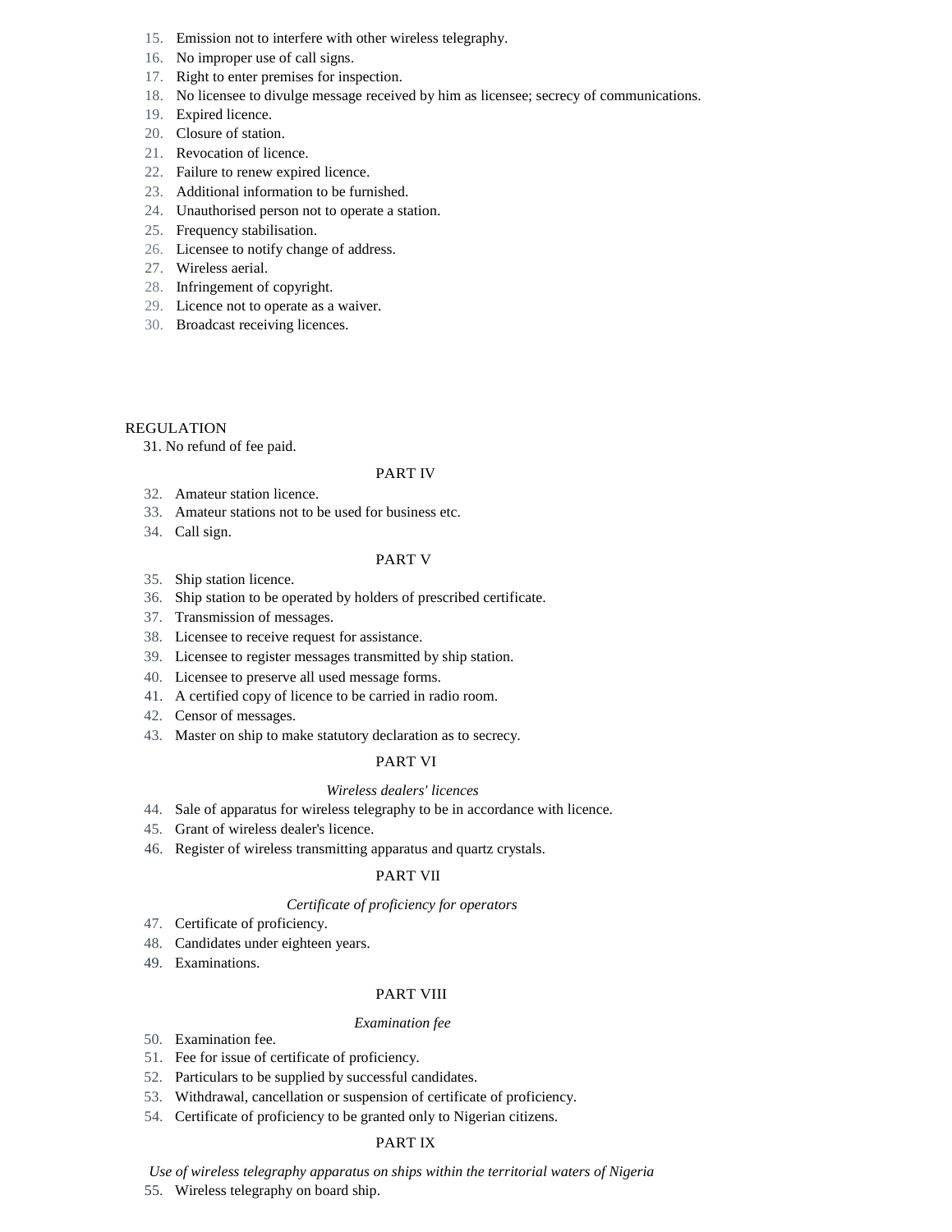15. Emission not to interfere with other wireless telegraphy.
16. No improper use of call signs.
17. Right to enter premises for inspection.
18. No licensee to divulge message received by him as licensee; secrecy of communications.
19. Expired licence.
20. Closure of station.
21. Revocation of licence.
22. Failure to renew expired licence.
23. Additional information to be furnished.
24. Unauthorised person not to operate a station.
25. Frequency stabilisation.
26. Licensee to notify change of address.
27. Wireless aerial.
28. Infringement of copyright.
29. Licence not to operate as a waiver.
30. Broadcast receiving licences.

REGULATION

31. No refund of fee paid.

PART IV

32. Amateur station licence.
33. Amateur stations not to be used for business etc.
34. Call sign.

PART V

35. Ship station licence.
36. Ship station to be operated by holders of prescribed certificate.
37. Transmission of messages.
38. Licensee to receive request for assistance.
39. Licensee to register messages transmitted by ship station.
40. Licensee to preserve all used message forms.
41. A certified copy of licence to be carried in radio room.
42. Censor of messages.
43. Master on ship to make statutory declaration as to secrecy.

PART VI

*Wireless dealers' licences*

44. Sale of apparatus for wireless telegraphy to be in accordance with licence.
45. Grant of wireless dealer's licence.
46. Register of wireless transmitting apparatus and quartz crystals.

PART VII

*Certificate of proficiency for operators*

47. Certificate of proficiency.
48. Candidates under eighteen years.
49. Examinations.

PART VIII

*Examination fee*

50. Examination fee.
51. Fee for issue of certificate of proficiency.
52. Particulars to be supplied by successful candidates.
53. Withdrawal, cancellation or suspension of certificate of proficiency.
54. Certificate of proficiency to be granted only to Nigerian citizens.

PART IX

*Use of wireless telegraphy apparatus on ships within the territorial waters of Nigeria*

55. Wireless telegraphy on board ship.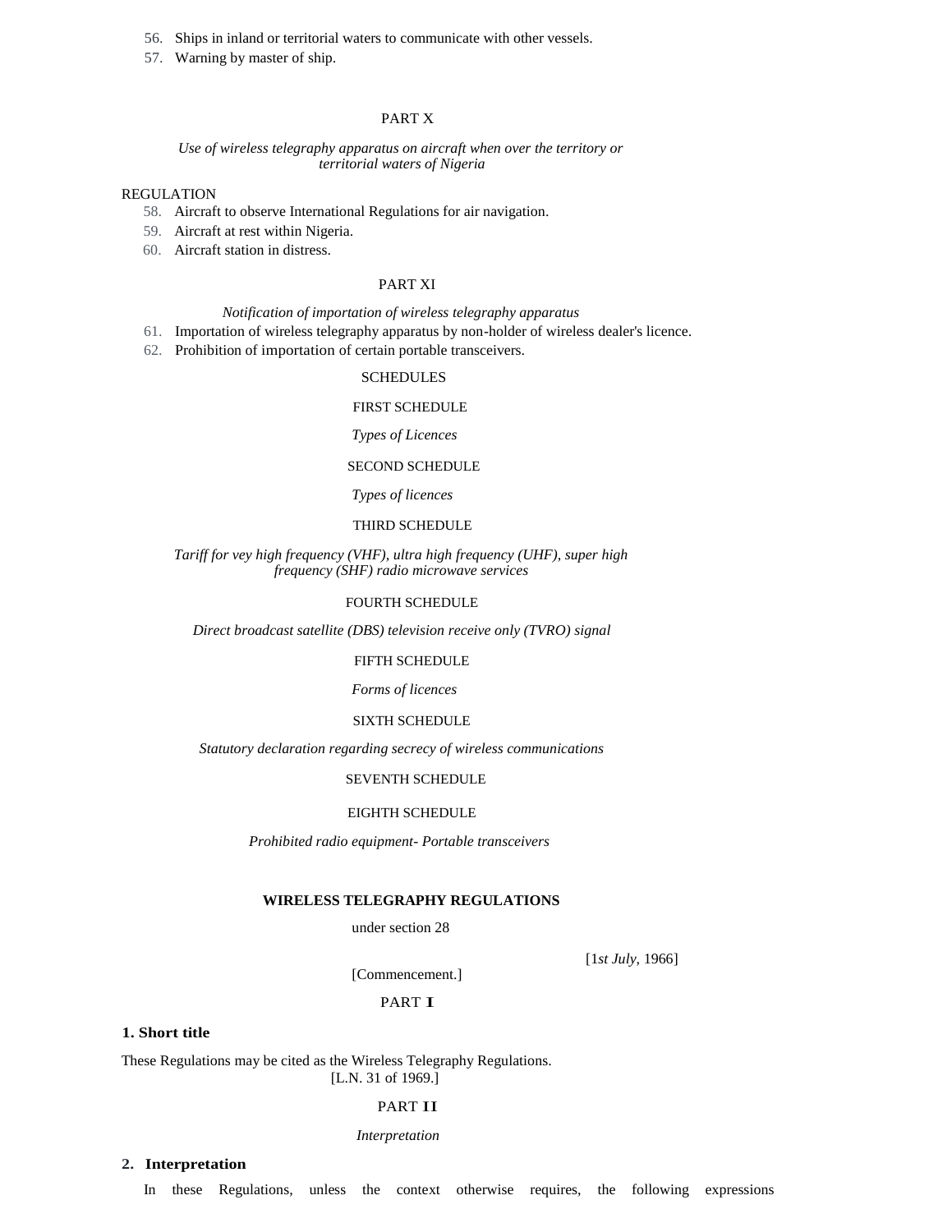56. Ships in inland or territorial waters to communicate with other vessels.
57. Warning by master of ship.

PART X

*Use of wireless telegraphy apparatus on aircraft when over the territory or territorial waters of Nigeria*

REGULATION

58. Aircraft to observe International Regulations for air navigation.
59. Aircraft at rest within Nigeria.
60. Aircraft station in distress.

PART XI

*Notification of importation of wireless telegraphy apparatus*

61. Importation of wireless telegraphy apparatus by non-holder of wireless dealer's licence.
62. Prohibition of importation of certain portable transceivers.

SCHEDULES

FIRST SCHEDULE

*Types of Licences*

SECOND SCHEDULE

*Types of licences*

THIRD SCHEDULE

*Tariff for vey high frequency (VHF), ultra high frequency (UHF), super high frequency (SHF) radio microwave services*

FOURTH SCHEDULE

*Direct broadcast satellite (DBS) television receive only (TVRO) signal*

FIFTH SCHEDULE

*Forms of licences*

SIXTH SCHEDULE

*Statutory declaration regarding secrecy of wireless communications*

SEVENTH SCHEDULE

EIGHTH SCHEDULE

*Prohibited radio equipment- Portable transceivers*

**WIRELESS TELEGRAPHY REGULATIONS**

under section 28

[1*st July*, 1966]

[Commencement.]

PART I

**1. Short title**

These Regulations may be cited as the Wireless Telegraphy Regulations.
[L.N. 31 of 1969.]

PART II

*Interpretation*

**2. Interpretation**

In these Regulations, unless the context otherwise requires, the following expressions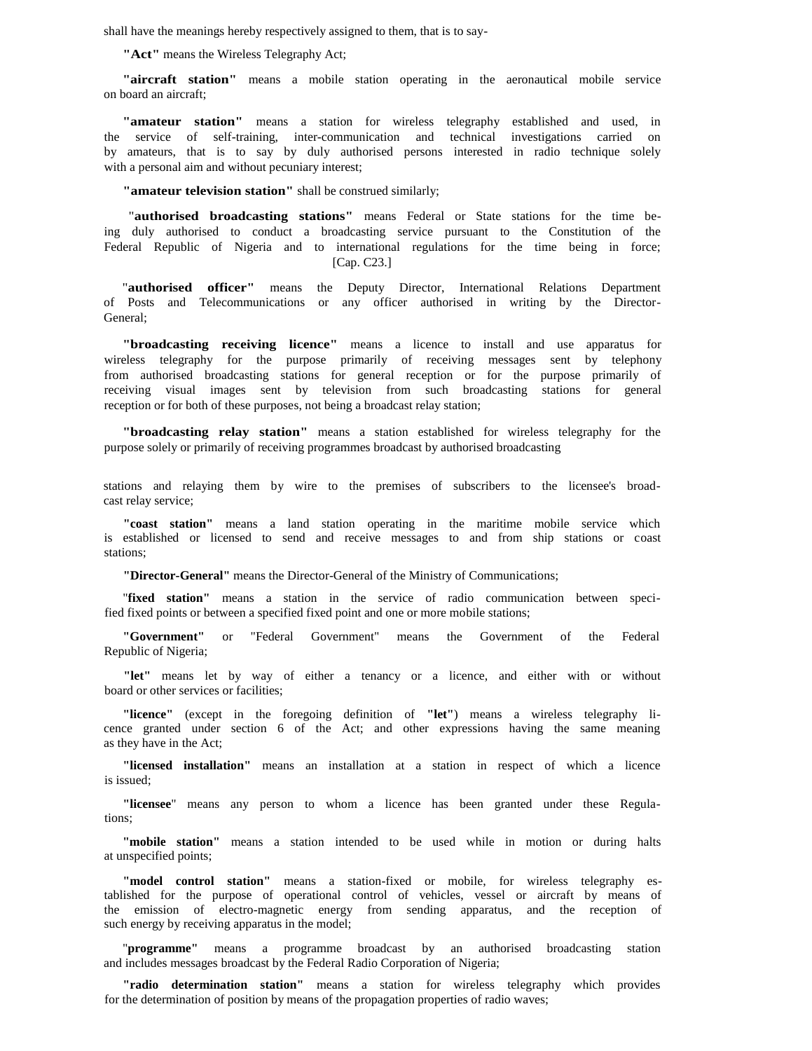shall have the meanings hereby respectively assigned to them, that is to say-

**"Act"** means the Wireless Telegraphy Act;

**"aircraft station"** means a mobile station operating in the aeronautical mobile service on board an aircraft;

**"amateur station"** means a station for wireless telegraphy established and used, in the service of self-training, inter-communication and technical investigations carried on by amateurs, that is to say by duly authorised persons interested in radio technique solely with a personal aim and without pecuniary interest;

**"amateur television station"** shall be construed similarly;

"**authorised broadcasting stations"** means Federal or State stations for the time being duly authorised to conduct a broadcasting service pursuant to the Constitution of the Federal Republic of Nigeria and to international regulations for the time being in force; [Cap. C23.]

"**authorised officer"** means the Deputy Director, International Relations Department of Posts and Telecommunications or any officer authorised in writing by the Director-General;

**"broadcasting receiving licence"** means a licence to install and use apparatus for wireless telegraphy for the purpose primarily of receiving messages sent by telephony from authorised broadcasting stations for general reception or for the purpose primarily of receiving visual images sent by television from such broadcasting stations for general reception or for both of these purposes, not being a broadcast relay station;

**"broadcasting relay station"** means a station established for wireless telegraphy for the purpose solely or primarily of receiving programmes broadcast by authorised broadcasting stations and relaying them by wire to the premises of subscribers to the licensee's broadcast relay service;

**"coast station"** means a land station operating in the maritime mobile service which is established or licensed to send and receive messages to and from ship stations or coast stations;

**"Director-General"** means the Director-General of the Ministry of Communications;

"**fixed station"** means a station in the service of radio communication between specified fixed points or between a specified fixed point and one or more mobile stations;

**"Government"** or "Federal Government" means the Government of the Federal Republic of Nigeria;

**"let"** means let by way of either a tenancy or a licence, and either with or without board or other services or facilities;

**"licence"** (except in the foregoing definition of **"let"**) means a wireless telegraphy licence granted under section 6 of the Act; and other expressions having the same meaning as they have in the Act;

**"licensed installation"** means an installation at a station in respect of which a licence is issued;

**"licensee**" means any person to whom a licence has been granted under these Regulations;

**"mobile station"** means a station intended to be used while in motion or during halts at unspecified points;

**"model control station"** means a station-fixed or mobile, for wireless telegraphy established for the purpose of operational control of vehicles, vessel or aircraft by means of the emission of electro-magnetic energy from sending apparatus, and the reception of such energy by receiving apparatus in the model;

"**programme"** means a programme broadcast by an authorised broadcasting station and includes messages broadcast by the Federal Radio Corporation of Nigeria;

**"radio determination station"** means a station for wireless telegraphy which provides for the determination of position by means of the propagation properties of radio waves;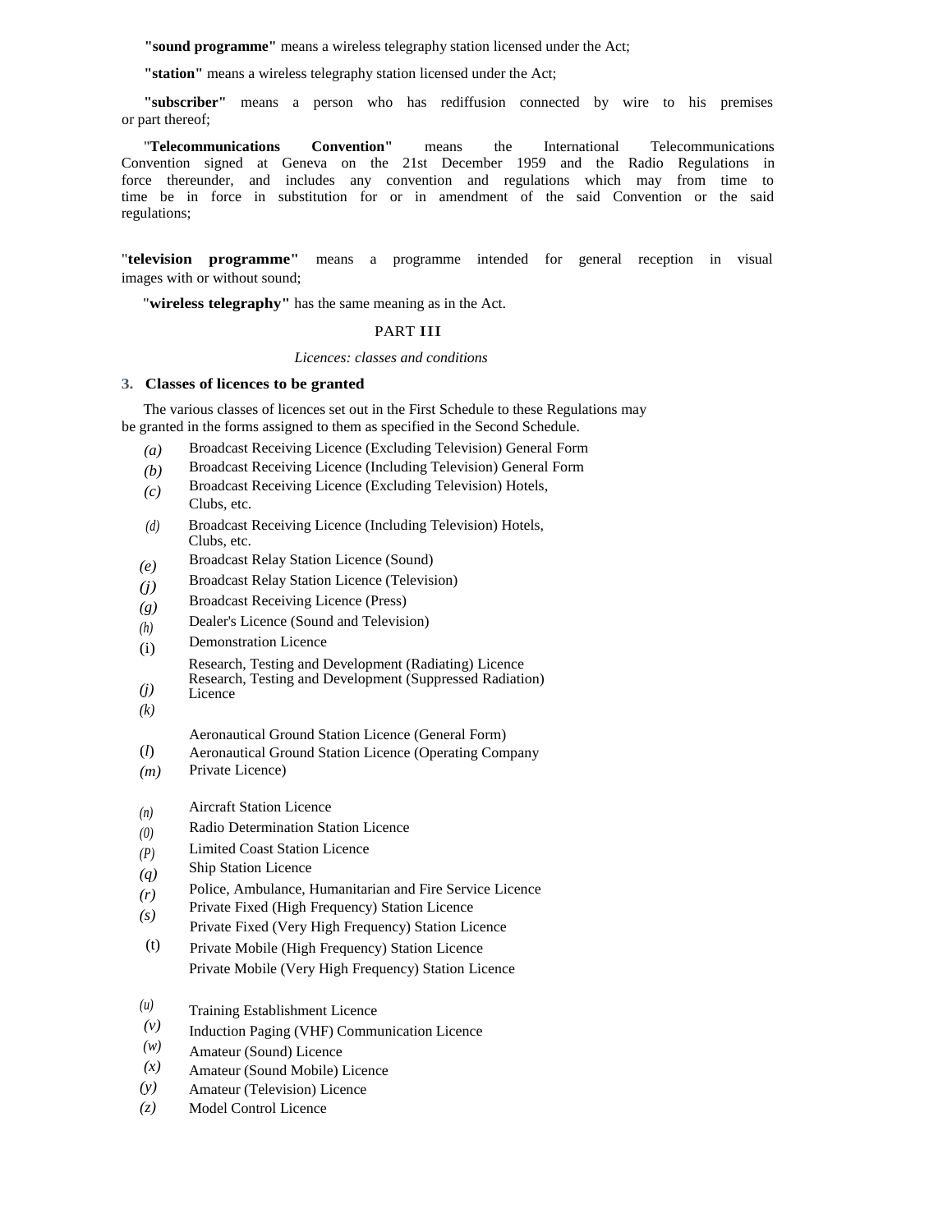**"sound programme"** means a wireless telegraphy station licensed under the Act;

**"station"** means a wireless telegraphy station licensed under the Act;

**"subscriber"** means a person who has rediffusion connected by wire to his premises or part thereof;

"**Telecommunications Convention"** means the International Telecommunications Convention signed at Geneva on the 21st December 1959 and the Radio Regulations in force thereunder, and includes any convention and regulations which may from time to time be in force in substitution for or in amendment of the said Convention or the said regulations;

"**television programme"** means a programme intended for general reception in visual images with or without sound;

"**wireless telegraphy"** has the same meaning as in the Act.

## PART III

*Licences: classes and conditions*

### 3. Classes of licences to be granted

The various classes of licences set out in the First Schedule to these Regulations may be granted in the forms assigned to them as specified in the Second Schedule.

*(a)* Broadcast Receiving Licence (Excluding Television) General Form
*(b)* Broadcast Receiving Licence (Including Television) General Form
*(c)* Broadcast Receiving Licence (Excluding Television) Hotels, Clubs, etc.
*(d)* Broadcast Receiving Licence (Including Television) Hotels, Clubs, etc.
*(e)* Broadcast Relay Station Licence (Sound)
*(j)* Broadcast Relay Station Licence (Television)
*(g)* Broadcast Receiving Licence (Press)
*(h)* Dealer's Licence (Sound and Television)
(i) Demonstration Licence
*(j)* Research, Testing and Development (Radiating) Licence
*(k)* Research, Testing and Development (Suppressed Radiation) Licence
(*l*) Aeronautical Ground Station Licence (General Form)
*(m)* Aeronautical Ground Station Licence (Operating Company Private Licence)
*(n)* Aircraft Station Licence
*(0)* Radio Determination Station Licence
*(P)* Limited Coast Station Licence
*(q)* Ship Station Licence
*(r)* Police, Ambulance, Humanitarian and Fire Service Licence
*(s)* Private Fixed (High Frequency) Station Licence
Private Fixed (Very High Frequency) Station Licence
(t) Private Mobile (High Frequency) Station Licence
Private Mobile (Very High Frequency) Station Licence
*(u)* Training Establishment Licence
*(v)* Induction Paging (VHF) Communication Licence
*(w)* Amateur (Sound) Licence
*(x)* Amateur (Sound Mobile) Licence
*(y)* Amateur (Television) Licence
*(z)* Model Control Licence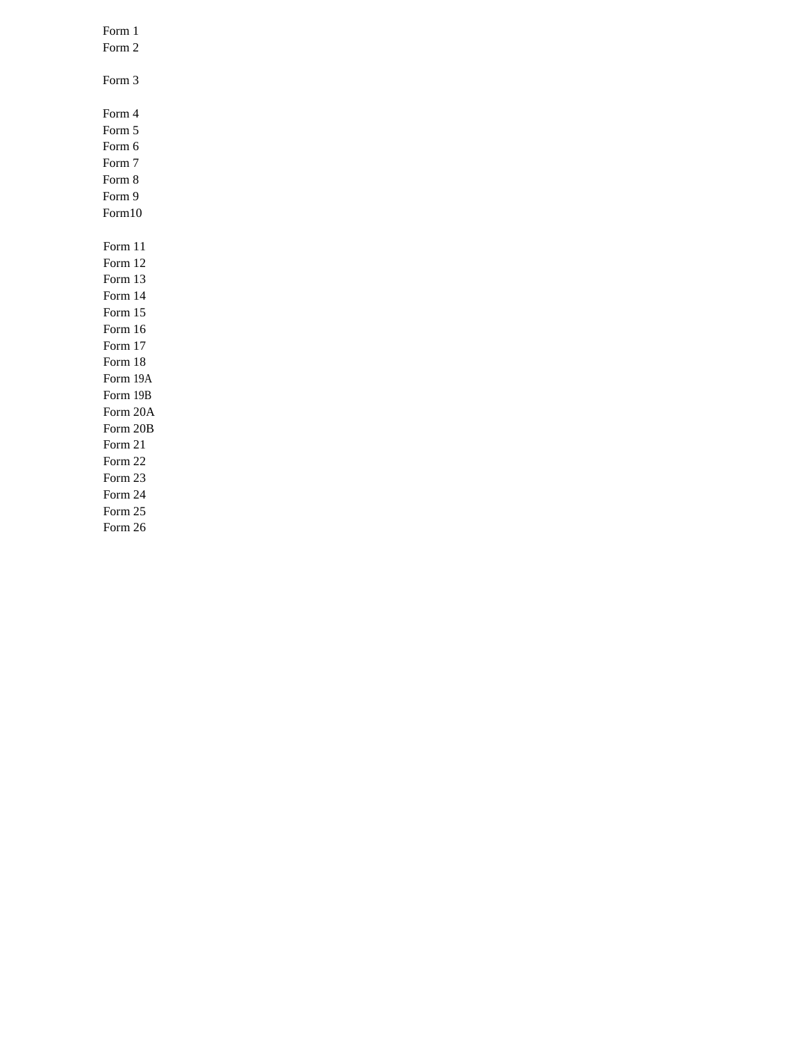Form 1
Form 2

Form 3

Form 4
Form 5
Form 6
Form 7
Form 8
Form 9
Form10

Form 11
Form 12
Form 13
Form 14
Form 15
Form 16
Form 17
Form 18
Form 19A
Form 19B
Form 20A
Form 20B
Form 21
Form 22
Form 23
Form 24
Form 25
Form 26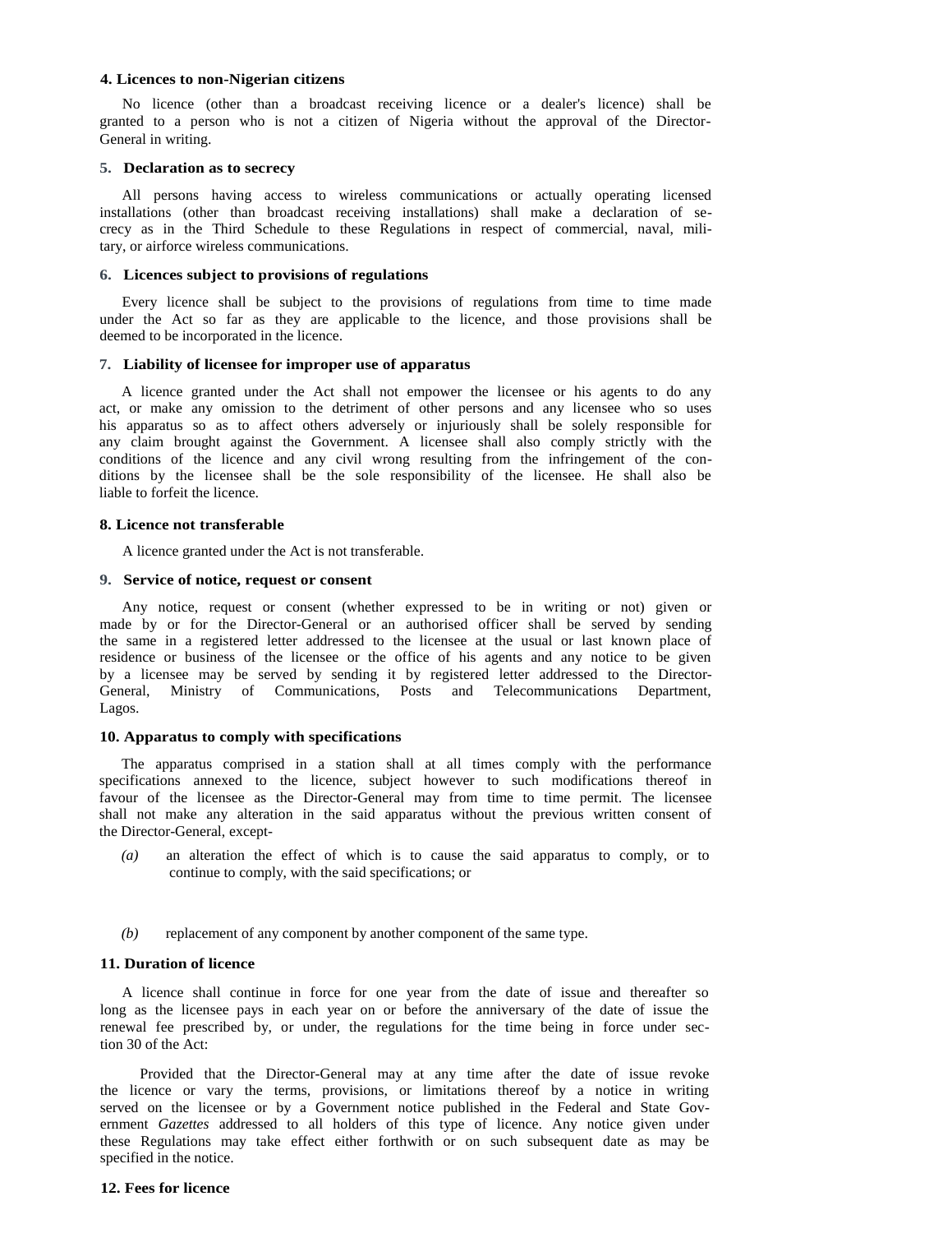**4. Licences to non-Nigerian citizens**

No licence (other than a broadcast receiving licence or a dealer's licence) shall be granted to a person who is not a citizen of Nigeria without the approval of the Director-General in writing.

**5. Declaration as to secrecy**

All persons having access to wireless communications or actually operating licensed installations (other than broadcast receiving installations) shall make a declaration of secrecy as in the Third Schedule to these Regulations in respect of commercial, naval, military, or airforce wireless communications.

**6. Licences subject to provisions of regulations**

Every licence shall be subject to the provisions of regulations from time to time made under the Act so far as they are applicable to the licence, and those provisions shall be deemed to be incorporated in the licence.

**7. Liability of licensee for improper use of apparatus**

A licence granted under the Act shall not empower the licensee or his agents to do any act, or make any omission to the detriment of other persons and any licensee who so uses his apparatus so as to affect others adversely or injuriously shall be solely responsible for any claim brought against the Government. A licensee shall also comply strictly with the conditions of the licence and any civil wrong resulting from the infringement of the conditions by the licensee shall be the sole responsibility of the licensee. He shall also be liable to forfeit the licence.

**8. Licence not transferable**

A licence granted under the Act is not transferable.

**9. Service of notice, request or consent**

Any notice, request or consent (whether expressed to be in writing or not) given or made by or for the Director-General or an authorised officer shall be served by sending the same in a registered letter addressed to the licensee at the usual or last known place of residence or business of the licensee or the office of his agents and any notice to be given by a licensee may be served by sending it by registered letter addressed to the Director-General, Ministry of Communications, Posts and Telecommunications Department, Lagos.

**10. Apparatus to comply with specifications**

The apparatus comprised in a station shall at all times comply with the performance specifications annexed to the licence, subject however to such modifications thereof in favour of the licensee as the Director-General may from time to time permit. The licensee shall not make any alteration in the said apparatus without the previous written consent of the Director-General, except-

*(a)* an alteration the effect of which is to cause the said apparatus to comply, or to continue to comply, with the said specifications; or

*(b)* replacement of any component by another component of the same type.

**11. Duration of licence**

A licence shall continue in force for one year from the date of issue and thereafter so long as the licensee pays in each year on or before the anniversary of the date of issue the renewal fee prescribed by, or under, the regulations for the time being in force under section 30 of the Act:

Provided that the Director-General may at any time after the date of issue revoke the licence or vary the terms, provisions, or limitations thereof by a notice in writing served on the licensee or by a Government notice published in the Federal and State Government *Gazettes* addressed to all holders of this type of licence. Any notice given under these Regulations may take effect either forthwith or on such subsequent date as may be specified in the notice.

**12. Fees for licence**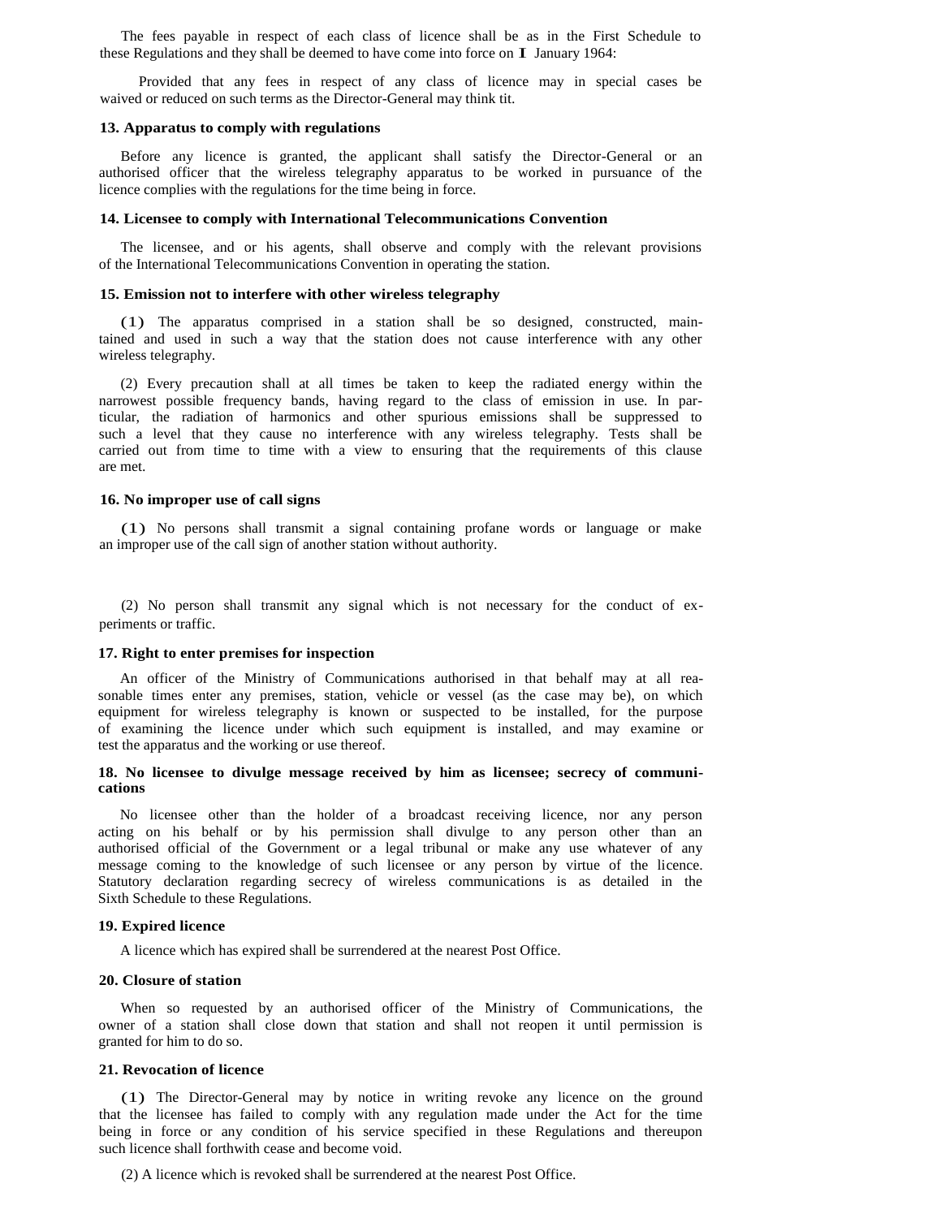The fees payable in respect of each class of licence shall be as in the First Schedule to these Regulations and they shall be deemed to have come into force on I January 1964:

Provided that any fees in respect of any class of licence may in special cases be waived or reduced on such terms as the Director-General may think tit.

**13. Apparatus to comply with regulations**

Before any licence is granted, the applicant shall satisfy the Director-General or an authorised officer that the wireless telegraphy apparatus to be worked in pursuance of the licence complies with the regulations for the time being in force.

**14. Licensee to comply with International Telecommunications Convention**

The licensee, and or his agents, shall observe and comply with the relevant provisions of the International Telecommunications Convention in operating the station.

**15. Emission not to interfere with other wireless telegraphy**

(1) The apparatus comprised in a station shall be so designed, constructed, maintained and used in such a way that the station does not cause interference with any other wireless telegraphy.

(2) Every precaution shall at all times be taken to keep the radiated energy within the narrowest possible frequency bands, having regard to the class of emission in use. In particular, the radiation of harmonics and other spurious emissions shall be suppressed to such a level that they cause no interference with any wireless telegraphy. Tests shall be carried out from time to time with a view to ensuring that the requirements of this clause are met.

**16. No improper use of call signs**

(1) No persons shall transmit a signal containing profane words or language or make an improper use of the call sign of another station without authority.

(2) No person shall transmit any signal which is not necessary for the conduct of experiments or traffic.

**17. Right to enter premises for inspection**

An officer of the Ministry of Communications authorised in that behalf may at all reasonable times enter any premises, station, vehicle or vessel (as the case may be), on which equipment for wireless telegraphy is known or suspected to be installed, for the purpose of examining the licence under which such equipment is installed, and may examine or test the apparatus and the working or use thereof.

**18. No licensee to divulge message received by him as licensee; secrecy of communications**

No licensee other than the holder of a broadcast receiving licence, nor any person acting on his behalf or by his permission shall divulge to any person other than an authorised official of the Government or a legal tribunal or make any use whatever of any message coming to the knowledge of such licensee or any person by virtue of the licence. Statutory declaration regarding secrecy of wireless communications is as detailed in the Sixth Schedule to these Regulations.

**19. Expired licence**

A licence which has expired shall be surrendered at the nearest Post Office.

**20. Closure of station**

When so requested by an authorised officer of the Ministry of Communications, the owner of a station shall close down that station and shall not reopen it until permission is granted for him to do so.

**21. Revocation of licence**

(1) The Director-General may by notice in writing revoke any licence on the ground that the licensee has failed to comply with any regulation made under the Act for the time being in force or any condition of his service specified in these Regulations and thereupon such licence shall forthwith cease and become void.

(2) A licence which is revoked shall be surrendered at the nearest Post Office.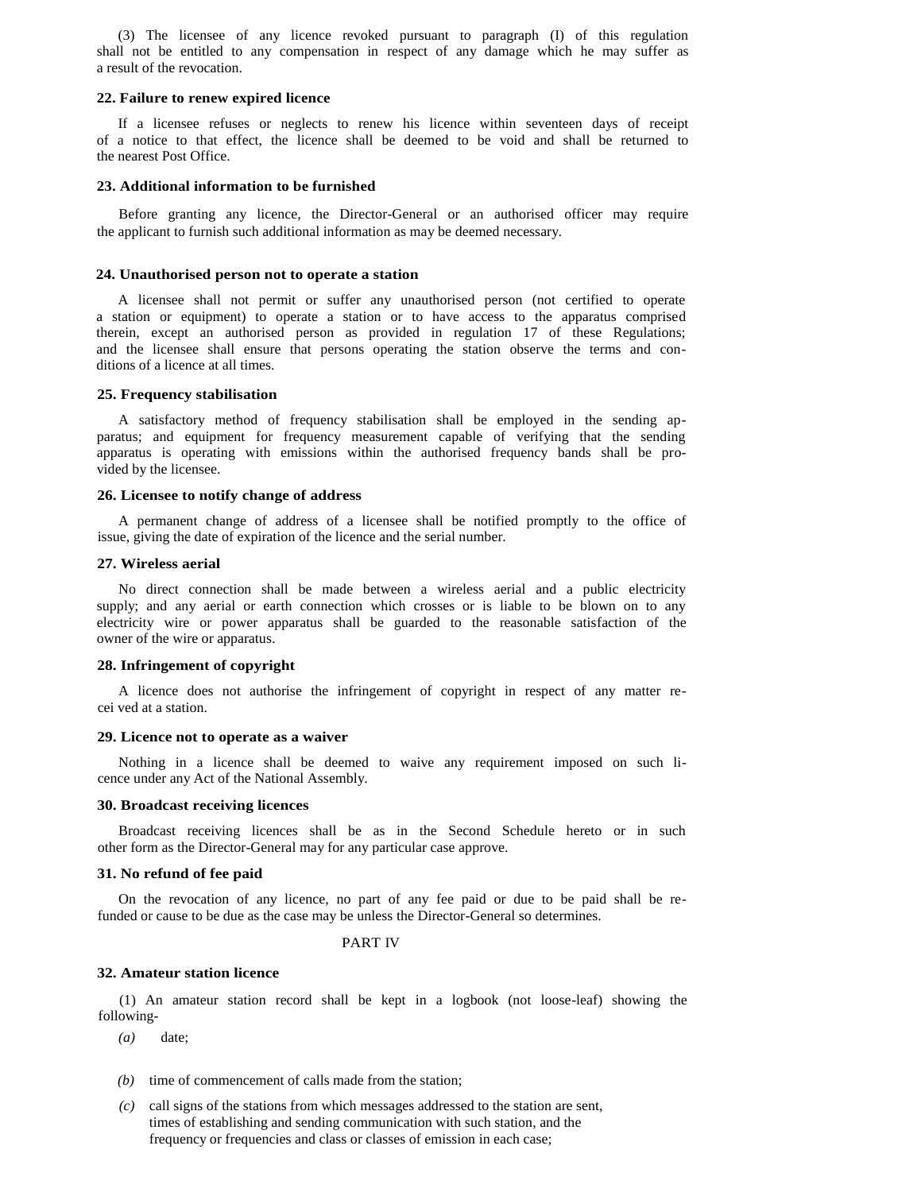(3) The licensee of any licence revoked pursuant to paragraph (I) of this regulation shall not be entitled to any compensation in respect of any damage which he may suffer as a result of the revocation.

#### 22. Failure to renew expired licence

If a licensee refuses or neglects to renew his licence within seventeen days of receipt of a notice to that effect, the licence shall be deemed to be void and shall be returned to the nearest Post Office.

#### 23. Additional information to be furnished

Before granting any licence, the Director-General or an authorised officer may require the applicant to furnish such additional information as may be deemed necessary.

#### 24. Unauthorised person not to operate a station

A licensee shall not permit or suffer any unauthorised person (not certified to operate a station or equipment) to operate a station or to have access to the apparatus comprised therein, except an authorised person as provided in regulation 17 of these Regulations; and the licensee shall ensure that persons operating the station observe the terms and conditions of a licence at all times.

#### 25. Frequency stabilisation

A satisfactory method of frequency stabilisation shall be employed in the sending apparatus; and equipment for frequency measurement capable of verifying that the sending apparatus is operating with emissions within the authorised frequency bands shall be provided by the licensee.

#### 26. Licensee to notify change of address

A permanent change of address of a licensee shall be notified promptly to the office of issue, giving the date of expiration of the licence and the serial number.

#### 27. Wireless aerial

No direct connection shall be made between a wireless aerial and a public electricity supply; and any aerial or earth connection which crosses or is liable to be blown on to any electricity wire or power apparatus shall be guarded to the reasonable satisfaction of the owner of the wire or apparatus.

#### 28. Infringement of copyright

A licence does not authorise the infringement of copyright in respect of any matter recei ved at a station.

#### 29. Licence not to operate as a waiver

Nothing in a licence shall be deemed to waive any requirement imposed on such licence under any Act of the National Assembly.

#### 30. Broadcast receiving licences

Broadcast receiving licences shall be as in the Second Schedule hereto or in such other form as the Director-General may for any particular case approve.

#### 31. No refund of fee paid

On the revocation of any licence, no part of any fee paid or due to be paid shall be refunded or cause to be due as the case may be unless the Director-General so determines.

### PART IV

#### 32. Amateur station licence

(1) An amateur station record shall be kept in a logbook (not loose-leaf) showing the following-

*(a)* date;

*(b)* time of commencement of calls made from the station;

*(c)* call signs of the stations from which messages addressed to the station are sent, times of establishing and sending communication with such station, and the frequency or frequencies and class or classes of emission in each case;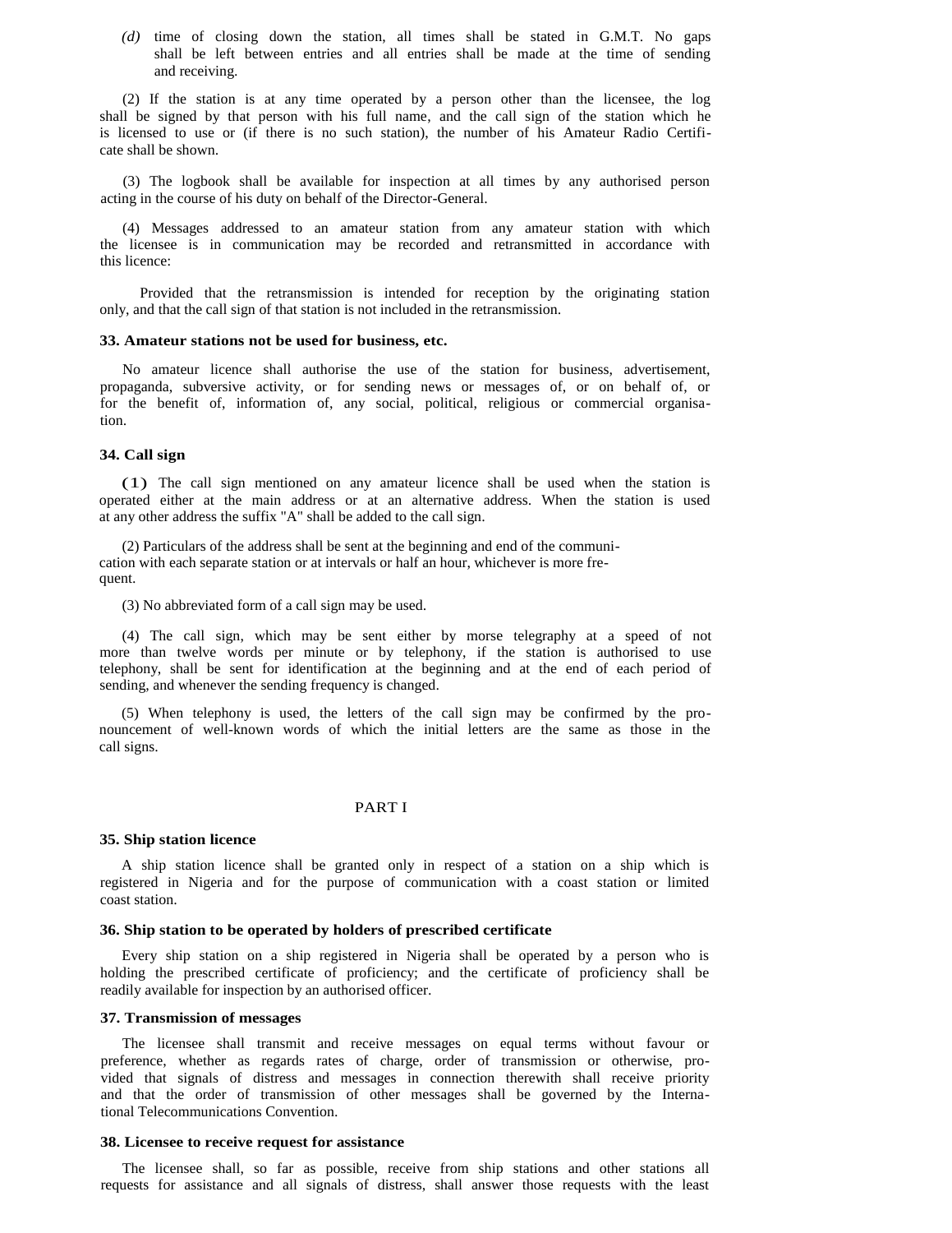*(d)* time of closing down the station, all times shall be stated in G.M.T. No gaps shall be left between entries and all entries shall be made at the time of sending and receiving.

(2) If the station is at any time operated by a person other than the licensee, the log shall be signed by that person with his full name, and the call sign of the station which he is licensed to use or (if there is no such station), the number of his Amateur Radio Certificate shall be shown.

(3) The logbook shall be available for inspection at all times by any authorised person acting in the course of his duty on behalf of the Director-General.

(4) Messages addressed to an amateur station from any amateur station with which the licensee is in communication may be recorded and retransmitted in accordance with this licence:

Provided that the retransmission is intended for reception by the originating station only, and that the call sign of that station is not included in the retransmission.

**33. Amateur stations not be used for business, etc.**

No amateur licence shall authorise the use of the station for business, advertisement, propaganda, subversive activity, or for sending news or messages of, or on behalf of, or for the benefit of, information of, any social, political, religious or commercial organisation.

**34. Call sign**

(1) The call sign mentioned on any amateur licence shall be used when the station is operated either at the main address or at an alternative address. When the station is used at any other address the suffix "A" shall be added to the call sign.

(2) Particulars of the address shall be sent at the beginning and end of the communication with each separate station or at intervals or half an hour, whichever is more frequent.

(3) No abbreviated form of a call sign may be used.

(4) The call sign, which may be sent either by morse telegraphy at a speed of not more than twelve words per minute or by telephony, if the station is authorised to use telephony, shall be sent for identification at the beginning and at the end of each period of sending, and whenever the sending frequency is changed.

(5) When telephony is used, the letters of the call sign may be confirmed by the pronouncement of well-known words of which the initial letters are the same as those in the call signs.

PART I

**35. Ship station licence**

A ship station licence shall be granted only in respect of a station on a ship which is registered in Nigeria and for the purpose of communication with a coast station or limited coast station.

**36. Ship station to be operated by holders of prescribed certificate**

Every ship station on a ship registered in Nigeria shall be operated by a person who is holding the prescribed certificate of proficiency; and the certificate of proficiency shall be readily available for inspection by an authorised officer.

**37. Transmission of messages**

The licensee shall transmit and receive messages on equal terms without favour or preference, whether as regards rates of charge, order of transmission or otherwise, provided that signals of distress and messages in connection therewith shall receive priority and that the order of transmission of other messages shall be governed by the International Telecommunications Convention.

**38. Licensee to receive request for assistance**

The licensee shall, so far as possible, receive from ship stations and other stations all requests for assistance and all signals of distress, shall answer those requests with the least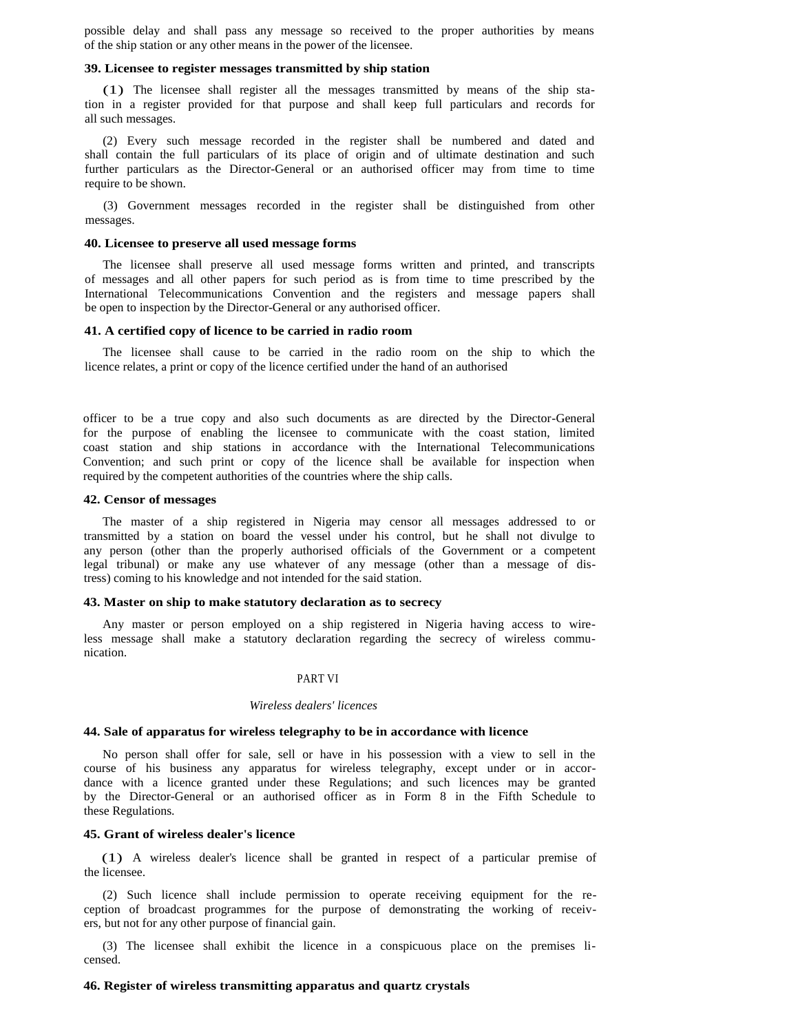possible delay and shall pass any message so received to the proper authorities by means of the ship station or any other means in the power of the licensee.

**39. Licensee to register messages transmitted by ship station**

(1) The licensee shall register all the messages transmitted by means of the ship station in a register provided for that purpose and shall keep full particulars and records for all such messages.

(2) Every such message recorded in the register shall be numbered and dated and shall contain the full particulars of its place of origin and of ultimate destination and such further particulars as the Director-General or an authorised officer may from time to time require to be shown.

(3) Government messages recorded in the register shall be distinguished from other messages.

**40. Licensee to preserve all used message forms**

The licensee shall preserve all used message forms written and printed, and transcripts of messages and all other papers for such period as is from time to time prescribed by the International Telecommunications Convention and the registers and message papers shall be open to inspection by the Director-General or any authorised officer.

**41. A certified copy of licence to be carried in radio room**

The licensee shall cause to be carried in the radio room on the ship to which the licence relates, a print or copy of the licence certified under the hand of an authorised officer to be a true copy and also such documents as are directed by the Director-General for the purpose of enabling the licensee to communicate with the coast station, limited coast station and ship stations in accordance with the International Telecommunications Convention; and such print or copy of the licence shall be available for inspection when required by the competent authorities of the countries where the ship calls.

**42. Censor of messages**

The master of a ship registered in Nigeria may censor all messages addressed to or transmitted by a station on board the vessel under his control, but he shall not divulge to any person (other than the properly authorised officials of the Government or a competent legal tribunal) or make any use whatever of any message (other than a message of distress) coming to his knowledge and not intended for the said station.

**43. Master on ship to make statutory declaration as to secrecy**

Any master or person employed on a ship registered in Nigeria having access to wireless message shall make a statutory declaration regarding the secrecy of wireless communication.

PART VI

*Wireless dealers' licences*

**44. Sale of apparatus for wireless telegraphy to be in accordance with licence**

No person shall offer for sale, sell or have in his possession with a view to sell in the course of his business any apparatus for wireless telegraphy, except under or in accordance with a licence granted under these Regulations; and such licences may be granted by the Director-General or an authorised officer as in Form 8 in the Fifth Schedule to these Regulations.

**45. Grant of wireless dealer's licence**

(1) A wireless dealer's licence shall be granted in respect of a particular premise of the licensee.

(2) Such licence shall include permission to operate receiving equipment for the reception of broadcast programmes for the purpose of demonstrating the working of receivers, but not for any other purpose of financial gain.

(3) The licensee shall exhibit the licence in a conspicuous place on the premises licensed.

**46. Register of wireless transmitting apparatus and quartz crystals**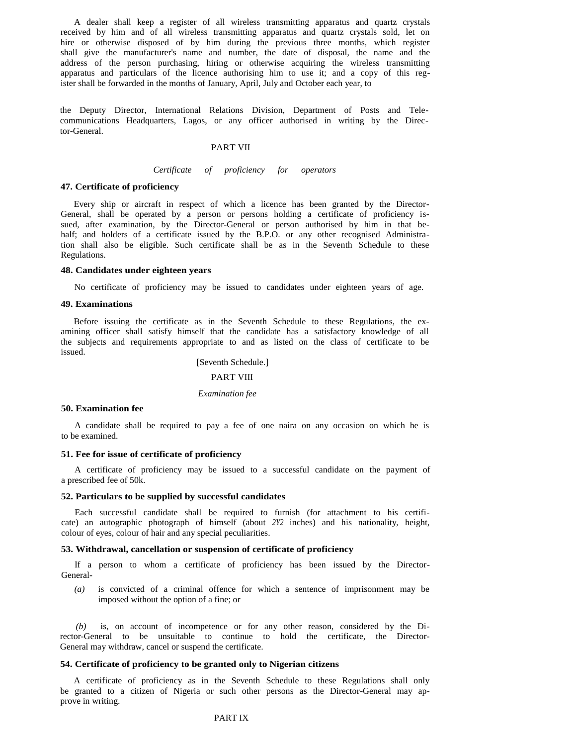A dealer shall keep a register of all wireless transmitting apparatus and quartz crystals received by him and of all wireless transmitting apparatus and quartz crystals sold, let on hire or otherwise disposed of by him during the previous three months, which register shall give the manufacturer's name and number, the date of disposal, the name and the address of the person purchasing, hiring or otherwise acquiring the wireless transmitting apparatus and particulars of the licence authorising him to use it; and a copy of this register shall be forwarded in the months of January, April, July and October each year, to

the Deputy Director, International Relations Division, Department of Posts and Telecommunications Headquarters, Lagos, or any officer authorised in writing by the Director-General.

PART VII

*Certificate of proficiency for operators*

**47. Certificate of proficiency**

Every ship or aircraft in respect of which a licence has been granted by the Director-General, shall be operated by a person or persons holding a certificate of proficiency issued, after examination, by the Director-General or person authorised by him in that behalf; and holders of a certificate issued by the B.P.O. or any other recognised Administration shall also be eligible. Such certificate shall be as in the Seventh Schedule to these Regulations.

**48. Candidates under eighteen years**

No certificate of proficiency may be issued to candidates under eighteen years of age.

**49. Examinations**

Before issuing the certificate as in the Seventh Schedule to these Regulations, the examining officer shall satisfy himself that the candidate has a satisfactory knowledge of all the subjects and requirements appropriate to and as listed on the class of certificate to be issued.

[Seventh Schedule.]

PART VIII

*Examination fee*

**50. Examination fee**

A candidate shall be required to pay a fee of one naira on any occasion on which he is to be examined.

**51. Fee for issue of certificate of proficiency**

A certificate of proficiency may be issued to a successful candidate on the payment of a prescribed fee of 50k.

**52. Particulars to be supplied by successful candidates**

Each successful candidate shall be required to furnish (for attachment to his certificate) an autographic photograph of himself (about *2Y2* inches) and his nationality, height, colour of eyes, colour of hair and any special peculiarities.

**53. Withdrawal, cancellation or suspension of certificate of proficiency**

If a person to whom a certificate of proficiency has been issued by the Director-General-

*(a)* is convicted of a criminal offence for which a sentence of imprisonment may be imposed without the option of a fine; or

*(b)* is, on account of incompetence or for any other reason, considered by the Director-General to be unsuitable to continue to hold the certificate, the Director-General may withdraw, cancel or suspend the certificate.

**54. Certificate of proficiency to be granted only to Nigerian citizens**

A certificate of proficiency as in the Seventh Schedule to these Regulations shall only be granted to a citizen of Nigeria or such other persons as the Director-General may approve in writing.

PART IX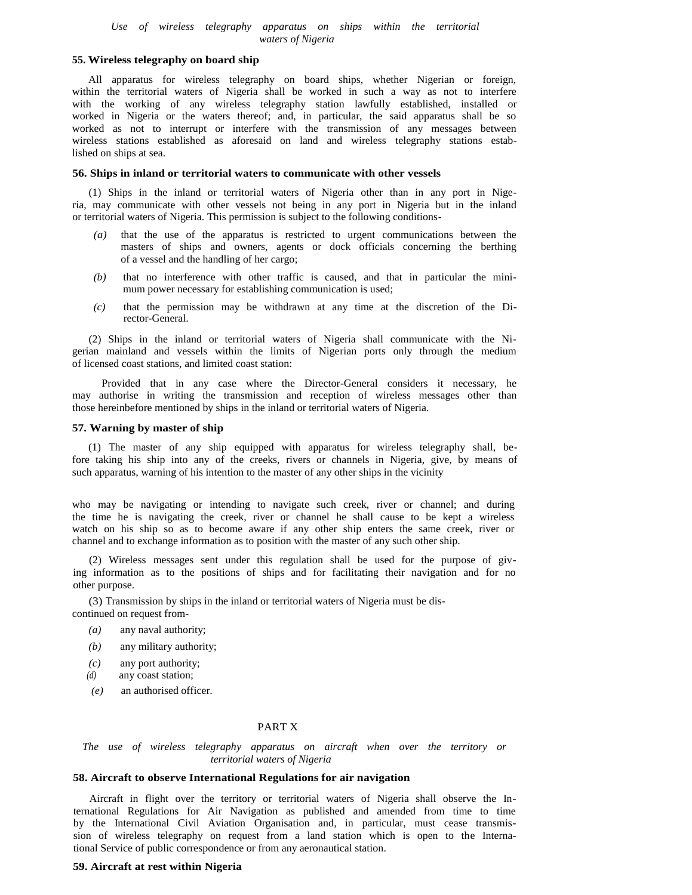*Use of wireless telegraphy apparatus on ships within the territorial waters of Nigeria*

**55. Wireless telegraphy on board ship**

All apparatus for wireless telegraphy on board ships, whether Nigerian or foreign, within the territorial waters of Nigeria shall be worked in such a way as not to interfere with the working of any wireless telegraphy station lawfully established, installed or worked in Nigeria or the waters thereof; and, in particular, the said apparatus shall be so worked as not to interrupt or interfere with the transmission of any messages between wireless stations established as aforesaid on land and wireless telegraphy stations established on ships at sea.

**56. Ships in inland or territorial waters to communicate with other vessels**

(1) Ships in the inland or territorial waters of Nigeria other than in any port in Nigeria, may communicate with other vessels not being in any port in Nigeria but in the inland or territorial waters of Nigeria. This permission is subject to the following conditions-

*(a)* that the use of the apparatus is restricted to urgent communications between the masters of ships and owners, agents or dock officials concerning the berthing of a vessel and the handling of her cargo;

*(b)* that no interference with other traffic is caused, and that in particular the minimum power necessary for establishing communication is used;

*(c)* that the permission may be withdrawn at any time at the discretion of the Director-General.

(2) Ships in the inland or territorial waters of Nigeria shall communicate with the Nigerian mainland and vessels within the limits of Nigerian ports only through the medium of licensed coast stations, and limited coast station:

Provided that in any case where the Director-General considers it necessary, he may authorise in writing the transmission and reception of wireless messages other than those hereinbefore mentioned by ships in the inland or territorial waters of Nigeria.

**57. Warning by master of ship**

(1) The master of any ship equipped with apparatus for wireless telegraphy shall, before taking his ship into any of the creeks, rivers or channels in Nigeria, give, by means of such apparatus, warning of his intention to the master of any other ships in the vicinity who may be navigating or intending to navigate such creek, river or channel; and during the time he is navigating the creek, river or channel he shall cause to be kept a wireless watch on his ship so as to become aware if any other ship enters the same creek, river or channel and to exchange information as to position with the master of any such other ship.

(2) Wireless messages sent under this regulation shall be used for the purpose of giving information as to the positions of ships and for facilitating their navigation and for no other purpose.

(3) Transmission by ships in the inland or territorial waters of Nigeria must be discontinued on request from-

*(a)* any naval authority;

*(b)* any military authority;

*(c)* any port authority;

*(d)* any coast station;

*(e)* an authorised officer.

## PART X

*The use of wireless telegraphy apparatus on aircraft when over the territory or territorial waters of Nigeria*

**58. Aircraft to observe International Regulations for air navigation**

Aircraft in flight over the territory or territorial waters of Nigeria shall observe the International Regulations for Air Navigation as published and amended from time to time by the International Civil Aviation Organisation and, in particular, must cease transmission of wireless telegraphy on request from a land station which is open to the International Service of public correspondence or from any aeronautical station.

**59. Aircraft at rest within Nigeria**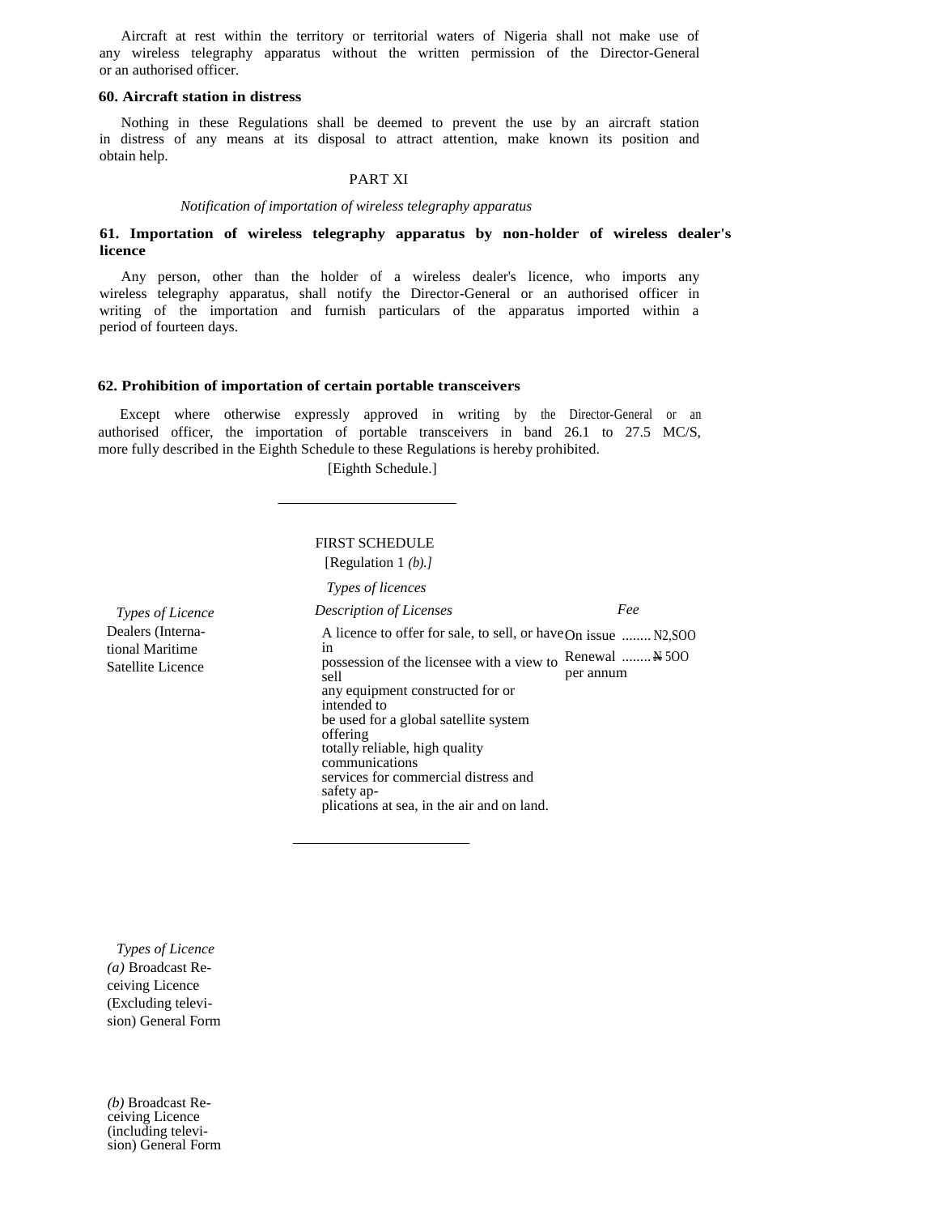Aircraft at rest within the territory or territorial waters of Nigeria shall not make use of any wireless telegraphy apparatus without the written permission of the Director-General or an authorised officer.

**60. Aircraft station in distress**

Nothing in these Regulations shall be deemed to prevent the use by an aircraft station in distress of any means at its disposal to attract attention, make known its position and obtain help.

PART XI

*Notification of importation of wireless telegraphy apparatus*

**61. Importation of wireless telegraphy apparatus by non-holder of wireless dealer's licence**

Any person, other than the holder of a wireless dealer's licence, who imports any wireless telegraphy apparatus, shall notify the Director-General or an authorised officer in writing of the importation and furnish particulars of the apparatus imported within a period of fourteen days.

**62. Prohibition of importation of certain portable transceivers**

Except where otherwise expressly approved in writing by the Director-General or an authorised officer, the importation of portable transceivers in band 26.1 to 27.5 MC/S, more fully described in the Eighth Schedule to these Regulations is hereby prohibited.

[Eighth Schedule.]

---

FIRST SCHEDULE

[Regulation 1 *(b).]*

*Types of licences*

| *Types of Licence* | *Description of Licenses* | *Fee* |
|---|---|---|
| Dealers (International Maritime Satellite Licence | A licence to offer for sale, to sell, or have in possession of the licensee with a view to sell any equipment constructed for or intended to be used for a global satellite system offering totally reliable, high quality communications services for commercial distress and safety applications at sea, in the air and on land. | On issue ........ N2,SOO<br>Renewal ........ ₦ 5OO per annum |

---

| *Types of Licence* |
|---|
| *(a)* Broadcast Receiving Licence (Excluding television) General Form |
| *(b)* Broadcast Receiving Licence (including television) General Form |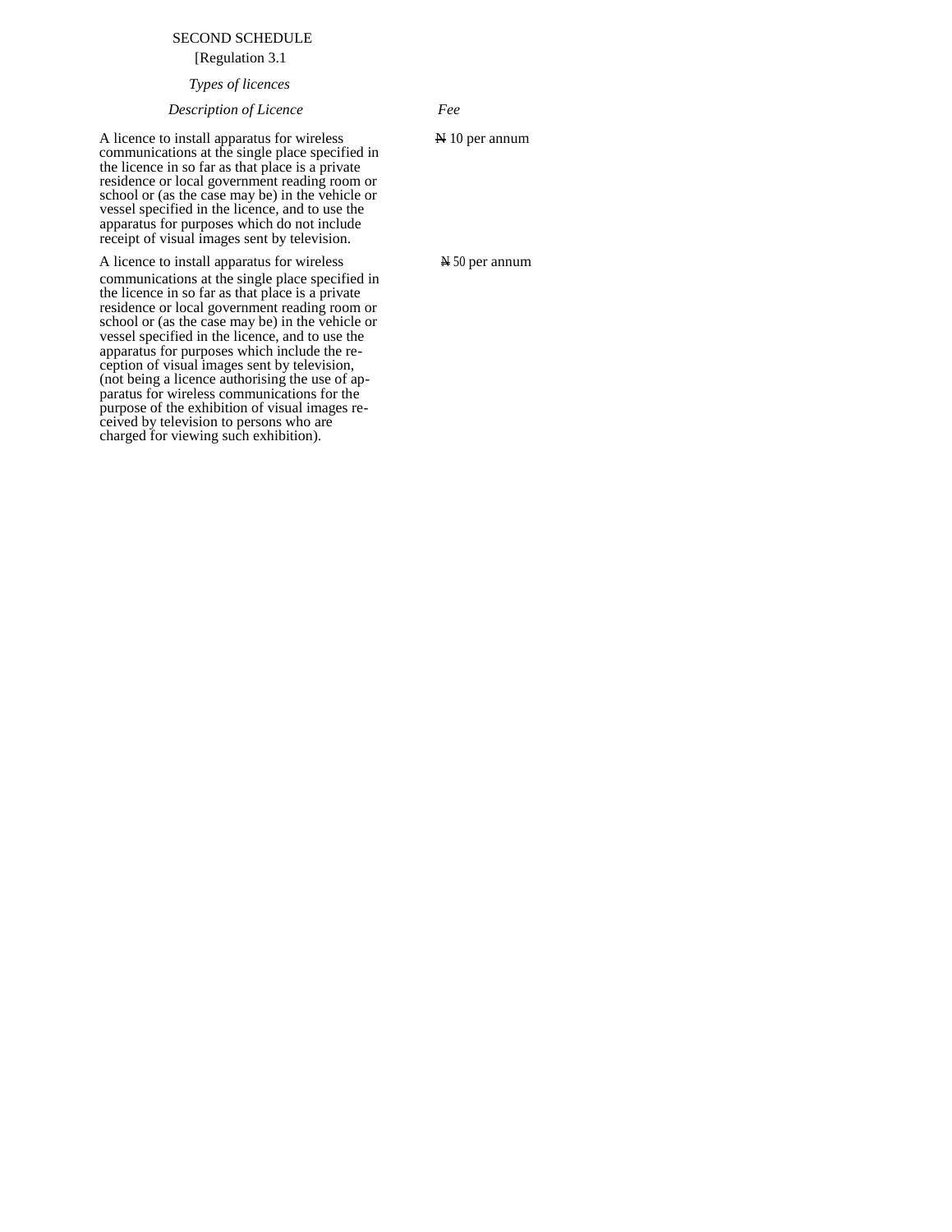SECOND SCHEDULE

[Regulation 3.1

*Types of licences*

| *Description of Licence* | *Fee* |
| --- | --- |
| A licence to install apparatus for wireless communications at the single place specified in the licence in so far as that place is a private residence or local government reading room or school or (as the case may be) in the vehicle or vessel specified in the licence, and to use the apparatus for purposes which do not include receipt of visual images sent by television. | ₦ 10 per annum |
| A licence to install apparatus for wireless communications at the single place specified in the licence in so far as that place is a private residence or local government reading room or school or (as the case may be) in the vehicle or vessel specified in the licence, and to use the apparatus for purposes which include the reception of visual images sent by television, (not being a licence authorising the use of apparatus for wireless communications for the purpose of the exhibition of visual images received by television to persons who are charged for viewing such exhibition). | ₦ 50 per annum |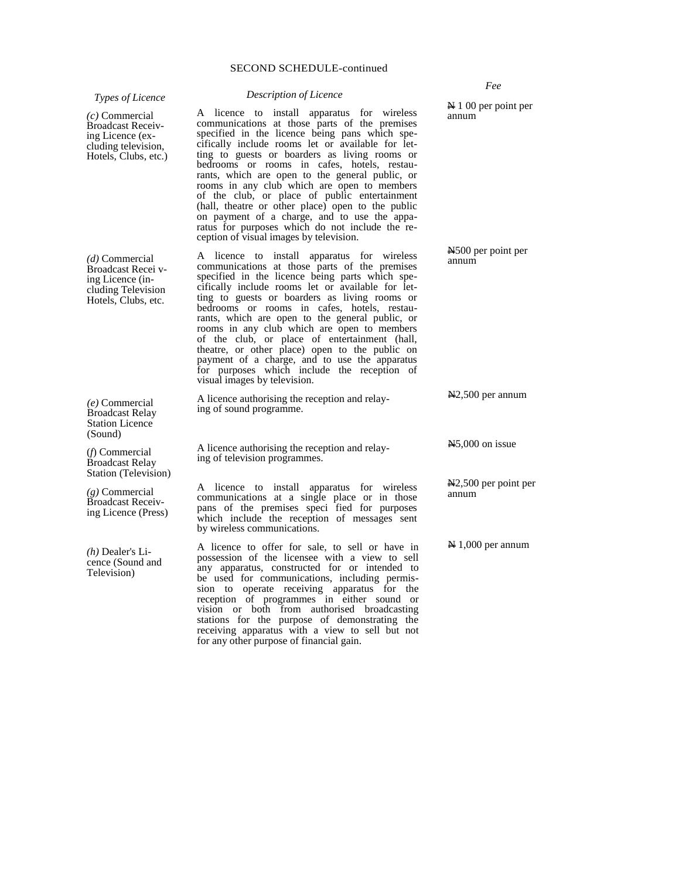SECOND SCHEDULE-continued

| *Types of Licence* | *Description of Licence* | *Fee* |
|---|---|---|
| *(c)* Commercial Broadcast Receiving Licence (excluding television, Hotels, Clubs, etc.) | A licence to install apparatus for wireless communications at those parts of the premises specified in the licence being pans which specifically include rooms let or available for letting to guests or boarders as living rooms or bedrooms or rooms in cafes, hotels, restaurants, which are open to the general public, or rooms in any club which are open to members of the club, or place of public entertainment (hall, theatre or other place) open to the public on payment of a charge, and to use the apparatus for purposes which do not include the reception of visual images by television. | ₦ 1 00 per point per annum |
| *(d)* Commercial Broadcast Recei ving Licence (including Television Hotels, Clubs, etc. | A licence to install apparatus for wireless communications at those parts of the premises specified in the licence being parts which specifically include rooms let or available for letting to guests or boarders as living rooms or bedrooms or rooms in cafes, hotels, restaurants, which are open to the general public, or rooms in any club which are open to members of the club, or place of entertainment (hall, theatre, or other place) open to the public on payment of a charge, and to use the apparatus for purposes which include the reception of visual images by television. | ₦500 per point per annum |
| *(e)* Commercial Broadcast Relay Station Licence (Sound) | A licence authorising the reception and relaying of sound programme. | ₦2,500 per annum |
| (*f*) Commercial Broadcast Relay Station (Television) | A licence authorising the reception and relaying of television programmes. | ₦5,000 on issue |
| *(g)* Commercial Broadcast Receiving Licence (Press) | A licence to install apparatus for wireless communications at a single place or in those pans of the premises speci fied for purposes which include the reception of messages sent by wireless communications. | ₦2,500 per point per annum |
| *(h)* Dealer's Licence (Sound and Television) | A licence to offer for sale, to sell or have in possession of the licensee with a view to sell any apparatus, constructed for or intended to be used for communications, including permission to operate receiving apparatus for the reception of programmes in either sound or vision or both from authorised broadcasting stations for the purpose of demonstrating the receiving apparatus with a view to sell but not for any other purpose of financial gain. | ₦ 1,000 per annum |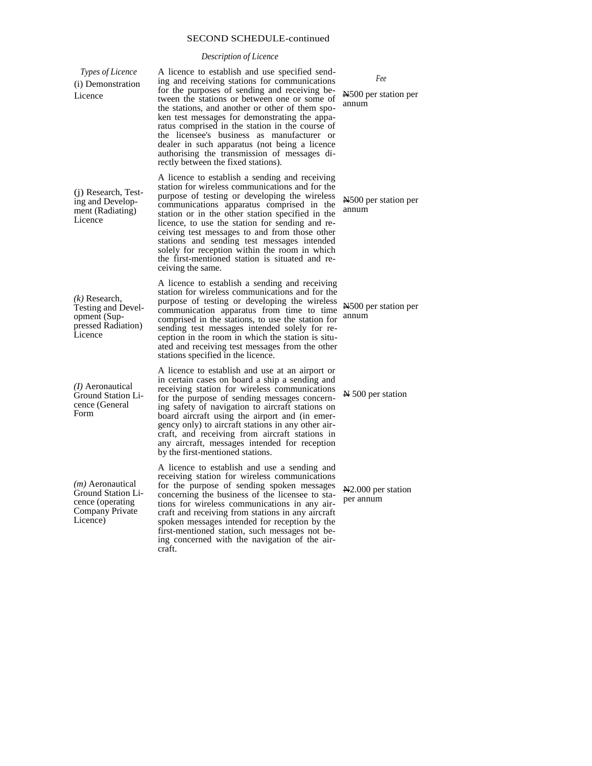SECOND SCHEDULE-continued

*Description of Licence*

| *Types of Licence* | | *Fee* |
|---|---|---|
| (i) Demonstration Licence | A licence to establish and use specified sending and receiving stations for communications for the purposes of sending and receiving between the stations or between one or some of the stations, and another or other of them spoken test messages for demonstrating the apparatus comprised in the station in the course of the licensee's business as manufacturer or dealer in such apparatus (not being a licence authorising the transmission of messages directly between the fixed stations). | ₦500 per station per annum |
| (j) Research, Testing and Development (Radiating) Licence | A licence to establish a sending and receiving station for wireless communications and for the purpose of testing or developing the wireless communications apparatus comprised in the station or in the other station specified in the licence, to use the station for sending and receiving test messages to and from those other stations and sending test messages intended solely for reception within the room in which the first-mentioned station is situated and receiving the same. | ₦500 per station per annum |
| *(k)* Research, Testing and Development (Suppressed Radiation) Licence | A licence to establish a sending and receiving station for wireless communications and for the purpose of testing or developing the wireless communication apparatus from time to time comprised in the stations, to use the station for sending test messages intended solely for reception in the room in which the station is situated and receiving test messages from the other stations specified in the licence. | ₦500 per station per annum |
| *(I)* Aeronautical Ground Station Licence (General Form | A licence to establish and use at an airport or in certain cases on board a ship a sending and receiving station for wireless communications for the purpose of sending messages concerning safety of navigation to aircraft stations on board aircraft using the airport and (in emergency only) to aircraft stations in any other aircraft, and receiving from aircraft stations in any aircraft, messages intended for reception by the first-mentioned stations. | ₦ 500 per station |
| *(m)* Aeronautical Ground Station Licence (operating Company Private Licence) | A licence to establish and use a sending and receiving station for wireless communications for the purpose of sending spoken messages concerning the business of the licensee to stations for wireless communications in any aircraft and receiving from stations in any aircraft spoken messages intended for reception by the first-mentioned station, such messages not being concerned with the navigation of the aircraft. | ₦2.000 per station per annum |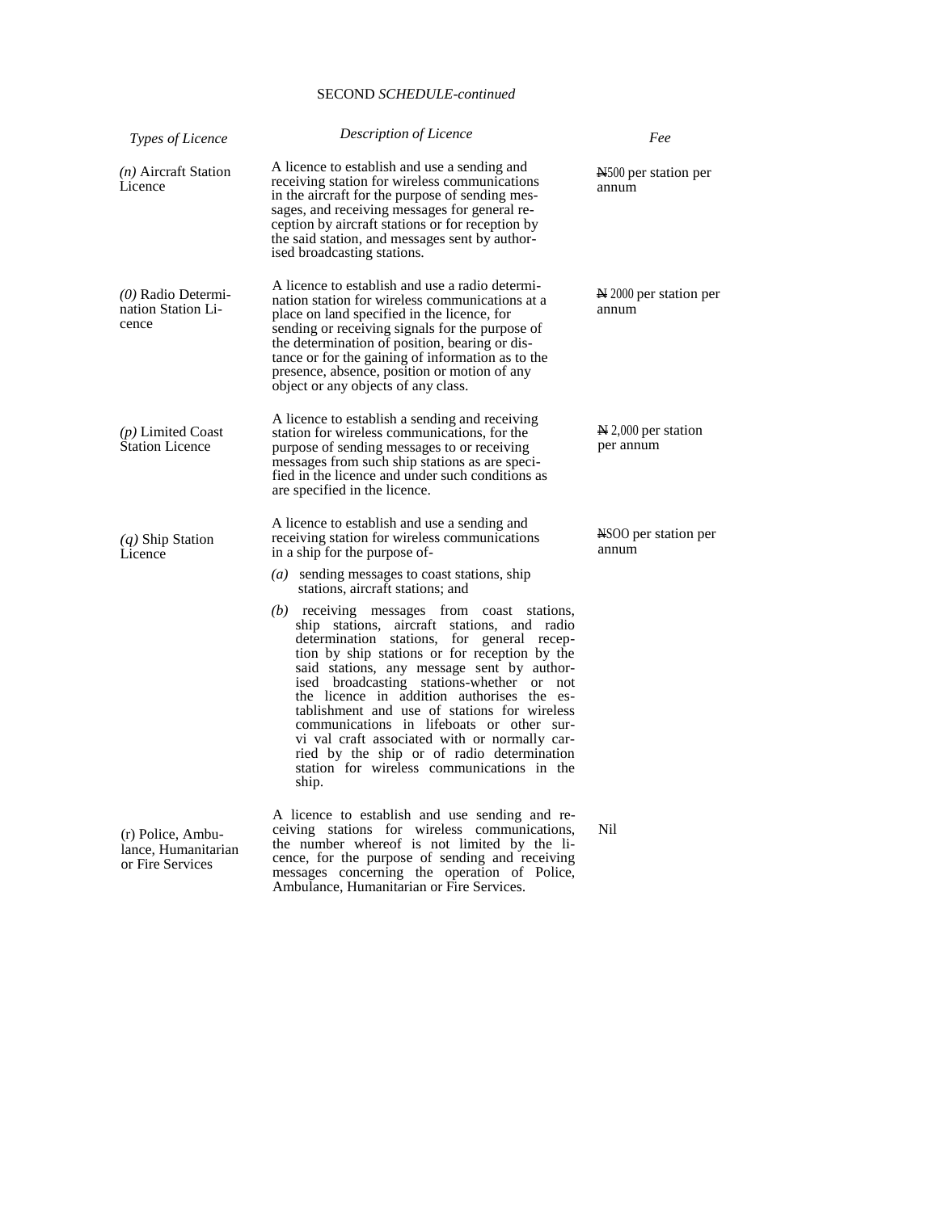SECOND *SCHEDULE-continued*

| *Types of Licence* | *Description of Licence* | *Fee* |
|---|---|---|
| *(n)* Aircraft Station Licence | A licence to establish and use a sending and receiving station for wireless communications in the aircraft for the purpose of sending messages, and receiving messages for general reception by aircraft stations or for reception by the said station, and messages sent by authorised broadcasting stations. | ₦500 per station per annum |
| *(0)* Radio Determination Station Licence | A licence to establish and use a radio determination station for wireless communications at a place on land specified in the licence, for sending or receiving signals for the purpose of the determination of position, bearing or distance or for the gaining of information as to the presence, absence, position or motion of any object or any objects of any class. | ₦ 2000 per station per annum |
| *(p)* Limited Coast Station Licence | A licence to establish a sending and receiving station for wireless communications, for the purpose of sending messages to or receiving messages from such ship stations as are specified in the licence and under such conditions as are specified in the licence. | ₦ 2,000 per station per annum |
| *(q)* Ship Station Licence | A licence to establish and use a sending and receiving station for wireless communications in a ship for the purpose of- *(a)* sending messages to coast stations, ship stations, aircraft stations; and *(b)* receiving messages from coast stations, ship stations, aircraft stations, and radio determination stations, for general reception by ship stations or for reception by the said stations, any message sent by authorised broadcasting stations-whether or not the licence in addition authorises the establishment and use of stations for wireless communications in lifeboats or other survi val craft associated with or normally carried by the ship or of radio determination station for wireless communications in the ship. | ₦SOO per station per annum |
| (r) Police, Ambulance, Humanitarian or Fire Services | A licence to establish and use sending and receiving stations for wireless communications, the number whereof is not limited by the licence, for the purpose of sending and receiving messages concerning the operation of Police, Ambulance, Humanitarian or Fire Services. | Nil |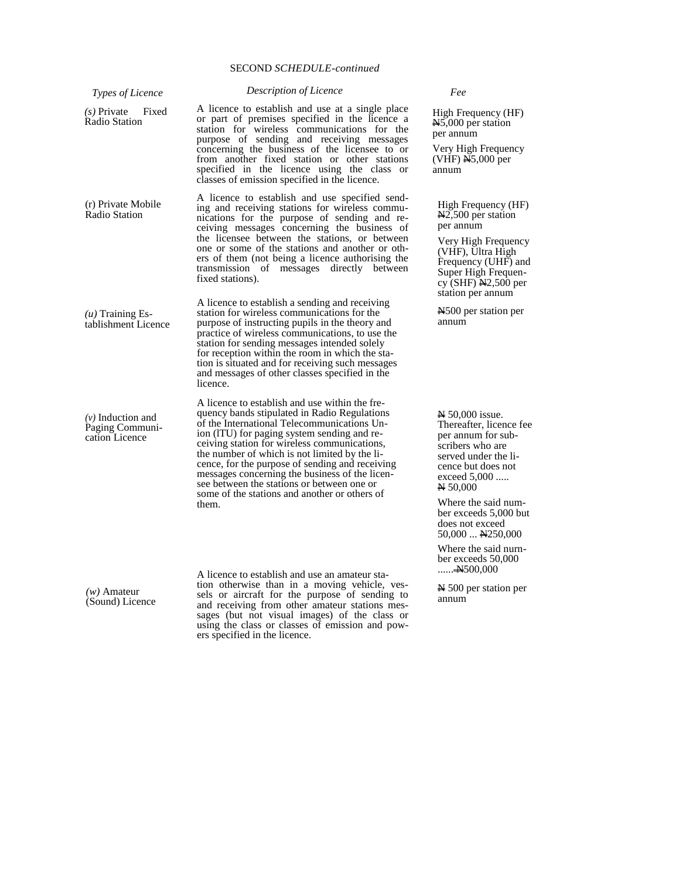SECOND *SCHEDULE-continued*

| *Types of Licence* | *Description of Licence* | *Fee* |
|---|---|---|
| *(s)* Private Fixed Radio Station | A licence to establish and use at a single place or part of premises specified in the licence a station for wireless communications for the purpose of sending and receiving messages concerning the business of the licensee to or from another fixed station or other stations specified in the licence using the class or classes of emission specified in the licence. | High Frequency (HF) ₦5,000 per station per annum<br><br>Very High Frequency (VHF) ₦5,000 per annum |
| (r) Private Mobile Radio Station | A licence to establish and use specified sending and receiving stations for wireless communications for the purpose of sending and receiving messages concerning the business of the licensee between the stations, or between one or some of the stations and another or others of them (not being a licence authorising the transmission of messages directly between fixed stations). | High Frequency (HF) ₦2,500 per station per annum<br><br>Very High Frequency (VHF), Ultra High Frequency (UHF) and Super High Frequency (SHF) ₦2,500 per station per annum |
| *(u)* Training Establishment Licence | A licence to establish a sending and receiving station for wireless communications for the purpose of instructing pupils in the theory and practice of wireless communications, to use the station for sending messages intended solely for reception within the room in which the station is situated and for receiving such messages and messages of other classes specified in the licence. | ₦500 per station per annum |
| *(v)* Induction and Paging Communication Licence | A licence to establish and use within the frequency bands stipulated in Radio Regulations of the International Telecommunications Union (lTU) for paging system sending and receiving station for wireless communications, the number of which is not limited by the licence, for the purpose of sending and receiving messages concerning the business of the licensee between the stations or between one or some of the stations and another or others of them. | ₦ 50,000 issue. Thereafter, licence fee per annum for subscribers who are served under the licence but does not exceed 5,000 ..... ₦ 50,000<br><br>Where the said number exceeds 5,000 but does not exceed 50,000 ... ₦250,000<br><br>Where the said nurnber exceeds 50,000 ......₦500,000 |
| *(w)* Amateur (Sound) Licence | A licence to establish and use an amateur station otherwise than in a moving vehicle, vessels or aircraft for the purpose of sending to and receiving from other amateur stations messages (but not visual images) of the class or using the class or classes of emission and powers specified in the licence. | ₦ 500 per station per annum |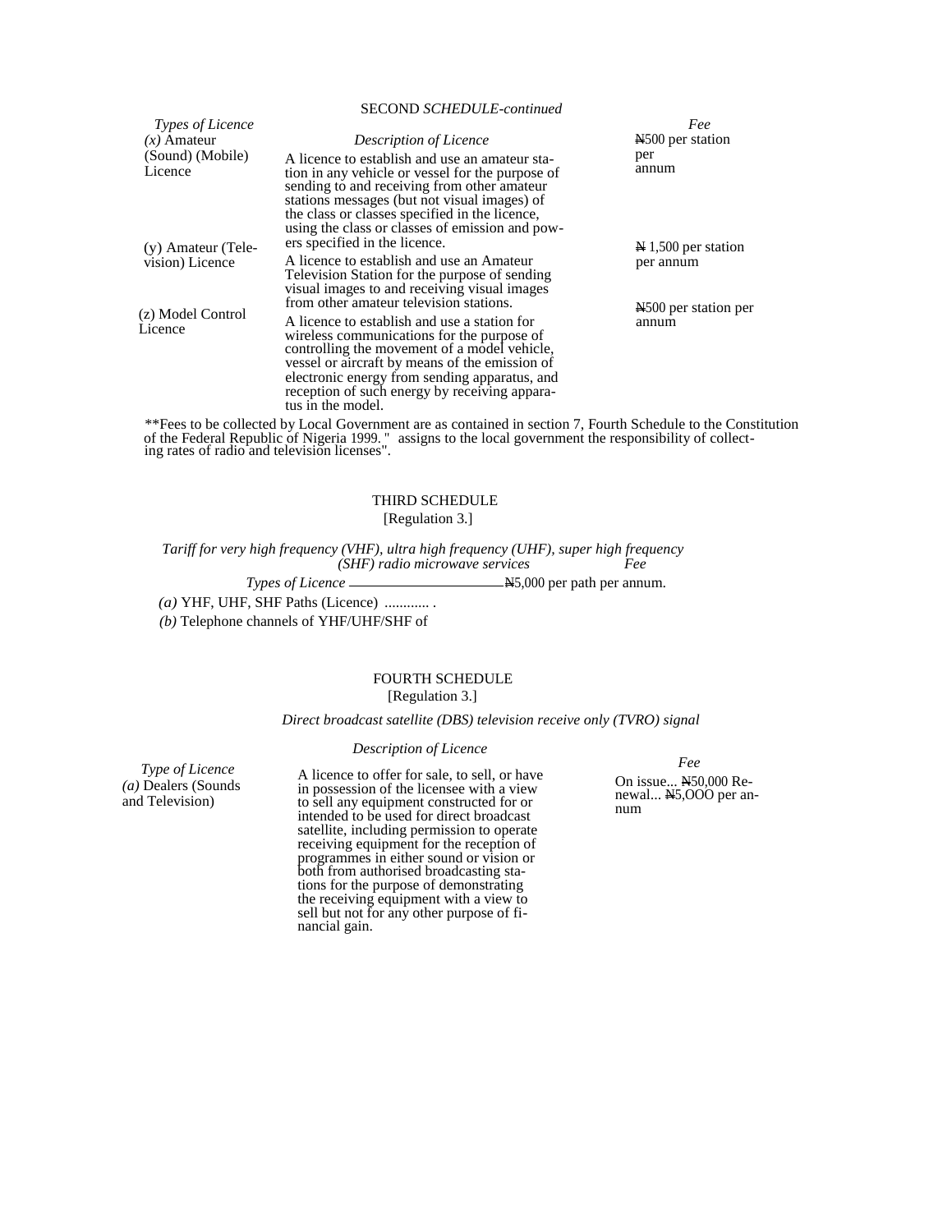SECOND *SCHEDULE-continued*

| *Types of Licence* | *Description of Licence* | *Fee* |
|---|---|---|
| *(x)* Amateur (Sound) (Mobile) Licence | A licence to establish and use an amateur station in any vehicle or vessel for the purpose of sending to and receiving from other amateur stations messages (but not visual images) of the class or classes specified in the licence, using the class or classes of emission and powers specified in the licence. | ₦500 per station per annum |
| (y) Amateur (Television) Licence | A licence to establish and use an Amateur Television Station for the purpose of sending visual images to and receiving visual images from other amateur television stations. | ₦ 1,500 per station per annum |
| (z) Model Control Licence | A licence to establish and use a station for wireless communications for the purpose of controlling the movement of a model vehicle, vessel or aircraft by means of the emission of electronic energy from sending apparatus, and reception of such energy by receiving apparatus in the model. | ₦500 per station per annum |

**Fees to be collected by Local Government are as contained in section 7, Fourth Schedule to the Constitution of the Federal Republic of Nigeria 1999. " assigns to the local government the responsibility of collecting rates of radio and television licenses".

THIRD SCHEDULE

[Regulation 3.]

*Tariff for very high frequency (VHF), ultra high frequency (UHF), super high frequency (SHF) radio microwave services*

| *Types of Licence* | *Fee* |
|---|---|
| *(a)* YHF, UHF, SHF Paths (Licence) ............ . | ₦5,000 per path per annum. |
| *(b)* Telephone channels of YHF/UHF/SHF of | |

FOURTH SCHEDULE

[Regulation 3.]

*Direct broadcast satellite (DBS) television receive only (TVRO) signal*

| *Type of Licence* | *Description of Licence* | *Fee* |
|---|---|---|
| *(a)* Dealers (Sounds and Television) | A licence to offer for sale, to sell, or have in possession of the licensee with a view to sell any equipment constructed for or intended to be used for direct broadcast satellite, including permission to operate receiving equipment for the reception of programmes in either sound or vision or both from authorised broadcasting stations for the purpose of demonstrating the receiving equipment with a view to sell but not for any other purpose of financial gain. | On issue... ₦50,000 Renewal... ₦5,OOO per annum |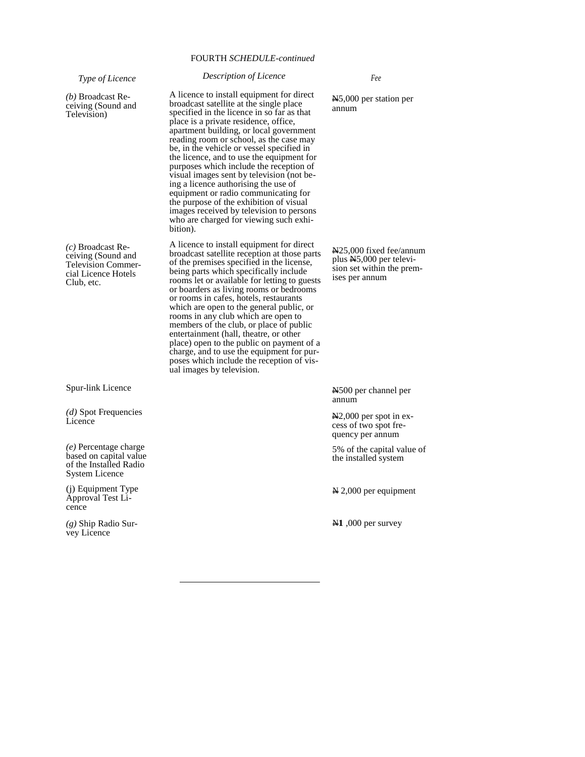FOURTH *SCHEDULE-continued*

| *Type of Licence* | *Description of Licence* | *Fee* |
|---|---|---|
| *(b)* Broadcast Receiving (Sound and Television) | A licence to install equipment for direct broadcast satellite at the single place specified in the licence in so far as that place is a private residence, office, apartment building, or local government reading room or school, as the case may be, in the vehicle or vessel specified in the licence, and to use the equipment for purposes which include the reception of visual images sent by television (not being a licence authorising the use of equipment or radio communicating for the purpose of the exhibition of visual images received by television to persons who are charged for viewing such exhibition). | ₦5,000 per station per annum |
| *(c)* Broadcast Receiving (Sound and Television Commercial Licence Hotels Club, etc. | A licence to install equipment for direct broadcast satellite reception at those parts of the premises specified in the license, being parts which specifically include rooms let or available for letting to guests or boarders as living rooms or bedrooms or rooms in cafes, hotels, restaurants which are open to the general public, or rooms in any club which are open to members of the club, or place of public entertainment (hall, theatre, or other place) open to the public on payment of a charge, and to use the equipment for purposes which include the reception of visual images by television. | ₦25,000 fixed fee/annum plus ₦5,000 per television set within the premises per annum |
| Spur-link Licence | | ₦500 per channel per annum |
| *(d)* Spot Frequencies Licence | | ₦2,000 per spot in excess of two spot frequency per annum |
| *(e)* Percentage charge based on capital value of the Installed Radio System Licence | | 5% of the capital value of the installed system |
| (j) Equipment Type Approval Test Licence | | ₦ 2,000 per equipment |
| *(g)* Ship Radio Survey Licence | | ₦**1** ,000 per survey |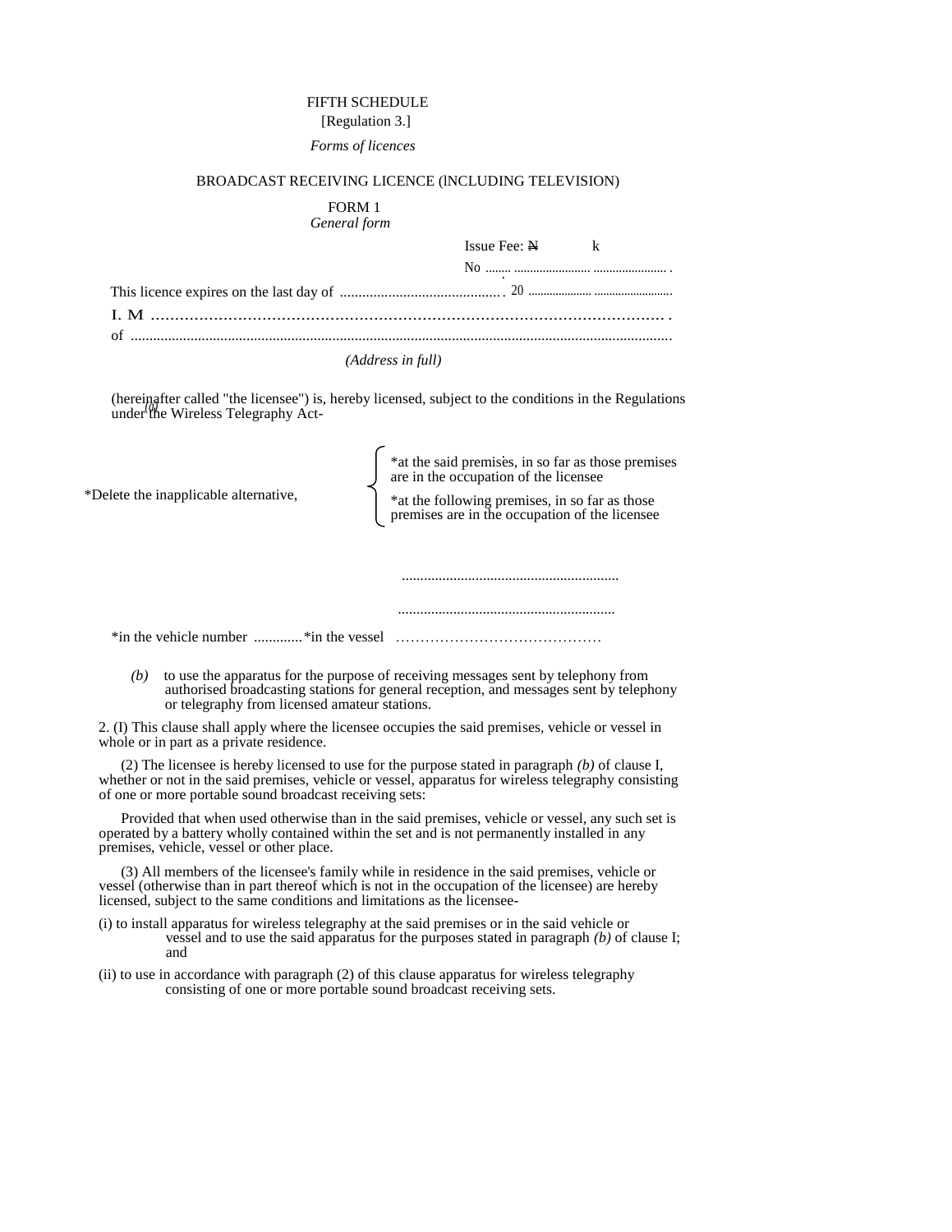FIFTH SCHEDULE

[Regulation 3.]

*Forms of licences*

BROADCAST RECEIVING LICENCE (lNCLUDING TELEVISION)

FORM 1

*General form*

Issue Fee: N k

No ........ ......................... ....................... .

This licence expires on the last day of ........................................... . 20 ..................... ..........................

I. M ............................................................................................................ .

of .................................................................................................................................................

*(Address in full)*

(hereinafter called "the licensee") is, hereby licensed, subject to the conditions in the Regulations under the Wireless Telegraphy Act-

*(a)*

*Delete the inapplicable alternative,

- *at the said premises, in so far as those premises are in the occupation of the licensee
- *at the following premises, in so far as those premises are in the occupation of the licensee

...........................................................

...........................................................

*in the vehicle number .............*in the vessel ……………………………………

*(b)* to use the apparatus for the purpose of receiving messages sent by telephony from authorised broadcasting stations for general reception, and messages sent by telephony or telegraphy from licensed amateur stations.

2. (I) This clause shall apply where the licensee occupies the said premises, vehicle or vessel in whole or in part as a private residence.

(2) The licensee is hereby licensed to use for the purpose stated in paragraph *(b)* of clause I, whether or not in the said premises, vehicle or vessel, apparatus for wireless telegraphy consisting of one or more portable sound broadcast receiving sets:

Provided that when used otherwise than in the said premises, vehicle or vessel, any such set is operated by a battery wholly contained within the set and is not permanently installed in any premises, vehicle, vessel or other place.

(3) All members of the licensee's family while in residence in the said premises, vehicle or vessel (otherwise than in part thereof which is not in the occupation of the licensee) are hereby licensed, subject to the same conditions and limitations as the licensee-

(i) to install apparatus for wireless telegraphy at the said premises or in the said vehicle or vessel and to use the said apparatus for the purposes stated in paragraph *(b)* of clause I; and

(ii) to use in accordance with paragraph (2) of this clause apparatus for wireless telegraphy consisting of one or more portable sound broadcast receiving sets.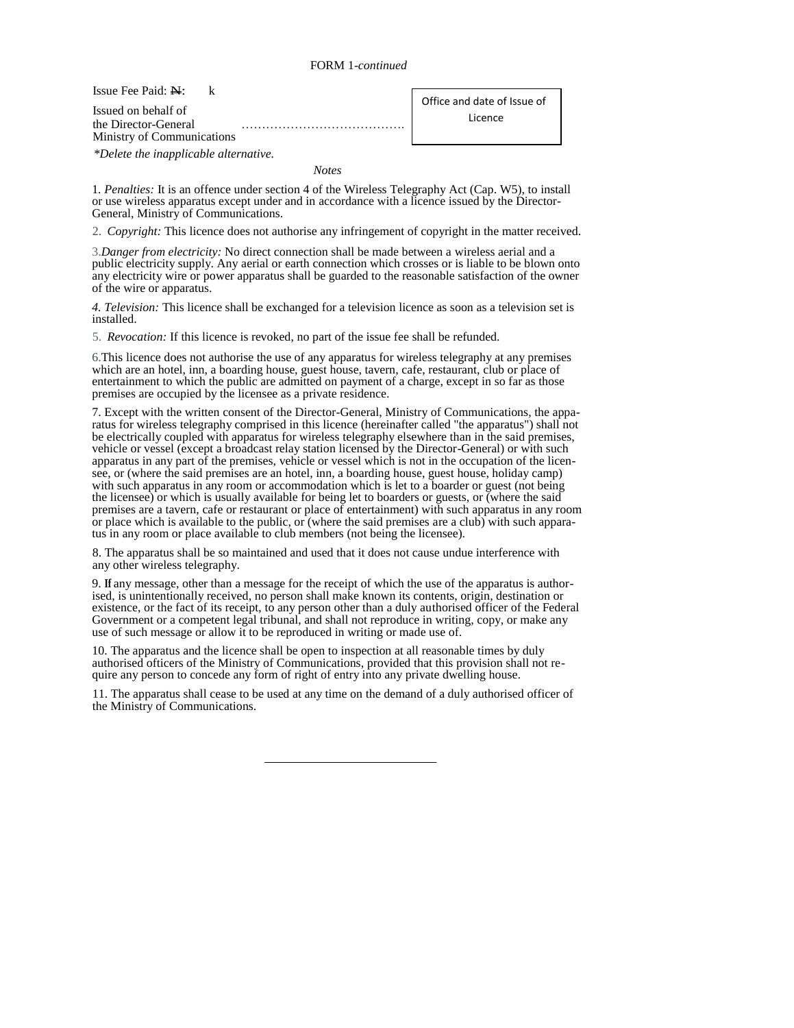FORM 1-*continued*

Issue Fee Paid: ₦: k

Issued on behalf of the Director-General Ministry of Communications ………………………………….

| Office and date of Issue of Licence |
|---|

*\*Delete the inapplicable alternative.*

*Notes*

1. *Penalties:* It is an offence under section 4 of the Wireless Telegraphy Act (Cap. W5), to install or use wireless apparatus except under and in accordance with a licence issued by the Director-General, Ministry of Communications.

2. *Copyright:* This licence does not authorise any infringement of copyright in the matter received.

3. *Danger from electricity:* No direct connection shall be made between a wireless aerial and a public electricity supply. Any aerial or earth connection which crosses or is liable to be blown onto any electricity wire or power apparatus shall be guarded to the reasonable satisfaction of the owner of the wire or apparatus.

4. *Television:* This licence shall be exchanged for a television licence as soon as a television set is installed.

5. *Revocation:* If this licence is revoked, no part of the issue fee shall be refunded.

6. This licence does not authorise the use of any apparatus for wireless telegraphy at any premises which are an hotel, inn, a boarding house, guest house, tavern, cafe, restaurant, club or place of entertainment to which the public are admitted on payment of a charge, except in so far as those premises are occupied by the licensee as a private residence.

7. Except with the written consent of the Director-General, Ministry of Communications, the apparatus for wireless telegraphy comprised in this licence (hereinafter called "the apparatus") shall not be electrically coupled with apparatus for wireless telegraphy elsewhere than in the said premises, vehicle or vessel (except a broadcast relay station licensed by the Director-General) or with such apparatus in any part of the premises, vehicle or vessel which is not in the occupation of the licensee, or (where the said premises are an hotel, inn, a boarding house, guest house, holiday camp) with such apparatus in any room or accommodation which is let to a boarder or guest (not being the licensee) or which is usually available for being let to boarders or guests, or (where the said premises are a tavern, cafe or restaurant or place of entertainment) with such apparatus in any room or place which is available to the public, or (where the said premises are a club) with such apparatus in any room or place available to club members (not being the licensee).

8. The apparatus shall be so maintained and used that it does not cause undue interference with any other wireless telegraphy.

9. If any message, other than a message for the receipt of which the use of the apparatus is authorised, is unintentionally received, no person shall make known its contents, origin, destination or existence, or the fact of its receipt, to any person other than a duly authorised officer of the Federal Government or a competent legal tribunal, and shall not reproduce in writing, copy, or make any use of such message or allow it to be reproduced in writing or made use of.

10. The apparatus and the licence shall be open to inspection at all reasonable times by duly authorised officers of the Ministry of Communications, provided that this provision shall not require any person to concede any form of right of entry into any private dwelling house.

11. The apparatus shall cease to be used at any time on the demand of a duly authorised officer of the Ministry of Communications.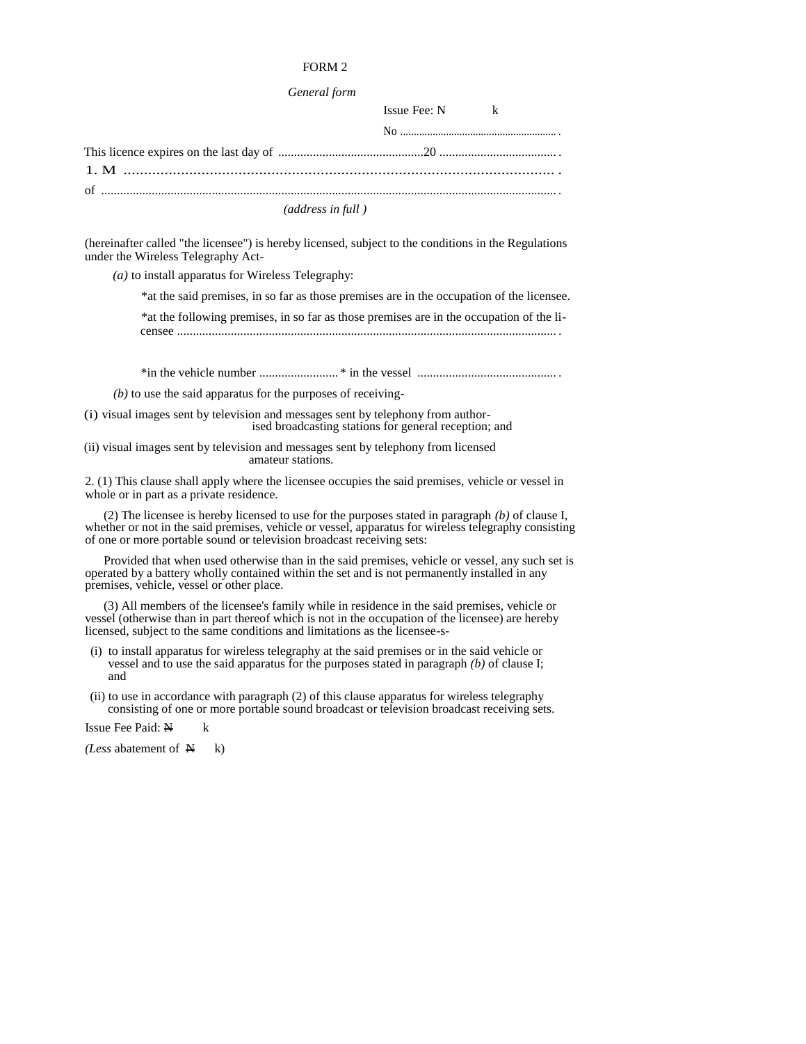FORM 2

*General form*

Issue Fee: N k

No .......................................................... .

This licence expires on the last day of ..............................................20 ..................................... .

1. M ........................................................................................................ .

of ................................................................................................................................................ .

*(address in full )*

(hereinafter called "the licensee") is hereby licensed, subject to the conditions in the Regulations under the Wireless Telegraphy Act-

*(a)* to install apparatus for Wireless Telegraphy:

*at the said premises, in so far as those premises are in the occupation of the licensee.

*at the following premises, in so far as those premises are in the occupation of the licensee ........................................................................................................................ .

*in the vehicle number ......................... * in the vessel ............................................ .

*(b)* to use the said apparatus for the purposes of receiving-

(i) visual images sent by television and messages sent by telephony from authorised broadcasting stations for general reception; and

(ii) visual images sent by television and messages sent by telephony from licensed amateur stations.

2. (1) This clause shall apply where the licensee occupies the said premises, vehicle or vessel in whole or in part as a private residence.

(2) The licensee is hereby licensed to use for the purposes stated in paragraph *(b)* of clause I, whether or not in the said premises, vehicle or vessel, apparatus for wireless telegraphy consisting of one or more portable sound or television broadcast receiving sets:

Provided that when used otherwise than in the said premises, vehicle or vessel, any such set is operated by a battery wholly contained within the set and is not permanently installed in any premises, vehicle, vessel or other place.

(3) All members of the licensee's family while in residence in the said premises, vehicle or vessel (otherwise than in part thereof which is not in the occupation of the licensee) are hereby licensed, subject to the same conditions and limitations as the licensee-s-

(i) to install apparatus for wireless telegraphy at the said premises or in the said vehicle or vessel and to use the said apparatus for the purposes stated in paragraph *(b)* of clause I; and

(ii) to use in accordance with paragraph (2) of this clause apparatus for wireless telegraphy consisting of one or more portable sound broadcast or television broadcast receiving sets.

Issue Fee Paid: ₦ k

*(Less* abatement of ₦ k)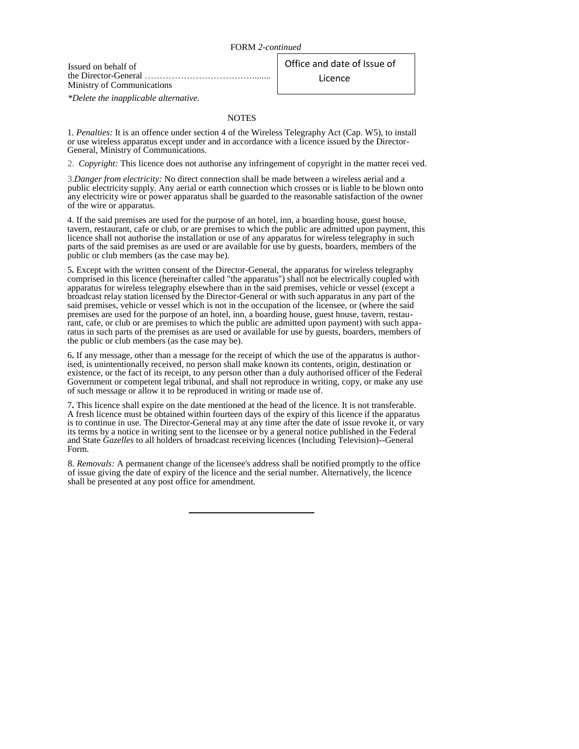FORM *2-continued*

Issued on behalf of
the Director-General ………………………………........
Ministry of Communications

| Office and date of Issue of Licence |
|---|

*\*Delete the inapplicable alternative.*

NOTES

1. *Penalties:* It is an offence under section 4 of the Wireless Telegraphy Act (Cap. W5), to install or use wireless apparatus except under and in accordance with a licence issued by the Director-General, Ministry of Communications.

2. *Copyright:* This licence does not authorise any infringement of copyright in the matter recei ved.

3. *Danger from electricity:* No direct connection shall be made between a wireless aerial and a public electricity supply. Any aerial or earth connection which crosses or is liable to be blown onto any electricity wire or power apparatus shall be guarded to the reasonable satisfaction of the owner of the wire or apparatus.

4. If the said premises are used for the purpose of an hotel, inn, a boarding house, guest house, tavern, restaurant, cafe or club, or are premises to which the public are admitted upon payment, this licence shall not authorise the installation or use of any apparatus for wireless telegraphy in such parts of the said premises as are used or are available for use by guests, boarders, members of the public or club members (as the case may be).

5. Except with the written consent of the Director-General, the apparatus for wireless telegraphy comprised in this licence (hereinafter called "the apparatus") shall not be electrically coupled with apparatus for wireless telegraphy elsewhere than in the said premises, vehicle or vessel (except a broadcast relay station licensed by the Director-General or with such apparatus in any part of the said premises, vehicle or vessel which is not in the occupation of the licensee, or (where the said premises are used for the purpose of an hotel, inn, a boarding house, guest house, tavern, restaurant, cafe, or club or are premises to which the public are admitted upon payment) with such apparatus in such parts of the premises as are used or available for use by guests, boarders, members of the public or club members (as the case may be).

6. If any message, other than a message for the receipt of which the use of the apparatus is authorised, is unintentionally received, no person shall make known its contents, origin, destination or existence, or the fact of its receipt, to any person other than a duly authorised officer of the Federal Government or competent legal tribunal, and shall not reproduce in writing, copy, or make any use of such message or allow it to be reproduced in writing or made use of.

7. This licence shall expire on the date mentioned at the head of the licence. It is not transferable. A fresh licence must be obtained within fourteen days of the expiry of this licence if the apparatus is to continue in use. The Director-General may at any time after the date of issue revoke it, or vary its terms by a notice in writing sent to the licensee or by a general notice published in the Federal and State *Gazelles* to all holders of broadcast receiving licences (Including Television)--General Form.

8. *Removals:* A permanent change of the licensee's address shall be notified promptly to the office of issue giving the date of expiry of the licence and the serial number. Alternatively, the licence shall be presented at any post office for amendment.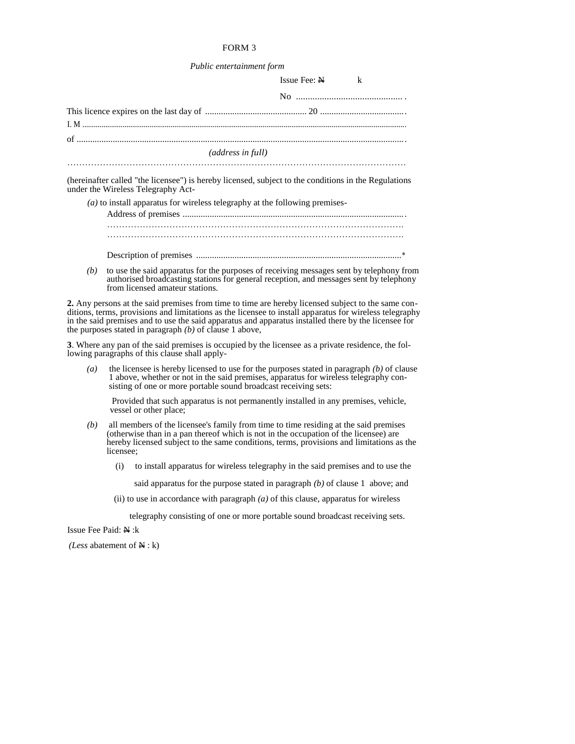FORM 3

*Public entertainment form*

Issue Fee: ₦ k

No ............................................. .

This licence expires on the last day of ............................................ 20 .....................................

I. M ......................................................................................................................................................................

of .................................................................................................................................................

*(address in full)*

…………………………………………………………………………………………………

(hereinafter called "the licensee") is hereby licensed, subject to the conditions in the Regulations under the Wireless Telegraphy Act-

*(a)* to install apparatus for wireless telegraphy at the following premises-

Address of premises .................................................................................................

………………………………………………………………………………………

………………………………………………………………………………………

Description of premises ..........................................................................................*

*(b)* to use the said apparatus for the purposes of receiving messages sent by telephony from authorised broadcasting stations for general reception, and messages sent by telephony from licensed amateur stations.

**2.** Any persons at the said premises from time to time are hereby licensed subject to the same conditions, terms, provisions and limitations as the licensee to install apparatus for wireless telegraphy in the said premises and to use the said apparatus and apparatus installed there by the licensee for the purposes stated in paragraph *(b)* of clause 1 above,

**3**. Where any pan of the said premises is occupied by the licensee as a private residence, the following paragraphs of this clause shall apply-

*(a)* the licensee is hereby licensed to use for the purposes stated in paragraph *(b)* of clause 1 above, whether or not in the said premises, apparatus for wireless telegraphy consisting of one or more portable sound broadcast receiving sets:

Provided that such apparatus is not permanently installed in any premises, vehicle, vessel or other place;

*(b)* all members of the licensee's family from time to time residing at the said premises (otherwise than in a pan thereof which is not in the occupation of the licensee) are hereby licensed subject to the same conditions, terms, provisions and limitations as the licensee;

(i) to install apparatus for wireless telegraphy in the said premises and to use the said apparatus for the purpose stated in paragraph *(b)* of clause 1 above; and

(ii) to use in accordance with paragraph *(a)* of this clause, apparatus for wireless telegraphy consisting of one or more portable sound broadcast receiving sets.

Issue Fee Paid: ₦ :k

*(Less* abatement of ₦ : k)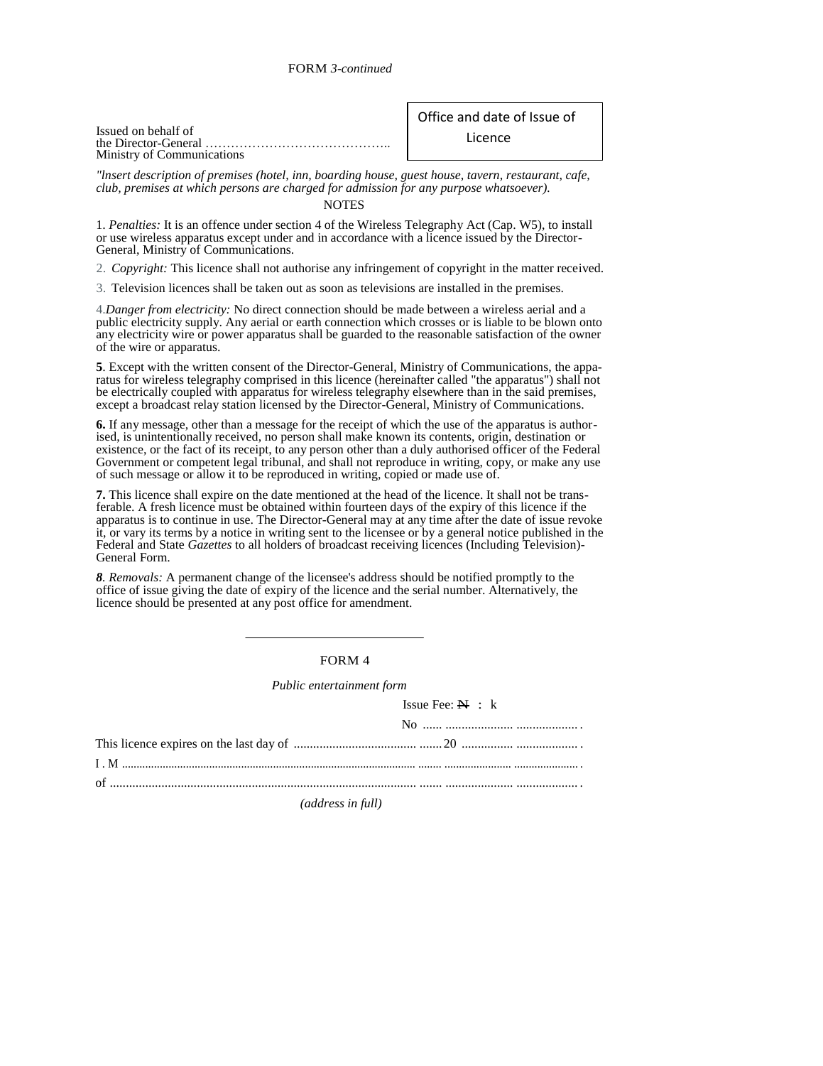FORM *3-continued*

Issued on behalf of
the Director-General ……………………………………..
Ministry of Communications

| Office and date of Issue of Licence |
|---|

*"lnsert description of premises (hotel, inn, boarding house, guest house, tavern, restaurant, cafe, club, premises at which persons are charged for admission for any purpose whatsoever).*

NOTES

1. *Penalties:* It is an offence under section 4 of the Wireless Telegraphy Act (Cap. W5), to install or use wireless apparatus except under and in accordance with a licence issued by the Director-General, Ministry of Communications.

2. *Copyright:* This licence shall not authorise any infringement of copyright in the matter received.

3. Television licences shall be taken out as soon as televisions are installed in the premises.

4.*Danger from electricity:* No direct connection should be made between a wireless aerial and a public electricity supply. Any aerial or earth connection which crosses or is liable to be blown onto any electricity wire or power apparatus shall be guarded to the reasonable satisfaction of the owner of the wire or apparatus.

**5**. Except with the written consent of the Director-General, Ministry of Communications, the apparatus for wireless telegraphy comprised in this licence (hereinafter called "the apparatus") shall not be electrically coupled with apparatus for wireless telegraphy elsewhere than in the said premises, except a broadcast relay station licensed by the Director-General, Ministry of Communications.

**6.** If any message, other than a message for the receipt of which the use of the apparatus is authorised, is unintentionally received, no person shall make known its contents, origin, destination or existence, or the fact of its receipt, to any person other than a duly authorised officer of the Federal Government or competent legal tribunal, and shall not reproduce in writing, copy, or make any use of such message or allow it to be reproduced in writing, copied or made use of.

**7.** This licence shall expire on the date mentioned at the head of the licence. It shall not be transferable. A fresh licence must be obtained within fourteen days of the expiry of this licence if the apparatus is to continue in use. The Director-General may at any time after the date of issue revoke it, or vary its terms by a notice in writing sent to the licensee or by a general notice published in the Federal and State *Gazettes* to all holders of broadcast receiving licences (Including Television)-General Form.

***8****. Removals:* A permanent change of the licensee's address should be notified promptly to the office of issue giving the date of expiry of the licence and the serial number. Alternatively, the licence should be presented at any post office for amendment.

---

FORM 4

*Public entertainment form*

Issue Fee: ₦ : k

No ...... ..................... ...................

This licence expires on the last day of ...................................... .......20 ................ ...................

I . M ...................................................................................................... ....... ....................... ......................

of ................................................................................................ ....... ...................... ...................

*(address in full)*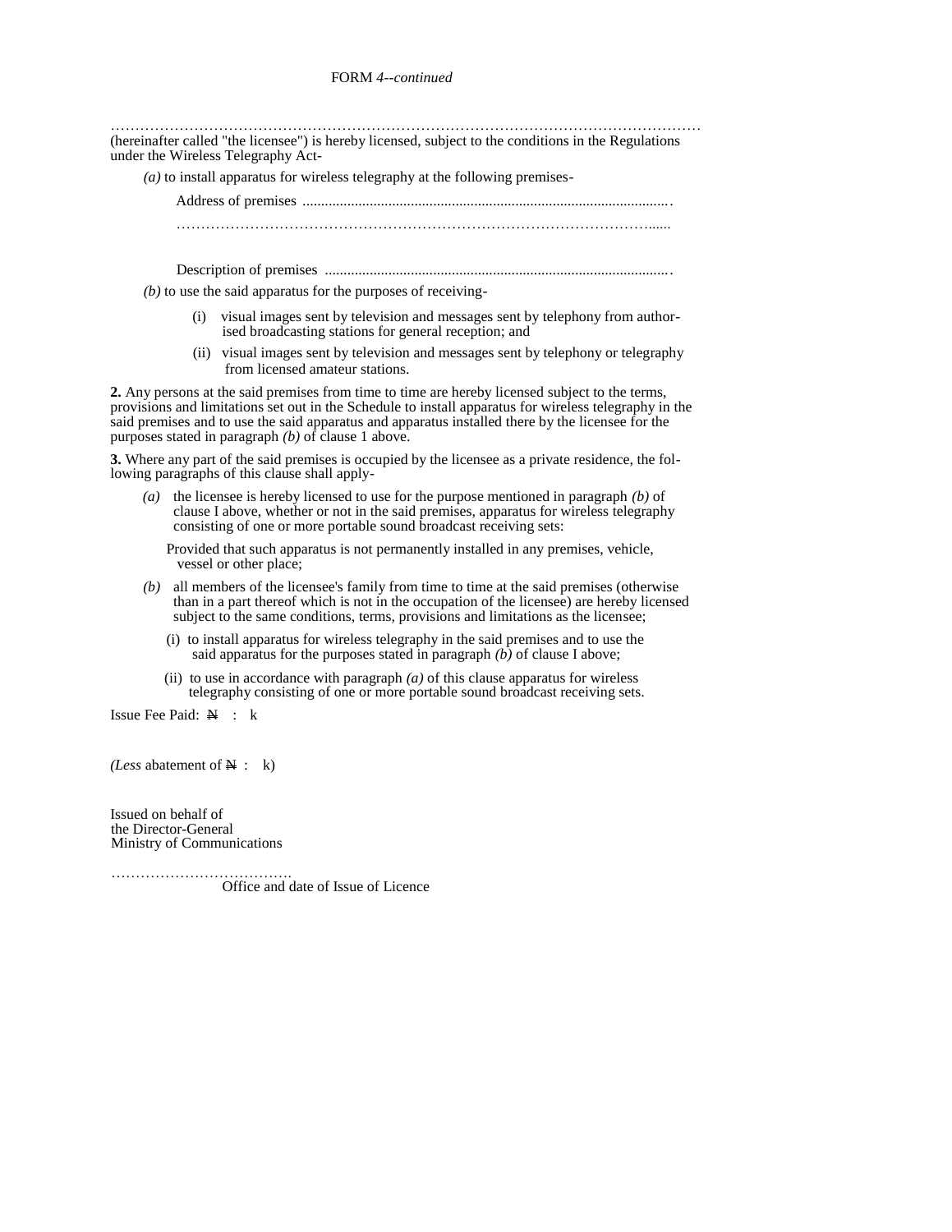FORM 4*--continued*

……………………………………………………………………………………………………………
(hereinafter called "the licensee") is hereby licensed, subject to the conditions in the Regulations under the Wireless Telegraphy Act-

*(a)* to install apparatus for wireless telegraphy at the following premises-

Address of premises ..................................................................................................

…………………………………………………………………………………………......

Description of premises ............................................................................................

*(b)* to use the said apparatus for the purposes of receiving-

(i) visual images sent by television and messages sent by telephony from authorised broadcasting stations for general reception; and

(ii) visual images sent by television and messages sent by telephony or telegraphy from licensed amateur stations.

**2.** Any persons at the said premises from time to time are hereby licensed subject to the terms, provisions and limitations set out in the Schedule to install apparatus for wireless telegraphy in the said premises and to use the said apparatus and apparatus installed there by the licensee for the purposes stated in paragraph *(b)* of clause 1 above.

**3.** Where any part of the said premises is occupied by the licensee as a private residence, the following paragraphs of this clause shall apply-

*(a)* the licensee is hereby licensed to use for the purpose mentioned in paragraph *(b)* of clause I above, whether or not in the said premises, apparatus for wireless telegraphy consisting of one or more portable sound broadcast receiving sets:

Provided that such apparatus is not permanently installed in any premises, vehicle, vessel or other place;

*(b)* all members of the licensee's family from time to time at the said premises (otherwise than in a part thereof which is not in the occupation of the licensee) are hereby licensed subject to the same conditions, terms, provisions and limitations as the licensee;

(i) to install apparatus for wireless telegraphy in the said premises and to use the said apparatus for the purposes stated in paragraph *(b)* of clause I above;

(ii) to use in accordance with paragraph *(a)* of this clause apparatus for wireless telegraphy consisting of one or more portable sound broadcast receiving sets.

Issue Fee Paid: ₦ : k

*(Less* abatement of ₦ : k)

Issued on behalf of
the Director-General
Ministry of Communications

………………………………
Office and date of Issue of Licence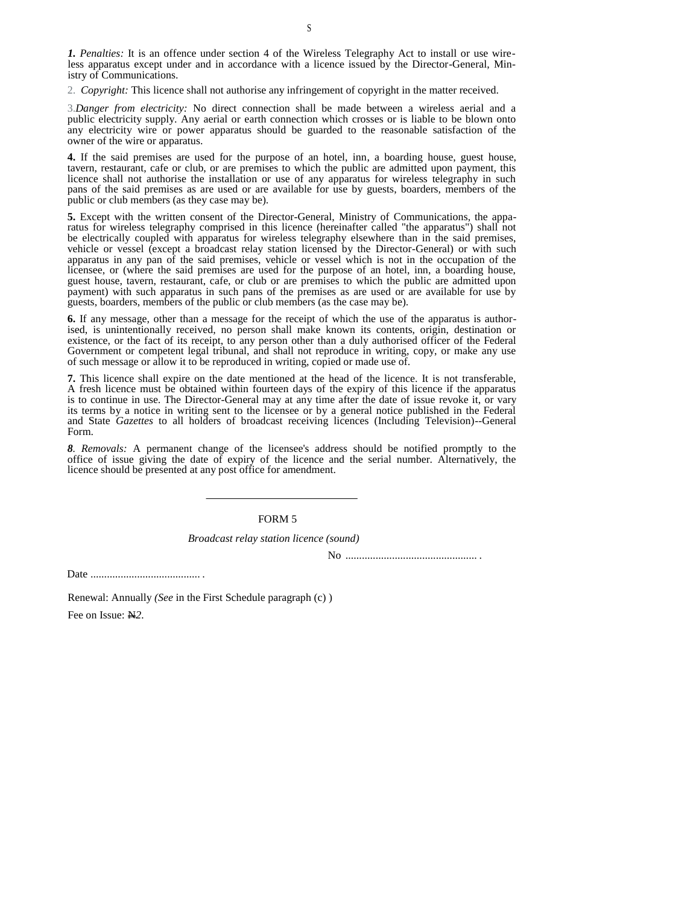***1.*** *Penalties:* It is an offence under section 4 of the Wireless Telegraphy Act to install or use wireless apparatus except under and in accordance with a licence issued by the Director-General, Ministry of Communications.

2. *Copyright:* This licence shall not authorise any infringement of copyright in the matter received.

3.*Danger from electricity:* No direct connection shall be made between a wireless aerial and a public electricity supply. Any aerial or earth connection which crosses or is liable to be blown onto any electricity wire or power apparatus should be guarded to the reasonable satisfaction of the owner of the wire or apparatus.

**4.** If the said premises are used for the purpose of an hotel, inn, a boarding house, guest house, tavern, restaurant, cafe or club, or are premises to which the public are admitted upon payment, this licence shall not authorise the installation or use of any apparatus for wireless telegraphy in such pans of the said premises as are used or are available for use by guests, boarders, members of the public or club members (as they case may be).

**5.** Except with the written consent of the Director-General, Ministry of Communications, the apparatus for wireless telegraphy comprised in this licence (hereinafter called "the apparatus") shall not be electrically coupled with apparatus for wireless telegraphy elsewhere than in the said premises, vehicle or vessel (except a broadcast relay station licensed by the Director-General) or with such apparatus in any pan of the said premises, vehicle or vessel which is not in the occupation of the licensee, or (where the said premises are used for the purpose of an hotel, inn, a boarding house, guest house, tavern, restaurant, cafe, or club or are premises to which the public are admitted upon payment) with such apparatus in such pans of the premises as are used or are available for use by guests, boarders, members of the public or club members (as the case may be).

**6.** If any message, other than a message for the receipt of which the use of the apparatus is authorised, is unintentionally received, no person shall make known its contents, origin, destination or existence, or the fact of its receipt, to any person other than a duly authorised officer of the Federal Government or competent legal tribunal, and shall not reproduce in writing, copy, or make any use of such message or allow it to be reproduced in writing, copied or made use of.

**7.** This licence shall expire on the date mentioned at the head of the licence. It is not transferable, A fresh licence must be obtained within fourteen days of the expiry of this licence if the apparatus is to continue in use. The Director-General may at any time after the date of issue revoke it, or vary its terms by a notice in writing sent to the licensee or by a general notice published in the Federal and State *Gazettes* to all holders of broadcast receiving licences (Including Television)--General Form.

***8***. *Removals:* A permanent change of the licensee's address should be notified promptly to the office of issue giving the date of expiry of the licence and the serial number. Alternatively, the licence should be presented at any post office for amendment.

---

FORM 5

*Broadcast relay station licence (sound)*

No ................................................ .

Date ........................................ .

Renewal: Annually *(See* in the First Schedule paragraph (c) )

Fee on Issue: ₦*2*.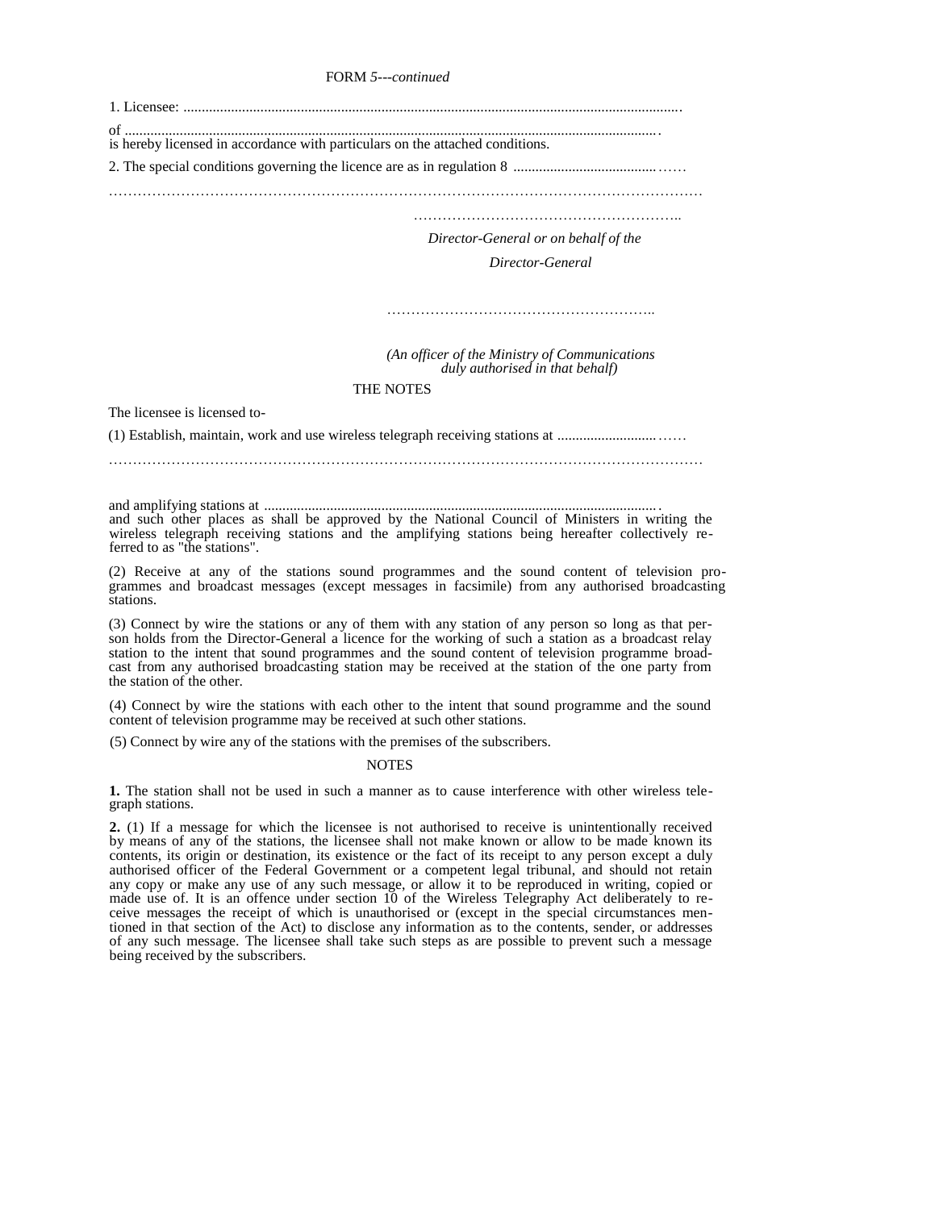FORM *5---continued*

1. Licensee: ......................................................................................................................................

of ...............................................................................................................................................
is hereby licensed in accordance with particulars on the attached conditions.

2. The special conditions governing the licence are as in regulation 8 ..........................................……

……………………………………………………………………………………………………………

………………………………………………..

*Director-General or on behalf of the*

*Director-General*

………………………………………………..

*(An officer of the Ministry of Communications duly authorised in that behalf)*

THE NOTES

The licensee is licensed to-

(1) Establish, maintain, work and use wireless telegraph receiving stations at ...........................……

……………………………………………………………………………………………………………

and amplifying stations at ..........................................................................................................
and such other places as shall be approved by the National Council of Ministers in writing the wireless telegraph receiving stations and the amplifying stations being hereafter collectively referred to as "the stations".

(2) Receive at any of the stations sound programmes and the sound content of television programmes and broadcast messages (except messages in facsimile) from any authorised broadcasting stations.

(3) Connect by wire the stations or any of them with any station of any person so long as that person holds from the Director-General a licence for the working of such a station as a broadcast relay station to the intent that sound programmes and the sound content of television programme broadcast from any authorised broadcasting station may be received at the station of the one party from the station of the other.

(4) Connect by wire the stations with each other to the intent that sound programme and the sound content of television programme may be received at such other stations.

(5) Connect by wire any of the stations with the premises of the subscribers.

NOTES

**1.** The station shall not be used in such a manner as to cause interference with other wireless telegraph stations.

**2.** (1) If a message for which the licensee is not authorised to receive is unintentionally received by means of any of the stations, the licensee shall not make known or allow to be made known its contents, its origin or destination, its existence or the fact of its receipt to any person except a duly authorised officer of the Federal Government or a competent legal tribunal, and should not retain any copy or make any use of any such message, or allow it to be reproduced in writing, copied or made use of. It is an offence under section 10 of the Wireless Telegraphy Act deliberately to receive messages the receipt of which is unauthorised or (except in the special circumstances mentioned in that section of the Act) to disclose any information as to the contents, sender, or addresses of any such message. The licensee shall take such steps as are possible to prevent such a message being received by the subscribers.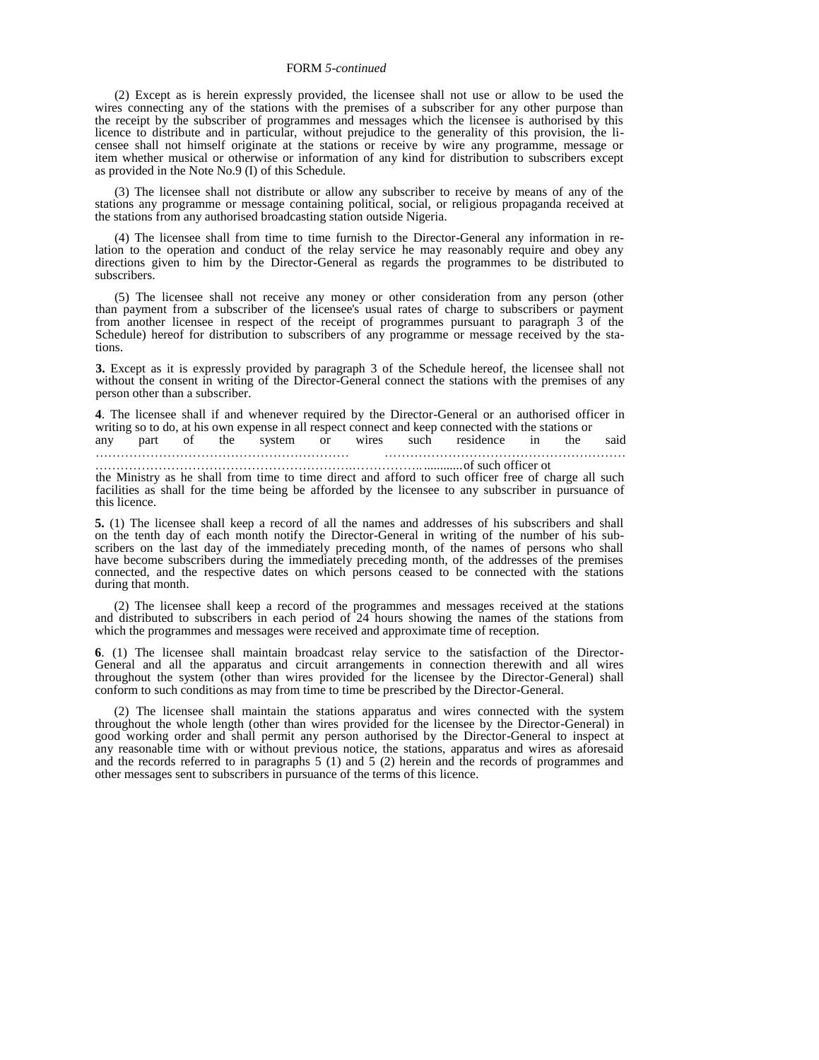FORM *5-continued*

(2) Except as is herein expressly provided, the licensee shall not use or allow to be used the wires connecting any of the stations with the premises of a subscriber for any other purpose than the receipt by the subscriber of programmes and messages which the licensee is authorised by this licence to distribute and in particular, without prejudice to the generality of this provision, the licensee shall not himself originate at the stations or receive by wire any programme, message or item whether musical or otherwise or information of any kind for distribution to subscribers except as provided in the Note No.9 (I) of this Schedule.

(3) The licensee shall not distribute or allow any subscriber to receive by means of any of the stations any programme or message containing political, social, or religious propaganda received at the stations from any authorised broadcasting station outside Nigeria.

(4) The licensee shall from time to time furnish to the Director-General any information in relation to the operation and conduct of the relay service he may reasonably require and obey any directions given to him by the Director-General as regards the programmes to be distributed to subscribers.

(5) The licensee shall not receive any money or other consideration from any person (other than payment from a subscriber of the licensee's usual rates of charge to subscribers or payment from another licensee in respect of the receipt of programmes pursuant to paragraph 3 of the Schedule) hereof for distribution to subscribers of any programme or message received by the stations.

**3.** Except as it is expressly provided by paragraph 3 of the Schedule hereof, the licensee shall not without the consent in writing of the Director-General connect the stations with the premises of any person other than a subscriber.

**4**. The licensee shall if and whenever required by the Director-General or an authorised officer in writing so to do, at his own expense in all respect connect and keep connected with the stations or any part of the system or wires such residence in the said …………………………………………………… ………………………………………………… ……………………………………………………………………. ........... of such officer ot the Ministry as he shall from time to time direct and afford to such officer free of charge all such facilities as shall for the time being be afforded by the licensee to any subscriber in pursuance of this licence.

**5.** (1) The licensee shall keep a record of all the names and addresses of his subscribers and shall on the tenth day of each month notify the Director-General in writing of the number of his subscribers on the last day of the immediately preceding month, of the names of persons who shall have become subscribers during the immediately preceding month, of the addresses of the premises connected, and the respective dates on which persons ceased to be connected with the stations during that month.

(2) The licensee shall keep a record of the programmes and messages received at the stations and distributed to subscribers in each period of 24 hours showing the names of the stations from which the programmes and messages were received and approximate time of reception.

**6**. (1) The licensee shall maintain broadcast relay service to the satisfaction of the Director-General and all the apparatus and circuit arrangements in connection therewith and all wires throughout the system (other than wires provided for the licensee by the Director-General) shall conform to such conditions as may from time to time be prescribed by the Director-General.

(2) The licensee shall maintain the stations apparatus and wires connected with the system throughout the whole length (other than wires provided for the licensee by the Director-General) in good working order and shall permit any person authorised by the Director-General to inspect at any reasonable time with or without previous notice, the stations, apparatus and wires as aforesaid and the records referred to in paragraphs 5 (1) and 5 (2) herein and the records of programmes and other messages sent to subscribers in pursuance of the terms of this licence.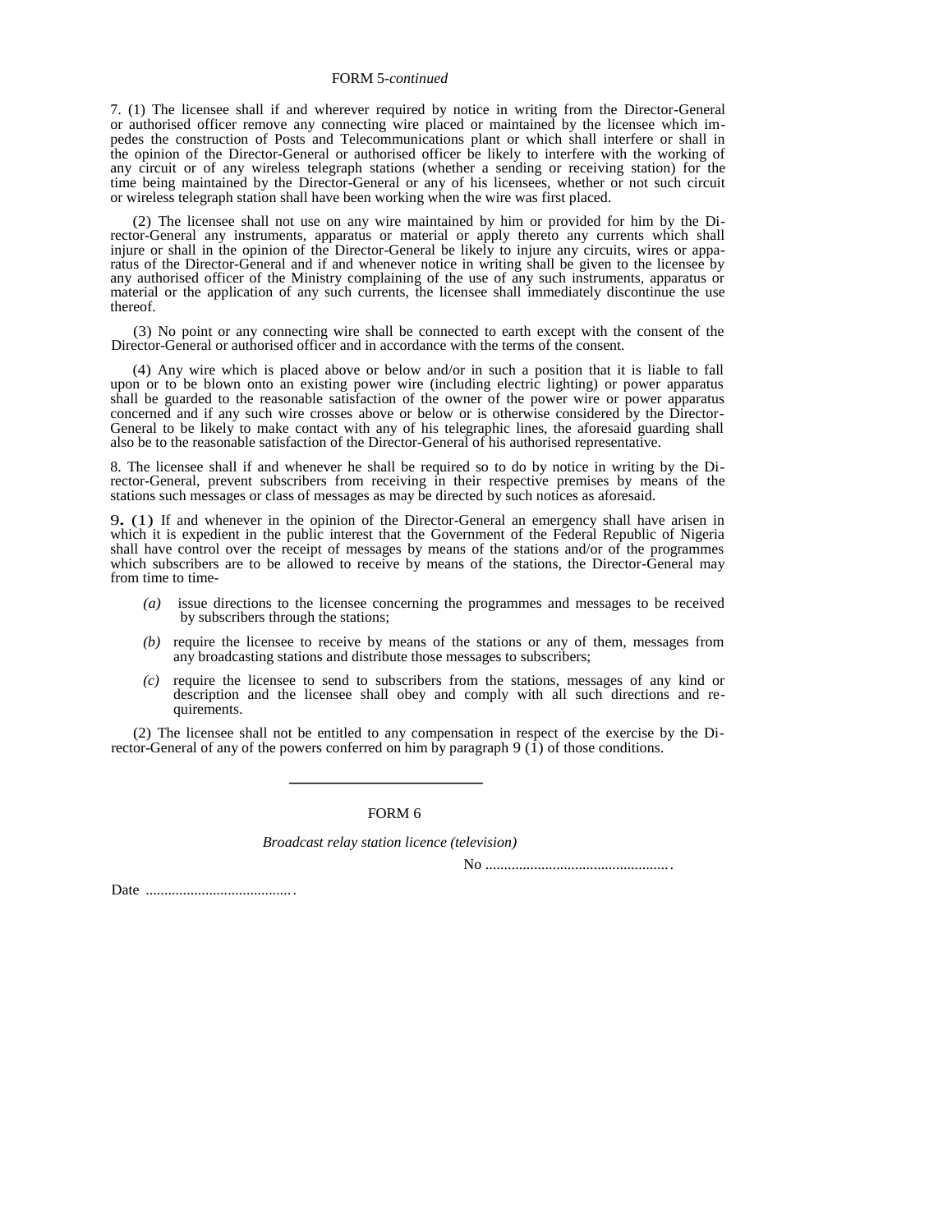FORM 5-*continued*

7. (1) The licensee shall if and wherever required by notice in writing from the Director-General or authorised officer remove any connecting wire placed or maintained by the licensee which impedes the construction of Posts and Telecommunications plant or which shall interfere or shall in the opinion of the Director-General or authorised officer be likely to interfere with the working of any circuit or of any wireless telegraph stations (whether a sending or receiving station) for the time being maintained by the Director-General or any of his licensees, whether or not such circuit or wireless telegraph station shall have been working when the wire was first placed.

(2) The licensee shall not use on any wire maintained by him or provided for him by the Director-General any instruments, apparatus or material or apply thereto any currents which shall injure or shall in the opinion of the Director-General be likely to injure any circuits, wires or apparatus of the Director-General and if and whenever notice in writing shall be given to the licensee by any authorised officer of the Ministry complaining of the use of any such instruments, apparatus or material or the application of any such currents, the licensee shall immediately discontinue the use thereof.

(3) No point or any connecting wire shall be connected to earth except with the consent of the Director-General or authorised officer and in accordance with the terms of the consent.

(4) Any wire which is placed above or below and/or in such a position that it is liable to fall upon or to be blown onto an existing power wire (including electric lighting) or power apparatus shall be guarded to the reasonable satisfaction of the owner of the power wire or power apparatus concerned and if any such wire crosses above or below or is otherwise considered by the Director-General to be likely to make contact with any of his telegraphic lines, the aforesaid guarding shall also be to the reasonable satisfaction of the Director-General of his authorised representative.

8. The licensee shall if and whenever he shall be required so to do by notice in writing by the Director-General, prevent subscribers from receiving in their respective premises by means of the stations such messages or class of messages as may be directed by such notices as aforesaid.

9. (1) If and whenever in the opinion of the Director-General an emergency shall have arisen in which it is expedient in the public interest that the Government of the Federal Republic of Nigeria shall have control over the receipt of messages by means of the stations and/or of the programmes which subscribers are to be allowed to receive by means of the stations, the Director-General may from time to time-

*(a)* issue directions to the licensee concerning the programmes and messages to be received by subscribers through the stations;

*(b)* require the licensee to receive by means of the stations or any of them, messages from any broadcasting stations and distribute those messages to subscribers;

*(c)* require the licensee to send to subscribers from the stations, messages of any kind or description and the licensee shall obey and comply with all such directions and requirements.

(2) The licensee shall not be entitled to any compensation in respect of the exercise by the Director-General of any of the powers conferred on him by paragraph 9 (1) of those conditions.

---

FORM 6

*Broadcast relay station licence (television)*

No .................................................

Date .......................................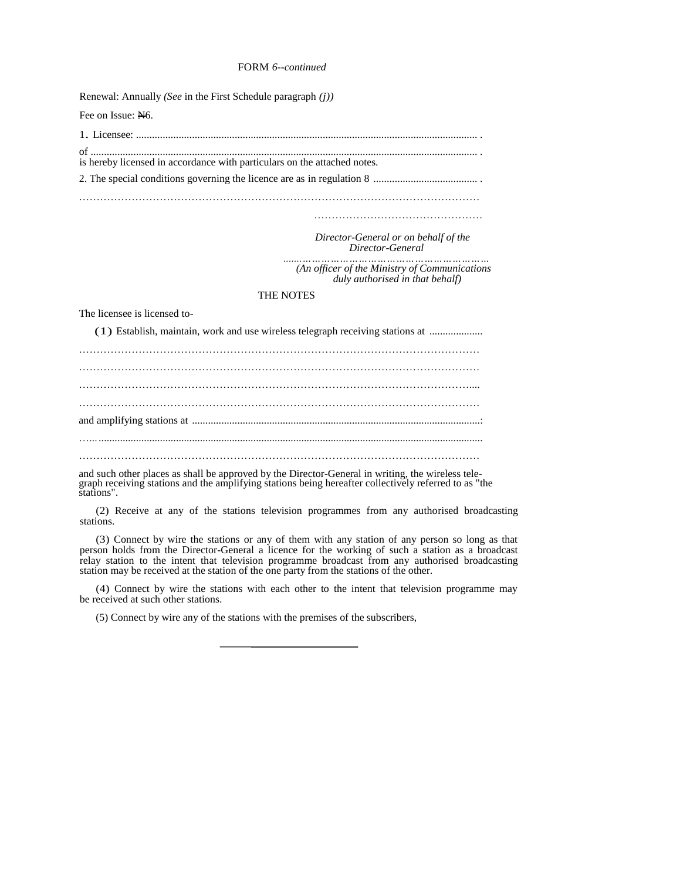FORM *6--continued*

Renewal: Annually *(See* in the First Schedule paragraph *(j))*

Fee on Issue: ₦6.

1. Licensee: ................................................................................................................................ .

of ................................................................................................................................................ .
is hereby licensed in accordance with particulars on the attached notes.

2. The special conditions governing the licence are as in regulation 8 ....................................... .

……………………………………………………………………………………………………

……………………………………………

*Director-General or on behalf of the Director-General*

……………………………………………………

*(An officer of the Ministry of Communications duly authorised in that behalf)*

THE NOTES

The licensee is licensed to-

(1) Establish, maintain, work and use wireless telegraph receiving stations at ....................

……………………………………………………………………………………………………

……………………………………………………………………………………………………

……………………………………………………………………………………………………

……………………………………………………………………………………………………

and amplifying stations at ...........................................................................................................:

…..................................................................................................................................................

……………………………………………………………………………………………………

and such other places as shall be approved by the Director-General in writing, the wireless telegraph receiving stations and the amplifying stations being hereafter collectively referred to as "the stations".

(2) Receive at any of the stations television programmes from any authorised broadcasting stations.

(3) Connect by wire the stations or any of them with any station of any person so long as that person holds from the Director-General a licence for the working of such a station as a broadcast relay station to the intent that television programme broadcast from any authorised broadcasting station may be received at the station of the one party from the stations of the other.

(4) Connect by wire the stations with each other to the intent that television programme may be received at such other stations.

(5) Connect by wire any of the stations with the premises of the subscribers,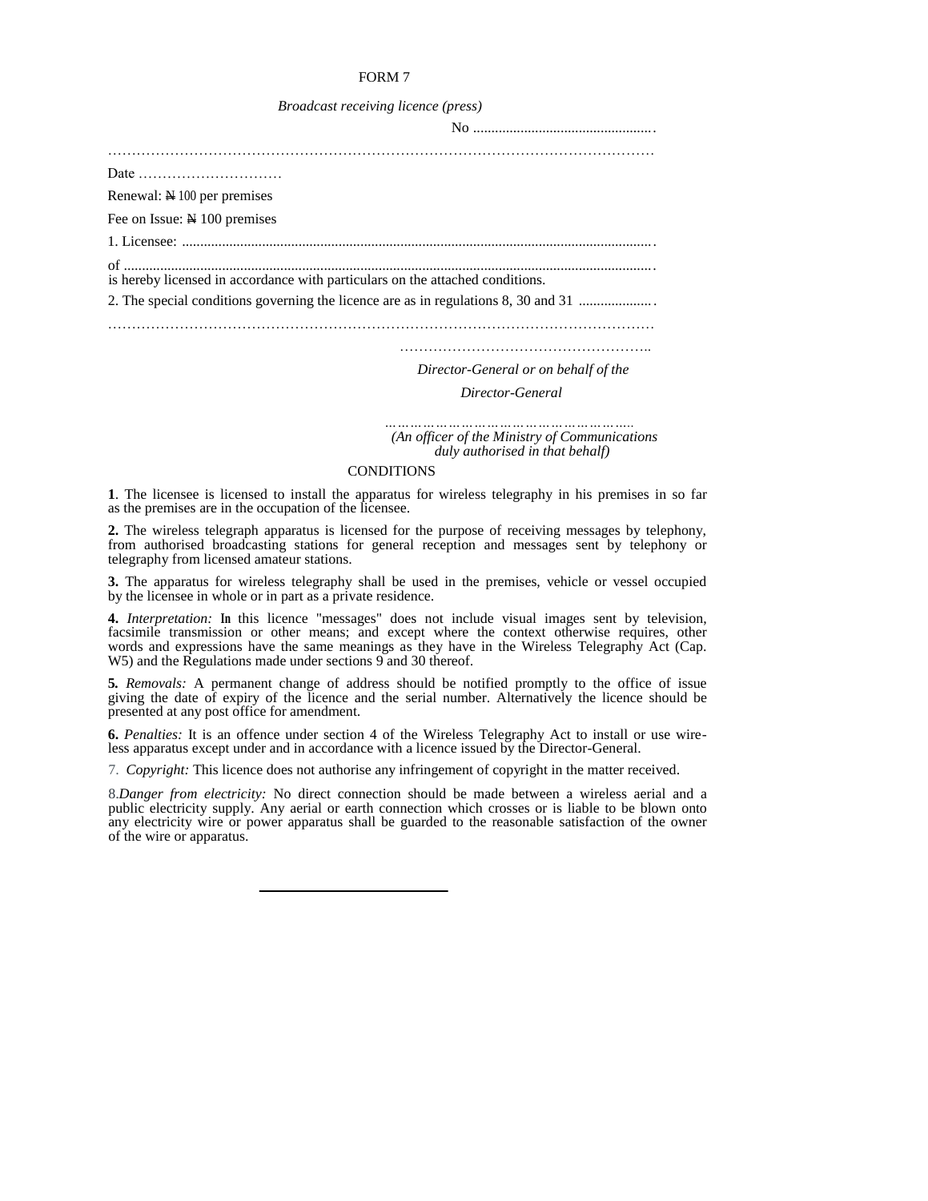FORM 7

*Broadcast receiving licence (press)*

No ..................................................

.....................................................................................................................

Date ............................

Renewal: ₦ 100 per premises

Fee on Issue: ₦ 100 premises

1. Licensee: ..................................................................................................................................

of ................................................................................................................................................
is hereby licensed in accordance with particulars on the attached conditions.

2. The special conditions governing the licence are as in regulations 8, 30 and 31 ....................

.....................................................................................................................

.....................................................

*Director-General or on behalf of the*

*Director-General*

.....................................................

*(An officer of the Ministry of Communications duly authorised in that behalf)*

CONDITIONS

**1**. The licensee is licensed to install the apparatus for wireless telegraphy in his premises in so far as the premises are in the occupation of the licensee.

**2.** The wireless telegraph apparatus is licensed for the purpose of receiving messages by telephony, from authorised broadcasting stations for general reception and messages sent by telephony or telegraphy from licensed amateur stations.

**3.** The apparatus for wireless telegraphy shall be used in the premises, vehicle or vessel occupied by the licensee in whole or in part as a private residence.

**4.** *Interpretation:* In this licence "messages" does not include visual images sent by television, facsimile transmission or other means; and except where the context otherwise requires, other words and expressions have the same meanings as they have in the Wireless Telegraphy Act (Cap. W5) and the Regulations made under sections 9 and 30 thereof.

**5.** *Removals:* A permanent change of address should be notified promptly to the office of issue giving the date of expiry of the licence and the serial number. Alternatively the licence should be presented at any post office for amendment.

**6.** *Penalties:* It is an offence under section 4 of the Wireless Telegraphy Act to install or use wireless apparatus except under and in accordance with a licence issued by the Director-General.

7. *Copyright:* This licence does not authorise any infringement of copyright in the matter received.

8. *Danger from electricity:* No direct connection should be made between a wireless aerial and a public electricity supply. Any aerial or earth connection which crosses or is liable to be blown onto any electricity wire or power apparatus shall be guarded to the reasonable satisfaction of the owner of the wire or apparatus.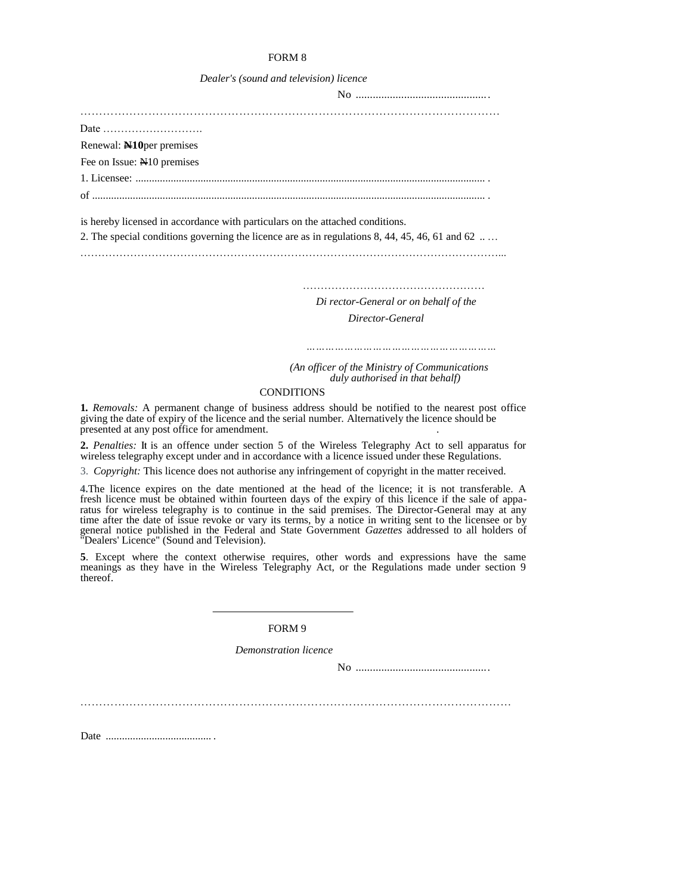FORM 8

*Dealer's (sound and television) licence*

No ...............................................

.....................................................................................................................

Date ……………………….

Renewal: **₦10**per premises

Fee on Issue: ₦10 premises

1. Licensee: ................................................................................................................................ .

of ................................................................................................................................................ .

is hereby licensed in accordance with particulars on the attached conditions.

2. The special conditions governing the licence are as in regulations 8, 44, 45, 46, 61 and 62 .. …

…………………………………………………………………………………………………...

……………………………………………

*Di rector-General or on behalf of the Director-General*

…………………………………………………

*(An officer of the Ministry of Communications duly authorised in that behalf)*

CONDITIONS

**1.** *Removals:* A permanent change of business address should be notified to the nearest post office giving the date of expiry of the licence and the serial number. Alternatively the licence should be presented at any post office for amendment.

**2.** *Penalties:* It is an offence under section 5 of the Wireless Telegraphy Act to sell apparatus for wireless telegraphy except under and in accordance with a licence issued under these Regulations.

3. *Copyright:* This licence does not authorise any infringement of copyright in the matter received.

**4.**The licence expires on the date mentioned at the head of the licence; it is not transferable. A fresh licence must be obtained within fourteen days of the expiry of this licence if the sale of apparatus for wireless telegraphy is to continue in the said premises. The Director-General may at any time after the date of issue revoke or vary its terms, by a notice in writing sent to the licensee or by general notice published in the Federal and State Government *Gazettes* addressed to all holders of "Dealers' Licence" (Sound and Television).

**5**. Except where the context otherwise requires, other words and expressions have the same meanings as they have in the Wireless Telegraphy Act, or the Regulations made under section 9 thereof.

---

FORM 9

*Demonstration licence*

No ...............................................

…………………………………………………………………………………………………

Date ....................................... .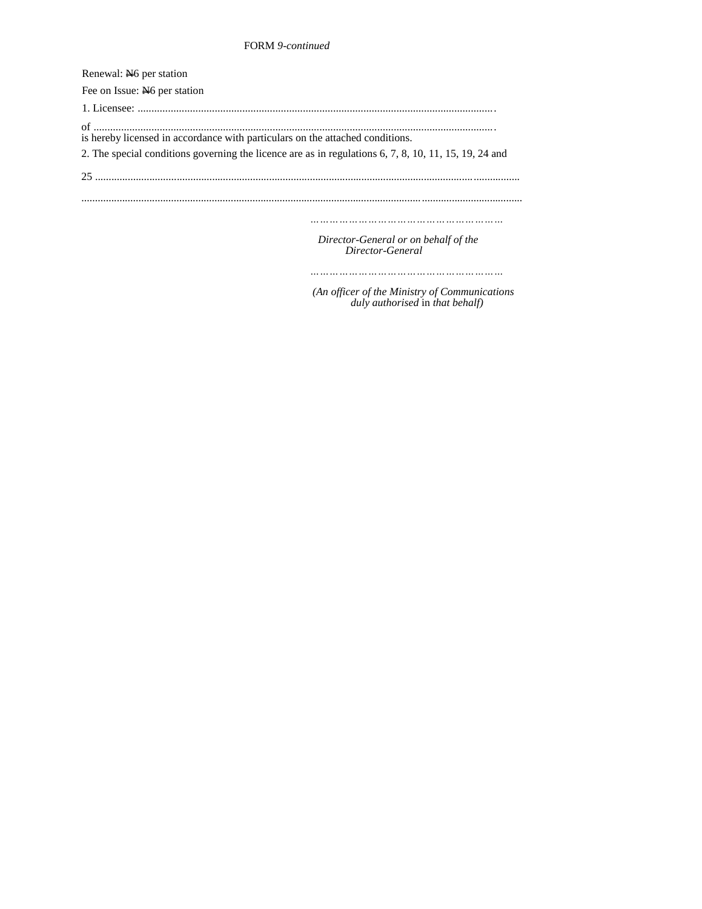FORM *9-continued*

Renewal: ₦6 per station

Fee on Issue: ₦6 per station

1. Licensee: ..........................................................................................................................

of ..........................................................................................................................
is hereby licensed in accordance with particulars on the attached conditions.

2. The special conditions governing the licence are as in regulations 6, 7, 8, 10, 11, 15, 19, 24 and

25 ..........................................................................................................................

..........................................................................................................................

…………………………………………………

*Director-General or on behalf of the Director-General*

…………………………………………………

*(An officer of the Ministry of Communications duly authorised* in *that behalf)*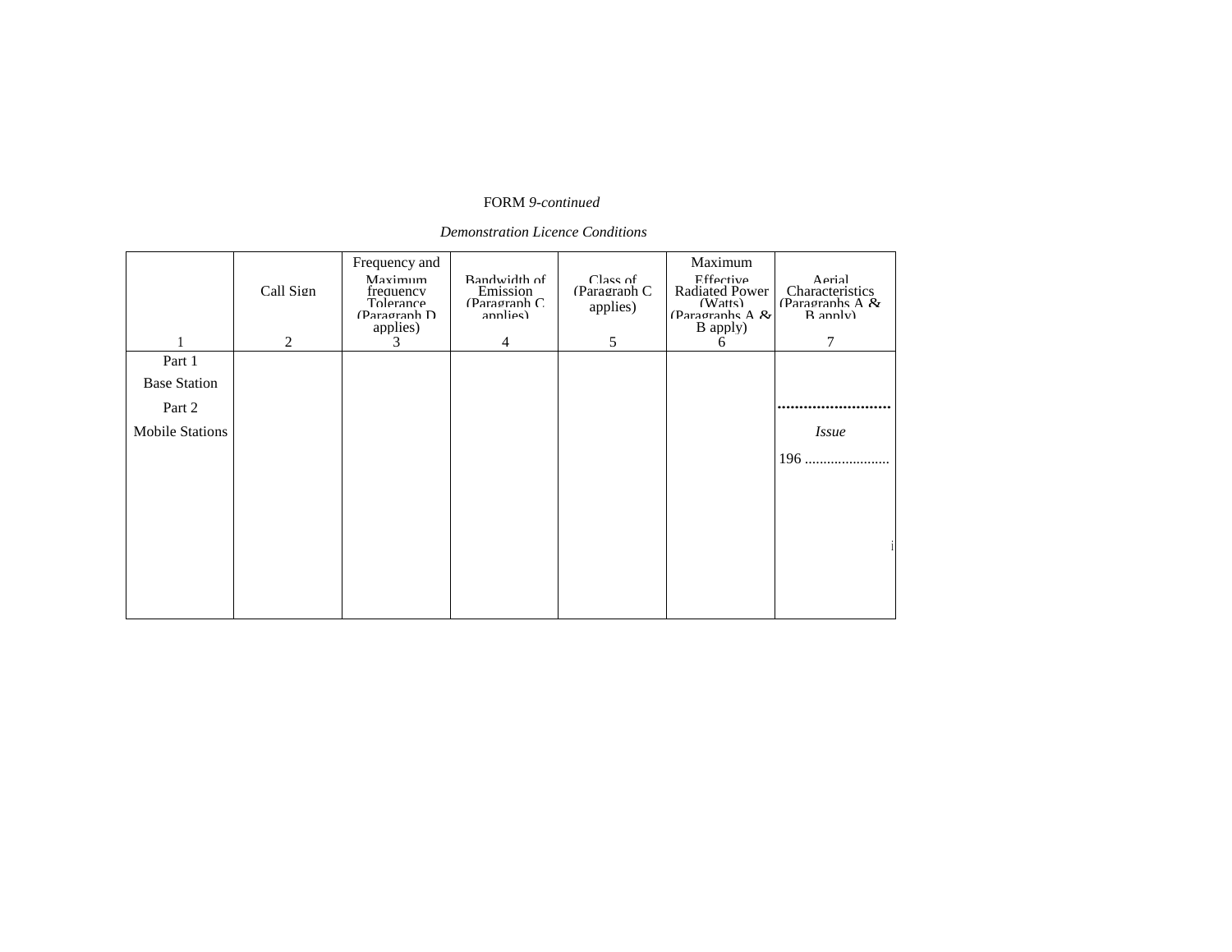FORM *9-continued*

*Demonstration Licence Conditions*

| 1 | Call Sign<br>2 | Frequency and Maximum frequency Tolerance (Paragraph D applies)<br>3 | Bandwidth of Emission (Paragraph C applies)<br>4 | Class of (Paragraph C applies)<br>5 | Maximum Effective Radiated Power (Watts) (Paragraphs A & B apply)<br>6 | Aerial Characteristics (Paragraphs A & B apply)<br>7 |
|---|---|---|---|---|---|---|
| Part 1 | | | | | | |
| Base Station | | | | | | |
| Part 2 | | | | | | ............................ |
| Mobile Stations | | | | | | *Issue* |
| | | | | | | 196 ....................... |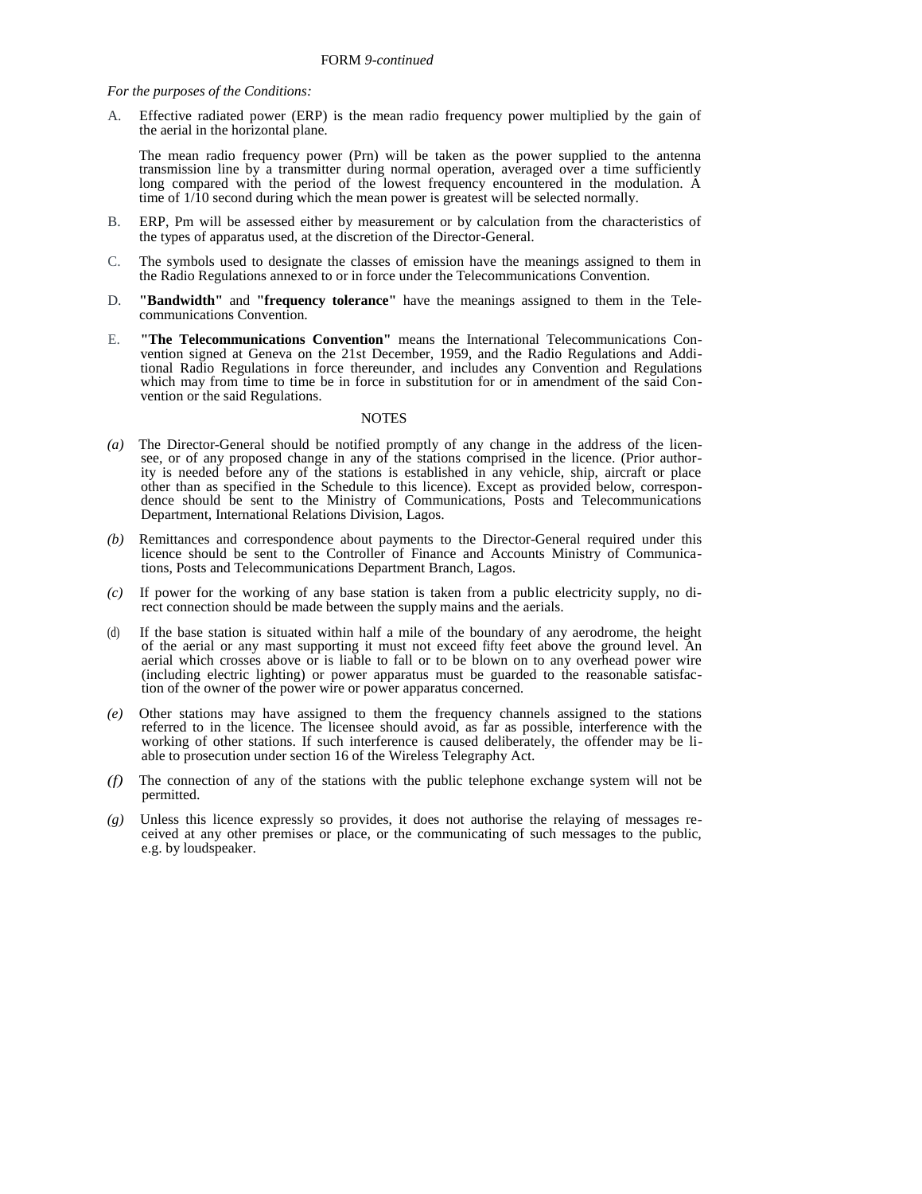FORM *9-continued*

*For the purposes of the Conditions:*

A. Effective radiated power (ERP) is the mean radio frequency power multiplied by the gain of the aerial in the horizontal plane.

The mean radio frequency power (Prn) will be taken as the power supplied to the antenna transmission line by a transmitter during normal operation, averaged over a time sufficiently long compared with the period of the lowest frequency encountered in the modulation. A time of 1/10 second during which the mean power is greatest will be selected normally.

B. ERP, Pm will be assessed either by measurement or by calculation from the characteristics of the types of apparatus used, at the discretion of the Director-General.

C. The symbols used to designate the classes of emission have the meanings assigned to them in the Radio Regulations annexed to or in force under the Telecommunications Convention.

D. **"Bandwidth"** and **"frequency tolerance"** have the meanings assigned to them in the Telecommunications Convention.

E. **"The Telecommunications Convention"** means the International Telecommunications Convention signed at Geneva on the 21st December, 1959, and the Radio Regulations and Additional Radio Regulations in force thereunder, and includes any Convention and Regulations which may from time to time be in force in substitution for or in amendment of the said Convention or the said Regulations.

NOTES

*(a)* The Director-General should be notified promptly of any change in the address of the licensee, or of any proposed change in any of the stations comprised in the licence. (Prior authority is needed before any of the stations is established in any vehicle, ship, aircraft or place other than as specified in the Schedule to this licence). Except as provided below, correspondence should be sent to the Ministry of Communications, Posts and Telecommunications Department, International Relations Division, Lagos.

*(b)* Remittances and correspondence about payments to the Director-General required under this licence should be sent to the Controller of Finance and Accounts Ministry of Communications, Posts and Telecommunications Department Branch, Lagos.

*(c)* If power for the working of any base station is taken from a public electricity supply, no direct connection should be made between the supply mains and the aerials.

(d) If the base station is situated within half a mile of the boundary of any aerodrome, the height of the aerial or any mast supporting it must not exceed fifty feet above the ground level. An aerial which crosses above or is liable to fall or to be blown on to any overhead power wire (including electric lighting) or power apparatus must be guarded to the reasonable satisfaction of the owner of the power wire or power apparatus concerned.

*(e)* Other stations may have assigned to them the frequency channels assigned to the stations referred to in the licence. The licensee should avoid, as far as possible, interference with the working of other stations. If such interference is caused deliberately, the offender may be liable to prosecution under section 16 of the Wireless Telegraphy Act.

*(f)* The connection of any of the stations with the public telephone exchange system will not be permitted.

*(g)* Unless this licence expressly so provides, it does not authorise the relaying of messages received at any other premises or place, or the communicating of such messages to the public, e.g. by loudspeaker.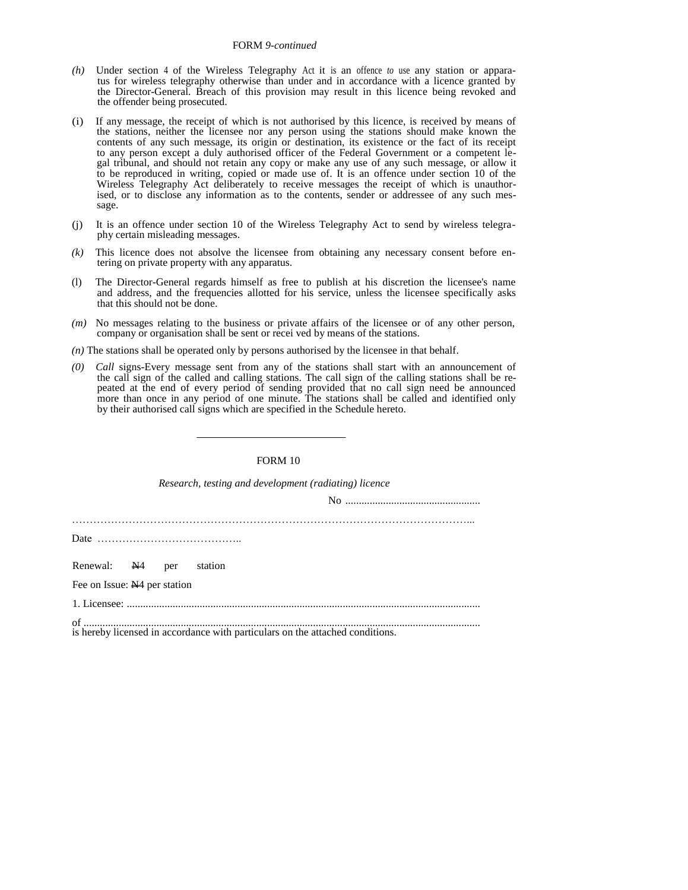FORM *9-continued*

*(h)* Under section 4 of the Wireless Telegraphy Act it is an offence *to* use any station or apparatus for wireless telegraphy otherwise than under and in accordance with a licence granted by the Director-General. Breach of this provision may result in this licence being revoked and the offender being prosecuted.

(i) If any message, the receipt of which is not authorised by this licence, is received by means of the stations, neither the licensee nor any person using the stations should make known the contents of any such message, its origin or destination, its existence or the fact of its receipt to any person except a duly authorised officer of the Federal Government or a competent legal tribunal, and should not retain any copy or make any use of any such message, or allow it to be reproduced in writing, copied or made use of. It is an offence under section 10 of the Wireless Telegraphy Act deliberately to receive messages the receipt of which is unauthorised, or to disclose any information as to the contents, sender or addressee of any such message.

(j) It is an offence under section 10 of the Wireless Telegraphy Act to send by wireless telegraphy certain misleading messages.

*(k)* This licence does not absolve the licensee from obtaining any necessary consent before entering on private property with any apparatus.

(l) The Director-General regards himself as free to publish at his discretion the licensee's name and address, and the frequencies allotted for his service, unless the licensee specifically asks that this should not be done.

*(m)* No messages relating to the business or private affairs of the licensee or of any other person, company or organisation shall be sent or recei ved by means of the stations.

*(n)* The stations shall be operated only by persons authorised by the licensee in that behalf.

*(0)* *Call* signs-Every message sent from any of the stations shall start with an announcement of the call sign of the called and calling stations. The call sign of the calling stations shall be repeated at the end of every period of sending provided that no call sign need be announced more than once in any period of one minute. The stations shall be called and identified only by their authorised call signs which are specified in the Schedule hereto.

---

FORM 10

*Research, testing and development (radiating) licence*

No ..................................................

……………………………………………………………………………………………………...

Date …………………………………..

Renewal: ₦4 per station

Fee on Issue: ₦4 per station

1. Licensee: ..................................................................................................................................

of ..................................................................................................................................................
is hereby licensed in accordance with particulars on the attached conditions.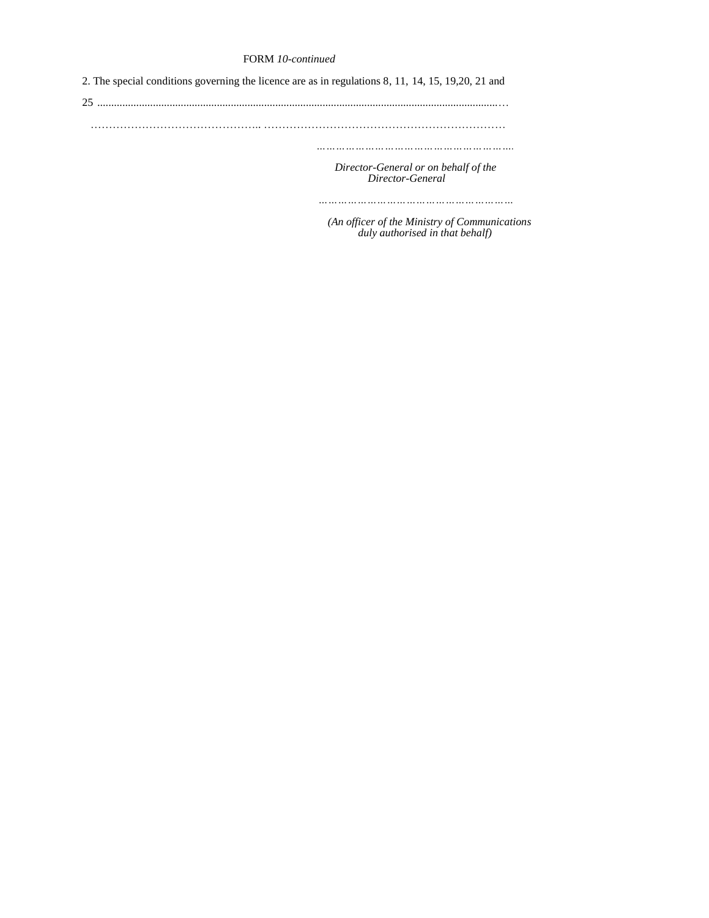FORM *10-continued*

2. The special conditions governing the licence are as in regulations 8, 11, 14, 15, 19,20, 21 and 25 ...............................................................................................................................................…

……………………………………….. …………………………………………………………

*………………………………………………….*

*Director-General or on behalf of the Director-General*

*…………………………………………………*

*(An officer of the Ministry of Communications duly authorised in that behalf)*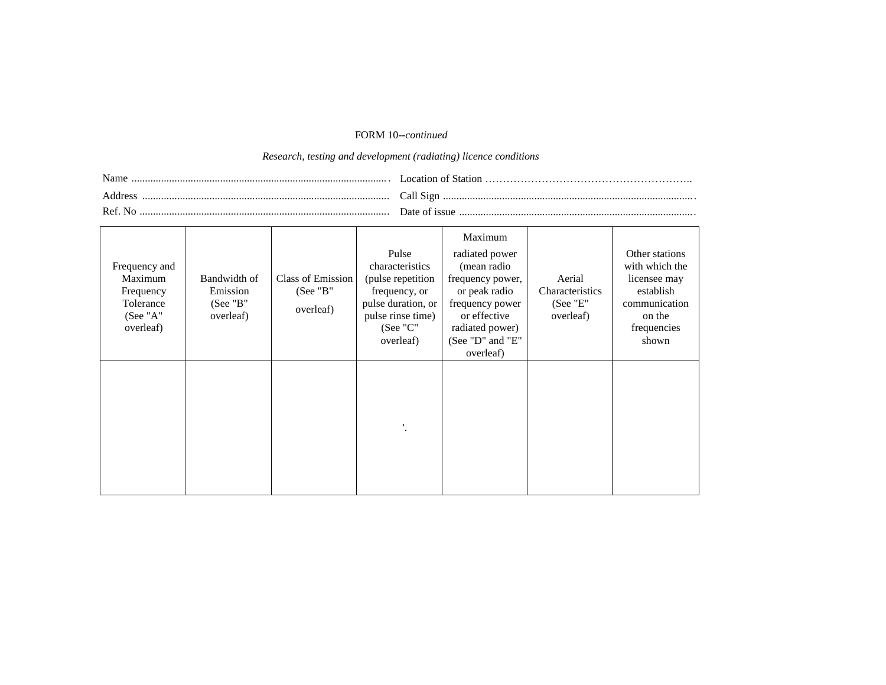FORM 10--*continued*

*Research, testing and development (radiating) licence conditions*

Name ............................................................................................... Location of Station …………………………………………………..

Address ........................................................................................... Call Sign ............................................................................................

Ref. No ............................................................................................. Date of issue .......................................................................................

| Frequency and Maximum Frequency Tolerance (See "A" overleaf) | Bandwidth of Emission (See "B" overleaf) | Class of Emission (See "B" overleaf) | Pulse characteristics (pulse repetition frequency, or pulse duration, or pulse rinse time) (See "C" overleaf) | Maximum radiated power (mean radio frequency power, or peak radio frequency power or effective radiated power) (See "D" and "E" overleaf) | Aerial Characteristics (See "E" overleaf) | Other stations with which the licensee may establish communication on the frequencies shown |
|---|---|---|---|---|---|---|
| | | | '. | | | |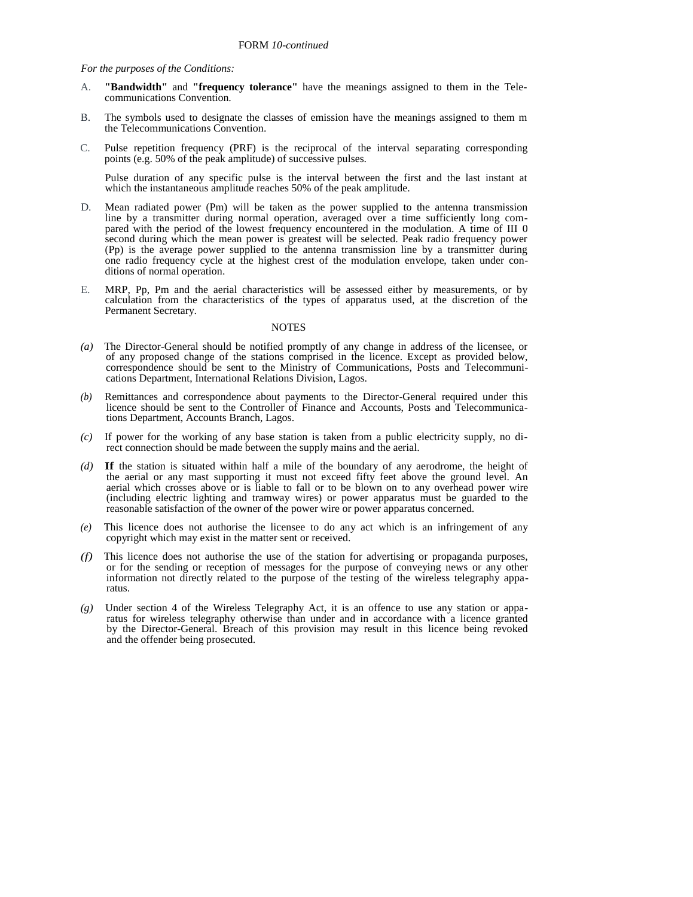FORM *10-continued*

*For the purposes of the Conditions:*

A. **"Bandwidth"** and **"frequency tolerance"** have the meanings assigned to them in the Telecommunications Convention.

B. The symbols used to designate the classes of emission have the meanings assigned to them m the Telecommunications Convention.

C. Pulse repetition frequency (PRF) is the reciprocal of the interval separating corresponding points (e.g. 50% of the peak amplitude) of successive pulses.

Pulse duration of any specific pulse is the interval between the first and the last instant at which the instantaneous amplitude reaches 50% of the peak amplitude.

D. Mean radiated power (Pm) will be taken as the power supplied to the antenna transmission line by a transmitter during normal operation, averaged over a time sufficiently long compared with the period of the lowest frequency encountered in the modulation. A time of III 0 second during which the mean power is greatest will be selected. Peak radio frequency power (Pp) is the average power supplied to the antenna transmission line by a transmitter during one radio frequency cycle at the highest crest of the modulation envelope, taken under conditions of normal operation.

E. MRP, Pp, Pm and the aerial characteristics will be assessed either by measurements, or by calculation from the characteristics of the types of apparatus used, at the discretion of the Permanent Secretary.

NOTES

*(a)* The Director-General should be notified promptly of any change in address of the licensee, or of any proposed change of the stations comprised in the licence. Except as provided below, correspondence should be sent to the Ministry of Communications, Posts and Telecommunications Department, International Relations Division, Lagos.

*(b)* Remittances and correspondence about payments to the Director-General required under this licence should be sent to the Controller of Finance and Accounts, Posts and Telecommunications Department, Accounts Branch, Lagos.

*(c)* If power for the working of any base station is taken from a public electricity supply, no direct connection should be made between the supply mains and the aerial.

*(d)* **If** the station is situated within half a mile of the boundary of any aerodrome, the height of the aerial or any mast supporting it must not exceed fifty feet above the ground level. An aerial which crosses above or is liable to fall or to be blown on to any overhead power wire (including electric lighting and tramway wires) or power apparatus must be guarded to the reasonable satisfaction of the owner of the power wire or power apparatus concerned.

*(e)* This licence does not authorise the licensee to do any act which is an infringement of any copyright which may exist in the matter sent or received.

*(f)* This licence does not authorise the use of the station for advertising or propaganda purposes, or for the sending or reception of messages for the purpose of conveying news or any other information not directly related to the purpose of the testing of the wireless telegraphy apparatus.

*(g)* Under section 4 of the Wireless Telegraphy Act, it is an offence to use any station or apparatus for wireless telegraphy otherwise than under and in accordance with a licence granted by the Director-General. Breach of this provision may result in this licence being revoked and the offender being prosecuted.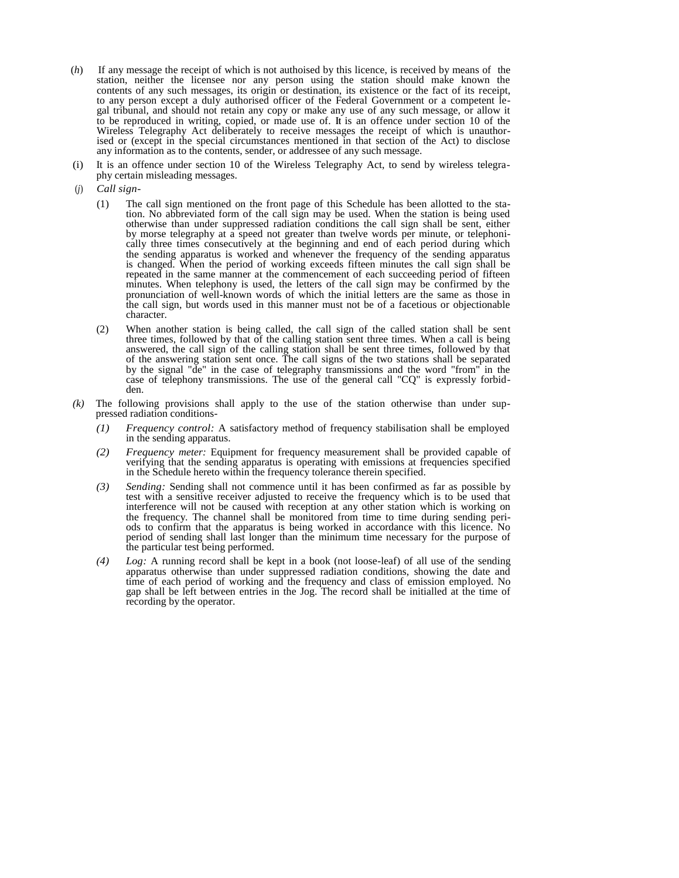(*h*) If any message the receipt of which is not authoised by this licence, is received by means of the station, neither the licensee nor any person using the station should make known the contents of any such messages, its origin or destination, its existence or the fact of its receipt, to any person except a duly authorised officer of the Federal Government or a competent legal tribunal, and should not retain any copy or make any use of any such message, or allow it to be reproduced in writing, copied, or made use of. It is an offence under section 10 of the Wireless Telegraphy Act deliberately to receive messages the receipt of which is unauthorised or (except in the special circumstances mentioned in that section of the Act) to disclose any information as to the contents, sender, or addressee of any such message.

(i) It is an offence under section 10 of the Wireless Telegraphy Act, to send by wireless telegraphy certain misleading messages.

(*j*) *Call sign-*

(1) The call sign mentioned on the front page of this Schedule has been allotted to the station. No abbreviated form of the call sign may be used. When the station is being used otherwise than under suppressed radiation conditions the call sign shall be sent, either by morse telegraphy at a speed not greater than twelve words per minute, or telephonically three times consecutively at the beginning and end of each period during which the sending apparatus is worked and whenever the frequency of the sending apparatus is changed. When the period of working exceeds fifteen minutes the call sign shall be repeated in the same manner at the commencement of each succeeding period of fifteen minutes. When telephony is used, the letters of the call sign may be confirmed by the pronunciation of well-known words of which the initial letters are the same as those in the call sign, but words used in this manner must not be of a facetious or objectionable character.

(2) When another station is being called, the call sign of the called station shall be sent three times, followed by that of the calling station sent three times. When a call is being answered, the call sign of the calling station shall be sent three times, followed by that of the answering station sent once. The call signs of the two stations shall be separated by the signal "de" in the case of telegraphy transmissions and the word "from" in the case of telephony transmissions. The use of the general call "CQ" is expressly forbidden.

*(k)* The following provisions shall apply to the use of the station otherwise than under suppressed radiation conditions-

*(1)* *Frequency control:* A satisfactory method of frequency stabilisation shall be employed in the sending apparatus.

*(2)* *Frequency meter:* Equipment for frequency measurement shall be provided capable of verifying that the sending apparatus is operating with emissions at frequencies specified in the Schedule hereto within the frequency tolerance therein specified.

*(3)* *Sending:* Sending shall not commence until it has been confirmed as far as possible by test with a sensitive receiver adjusted to receive the frequency which is to be used that interference will not be caused with reception at any other station which is working on the frequency. The channel shall be monitored from time to time during sending periods to confirm that the apparatus is being worked in accordance with this licence. No period of sending shall last longer than the minimum time necessary for the purpose of the particular test being performed.

*(4)* *Log:* A running record shall be kept in a book (not loose-leaf) of all use of the sending apparatus otherwise than under suppressed radiation conditions, showing the date and time of each period of working and the frequency and class of emission employed. No gap shall be left between entries in the Jog. The record shall be initialled at the time of recording by the operator.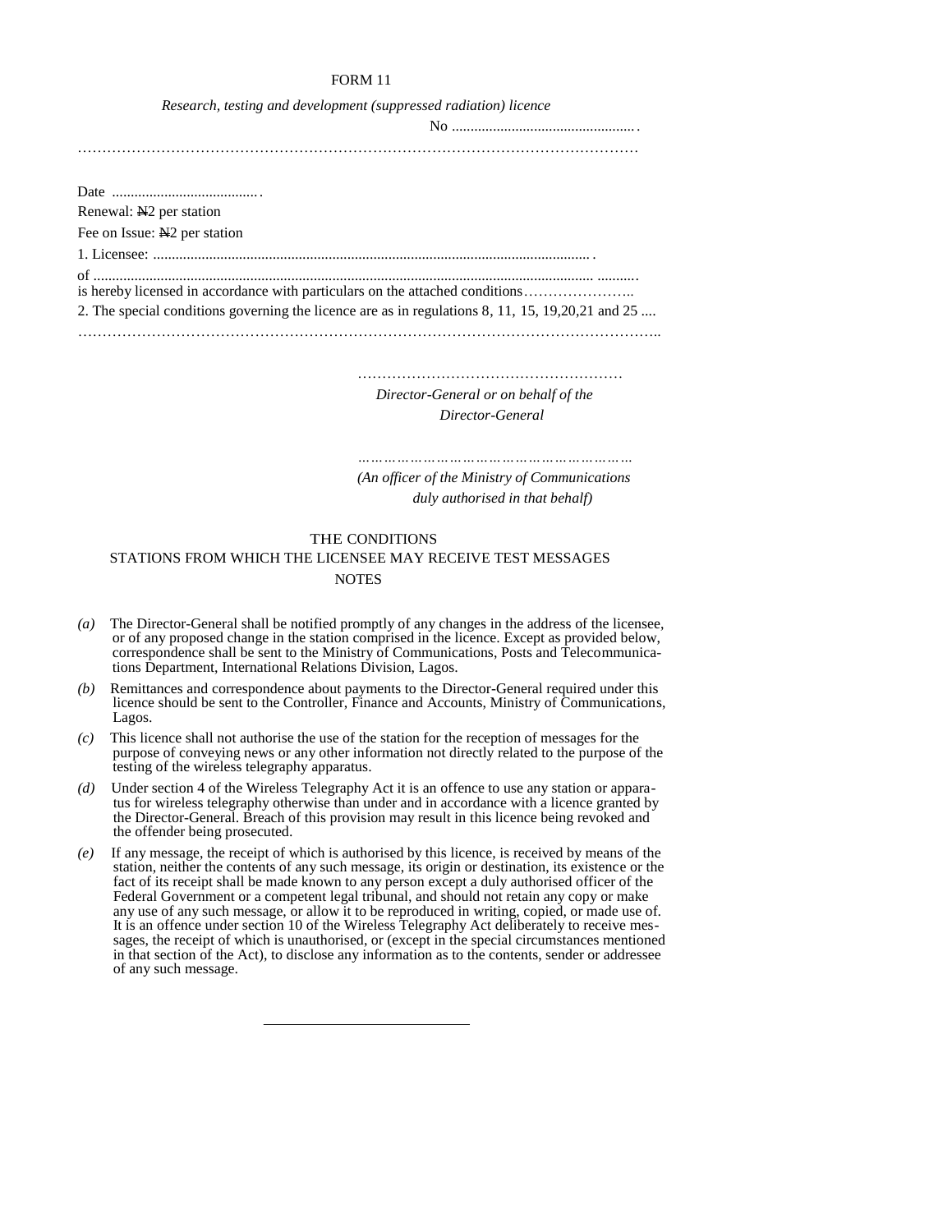FORM 11

*Research, testing and development (suppressed radiation) licence*

No ..................................................

.....................................................................................................................

Date ........................................

Renewal: ₦2 per station

Fee on Issue: ₦2 per station

1\. Licensee: ...................................................................................................................

of ..................................................................................................................................

is hereby licensed in accordance with particulars on the attached conditions.......................

2\. The special conditions governing the licence are as in regulations 8, 11, 15, 19,20,21 and 25 ....

.....................................................................................................................

....................................................

*Director-General or on behalf of the Director-General*

.........................................................

*(An officer of the Ministry of Communications duly authorised in that behalf)*

THE CONDITIONS

STATIONS FROM WHICH THE LICENSEE MAY RECEIVE TEST MESSAGES

NOTES

*(a)* The Director-General shall be notified promptly of any changes in the address of the licensee, or of any proposed change in the station comprised in the licence. Except as provided below, correspondence shall be sent to the Ministry of Communications, Posts and Telecommunications Department, International Relations Division, Lagos.

*(b)* Remittances and correspondence about payments to the Director-General required under this licence should be sent to the Controller, Finance and Accounts, Ministry of Communications, Lagos.

*(c)* This licence shall not authorise the use of the station for the reception of messages for the purpose of conveying news or any other information not directly related to the purpose of the testing of the wireless telegraphy apparatus.

*(d)* Under section 4 of the Wireless Telegraphy Act it is an offence to use any station or apparatus for wireless telegraphy otherwise than under and in accordance with a licence granted by the Director-General. Breach of this provision may result in this licence being revoked and the offender being prosecuted.

*(e)* If any message, the receipt of which is authorised by this licence, is received by means of the station, neither the contents of any such message, its origin or destination, its existence or the fact of its receipt shall be made known to any person except a duly authorised officer of the Federal Government or a competent legal tribunal, and should not retain any copy or make any use of any such message, or allow it to be reproduced in writing, copied, or made use of. It is an offence under section 10 of the Wireless Telegraphy Act deliberately to receive messages, the receipt of which is unauthorised, or (except in the special circumstances mentioned in that section of the Act), to disclose any information as to the contents, sender or addressee of any such message.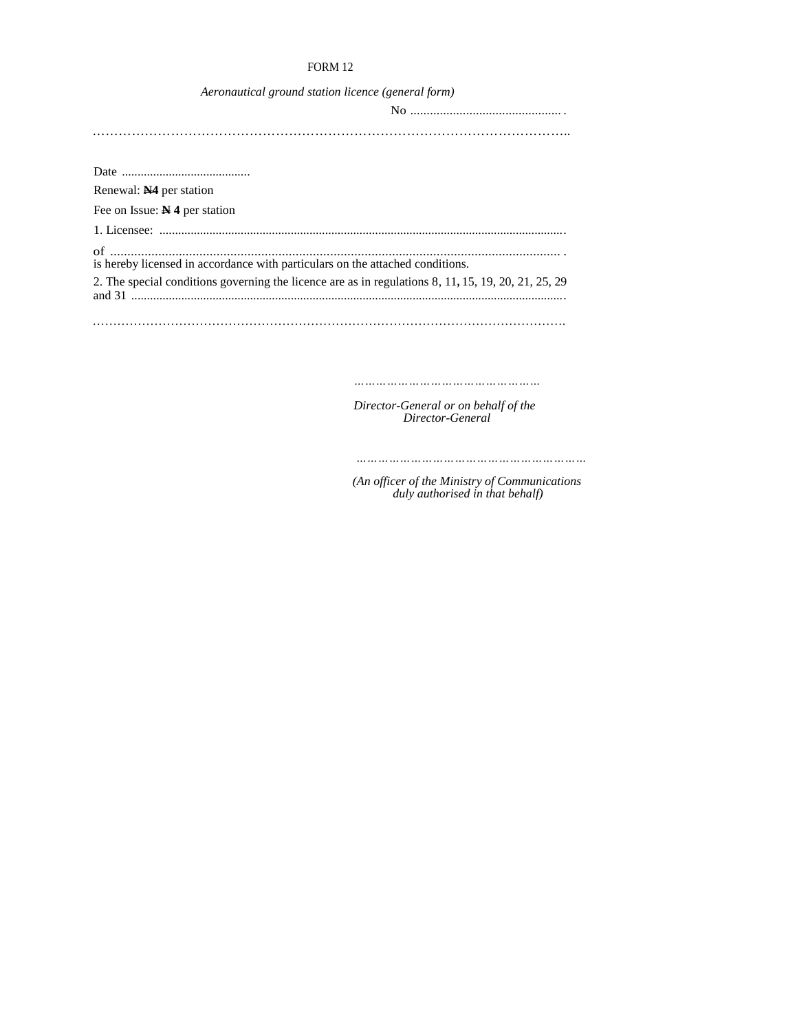FORM 12

*Aeronautical ground station licence (general form)*

No ............................................... .

……………………………………………………………………………………………………..

Date .........................................

Renewal: **N4** per station

Fee on Issue: **N 4** per station

1. Licensee: ................................................................................................................................

of .................................................................................................................................... .
is hereby licensed in accordance with particulars on the attached conditions.

2. The special conditions governing the licence are as in regulations 8, 11, 15, 19, 20, 21, 25, 29 and 31 .........................................................................................................................................

…………………………………………………………………………………………………….

…………………………………………

*Director-General or on behalf of the Director-General*

……………………………………………………

*(An officer of the Ministry of Communications duly authorised in that behalf)*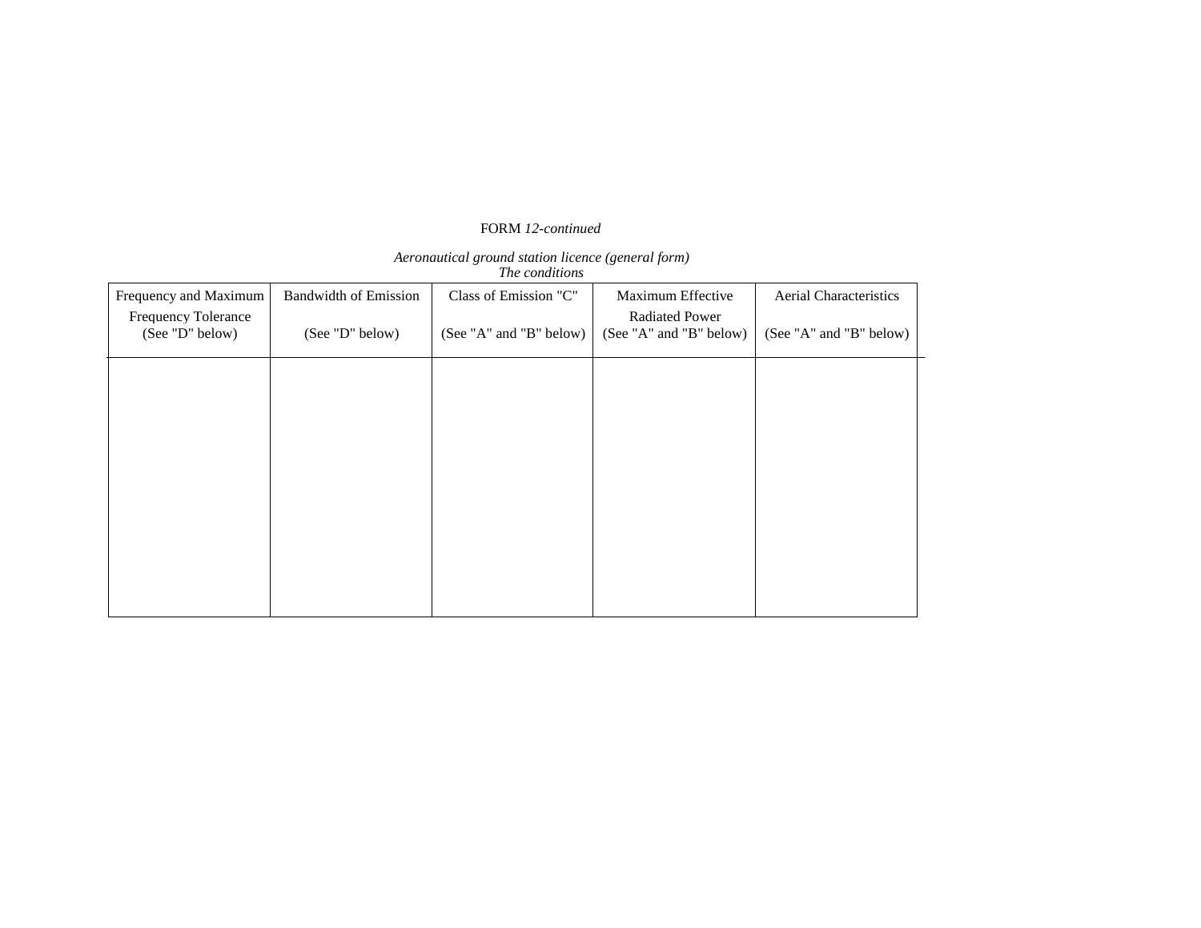FORM *12-continued*

*Aeronautical ground station licence (general form)*
*The conditions*

| Frequency and Maximum Frequency Tolerance (See "D" below) | Bandwidth of Emission (See "D" below) | Class of Emission "C" (See "A" and "B" below) | Maximum Effective Radiated Power (See "A" and "B" below) | Aerial Characteristics (See "A" and "B" below) |
|---|---|---|---|---|
| | | | | |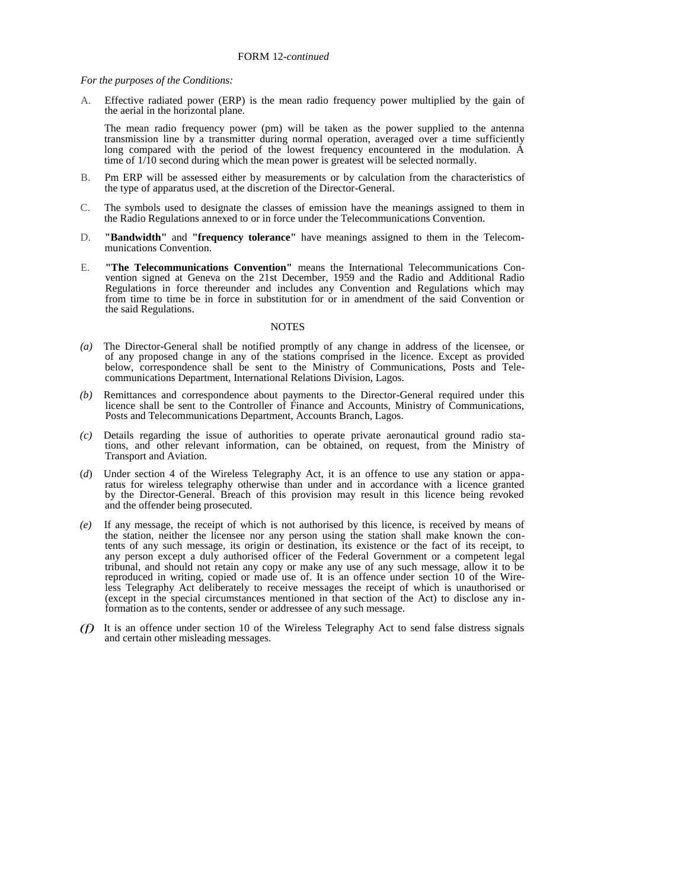FORM 12-*continued*

*For the purposes of the Conditions:*

A. Effective radiated power (ERP) is the mean radio frequency power multiplied by the gain of the aerial in the horizontal plane.

The mean radio frequency power (pm) will be taken as the power supplied to the antenna transmission line by a transmitter during normal operation, averaged over a time sufficiently long compared with the period of the lowest frequency encountered in the modulation. A time of 1/10 second during which the mean power is greatest will be selected normally.

B. Pm ERP will be assessed either by measurements or by calculation from the characteristics of the type of apparatus used, at the discretion of the Director-General.

C. The symbols used to designate the classes of emission have the meanings assigned to them in the Radio Regulations annexed to or in force under the Telecommunications Convention.

D. **"Bandwidth"** and **"frequency tolerance"** have meanings assigned to them in the Telecommunications Convention.

E. **"The Telecommunications Convention"** means the International Telecommunications Convention signed at Geneva on the 21st December, 1959 and the Radio and Additional Radio Regulations in force thereunder and includes any Convention and Regulations which may from time to time be in force in substitution for or in amendment of the said Convention or the said Regulations.

NOTES

*(a)* The Director-General shall be notified promptly of any change in address of the licensee, or of any proposed change in any of the stations comprised in the licence. Except as provided below, correspondence shall be sent to the Ministry of Communications, Posts and Telecommunications Department, International Relations Division, Lagos.

*(b)* Remittances and correspondence about payments to the Director-General required under this licence shall be sent to the Controller of Finance and Accounts, Ministry of Communications, Posts and Telecommunications Department, Accounts Branch, Lagos.

*(c)* Details regarding the issue of authorities to operate private aeronautical ground radio stations, and other relevant information, can be obtained, on request, from the Ministry of Transport and Aviation.

(*d*) Under section 4 of the Wireless Telegraphy Act, it is an offence to use any station or apparatus for wireless telegraphy otherwise than under and in accordance with a licence granted by the Director-General. Breach of this provision may result in this licence being revoked and the offender being prosecuted.

*(e)* If any message, the receipt of which is not authorised by this licence, is received by means of the station, neither the licensee nor any person using the station shall make known the contents of any such message, its origin or destination, its existence or the fact of its receipt, to any person except a duly authorised officer of the Federal Government or a competent legal tribunal, and should not retain any copy or make any use of any such message, allow it to be reproduced in writing, copied or made use of. It is an offence under section 10 of the Wireless Telegraphy Act deliberately to receive messages the receipt of which is unauthorised or (except in the special circumstances mentioned in that section of the Act) to disclose any information as to the contents, sender or addressee of any such message.

*(f)* It is an offence under section 10 of the Wireless Telegraphy Act to send false distress signals and certain other misleading messages.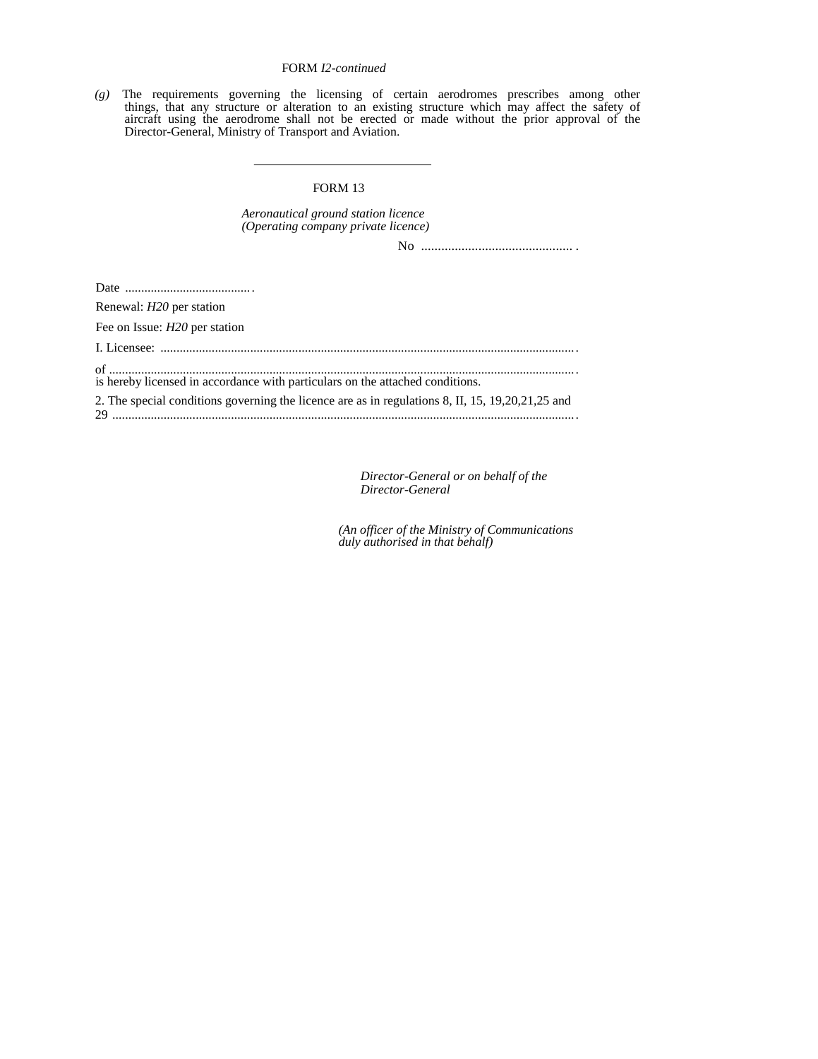FORM *I2-continued*

*(g)* The requirements governing the licensing of certain aerodromes prescribes among other things, that any structure or alteration to an existing structure which may affect the safety of aircraft using the aerodrome shall not be erected or made without the prior approval of the Director-General, Ministry of Transport and Aviation.

---

FORM 13

*Aeronautical ground station licence*
*(Operating company private licence)*

No ............................................. .

Date ....................................... .

Renewal: *H20* per station

Fee on Issue: *H20* per station

I. Licensee: ................................................................................................................................ .

of ................................................................................................................................................ .
is hereby licensed in accordance with particulars on the attached conditions.

2. The special conditions governing the licence are as in regulations 8, II, 15, 19,20,21,25 and 29 ............................................................................................................................................ .

*Director-General or on behalf of the Director-General*

*(An officer of the Ministry of Communications duly authorised in that behalf)*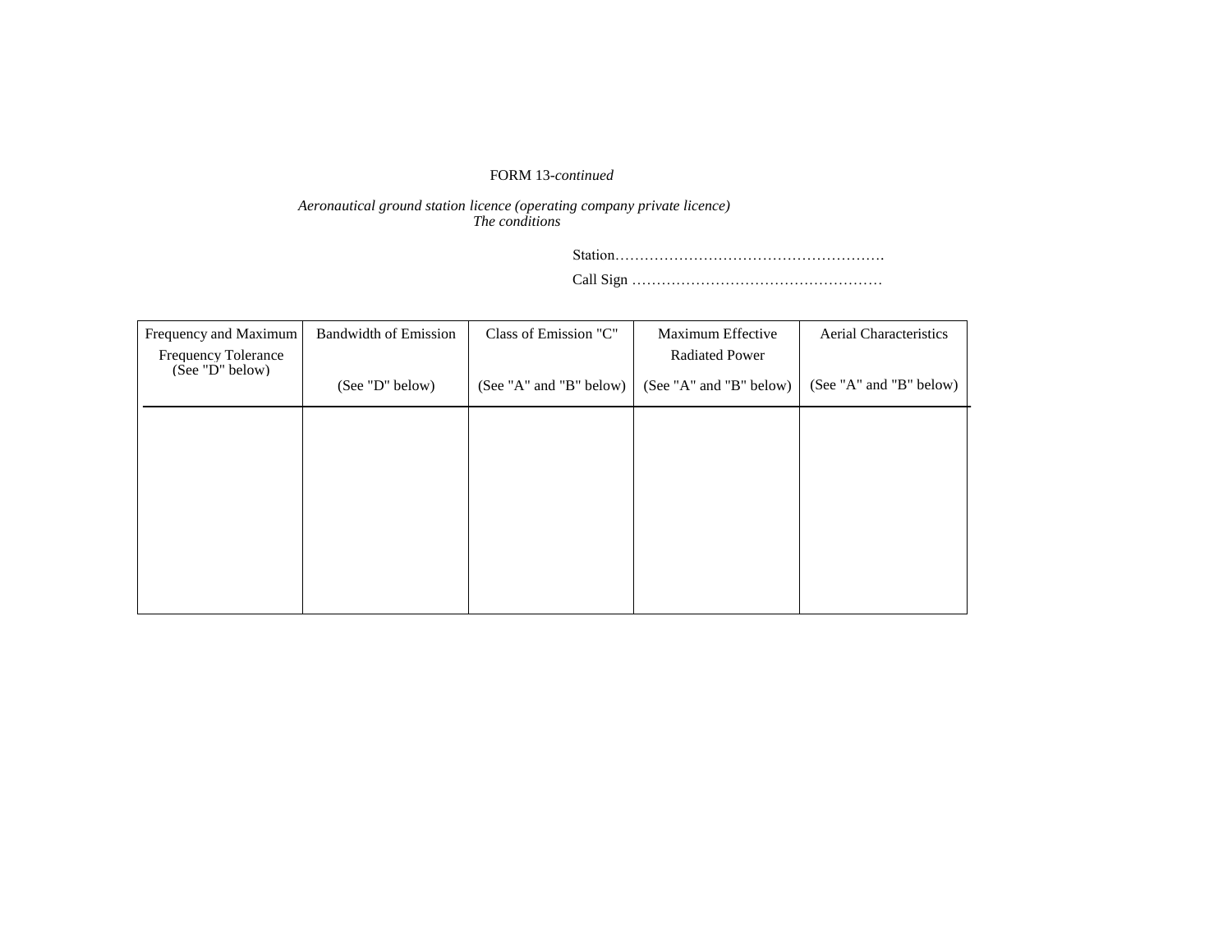FORM 13-*continued*

*Aeronautical ground station licence (operating company private licence)*
*The conditions*

Station……………………………………………….

Call Sign ……………………………………………

| Frequency and Maximum Frequency Tolerance (See "D" below) | Bandwidth of Emission (See "D" below) | Class of Emission "C" (See "A" and "B" below) | Maximum Effective Radiated Power (See "A" and "B" below) | Aerial Characteristics (See "A" and "B" below) |
| --- | --- | --- | --- | --- |
| | | | | |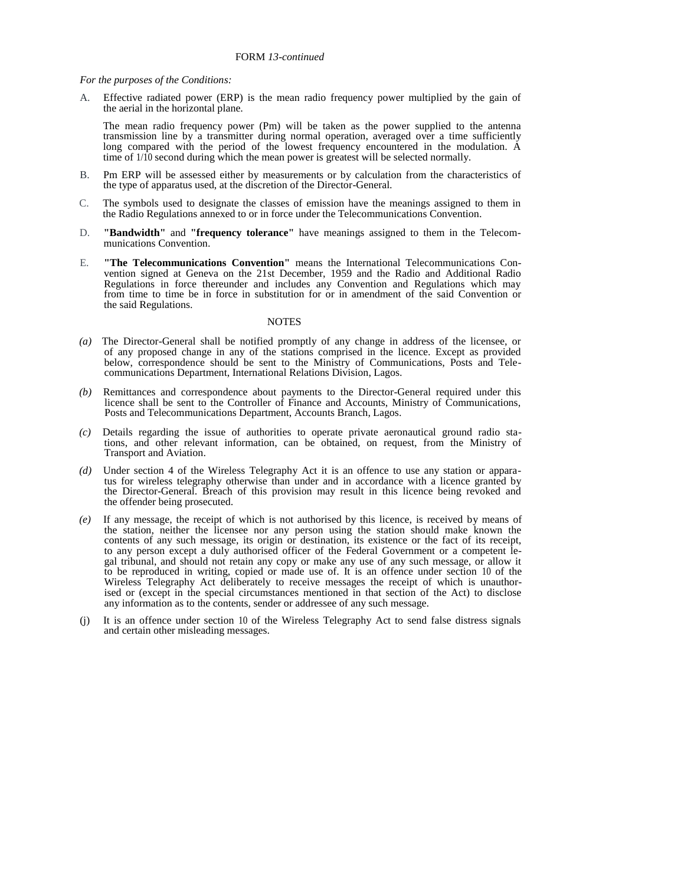FORM *13-continued*

*For the purposes of the Conditions:*

A. Effective radiated power (ERP) is the mean radio frequency power multiplied by the gain of the aerial in the horizontal plane.

The mean radio frequency power (Pm) will be taken as the power supplied to the antenna transmission line by a transmitter during normal operation, averaged over a time sufficiently long compared with the period of the lowest frequency encountered in the modulation. A time of 1/10 second during which the mean power is greatest will be selected normally.

B. Pm ERP will be assessed either by measurements or by calculation from the characteristics of the type of apparatus used, at the discretion of the Director-General.

C. The symbols used to designate the classes of emission have the meanings assigned to them in the Radio Regulations annexed to or in force under the Telecommunications Convention.

D. **"Bandwidth"** and **"frequency tolerance"** have meanings assigned to them in the Telecommunications Convention.

E. **"The Telecommunications Convention"** means the International Telecommunications Convention signed at Geneva on the 21st December, 1959 and the Radio and Additional Radio Regulations in force thereunder and includes any Convention and Regulations which may from time to time be in force in substitution for or in amendment of the said Convention or the said Regulations.

NOTES

*(a)* The Director-General shall be notified promptly of any change in address of the licensee, or of any proposed change in any of the stations comprised in the licence. Except as provided below, correspondence should be sent to the Ministry of Communications, Posts and Telecommunications Department, International Relations Division, Lagos.

*(b)* Remittances and correspondence about payments to the Director-General required under this licence shall be sent to the Controller of Finance and Accounts, Ministry of Communications, Posts and Telecommunications Department, Accounts Branch, Lagos.

*(c)* Details regarding the issue of authorities to operate private aeronautical ground radio stations, and other relevant information, can be obtained, on request, from the Ministry of Transport and Aviation.

*(d)* Under section 4 of the Wireless Telegraphy Act it is an offence to use any station or apparatus for wireless telegraphy otherwise than under and in accordance with a licence granted by the Director-General. Breach of this provision may result in this licence being revoked and the offender being prosecuted.

*(e)* If any message, the receipt of which is not authorised by this licence, is received by means of the station, neither the licensee nor any person using the station should make known the contents of any such message, its origin or destination, its existence or the fact of its receipt, to any person except a duly authorised officer of the Federal Government or a competent legal tribunal, and should not retain any copy or make any use of any such message, or allow it to be reproduced in writing, copied or made use of. It is an offence under section 10 of the Wireless Telegraphy Act deliberately to receive messages the receipt of which is unauthorised or (except in the special circumstances mentioned in that section of the Act) to disclose any information as to the contents, sender or addressee of any such message.

(j) It is an offence under section 10 of the Wireless Telegraphy Act to send false distress signals and certain other misleading messages.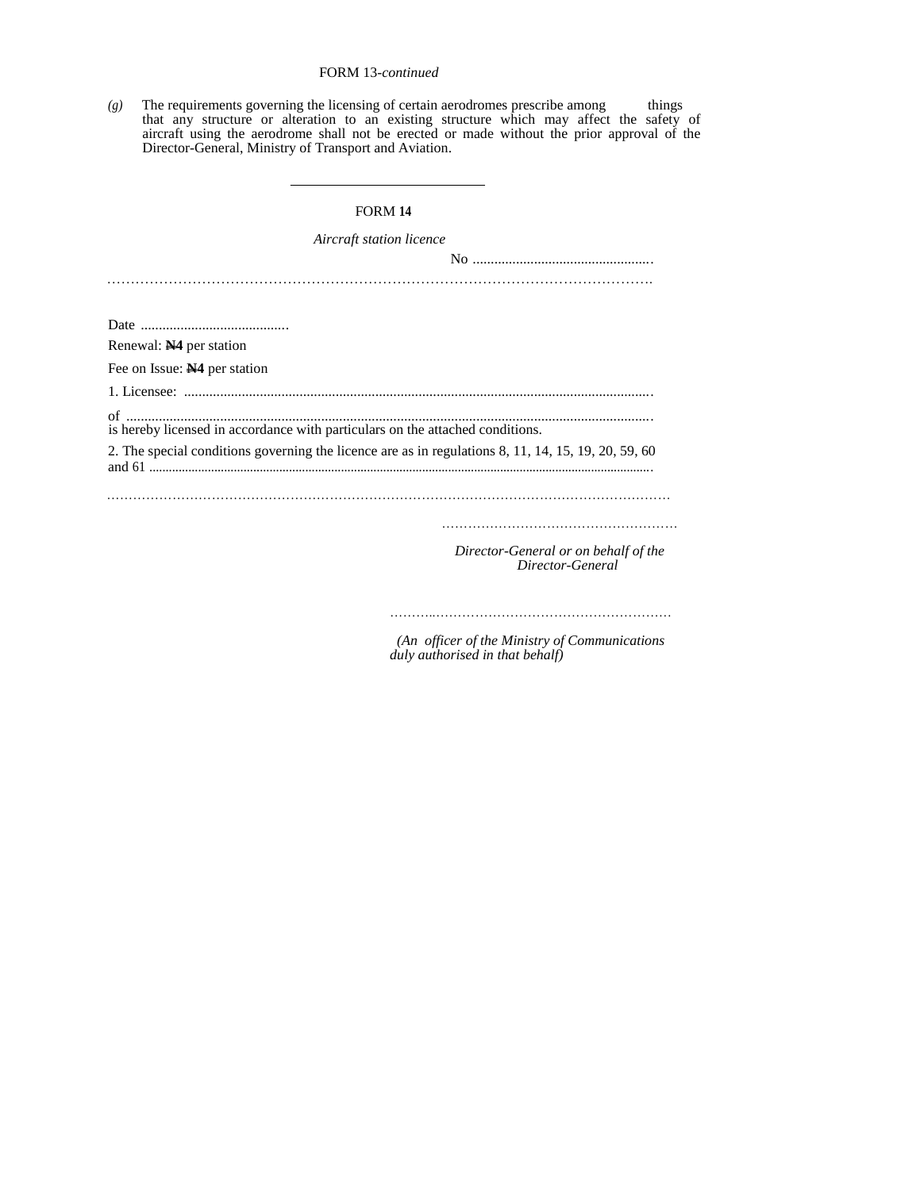FORM 13-*continued*

*(g)* The requirements governing the licensing of certain aerodromes prescribe among things that any structure or alteration to an existing structure which may affect the safety of aircraft using the aerodrome shall not be erected or made without the prior approval of the Director-General, Ministry of Transport and Aviation.

---

FORM **14**

*Aircraft station licence*

No ..................................................

.........................................................................................................

Date .........................................

Renewal: **₦4** per station

Fee on Issue: **₦4** per station

1. Licensee: .................................................................................................................................

of ..................................................................................................................................................
is hereby licensed in accordance with particulars on the attached conditions.

2. The special conditions governing the licence are as in regulations 8, 11, 14, 15, 19, 20, 59, 60 and 61 .........................................................................................................................................

.........................................................................................................................

.....................................................

*Director-General or on behalf of the Director-General*

...............................................................

*(An officer of the Ministry of Communications duly authorised in that behalf)*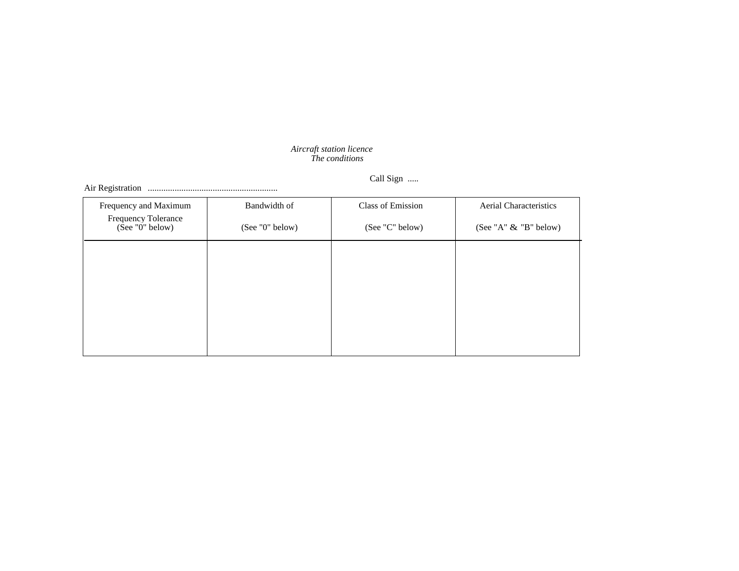*Aircraft station licence*
*The conditions*

Call Sign .....

Air Registration ..........................................................

| Frequency and Maximum Frequency Tolerance (See "0" below) | Bandwidth of (See "0" below) | Class of Emission (See "C" below) | Aerial Characteristics (See "A" & "B" below) |
|---|---|---|---|
| | | | |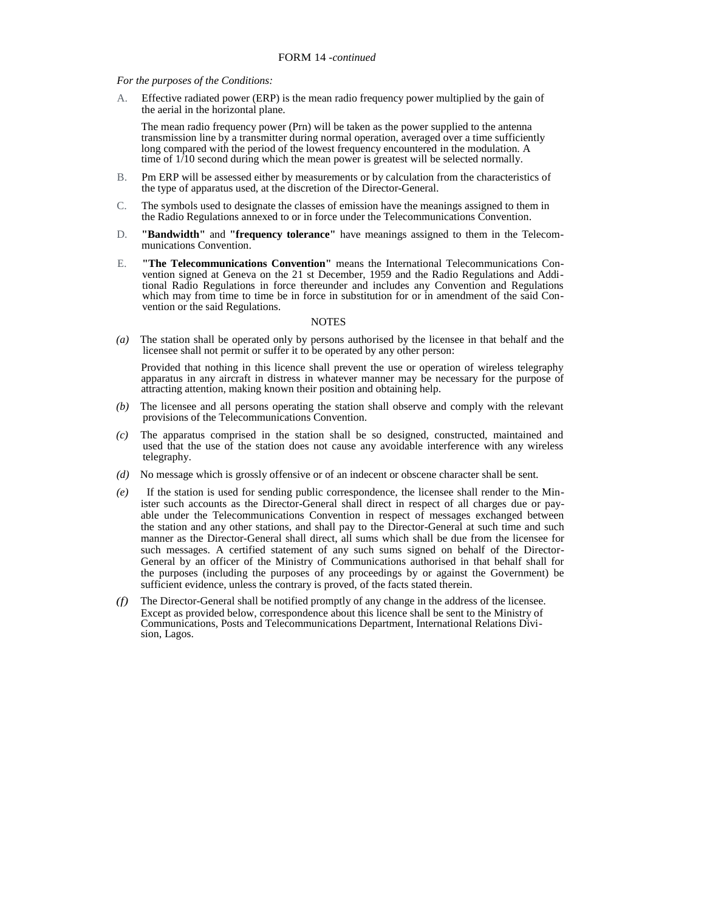FORM 14 -*continued*

*For the purposes of the Conditions:*

A. Effective radiated power (ERP) is the mean radio frequency power multiplied by the gain of the aerial in the horizontal plane.

The mean radio frequency power (Prn) will be taken as the power supplied to the antenna transmission line by a transmitter during normal operation, averaged over a time sufficiently long compared with the period of the lowest frequency encountered in the modulation. A time of 1/10 second during which the mean power is greatest will be selected normally.

B. Pm ERP will be assessed either by measurements or by calculation from the characteristics of the type of apparatus used, at the discretion of the Director-General.

C. The symbols used to designate the classes of emission have the meanings assigned to them in the Radio Regulations annexed to or in force under the Telecommunications Convention.

D. **"Bandwidth"** and **"frequency tolerance"** have meanings assigned to them in the Telecommunications Convention.

E. **"The Telecommunications Convention"** means the International Telecommunications Convention signed at Geneva on the 21 st December, 1959 and the Radio Regulations and Additional Radio Regulations in force thereunder and includes any Convention and Regulations which may from time to time be in force in substitution for or in amendment of the said Convention or the said Regulations.

NOTES

*(a)* The station shall be operated only by persons authorised by the licensee in that behalf and the licensee shall not permit or suffer it to be operated by any other person:

Provided that nothing in this licence shall prevent the use or operation of wireless telegraphy apparatus in any aircraft in distress in whatever manner may be necessary for the purpose of attracting attention, making known their position and obtaining help.

*(b)* The licensee and all persons operating the station shall observe and comply with the relevant provisions of the Telecommunications Convention.

*(c)* The apparatus comprised in the station shall be so designed, constructed, maintained and used that the use of the station does not cause any avoidable interference with any wireless telegraphy.

*(d)* No message which is grossly offensive or of an indecent or obscene character shall be sent.

*(e)* If the station is used for sending public correspondence, the licensee shall render to the Minister such accounts as the Director-General shall direct in respect of all charges due or payable under the Telecommunications Convention in respect of messages exchanged between the station and any other stations, and shall pay to the Director-General at such time and such manner as the Director-General shall direct, all sums which shall be due from the licensee for such messages. A certified statement of any such sums signed on behalf of the Director-General by an officer of the Ministry of Communications authorised in that behalf shall for the purposes (including the purposes of any proceedings by or against the Government) be sufficient evidence, unless the contrary is proved, of the facts stated therein.

*(f)* The Director-General shall be notified promptly of any change in the address of the licensee. Except as provided below, correspondence about this licence shall be sent to the Ministry of Communications, Posts and Telecommunications Department, International Relations Division, Lagos.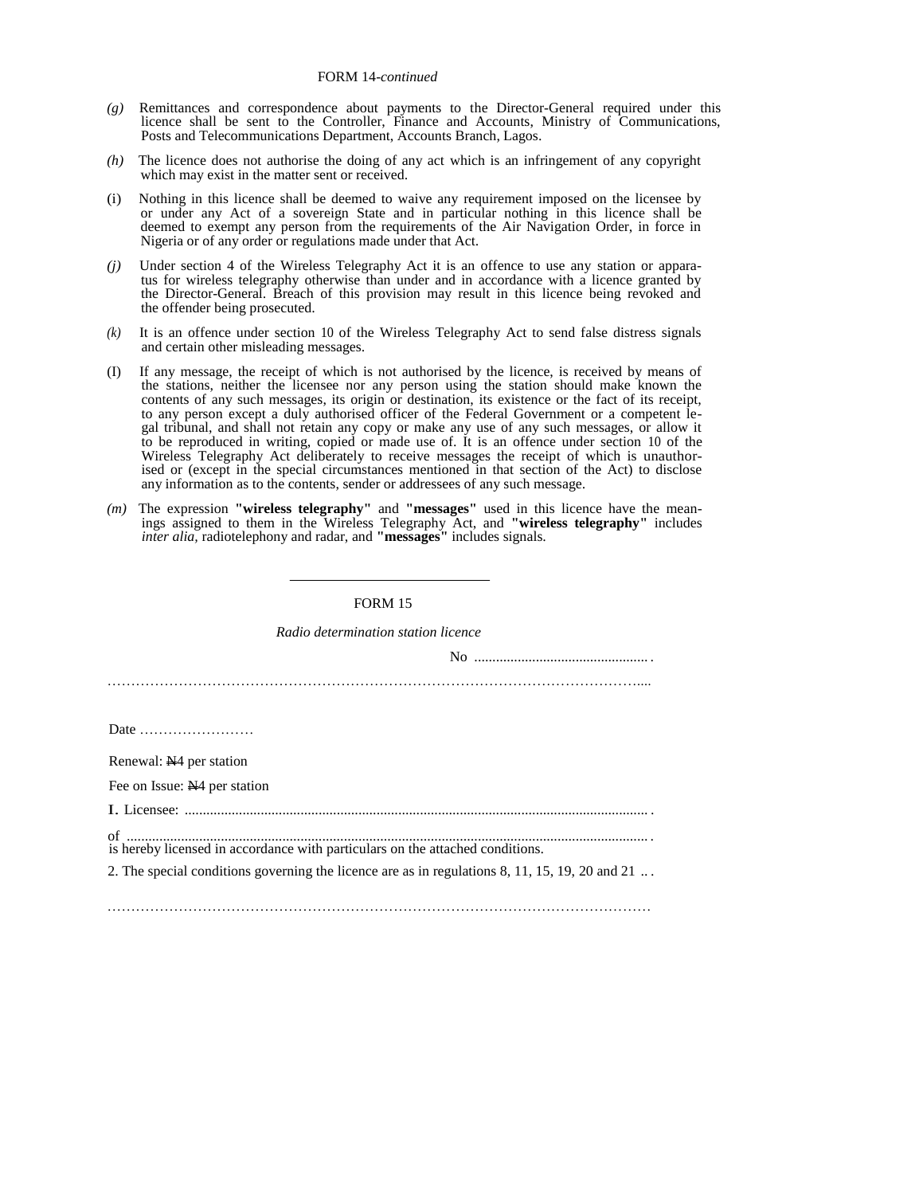FORM 14-*continued*

*(g)* Remittances and correspondence about payments to the Director-General required under this licence shall be sent to the Controller, Finance and Accounts, Ministry of Communications, Posts and Telecommunications Department, Accounts Branch, Lagos.

*(h)* The licence does not authorise the doing of any act which is an infringement of any copyright which may exist in the matter sent or received.

(i) Nothing in this licence shall be deemed to waive any requirement imposed on the licensee by or under any Act of a sovereign State and in particular nothing in this licence shall be deemed to exempt any person from the requirements of the Air Navigation Order, in force in Nigeria or of any order or regulations made under that Act.

*(j)* Under section 4 of the Wireless Telegraphy Act it is an offence to use any station or apparatus for wireless telegraphy otherwise than under and in accordance with a licence granted by the Director-General. Breach of this provision may result in this licence being revoked and the offender being prosecuted.

*(k)* It is an offence under section 10 of the Wireless Telegraphy Act to send false distress signals and certain other misleading messages.

(I) If any message, the receipt of which is not authorised by the licence, is received by means of the stations, neither the licensee nor any person using the station should make known the contents of any such messages, its origin or destination, its existence or the fact of its receipt, to any person except a duly authorised officer of the Federal Government or a competent legal tribunal, and shall not retain any copy or make any use of any such messages, or allow it to be reproduced in writing, copied or made use of. It is an offence under section 10 of the Wireless Telegraphy Act deliberately to receive messages the receipt of which is unauthorised or (except in the special circumstances mentioned in that section of the Act) to disclose any information as to the contents, sender or addressees of any such message.

*(m)* The expression **"wireless telegraphy"** and **"messages"** used in this licence have the meanings assigned to them in the Wireless Telegraphy Act, and **"wireless telegraphy"** includes *inter alia*, radiotelephony and radar, and **"messages"** includes signals.

---

FORM 15

*Radio determination station licence*

No ................................................

.........................................................................................................................

Date ........................

Renewal: ₦4 per station

Fee on Issue: ₦4 per station

I. Licensee: .........................................................................................................................

of .........................................................................................................................
is hereby licensed in accordance with particulars on the attached conditions.

2. The special conditions governing the licence are as in regulations 8, 11, 15, 19, 20 and 21 ...

.........................................................................................................................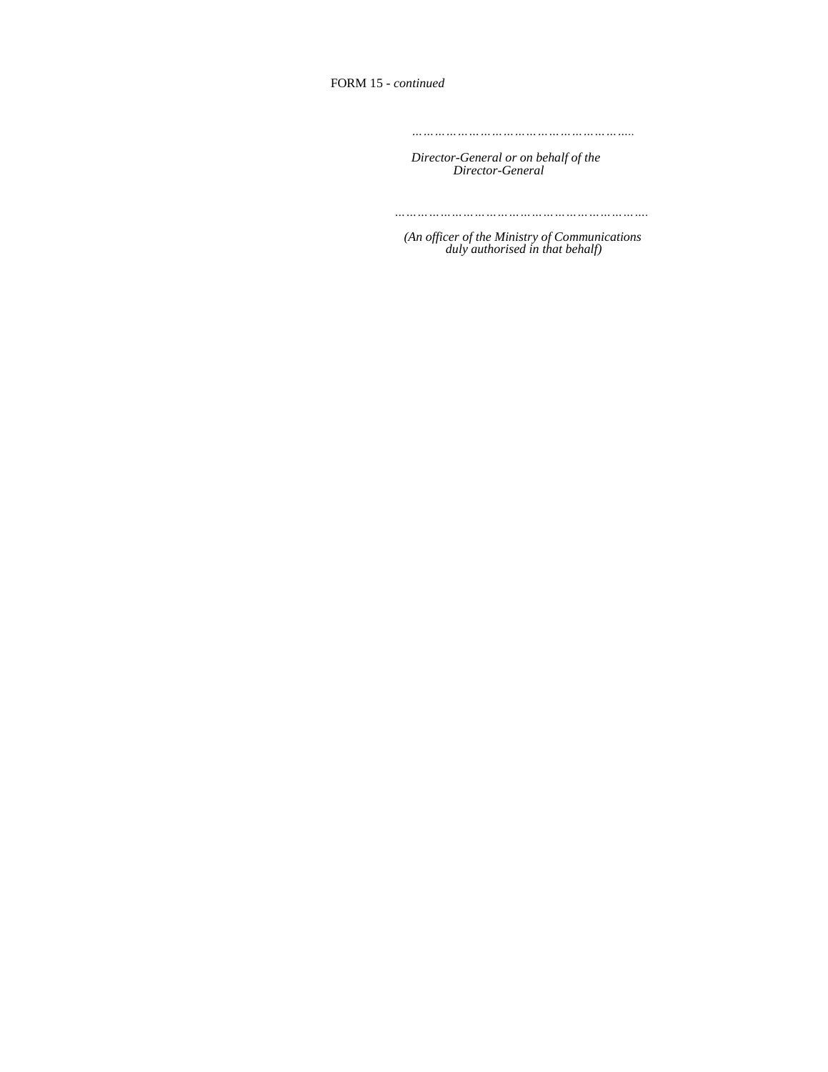FORM 15 - *continued*

……………………………………………………..

*Director-General or on behalf of the Director-General*

…………………………………………………………….

*(An officer of the Ministry of Communications duly authorised in that behalf)*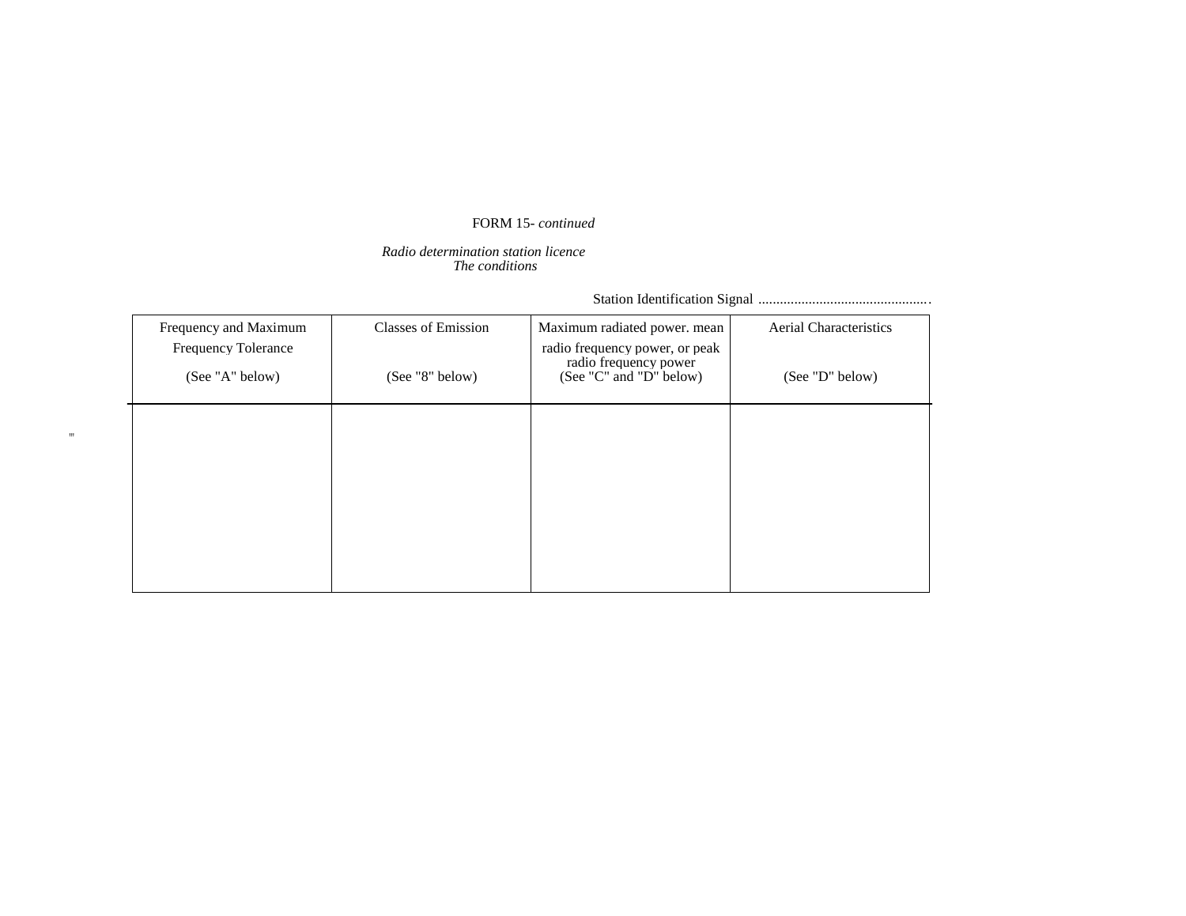FORM 15- *continued*

*Radio determination station licence*
*The conditions*

Station Identification Signal ................................................

| Frequency and Maximum Frequency Tolerance (See "A" below) | Classes of Emission (See "8" below) | Maximum radiated power. mean radio frequency power, or peak radio frequency power (See "C" and "D" below) | Aerial Characteristics (See "D" below) |
|---|---|---|---|
| | | | |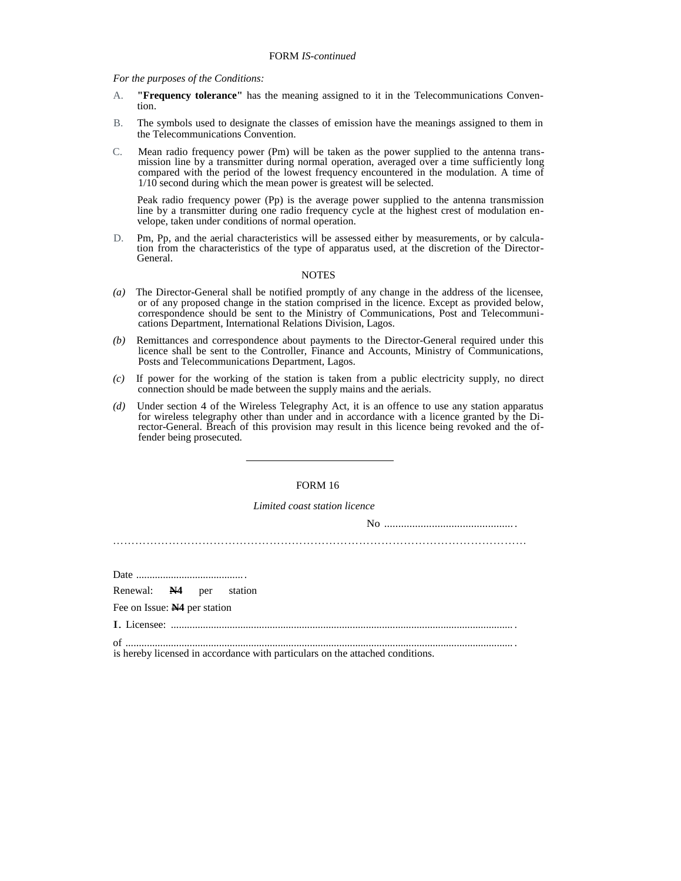FORM *IS-continued*

*For the purposes of the Conditions:*

A. **"Frequency tolerance"** has the meaning assigned to it in the Telecommunications Convention.

B. The symbols used to designate the classes of emission have the meanings assigned to them in the Telecommunications Convention.

C. Mean radio frequency power (Pm) will be taken as the power supplied to the antenna transmission line by a transmitter during normal operation, averaged over a time sufficiently long compared with the period of the lowest frequency encountered in the modulation. A time of 1/10 second during which the mean power is greatest will be selected.

Peak radio frequency power (Pp) is the average power supplied to the antenna transmission line by a transmitter during one radio frequency cycle at the highest crest of modulation envelope, taken under conditions of normal operation.

D. Pm, Pp, and the aerial characteristics will be assessed either by measurements, or by calculation from the characteristics of the type of apparatus used, at the discretion of the Director-General.

NOTES

*(a)* The Director-General shall be notified promptly of any change in the address of the licensee, or of any proposed change in the station comprised in the licence. Except as provided below, correspondence should be sent to the Ministry of Communications, Post and Telecommunications Department, International Relations Division, Lagos.

*(b)* Remittances and correspondence about payments to the Director-General required under this licence shall be sent to the Controller, Finance and Accounts, Ministry of Communications, Posts and Telecommunications Department, Lagos.

*(c)* If power for the working of the station is taken from a public electricity supply, no direct connection should be made between the supply mains and the aerials.

*(d)* Under section 4 of the Wireless Telegraphy Act, it is an offence to use any station apparatus for wireless telegraphy other than under and in accordance with a licence granted by the Director-General. Breach of this provision may result in this licence being revoked and the offender being prosecuted.

---

FORM 16

*Limited coast station licence*

No ..............................................

.....................................................................................................................

Date ........................................

Renewal: **₦4** per station

Fee on Issue: **₦4** per station

1. Licensee: ..............................................................................................................................

of ..............................................................................................................................
is hereby licensed in accordance with particulars on the attached conditions.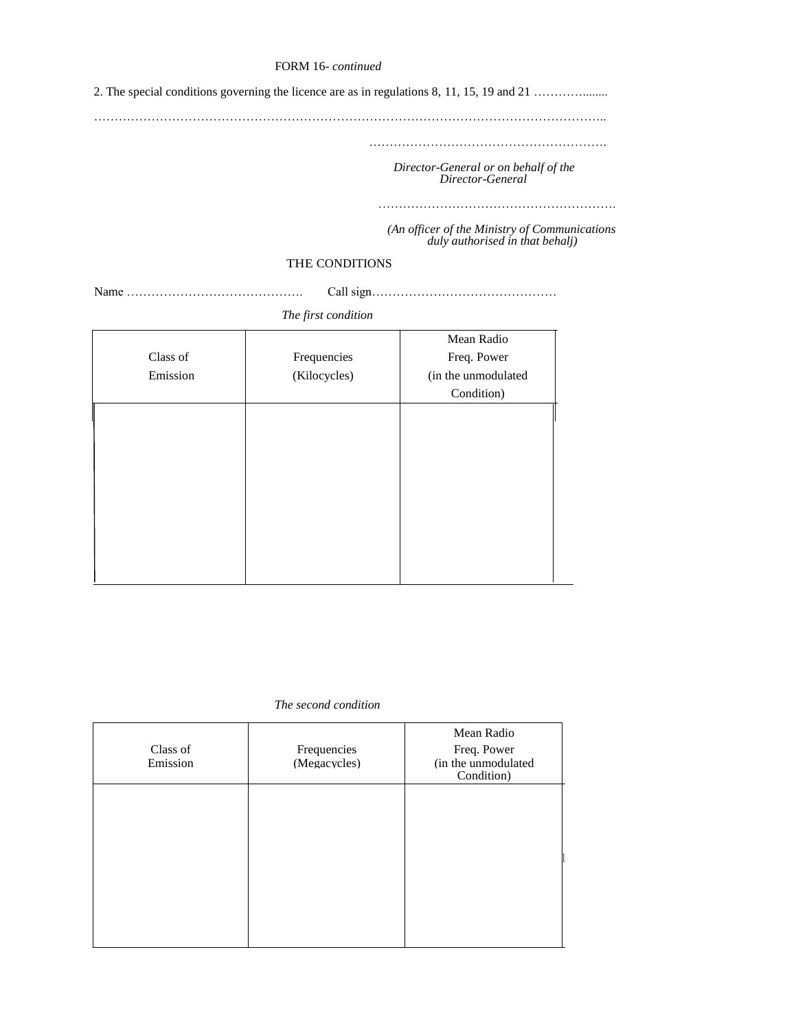FORM 16- *continued*

2. The special conditions governing the licence are as in regulations 8, 11, 15, 19 and 21 …………........

……………………………………………………………………………………………………………..

………………………………………………….

*Director-General or on behalf of the Director-General*

………………………………………………….

*(An officer of the Ministry of Communications duly authorised in that behalj)*

THE CONDITIONS

Name ……………………………………. Call sign………………………………………

*The first condition*

| Class of Emission | Frequencies (Kilocycles) | Mean Radio Freq. Power (in the unmodulated Condition) |
|---|---|---|
| | | |

*The second condition*

| Class of Emission | Frequencies (Megacycles) | Mean Radio Freq. Power (in the unmodulated Condition) |
|---|---|---|
| | | |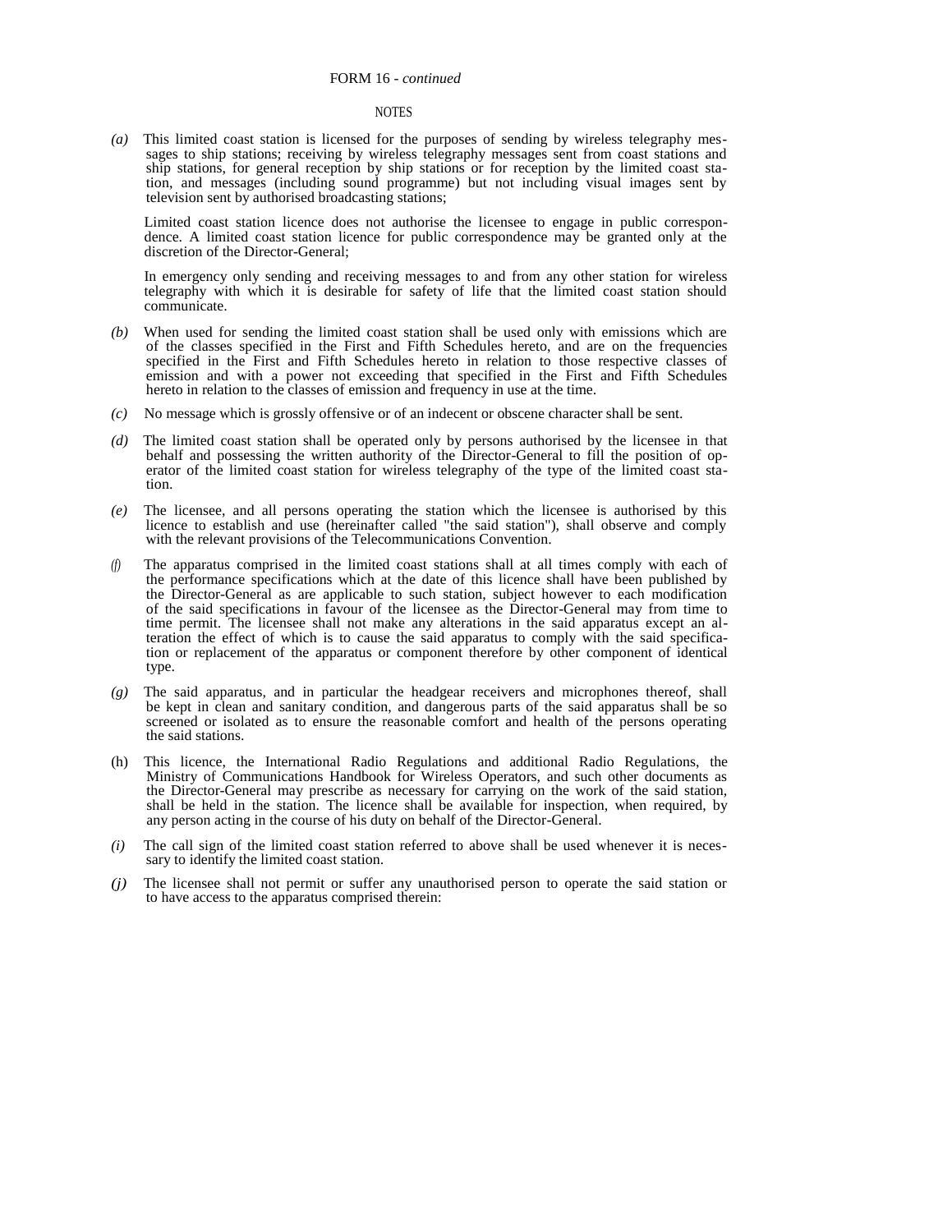FORM 16 - *continued*

NOTES

*(a)* This limited coast station is licensed for the purposes of sending by wireless telegraphy messages to ship stations; receiving by wireless telegraphy messages sent from coast stations and ship stations, for general reception by ship stations or for reception by the limited coast station, and messages (including sound programme) but not including visual images sent by television sent by authorised broadcasting stations;

Limited coast station licence does not authorise the licensee to engage in public correspondence. A limited coast station licence for public correspondence may be granted only at the discretion of the Director-General;

In emergency only sending and receiving messages to and from any other station for wireless telegraphy with which it is desirable for safety of life that the limited coast station should communicate.

*(b)* When used for sending the limited coast station shall be used only with emissions which are of the classes specified in the First and Fifth Schedules hereto, and are on the frequencies specified in the First and Fifth Schedules hereto in relation to those respective classes of emission and with a power not exceeding that specified in the First and Fifth Schedules hereto in relation to the classes of emission and frequency in use at the time.

*(c)* No message which is grossly offensive or of an indecent or obscene character shall be sent.

*(d)* The limited coast station shall be operated only by persons authorised by the licensee in that behalf and possessing the written authority of the Director-General to fill the position of operator of the limited coast station for wireless telegraphy of the type of the limited coast station.

*(e)* The licensee, and all persons operating the station which the licensee is authorised by this licence to establish and use (hereinafter called "the said station"), shall observe and comply with the relevant provisions of the Telecommunications Convention.

*(f)* The apparatus comprised in the limited coast stations shall at all times comply with each of the performance specifications which at the date of this licence shall have been published by the Director-General as are applicable to such station, subject however to each modification of the said specifications in favour of the licensee as the Director-General may from time to time permit. The licensee shall not make any alterations in the said apparatus except an alteration the effect of which is to cause the said apparatus to comply with the said specification or replacement of the apparatus or component therefore by other component of identical type.

*(g)* The said apparatus, and in particular the headgear receivers and microphones thereof, shall be kept in clean and sanitary condition, and dangerous parts of the said apparatus shall be so screened or isolated as to ensure the reasonable comfort and health of the persons operating the said stations.

(h) This licence, the International Radio Regulations and additional Radio Regulations, the Ministry of Communications Handbook for Wireless Operators, and such other documents as the Director-General may prescribe as necessary for carrying on the work of the said station, shall be held in the station. The licence shall be available for inspection, when required, by any person acting in the course of his duty on behalf of the Director-General.

*(i)* The call sign of the limited coast station referred to above shall be used whenever it is necessary to identify the limited coast station.

*(j)* The licensee shall not permit or suffer any unauthorised person to operate the said station or to have access to the apparatus comprised therein: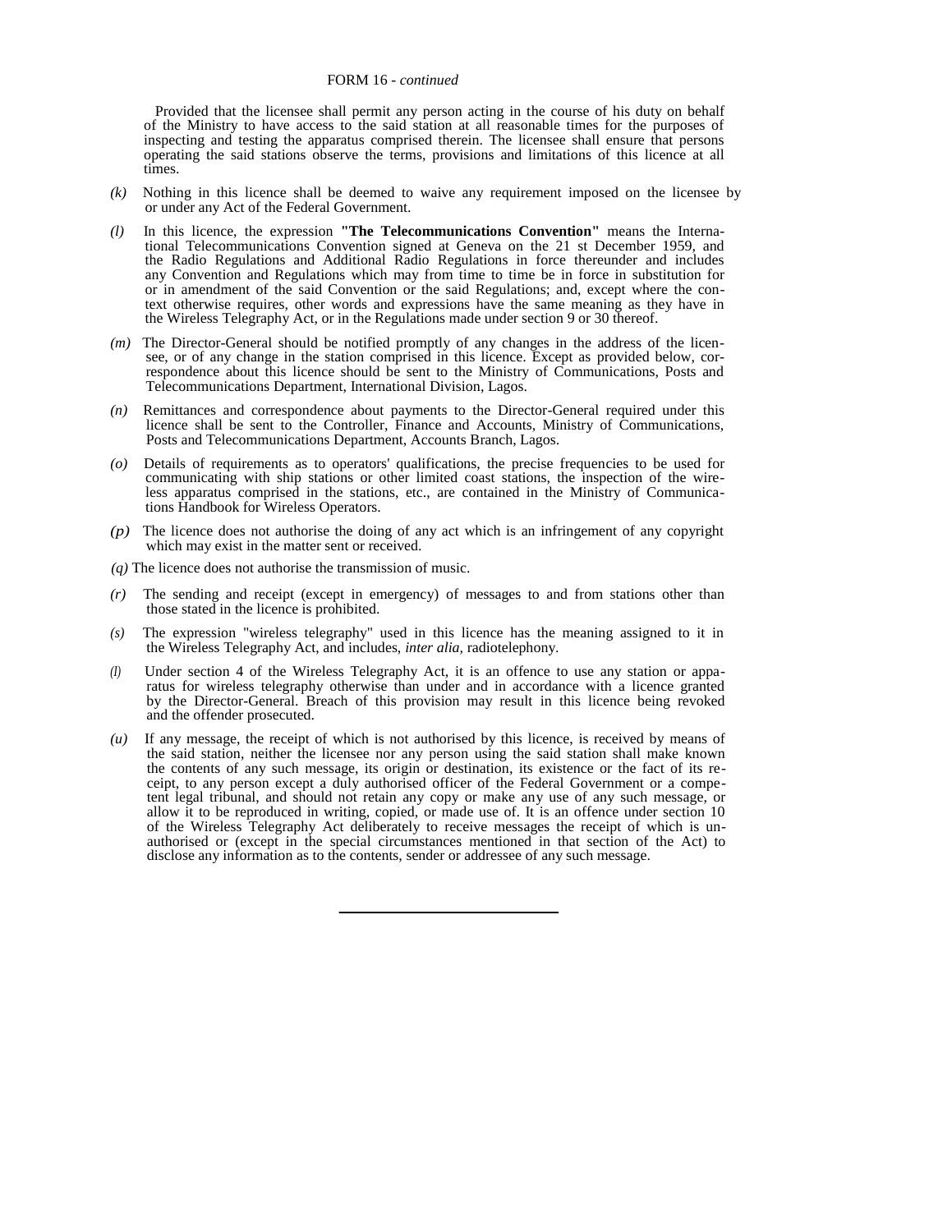FORM 16 - *continued*

Provided that the licensee shall permit any person acting in the course of his duty on behalf of the Ministry to have access to the said station at all reasonable times for the purposes of inspecting and testing the apparatus comprised therein. The licensee shall ensure that persons operating the said stations observe the terms, provisions and limitations of this licence at all times.

*(k)* Nothing in this licence shall be deemed to waive any requirement imposed on the licensee by or under any Act of the Federal Government.

*(l)* In this licence, the expression **"The Telecommunications Convention"** means the International Telecommunications Convention signed at Geneva on the 21 st December 1959, and the Radio Regulations and Additional Radio Regulations in force thereunder and includes any Convention and Regulations which may from time to time be in force in substitution for or in amendment of the said Convention or the said Regulations; and, except where the context otherwise requires, other words and expressions have the same meaning as they have in the Wireless Telegraphy Act, or in the Regulations made under section 9 or 30 thereof.

*(m)* The Director-General should be notified promptly of any changes in the address of the licensee, or of any change in the station comprised in this licence. Except as provided below, correspondence about this licence should be sent to the Ministry of Communications, Posts and Telecommunications Department, International Division, Lagos.

*(n)* Remittances and correspondence about payments to the Director-General required under this licence shall be sent to the Controller, Finance and Accounts, Ministry of Communications, Posts and Telecommunications Department, Accounts Branch, Lagos.

*(o)* Details of requirements as to operators' qualifications, the precise frequencies to be used for communicating with ship stations or other limited coast stations, the inspection of the wireless apparatus comprised in the stations, etc., are contained in the Ministry of Communications Handbook for Wireless Operators.

*(p)* The licence does not authorise the doing of any act which is an infringement of any copyright which may exist in the matter sent or received.

*(q)* The licence does not authorise the transmission of music.

*(r)* The sending and receipt (except in emergency) of messages to and from stations other than those stated in the licence is prohibited.

*(s)* The expression "wireless telegraphy" used in this licence has the meaning assigned to it in the Wireless Telegraphy Act, and includes, *inter alia,* radiotelephony.

*(l)* Under section 4 of the Wireless Telegraphy Act, it is an offence to use any station or apparatus for wireless telegraphy otherwise than under and in accordance with a licence granted by the Director-General. Breach of this provision may result in this licence being revoked and the offender prosecuted.

*(u)* If any message, the receipt of which is not authorised by this licence, is received by means of the said station, neither the licensee nor any person using the said station shall make known the contents of any such message, its origin or destination, its existence or the fact of its receipt, to any person except a duly authorised officer of the Federal Government or a competent legal tribunal, and should not retain any copy or make any use of any such message, or allow it to be reproduced in writing, copied, or made use of. It is an offence under section 10 of the Wireless Telegraphy Act deliberately to receive messages the receipt of which is unauthorised or (except in the special circumstances mentioned in that section of the Act) to disclose any information as to the contents, sender or addressee of any such message.

---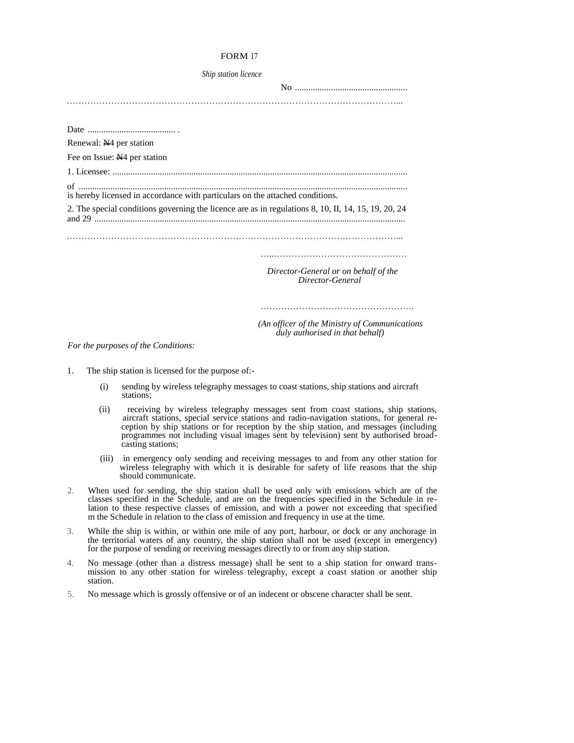FORM 17

*Ship station licence*

No ..................................................

………………………………………………………………………………………………………..

Date ....................................... .

Renewal: ₦4 per station

Fee on Issue: ₦4 per station

1. Licensee: ..................................................................................................................................

of ................................................................................................................................................
is hereby licensed in accordance with particulars on the attached conditions.

2. The special conditions governing the licence are as in regulations 8, 10, II, 14, 15, 19, 20, 24 and 29 ..........................................................................................................................................

……………………………………………………………………………………………………...

…..………………………………………

*Director-General or on behalf of the Director-General*

…………………………………………….

*(An officer of the Ministry of Communications duly authorised in that behalf)*

*For the purposes of the Conditions:*

1. The ship station is licensed for the purpose of:-

   (i) sending by wireless telegraphy messages to coast stations, ship stations and aircraft stations;

   (ii) receiving by wireless telegraphy messages sent from coast stations, ship stations, aircraft stations, special service stations and radio-navigation stations, for general reception by ship stations or for reception by the ship station, and messages (including programmes not including visual images sent by television) sent by authorised broadcasting stations;

   (iii) in emergency only sending and receiving messages to and from any other station for wireless telegraphy with which it is desirable for safety of life reasons that the ship should communicate.

2. When used for sending, the ship station shall be used only with emissions which are of the classes specified in the Schedule, and are on the frequencies specified in the Schedule in relation to these respective classes of emission, and with a power not exceeding that specified m the Schedule in relation to the class of emission and frequency in use at the time.

3. While the ship is within, or within one mile of any port, harbour, or dock or any anchorage in the territorial waters of any country, the ship station shall not be used (except in emergency) for the purpose of sending or receiving messages directly to or from any ship station.

4. No message (other than a distress message) shall be sent to a ship station for onward transmission to any other station for wireless telegraphy, except a coast station or another ship station.

5. No message which is grossly offensive or of an indecent or obscene character shall be sent.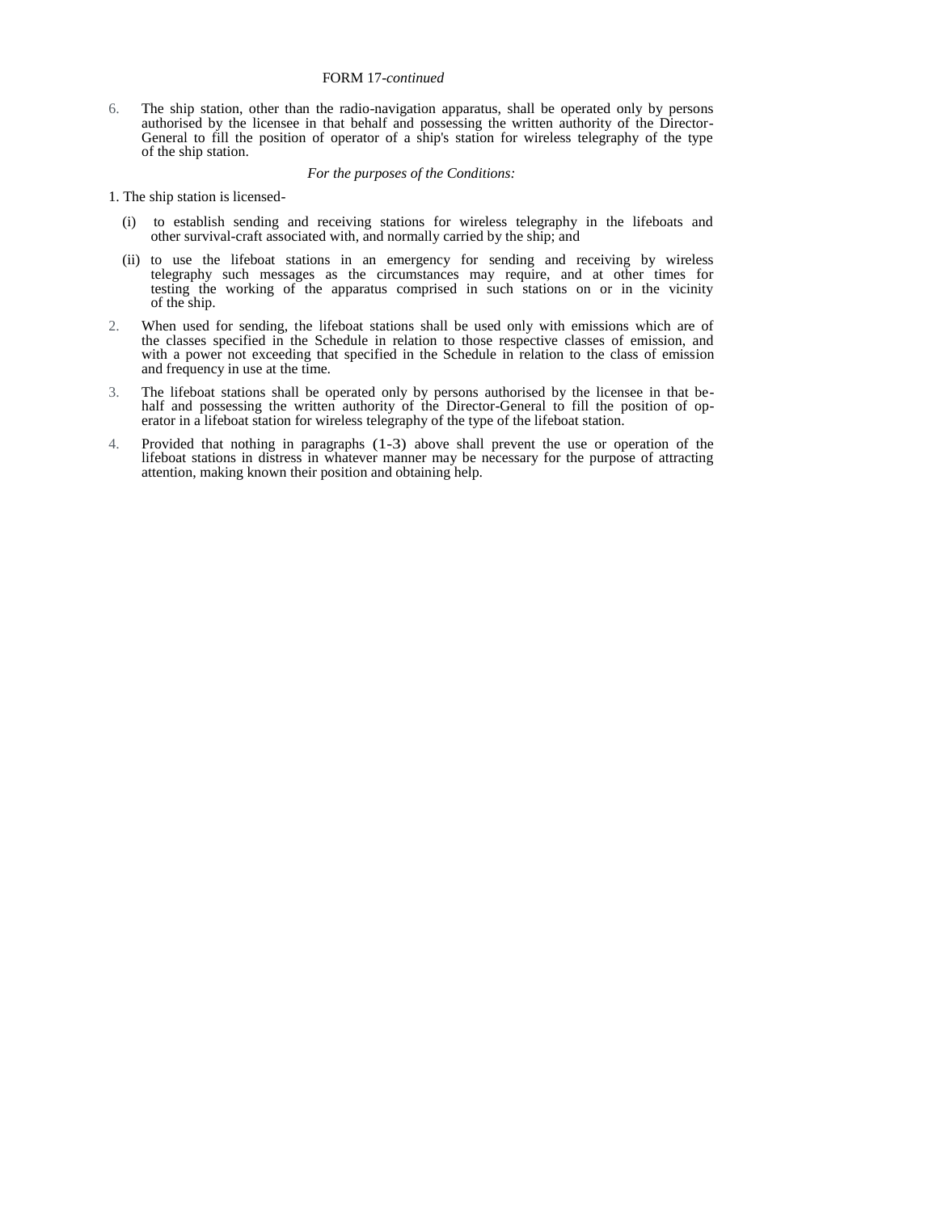FORM 17-*continued*

6. The ship station, other than the radio-navigation apparatus, shall be operated only by persons authorised by the licensee in that behalf and possessing the written authority of the Director-General to fill the position of operator of a ship's station for wireless telegraphy of the type of the ship station.

*For the purposes of the Conditions:*

1. The ship station is licensed-

   (i) to establish sending and receiving stations for wireless telegraphy in the lifeboats and other survival-craft associated with, and normally carried by the ship; and

   (ii) to use the lifeboat stations in an emergency for sending and receiving by wireless telegraphy such messages as the circumstances may require, and at other times for testing the working of the apparatus comprised in such stations on or in the vicinity of the ship.

2. When used for sending, the lifeboat stations shall be used only with emissions which are of the classes specified in the Schedule in relation to those respective classes of emission, and with a power not exceeding that specified in the Schedule in relation to the class of emission and frequency in use at the time.

3. The lifeboat stations shall be operated only by persons authorised by the licensee in that behalf and possessing the written authority of the Director-General to fill the position of operator in a lifeboat station for wireless telegraphy of the type of the lifeboat station.

4. Provided that nothing in paragraphs (1-3) above shall prevent the use or operation of the lifeboat stations in distress in whatever manner may be necessary for the purpose of attracting attention, making known their position and obtaining help.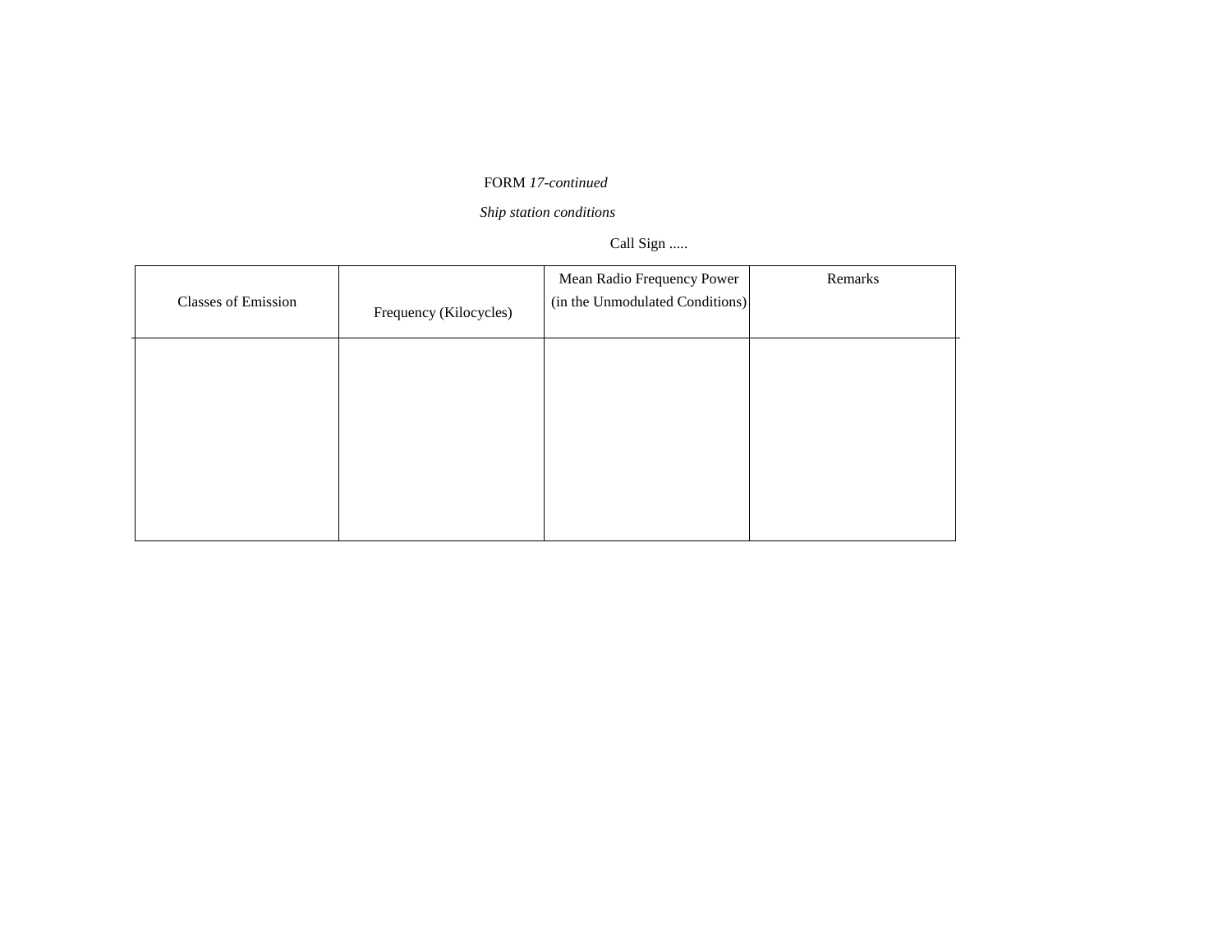FORM *17-continued*

*Ship station conditions*

Call Sign .....

| Classes of Emission | Frequency (Kilocycles) | Mean Radio Frequency Power (in the Unmodulated Conditions) | Remarks |
|---|---|---|---|
| | | | |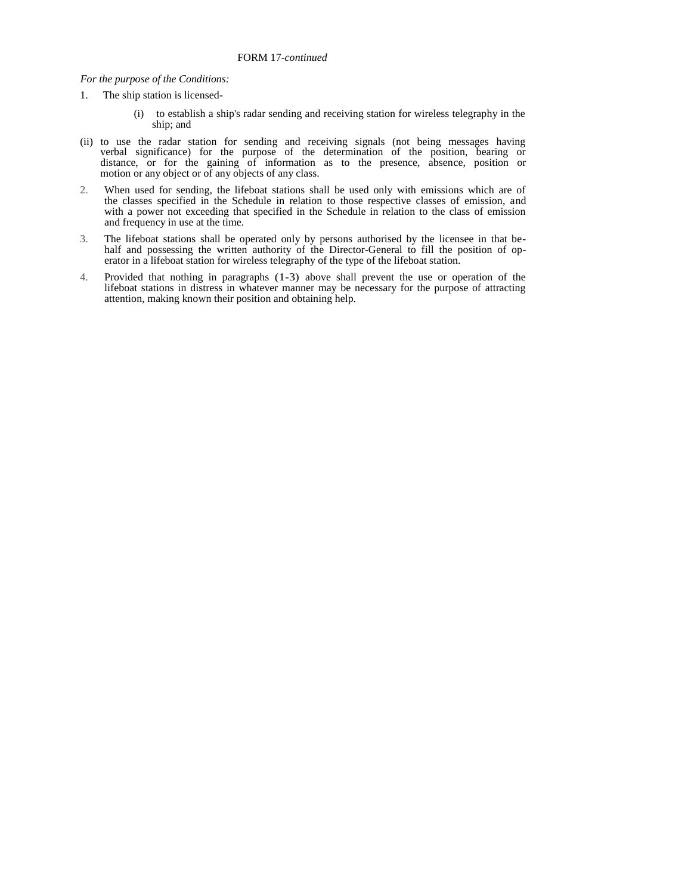FORM 17-*continued*

*For the purpose of the Conditions:*

1. The ship station is licensed-

   (i) to establish a ship's radar sending and receiving station for wireless telegraphy in the ship; and

(ii) to use the radar station for sending and receiving signals (not being messages having verbal significance) for the purpose of the determination of the position, bearing or distance, or for the gaining of information as to the presence, absence, position or motion or any object or of any objects of any class.

2. When used for sending, the lifeboat stations shall be used only with emissions which are of the classes specified in the Schedule in relation to those respective classes of emission, and with a power not exceeding that specified in the Schedule in relation to the class of emission and frequency in use at the time.

3. The lifeboat stations shall be operated only by persons authorised by the licensee in that behalf and possessing the written authority of the Director-General to fill the position of operator in a lifeboat station for wireless telegraphy of the type of the lifeboat station.

4. Provided that nothing in paragraphs (1-3) above shall prevent the use or operation of the lifeboat stations in distress in whatever manner may be necessary for the purpose of attracting attention, making known their position and obtaining help.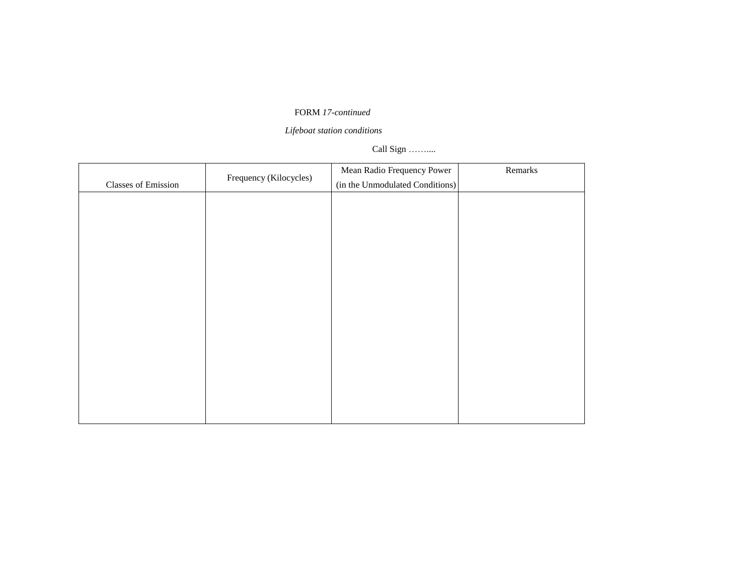FORM *17-continued*

*Lifeboat station conditions*

Call Sign ……....

| Classes of Emission | Frequency (Kilocycles) | Mean Radio Frequency Power (in the Unmodulated Conditions) | Remarks |
|---|---|---|---|
| | | | |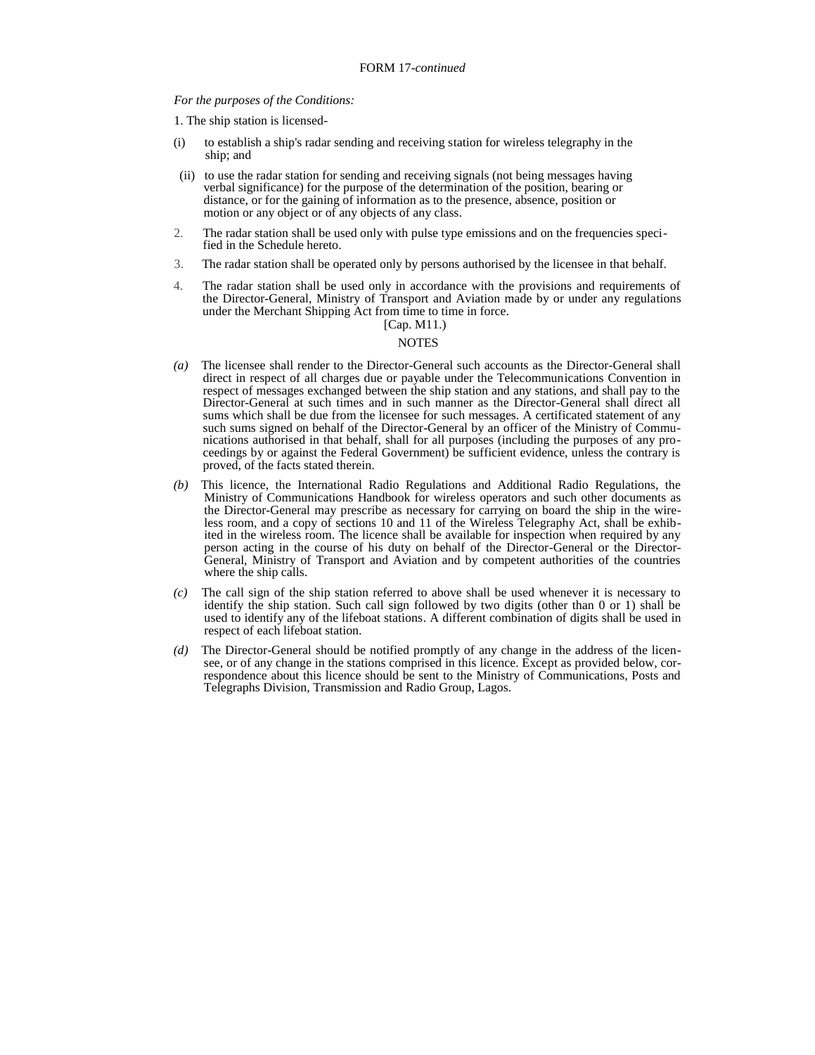FORM 17-*continued*

*For the purposes of the Conditions:*

1. The ship station is licensed-

(i) to establish a ship's radar sending and receiving station for wireless telegraphy in the ship; and

(ii) to use the radar station for sending and receiving signals (not being messages having verbal significance) for the purpose of the determination of the position, bearing or distance, or for the gaining of information as to the presence, absence, position or motion or any object or of any objects of any class.

2. The radar station shall be used only with pulse type emissions and on the frequencies specified in the Schedule hereto.

3. The radar station shall be operated only by persons authorised by the licensee in that behalf.

4. The radar station shall be used only in accordance with the provisions and requirements of the Director-General, Ministry of Transport and Aviation made by or under any regulations under the Merchant Shipping Act from time to time in force.

[Cap. M11.]

NOTES

*(a)* The licensee shall render to the Director-General such accounts as the Director-General shall direct in respect of all charges due or payable under the Telecommunications Convention in respect of messages exchanged between the ship station and any stations, and shall pay to the Director-General at such times and in such manner as the Director-General shall direct all sums which shall be due from the licensee for such messages. A certificated statement of any such sums signed on behalf of the Director-General by an officer of the Ministry of Communications authorised in that behalf, shall for all purposes (including the purposes of any proceedings by or against the Federal Government) be sufficient evidence, unless the contrary is proved, of the facts stated therein.

*(b)* This licence, the International Radio Regulations and Additional Radio Regulations, the Ministry of Communications Handbook for wireless operators and such other documents as the Director-General may prescribe as necessary for carrying on board the ship in the wireless room, and a copy of sections 10 and 11 of the Wireless Telegraphy Act, shall be exhibited in the wireless room. The licence shall be available for inspection when required by any person acting in the course of his duty on behalf of the Director-General or the Director-General, Ministry of Transport and Aviation and by competent authorities of the countries where the ship calls.

*(c)* The call sign of the ship station referred to above shall be used whenever it is necessary to identify the ship station. Such call sign followed by two digits (other than 0 or 1) shall be used to identify any of the lifeboat stations. A different combination of digits shall be used in respect of each lifeboat station.

*(d)* The Director-General should be notified promptly of any change in the address of the licensee, or of any change in the stations comprised in this licence. Except as provided below, correspondence about this licence should be sent to the Ministry of Communications, Posts and Telegraphs Division, Transmission and Radio Group, Lagos.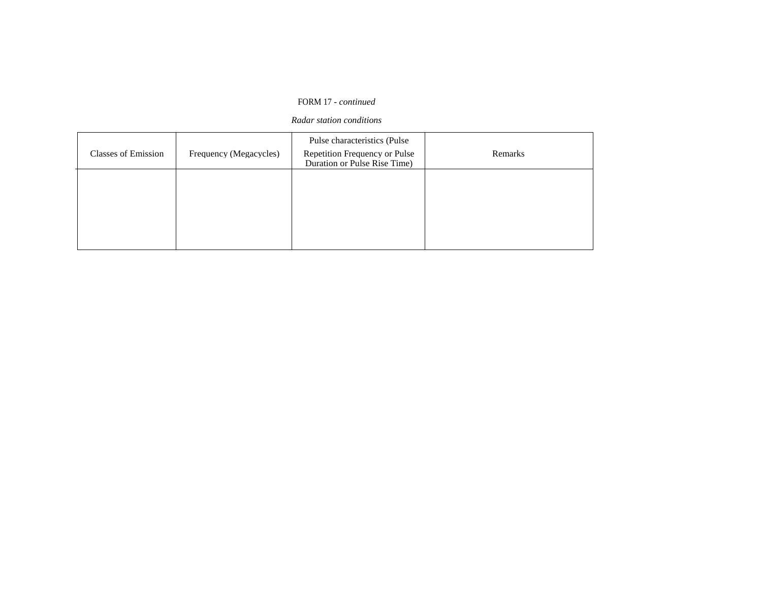FORM 17 - *continued*

*Radar station conditions*

| Classes of Emission | Frequency (Megacycles) | Pulse characteristics (Pulse Repetition Frequency or Pulse Duration or Pulse Rise Time) | Remarks |
|---|---|---|---|
| | | | |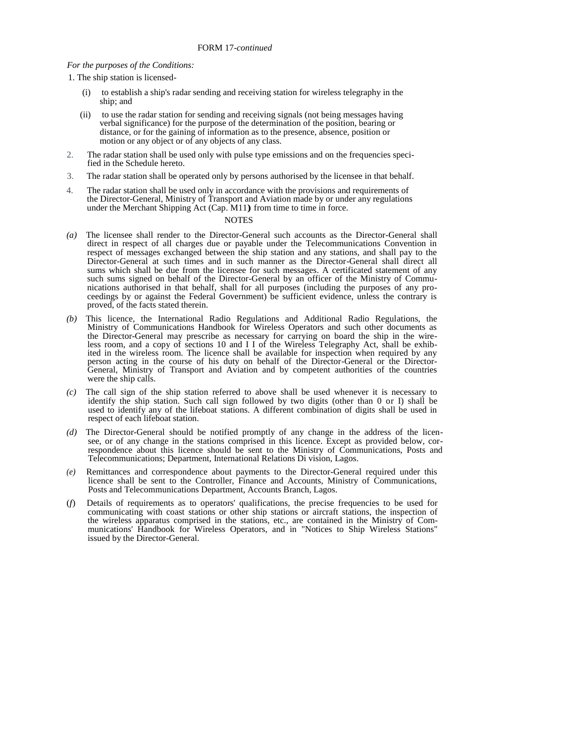FORM 17-*continued*

*For the purposes of the Conditions:*

1. The ship station is licensed-

   (i) to establish a ship's radar sending and receiving station for wireless telegraphy in the ship; and

   (ii) to use the radar station for sending and receiving signals (not being messages having verbal significance) for the purpose of the determination of the position, bearing or distance, or for the gaining of information as to the presence, absence, position or motion or any object or of any objects of any class.

2. The radar station shall be used only with pulse type emissions and on the frequencies specified in the Schedule hereto.

3. The radar station shall be operated only by persons authorised by the licensee in that behalf.

4. The radar station shall be used only in accordance with the provisions and requirements of the Director-General, Ministry of Transport and Aviation made by or under any regulations under the Merchant Shipping Act (Cap. M11**)** from time to time in force.

NOTES

*(a)* The licensee shall render to the Director-General such accounts as the Director-General shall direct in respect of all charges due or payable under the Telecommunications Convention in respect of messages exchanged between the ship station and any stations, and shall pay to the Director-General at such times and in such manner as the Director-General shall direct all sums which shall be due from the licensee for such messages. A certificated statement of any such sums signed on behalf of the Director-General by an officer of the Ministry of Communications authorised in that behalf, shall for all purposes (including the purposes of any proceedings by or against the Federal Government) be sufficient evidence, unless the contrary is proved, of the facts stated therein.

*(b)* This licence, the International Radio Regulations and Additional Radio Regulations, the Ministry of Communications Handbook for Wireless Operators and such other documents as the Director-General may prescribe as necessary for carrying on board the ship in the wireless room, and a copy of sections 10 and I I of the Wireless Telegraphy Act, shall be exhibited in the wireless room. The licence shall be available for inspection when required by any person acting in the course of his duty on behalf of the Director-General or the Director-General, Ministry of Transport and Aviation and by competent authorities of the countries were the ship calls.

*(c)* The call sign of the ship station referred to above shall be used whenever it is necessary to identify the ship station. Such call sign followed by two digits (other than 0 or I) shall be used to identify any of the lifeboat stations. A different combination of digits shall be used in respect of each lifeboat station.

*(d)* The Director-General should be notified promptly of any change in the address of the licensee, or of any change in the stations comprised in this licence. Except as provided below, correspondence about this licence should be sent to the Ministry of Communications, Posts and Telecommunications; Department, International Relations Di vision, Lagos.

*(e)* Remittances and correspondence about payments to the Director-General required under this licence shall be sent to the Controller, Finance and Accounts, Ministry of Communications, Posts and Telecommunications Department, Accounts Branch, Lagos.

(*f*) Details of requirements as to operators' qualifications, the precise frequencies to be used for communicating with coast stations or other ship stations or aircraft stations, the inspection of the wireless apparatus comprised in the stations, etc., are contained in the Ministry of Communications' Handbook for Wireless Operators, and in "Notices to Ship Wireless Stations" issued by the Director-General.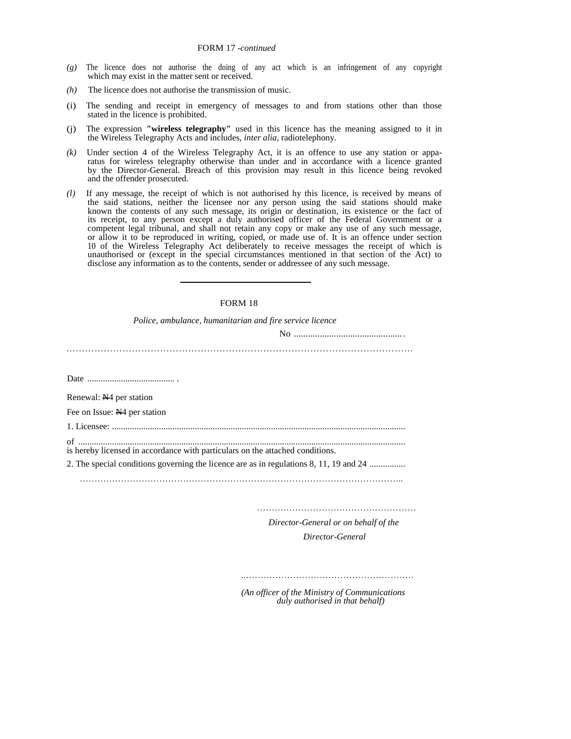FORM 17 -*continued*

*(g)* The licence does not authorise the doing of any act which is an infringement of any copyright which may exist in the matter sent or received.

*(h)* The licence does not authorise the transmission of music.

(i) The sending and receipt in emergency of messages to and from stations other than those stated in the licence is prohibited.

(j) The expression **"wireless telegraphy"** used in this licence has the meaning assigned to it in the Wireless Telegraphy Acts and includes, *inter alia,* radiotelephony.

*(k)* Under section 4 of the Wireless Telegraphy Act, it is an offence to use any station or apparatus for wireless telegraphy otherwise than under and in accordance with a licence granted by the Director-General. Breach of this provision may result in this licence being revoked and the offender prosecuted.

*(l)* If any message, the receipt of which is not authorised hy this licence, is received by means of the said stations, neither the licensee nor any person using the said stations should make known the contents of any such message, its origin or destination, its existence or the fact of its receipt, to any person except a duly authorised officer of the Federal Government or a competent legal tribunal, and shall not retain any copy or make any use of any such message, or allow it to be reproduced in writing, copied, or made use of. It is an offence under section 10 of the Wireless Telegraphy Act deliberately to receive messages the receipt of which is unauthorised or (except in the special circumstances mentioned in that section of the Act) to disclose any information as to the contents, sender or addressee of any such message.

---

FORM 18

*Police, ambulance, humanitarian and fire service licence*

No ...............................................

.....................................................................................................................

Date ....................................... .

Renewal: ₦4 per station

Fee on Issue: ₦4 per station

1. Licensee: .................................................................................................................................

of .................................................................................................................................
is hereby licensed in accordance with particulars on the attached conditions.

2. The special conditions governing the licence are as in regulations 8, 11, 19 and 24 ................

.....................................................................................................................

....................................................

*Director-General or on behalf of the Director-General*

....................................................

*(An officer of the Ministry of Communications duly authorised in that behalf)*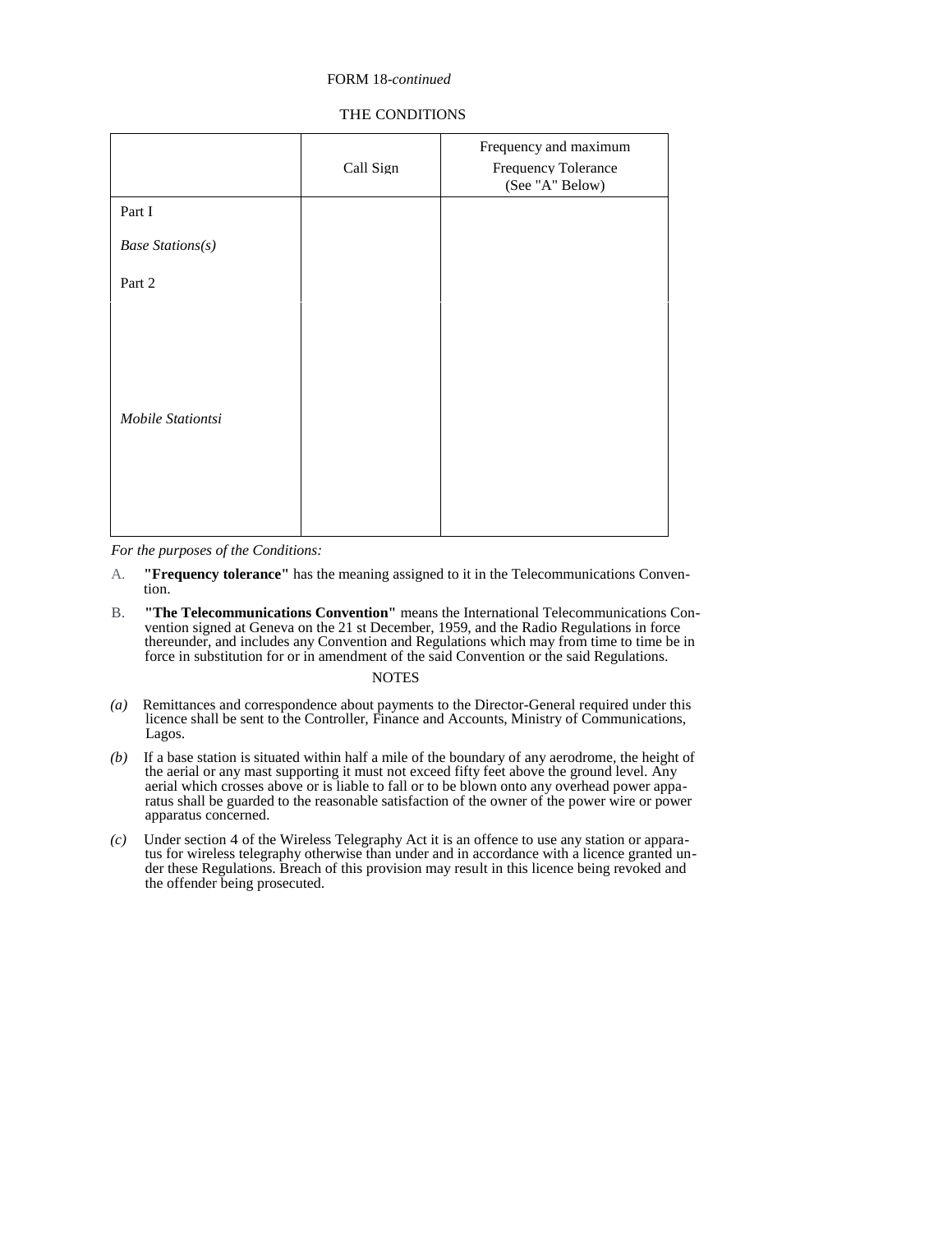FORM 18-*continued*

THE CONDITIONS

| | Call Sign | Frequency and maximum Frequency Tolerance (See "A" Below) |
|---|---|---|
| Part I<br><br>*Base Stations(s)*<br><br>Part 2 | | |
| *Mobile Stationtsi* | | |

*For the purposes of the Conditions:*

A. **"Frequency tolerance"** has the meaning assigned to it in the Telecommunications Convention.

B. **"The Telecommunications Convention"** means the International Telecommunications Convention signed at Geneva on the 21 st December, 1959, and the Radio Regulations in force thereunder, and includes any Convention and Regulations which may from time to time be in force in substitution for or in amendment of the said Convention or the said Regulations.

NOTES

*(a)* Remittances and correspondence about payments to the Director-General required under this licence shall be sent to the Controller, Finance and Accounts, Ministry of Communications, Lagos.

*(b)* If a base station is situated within half a mile of the boundary of any aerodrome, the height of the aerial or any mast supporting it must not exceed fifty feet above the ground level. Any aerial which crosses above or is liable to fall or to be blown onto any overhead power apparatus shall be guarded to the reasonable satisfaction of the owner of the power wire or power apparatus concerned.

*(c)* Under section 4 of the Wireless Telegraphy Act it is an offence to use any station or apparatus for wireless telegraphy otherwise than under and in accordance with a licence granted under these Regulations. Breach of this provision may result in this licence being revoked and the offender being prosecuted.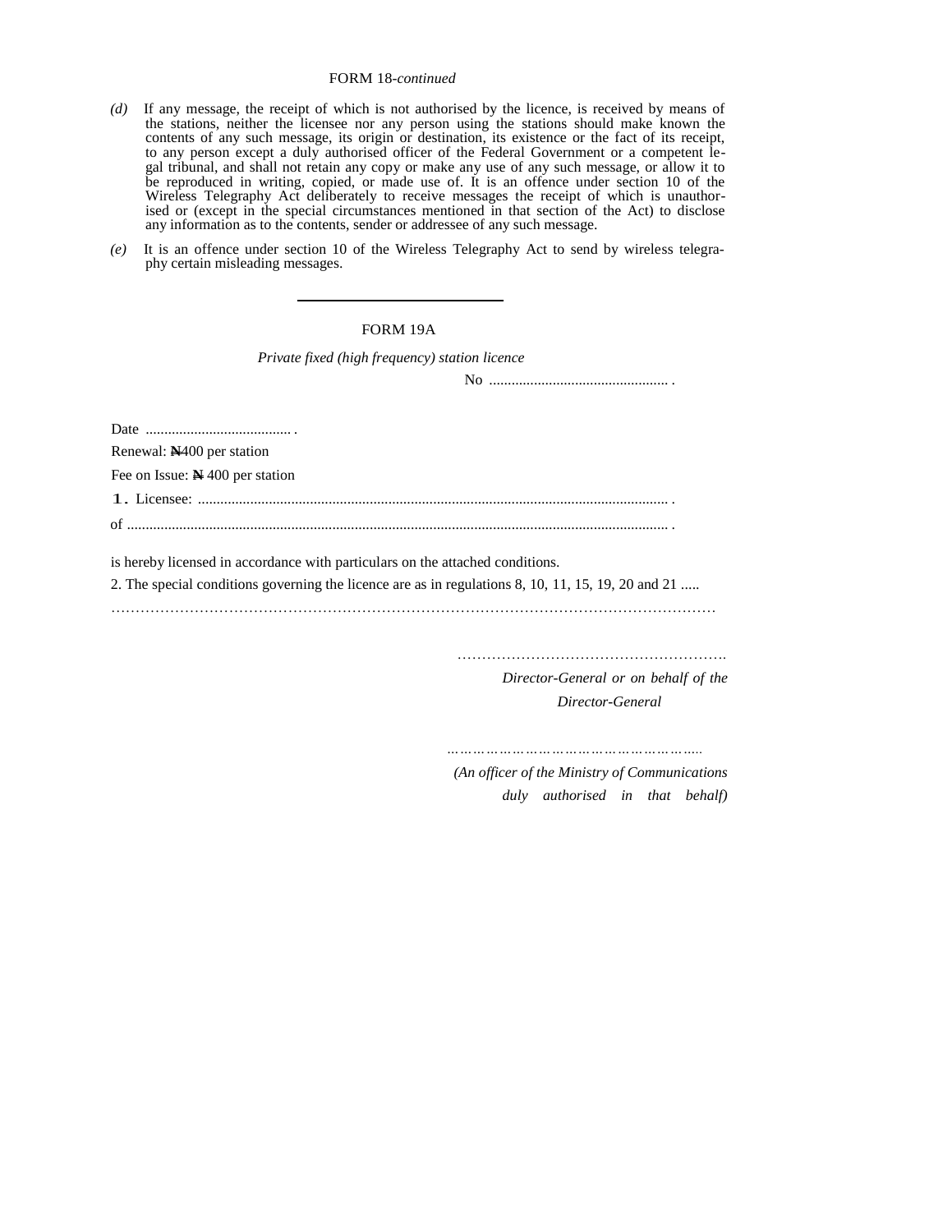FORM 18-*continued*

*(d)* If any message, the receipt of which is not authorised by the licence, is received by means of the stations, neither the licensee nor any person using the stations should make known the contents of any such message, its origin or destination, its existence or the fact of its receipt, to any person except a duly authorised officer of the Federal Government or a competent legal tribunal, and shall not retain any copy or make any use of any such message, or allow it to be reproduced in writing, copied, or made use of. It is an offence under section 10 of the Wireless Telegraphy Act deliberately to receive messages the receipt of which is unauthorised or (except in the special circumstances mentioned in that section of the Act) to disclose any information as to the contents, sender or addressee of any such message.

*(e)* It is an offence under section 10 of the Wireless Telegraphy Act to send by wireless telegraphy certain misleading messages.

---

FORM 19A

*Private fixed (high frequency) station licence*

No ................................................ .

Date ....................................... .

Renewal: ₦400 per station

Fee on Issue: ₦ 400 per station

1. Licensee: ............................................................................................................................. .

of ................................................................................................................................................ .

is hereby licensed in accordance with particulars on the attached conditions.

2. The special conditions governing the licence are as in regulations 8, 10, 11, 15, 19, 20 and 21 .....

…………………………………………………………………………………………………………

……………………………………………….

*Director-General or on behalf of the Director-General*

………………………………………………….

*(An officer of the Ministry of Communications duly authorised in that behalf)*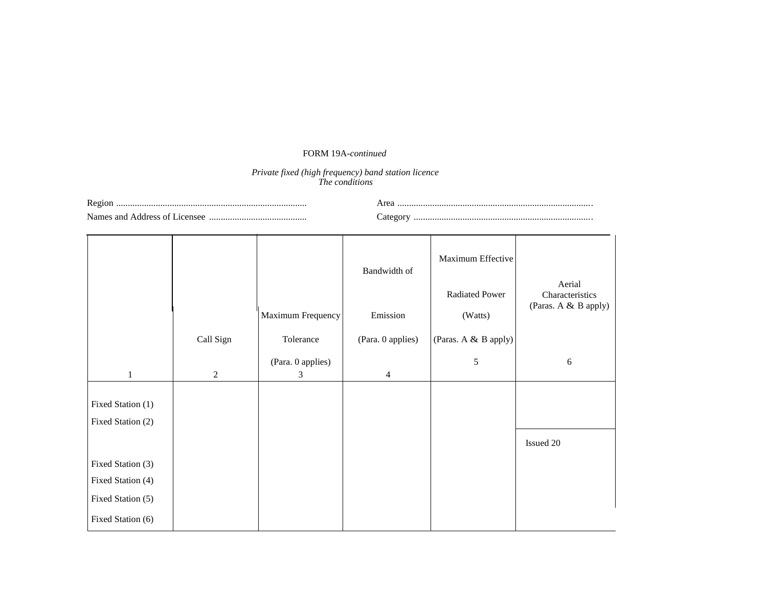FORM 19A-*continued*

*Private fixed (high frequency) band station licence*
*The conditions*

Region ..................................................................................        Area ..................................................................................

Names and Address of Licensee ..........................................        Category ............................................................................

| 1 | Call Sign<br>2 | Maximum Frequency Tolerance (Para. 0 applies)<br>3 | Bandwidth of Emission (Para. 0 applies)<br>4 | Maximum Effective Radiated Power (Watts) (Paras. A & B apply)<br>5 | Aerial Characteristics (Paras. A & B apply)<br>6 |
|---|---|---|---|---|---|
| Fixed Station (1) | | | | | |
| Fixed Station (2) | | | | | Issued 20 |
| Fixed Station (3) | | | | | |
| Fixed Station (4) | | | | | |
| Fixed Station (5) | | | | | |
| Fixed Station (6) | | | | | |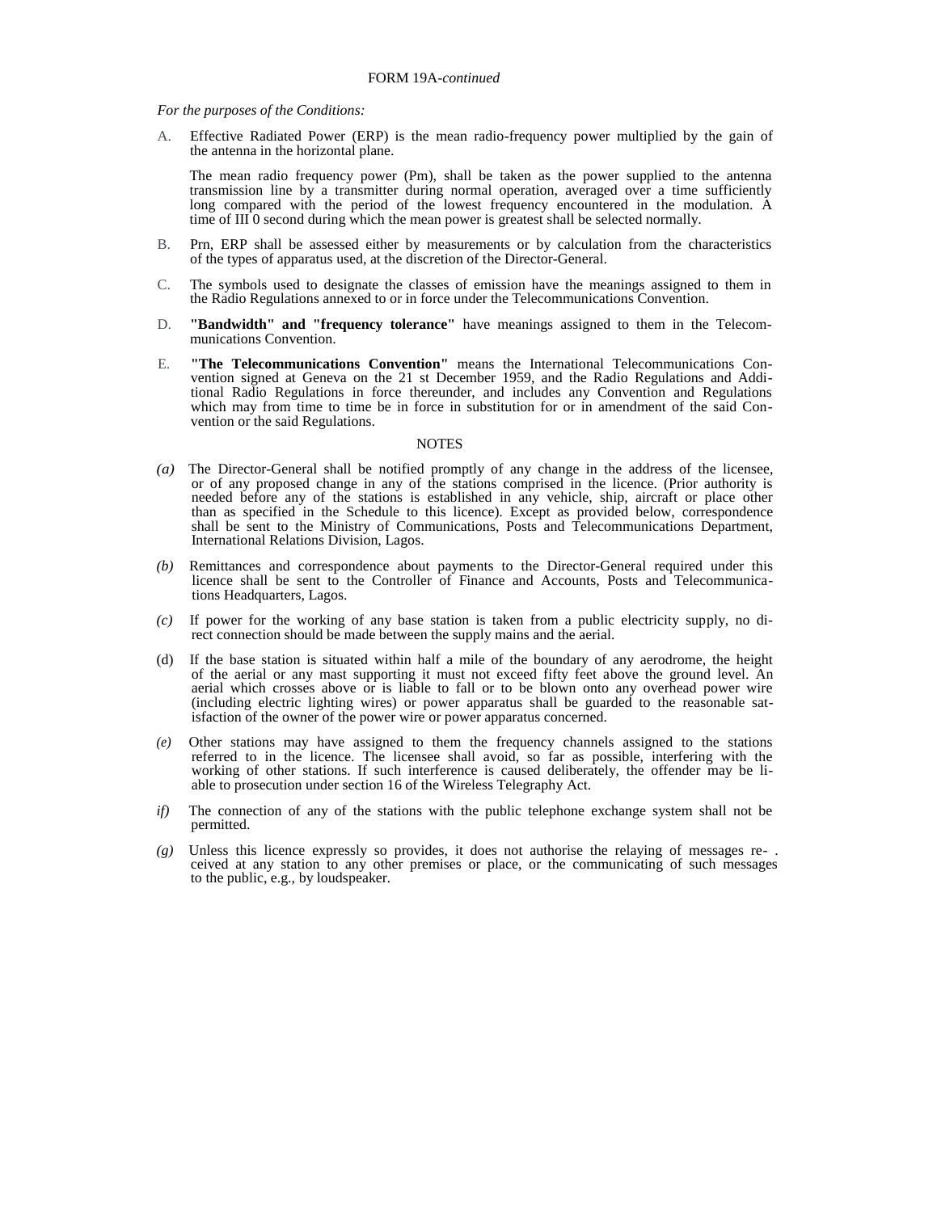FORM 19A-*continued*

*For the purposes of the Conditions:*

A. Effective Radiated Power (ERP) is the mean radio-frequency power multiplied by the gain of the antenna in the horizontal plane.

The mean radio frequency power (Pm), shall be taken as the power supplied to the antenna transmission line by a transmitter during normal operation, averaged over a time sufficiently long compared with the period of the lowest frequency encountered in the modulation. A time of III 0 second during which the mean power is greatest shall be selected normally.

B. Prn, ERP shall be assessed either by measurements or by calculation from the characteristics of the types of apparatus used, at the discretion of the Director-General.

C. The symbols used to designate the classes of emission have the meanings assigned to them in the Radio Regulations annexed to or in force under the Telecommunications Convention.

D. **"Bandwidth" and "frequency tolerance"** have meanings assigned to them in the Telecommunications Convention.

E. **"The Telecommunications Convention"** means the International Telecommunications Convention signed at Geneva on the 21 st December 1959, and the Radio Regulations and Additional Radio Regulations in force thereunder, and includes any Convention and Regulations which may from time to time be in force in substitution for or in amendment of the said Convention or the said Regulations.

NOTES

*(a)* The Director-General shall be notified promptly of any change in the address of the licensee, or of any proposed change in any of the stations comprised in the licence. (Prior authority is needed before any of the stations is established in any vehicle, ship, aircraft or place other than as specified in the Schedule to this licence). Except as provided below, correspondence shall be sent to the Ministry of Communications, Posts and Telecommunications Department, International Relations Division, Lagos.

*(b)* Remittances and correspondence about payments to the Director-General required under this licence shall be sent to the Controller of Finance and Accounts, Posts and Telecommunications Headquarters, Lagos.

*(c)* If power for the working of any base station is taken from a public electricity supply, no direct connection should be made between the supply mains and the aerial.

(d) If the base station is situated within half a mile of the boundary of any aerodrome, the height of the aerial or any mast supporting it must not exceed fifty feet above the ground level. An aerial which crosses above or is liable to fall or to be blown onto any overhead power wire (including electric lighting wires) or power apparatus shall be guarded to the reasonable satisfaction of the owner of the power wire or power apparatus concerned.

*(e)* Other stations may have assigned to them the frequency channels assigned to the stations referred to in the licence. The licensee shall avoid, so far as possible, interfering with the working of other stations. If such interference is caused deliberately, the offender may be liable to prosecution under section 16 of the Wireless Telegraphy Act.

*if)* The connection of any of the stations with the public telephone exchange system shall not be permitted.

*(g)* Unless this licence expressly so provides, it does not authorise the relaying of messages received at any station to any other premises or place, or the communicating of such messages to the public, e.g., by loudspeaker.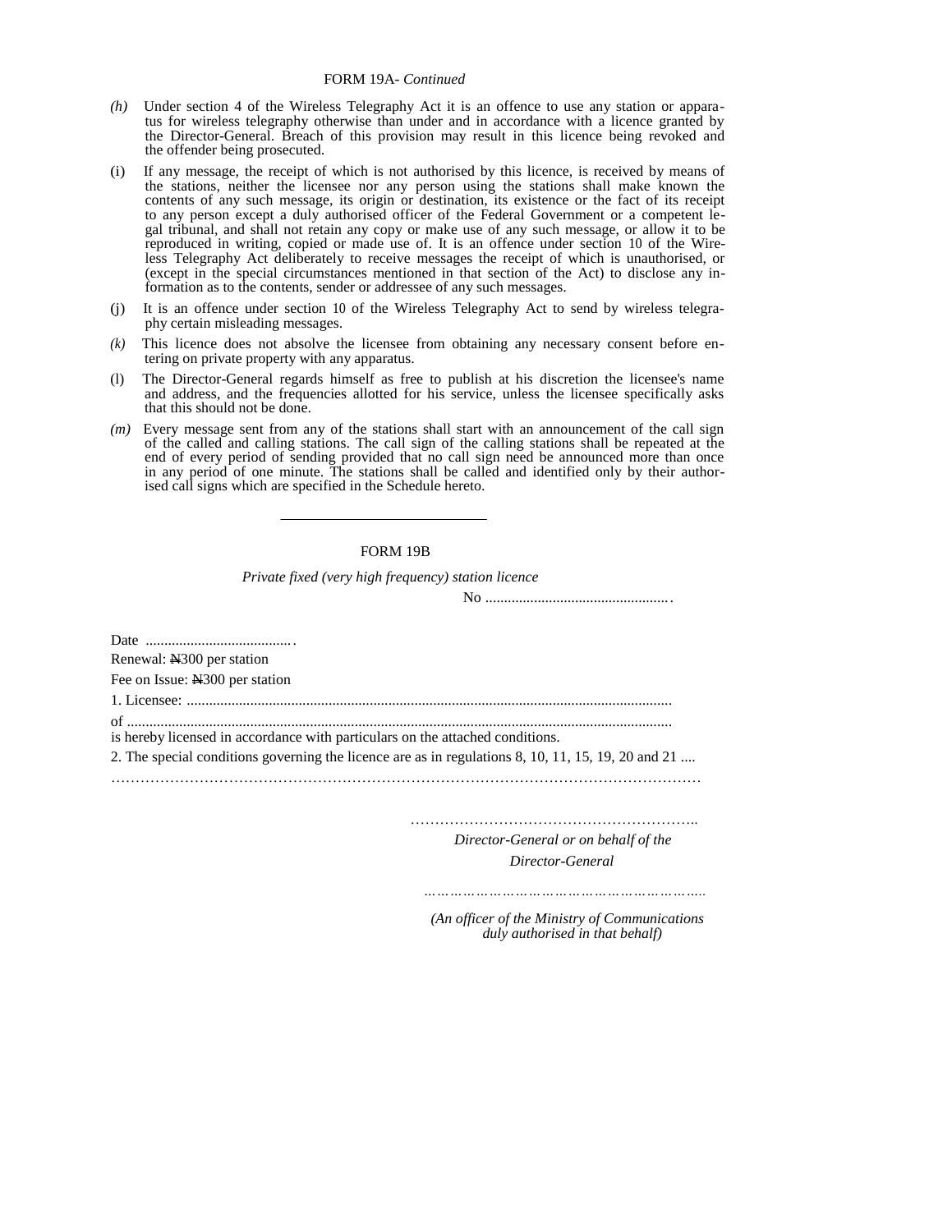FORM 19A- *Continued*

*(h)* Under section 4 of the Wireless Telegraphy Act it is an offence to use any station or apparatus for wireless telegraphy otherwise than under and in accordance with a licence granted by the Director-General. Breach of this provision may result in this licence being revoked and the offender being prosecuted.

(i) If any message, the receipt of which is not authorised by this licence, is received by means of the stations, neither the licensee nor any person using the stations shall make known the contents of any such message, its origin or destination, its existence or the fact of its receipt to any person except a duly authorised officer of the Federal Government or a competent legal tribunal, and shall not retain any copy or make use of any such message, or allow it to be reproduced in writing, copied or made use of. It is an offence under section 10 of the Wireless Telegraphy Act deliberately to receive messages the receipt of which is unauthorised, or (except in the special circumstances mentioned in that section of the Act) to disclose any information as to the contents, sender or addressee of any such messages.

(j) It is an offence under section 10 of the Wireless Telegraphy Act to send by wireless telegraphy certain misleading messages.

*(k)* This licence does not absolve the licensee from obtaining any necessary consent before entering on private property with any apparatus.

(l) The Director-General regards himself as free to publish at his discretion the licensee's name and address, and the frequencies allotted for his service, unless the licensee specifically asks that this should not be done.

*(m)* Every message sent from any of the stations shall start with an announcement of the call sign of the called and calling stations. The call sign of the calling stations shall be repeated at the end of every period of sending provided that no call sign need be announced more than once in any period of one minute. The stations shall be called and identified only by their authorised call signs which are specified in the Schedule hereto.

---

FORM 19B

*Private fixed (very high frequency) station licence*

No .................................................

Date ........................................

Renewal: ₦300 per station

Fee on Issue: ₦300 per station

1. Licensee: ..................................................................................................................................

of ..................................................................................................................................
is hereby licensed in accordance with particulars on the attached conditions.

2. The special conditions governing the licence are as in regulations 8, 10, 11, 15, 19, 20 and 21 ....

…………………………………………………………………………………………………………

………………………………………………….

*Director-General or on behalf of the Director-General*

*……………………………………………………..*

*(An officer of the Ministry of Communications duly authorised in that behalf)*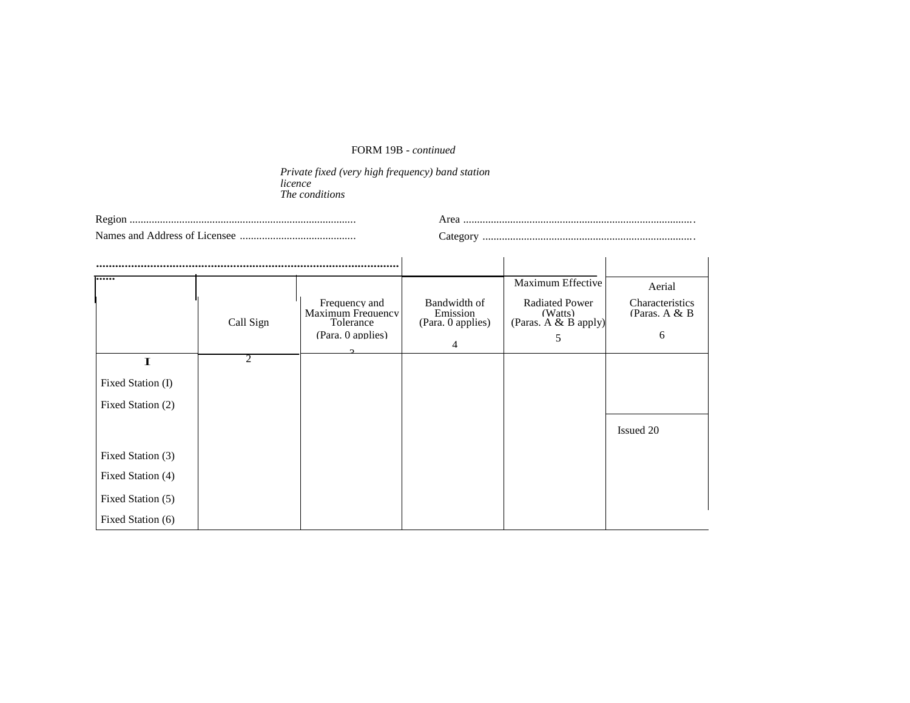FORM 19B - *continued*

*Private fixed (very high frequency) band station licence*
*The conditions*

Region .................................................................................   Area ...................................................................................

Names and Address of Licensee ..........................................   Category ............................................................................

.......................................................................................................

| | Call Sign | Frequency and Maximum Frequency Tolerance (Para. 0 applies) | Bandwidth of Emission (Para. 0 applies) | Maximum Effective Radiated Power (Watts) (Paras. A & B apply) | Aerial Characteristics (Paras. A & B |
|---|---|---|---|---|---|
| I | 2 | 3 | 4 | 5 | 6 |
| Fixed Station (I) | | | | | |
| Fixed Station (2) | | | | | |
| | | | | | Issued 20 |
| Fixed Station (3) | | | | | |
| Fixed Station (4) | | | | | |
| Fixed Station (5) | | | | | |
| Fixed Station (6) | | | | | |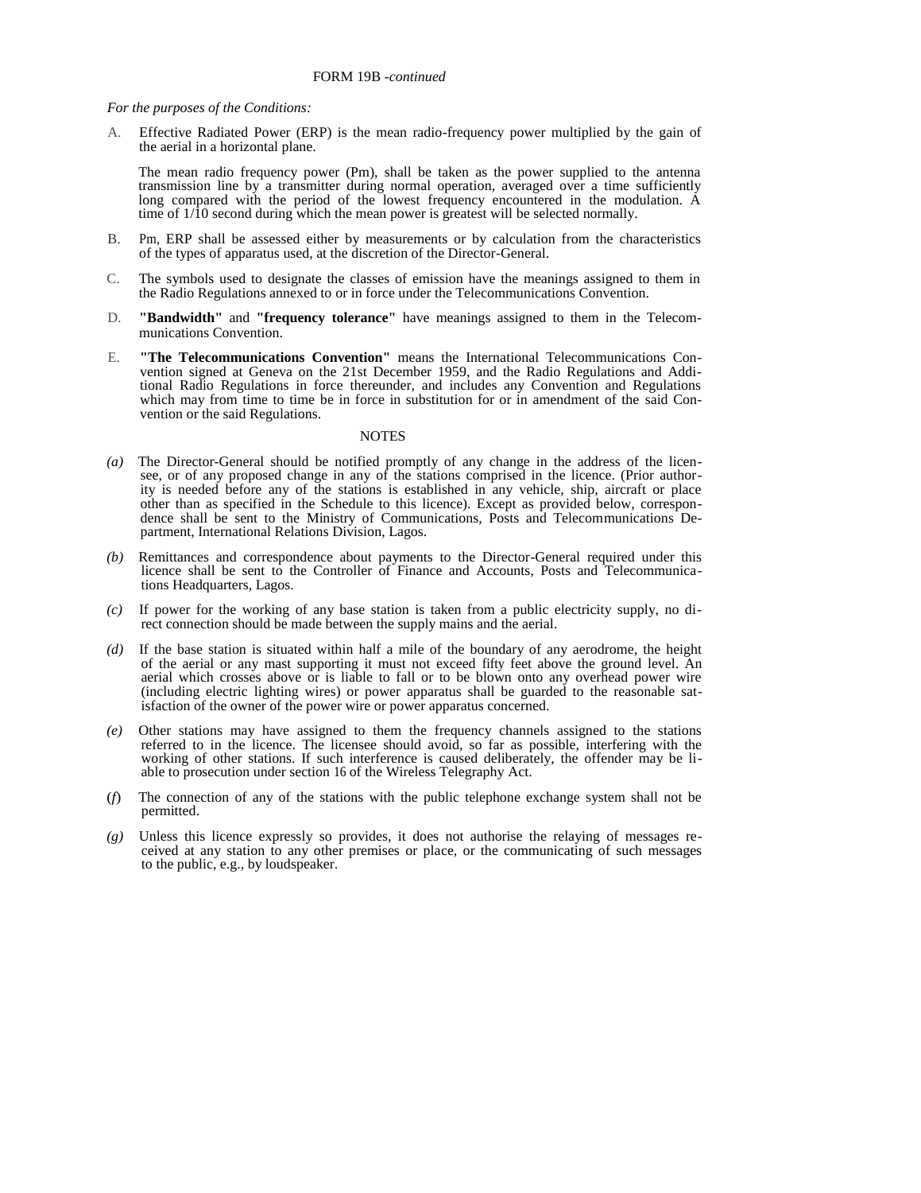FORM 19B -*continued*

*For the purposes of the Conditions:*

A. Effective Radiated Power (ERP) is the mean radio-frequency power multiplied by the gain of the aerial in a horizontal plane.

The mean radio frequency power (Pm), shall be taken as the power supplied to the antenna transmission line by a transmitter during normal operation, averaged over a time sufficiently long compared with the period of the lowest frequency encountered in the modulation. A time of 1/10 second during which the mean power is greatest will be selected normally.

B. Pm, ERP shall be assessed either by measurements or by calculation from the characteristics of the types of apparatus used, at the discretion of the Director-General.

C. The symbols used to designate the classes of emission have the meanings assigned to them in the Radio Regulations annexed to or in force under the Telecommunications Convention.

D. **"Bandwidth"** and **"frequency tolerance"** have meanings assigned to them in the Telecommunications Convention.

E. **"The Telecommunications Convention"** means the International Telecommunications Convention signed at Geneva on the 21st December 1959, and the Radio Regulations and Additional Radio Regulations in force thereunder, and includes any Convention and Regulations which may from time to time be in force in substitution for or in amendment of the said Convention or the said Regulations.

NOTES

*(a)* The Director-General should be notified promptly of any change in the address of the licensee, or of any proposed change in any of the stations comprised in the licence. (Prior authority is needed before any of the stations is established in any vehicle, ship, aircraft or place other than as specified in the Schedule to this licence). Except as provided below, correspondence shall be sent to the Ministry of Communications, Posts and Telecommunications Department, International Relations Division, Lagos.

*(b)* Remittances and correspondence about payments to the Director-General required under this licence shall be sent to the Controller of Finance and Accounts, Posts and Telecommunications Headquarters, Lagos.

*(c)* If power for the working of any base station is taken from a public electricity supply, no direct connection should be made between the supply mains and the aerial.

*(d)* If the base station is situated within half a mile of the boundary of any aerodrome, the height of the aerial or any mast supporting it must not exceed fifty feet above the ground level. An aerial which crosses above or is liable to fall or to be blown onto any overhead power wire (including electric lighting wires) or power apparatus shall be guarded to the reasonable satisfaction of the owner of the power wire or power apparatus concerned.

*(e)* Other stations may have assigned to them the frequency channels assigned to the stations referred to in the licence. The licensee should avoid, so far as possible, interfering with the working of other stations. If such interference is caused deliberately, the offender may be liable to prosecution under section 16 of the Wireless Telegraphy Act.

(*f*) The connection of any of the stations with the public telephone exchange system shall not be permitted.

*(g)* Unless this licence expressly so provides, it does not authorise the relaying of messages received at any station to any other premises or place, or the communicating of such messages to the public, e.g., by loudspeaker.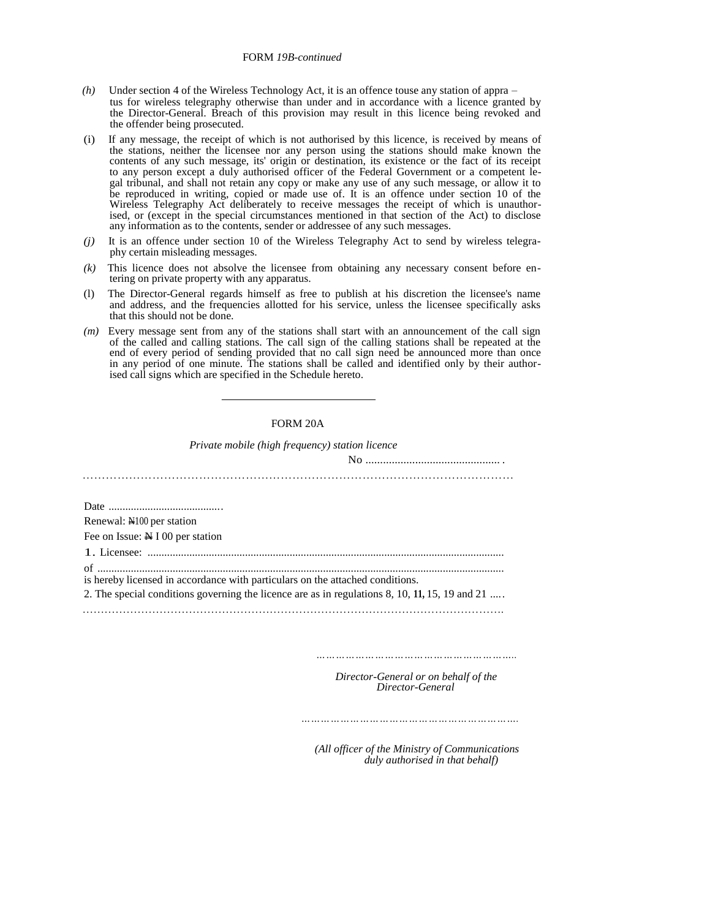FORM *19B-continued*

*(h)* Under section 4 of the Wireless Technology Act, it is an offence touse any station of appra – tus for wireless telegraphy otherwise than under and in accordance with a licence granted by the Director-General. Breach of this provision may result in this licence being revoked and the offender being prosecuted.

(i) If any message, the receipt of which is not authorised by this licence, is received by means of the stations, neither the licensee nor any person using the stations should make known the contents of any such message, its' origin or destination, its existence or the fact of its receipt to any person except a duly authorised officer of the Federal Government or a competent legal tribunal, and shall not retain any copy or make any use of any such message, or allow it to be reproduced in writing, copied or made use of. It is an offence under section 10 of the Wireless Telegraphy Act deliberately to receive messages the receipt of which is unauthorised, or (except in the special circumstances mentioned in that section of the Act) to disclose any information as to the contents, sender or addressee of any such messages.

*(j)* It is an offence under section 10 of the Wireless Telegraphy Act to send by wireless telegraphy certain misleading messages.

*(k)* This licence does not absolve the licensee from obtaining any necessary consent before entering on private property with any apparatus.

(l) The Director-General regards himself as free to publish at his discretion the licensee's name and address, and the frequencies allotted for his service, unless the licensee specifically asks that this should not be done.

*(m)* Every message sent from any of the stations shall start with an announcement of the call sign of the called and calling stations. The call sign of the calling stations shall be repeated at the end of every period of sending provided that no call sign need be announced more than once in any period of one minute. The stations shall be called and identified only by their authorised call signs which are specified in the Schedule hereto.

---

FORM 20A

*Private mobile (high frequency) station licence*

No .............................................. .

.........................................................................................................

Date ........................................

Renewal: ₦100 per station

Fee on Issue: ₦ I 00 per station

1. Licensee: ..............................................................................................................................

of ................................................................................................................................................

is hereby licensed in accordance with particulars on the attached conditions.

2. The special conditions governing the licence are as in regulations 8, 10, **11,** 15, 19 and 21 .....

.........................................................................................................

.........................................................

*Director-General or on behalf of the Director-General*

.............................................................

*(All officer of the Ministry of Communications duly authorised in that behalf)*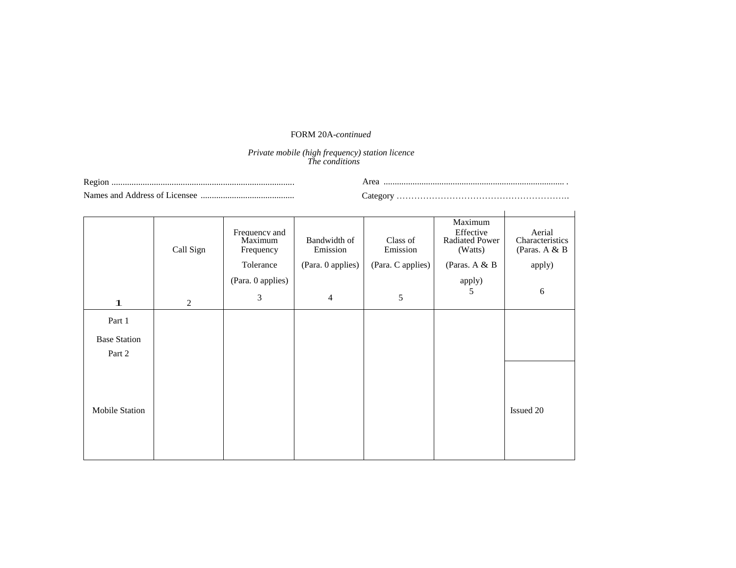FORM 20A-*continued*

*Private mobile (high frequency) station licence*
*The conditions*

Region ..................................................................................                Area ................................................................................. .

Names and Address of Licensee ..........................................                Category …………………………………………………….

| 1 | Call Sign 2 | Frequency and Maximum Frequency Tolerance (Para. 0 applies) 3 | Bandwidth of Emission (Para. 0 applies) 4 | Class of Emission (Para. C applies) 5 | Maximum Effective Radiated Power (Watts) (Paras. A & B apply) 5 | Aerial Characteristics (Paras. A & B apply) 6 |
|---|---|---|---|---|---|---|
| Part 1 Base Station | | | | | | |
| Part 2 Mobile Station | | | | | | Issued 20 |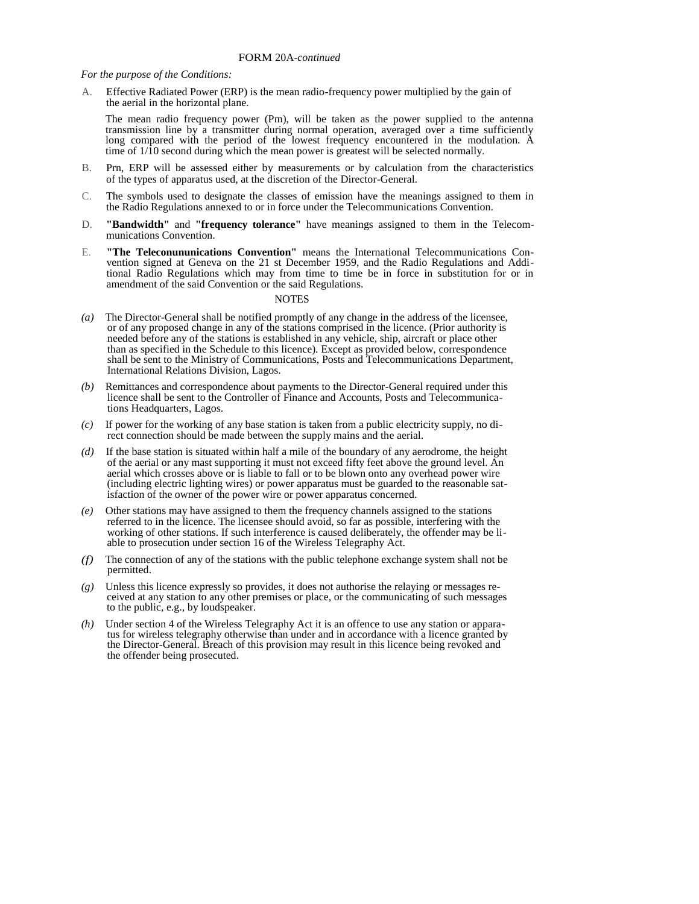FORM 20A-*continued*

*For the purpose of the Conditions:*

A. Effective Radiated Power (ERP) is the mean radio-frequency power multiplied by the gain of the aerial in the horizontal plane.

The mean radio frequency power (Pm), will be taken as the power supplied to the antenna transmission line by a transmitter during normal operation, averaged over a time sufficiently long compared with the period of the lowest frequency encountered in the modulation. A time of 1/10 second during which the mean power is greatest will be selected normally.

B. Prn, ERP will be assessed either by measurements or by calculation from the characteristics of the types of apparatus used, at the discretion of the Director-General.

C. The symbols used to designate the classes of emission have the meanings assigned to them in the Radio Regulations annexed to or in force under the Telecommunications Convention.

D. **"Bandwidth"** and **"frequency tolerance"** have meanings assigned to them in the Telecommunications Convention.

E. **"The Teleconununications Convention"** means the International Telecommunications Convention signed at Geneva on the 21 st December 1959, and the Radio Regulations and Additional Radio Regulations which may from time to time be in force in substitution for or in amendment of the said Convention or the said Regulations.

NOTES

*(a)* The Director-General shall be notified promptly of any change in the address of the licensee, or of any proposed change in any of the stations comprised in the licence. (Prior authority is needed before any of the stations is established in any vehicle, ship, aircraft or place other than as specified in the Schedule to this licence). Except as provided below, correspondence shall be sent to the Ministry of Communications, Posts and Telecommunications Department, International Relations Division, Lagos.

*(b)* Remittances and correspondence about payments to the Director-General required under this licence shall be sent to the Controller of Finance and Accounts, Posts and Telecommunications Headquarters, Lagos.

*(c)* If power for the working of any base station is taken from a public electricity supply, no direct connection should be made between the supply mains and the aerial.

*(d)* If the base station is situated within half a mile of the boundary of any aerodrome, the height of the aerial or any mast supporting it must not exceed fifty feet above the ground level. An aerial which crosses above or is liable to fall or to be blown onto any overhead power wire (including electric lighting wires) or power apparatus must be guarded to the reasonable satisfaction of the owner of the power wire or power apparatus concerned.

*(e)* Other stations may have assigned to them the frequency channels assigned to the stations referred to in the licence. The licensee should avoid, so far as possible, interfering with the working of other stations. If such interference is caused deliberately, the offender may be liable to prosecution under section 16 of the Wireless Telegraphy Act.

*(f)* The connection of any of the stations with the public telephone exchange system shall not be permitted.

*(g)* Unless this licence expressly so provides, it does not authorise the relaying or messages received at any station to any other premises or place, or the communicating of such messages to the public, e.g., by loudspeaker.

*(h)* Under section 4 of the Wireless Telegraphy Act it is an offence to use any station or apparatus for wireless telegraphy otherwise than under and in accordance with a licence granted by the Director-General. Breach of this provision may result in this licence being revoked and the offender being prosecuted.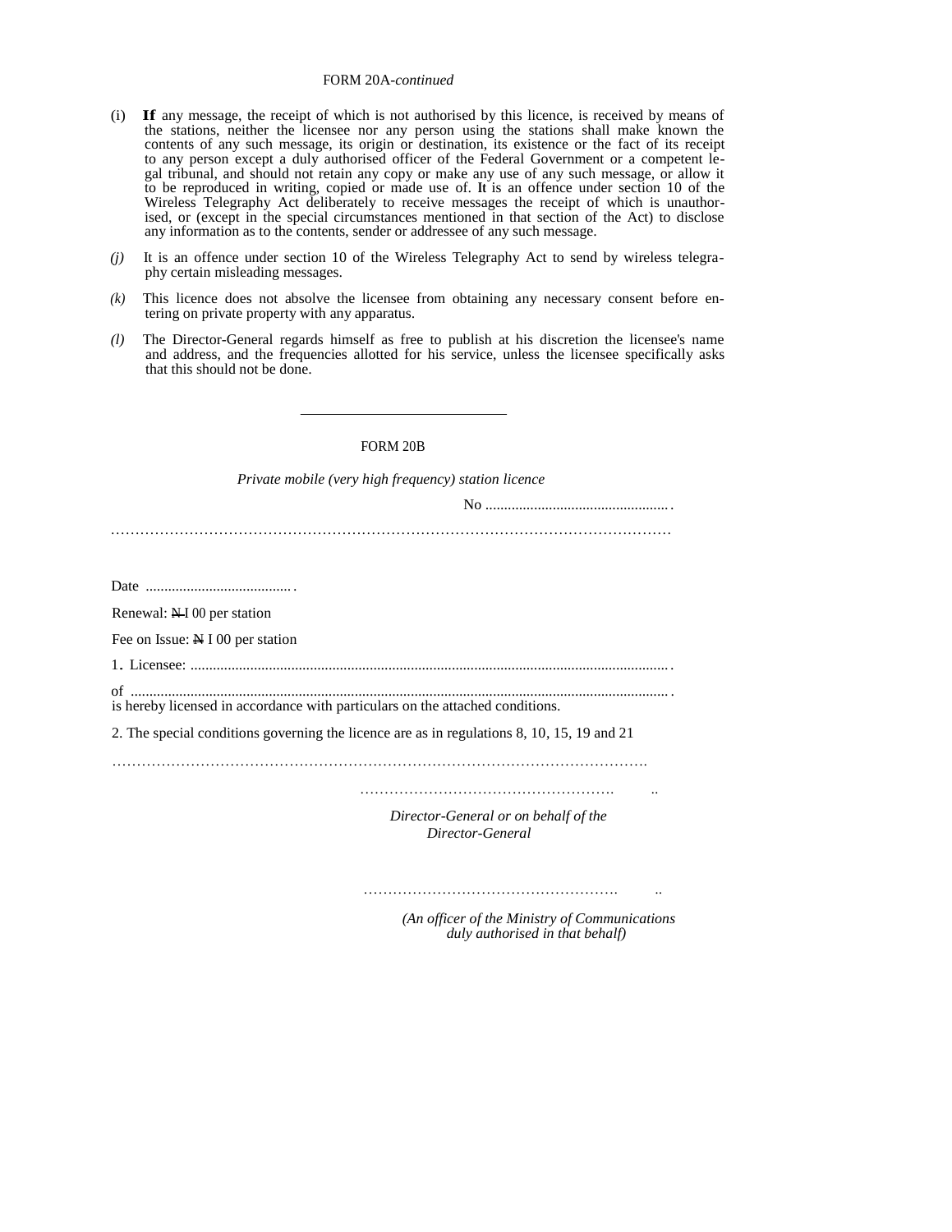FORM 20A-*continued*

(i) **If** any message, the receipt of which is not authorised by this licence, is received by means of the stations, neither the licensee nor any person using the stations shall make known the contents of any such message, its origin or destination, its existence or the fact of its receipt to any person except a duly authorised officer of the Federal Government or a competent legal tribunal, and should not retain any copy or make any use of any such message, or allow it to be reproduced in writing, copied or made use of. **It** is an offence under section 10 of the Wireless Telegraphy Act deliberately to receive messages the receipt of which is unauthorised, or (except in the special circumstances mentioned in that section of the Act) to disclose any information as to the contents, sender or addressee of any such message.

*(j)* It is an offence under section 10 of the Wireless Telegraphy Act to send by wireless telegraphy certain misleading messages.

*(k)* This licence does not absolve the licensee from obtaining any necessary consent before entering on private property with any apparatus.

*(l)* The Director-General regards himself as free to publish at his discretion the licensee's name and address, and the frequencies allotted for his service, unless the licensee specifically asks that this should not be done.

---

FORM 20B

*Private mobile (very high frequency) station licence*

No ..................................................

.....................................................................................................................

Date ........................................

Renewal: ₦I 00 per station

Fee on Issue: ₦ I 00 per station

1. Licensee: .....................................................................................................................

of .....................................................................................................................
is hereby licensed in accordance with particulars on the attached conditions.

2. The special conditions governing the licence are as in regulations 8, 10, 15, 19 and 21

.....................................................................................................................

..................................................... ..

*Director-General or on behalf of the Director-General*

..................................................... ..

*(An officer of the Ministry of Communications duly authorised in that behalf)*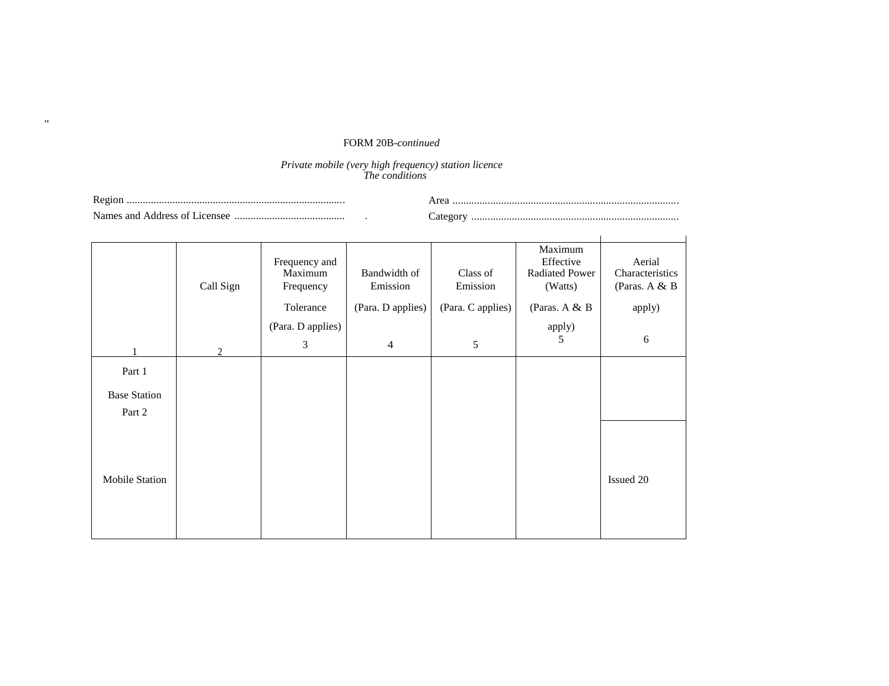"

FORM 20B-*continued*

*Private mobile (very high frequency) station licence*
*The conditions*

Region ................................................................................. Area ...................................................................................

Names and Address of Licensee ......................................... . Category ............................................................................

| 1 | Call Sign 2 | Frequency and Maximum Frequency Tolerance (Para. D applies) 3 | Bandwidth of Emission (Para. D applies) 4 | Class of Emission (Para. C applies) 5 | Maximum Effective Radiated Power (Watts) (Paras. A & B apply) 5 | Aerial Characteristics (Paras. A & B apply) 6 |
|---|---|---|---|---|---|---|
| Part 1 Base Station | | | | | | |
| Part 2 Mobile Station | | | | | | Issued 20 |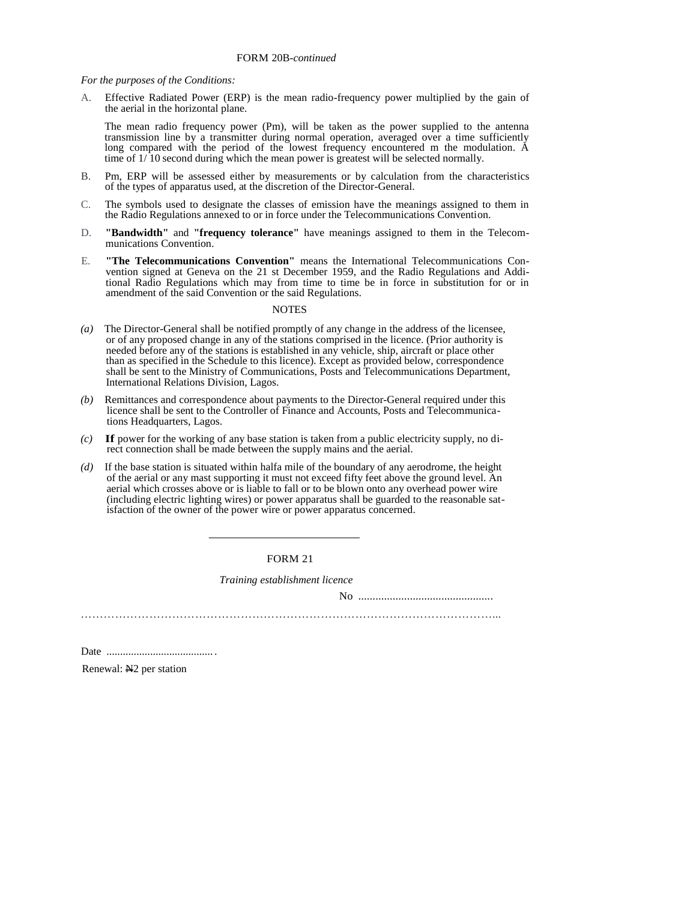FORM 20B-*continued*

*For the purposes of the Conditions:*

A. Effective Radiated Power (ERP) is the mean radio-frequency power multiplied by the gain of the aerial in the horizontal plane.

The mean radio frequency power (Pm), will be taken as the power supplied to the antenna transmission line by a transmitter during normal operation, averaged over a time sufficiently long compared with the period of the lowest frequency encountered m the modulation. A time of 1/ 10 second during which the mean power is greatest will be selected normally.

B. Pm, ERP will be assessed either by measurements or by calculation from the characteristics of the types of apparatus used, at the discretion of the Director-General.

C. The symbols used to designate the classes of emission have the meanings assigned to them in the Radio Regulations annexed to or in force under the Telecommunications Convention.

D. **"Bandwidth"** and **"frequency tolerance"** have meanings assigned to them in the Telecommunications Convention.

E. **"The Telecommunications Convention"** means the International Telecommunications Convention signed at Geneva on the 21 st December 1959, and the Radio Regulations and Additional Radio Regulations which may from time to time be in force in substitution for or in amendment of the said Convention or the said Regulations.

NOTES

*(a)* The Director-General shall be notified promptly of any change in the address of the licensee, or of any proposed change in any of the stations comprised in the licence. (Prior authority is needed before any of the stations is established in any vehicle, ship, aircraft or place other than as specified in the Schedule to this licence). Except as provided below, correspondence shall be sent to the Ministry of Communications, Posts and Telecommunications Department, International Relations Division, Lagos.

*(b)* Remittances and correspondence about payments to the Director-General required under this licence shall be sent to the Controller of Finance and Accounts, Posts and Telecommunications Headquarters, Lagos.

*(c)* **If** power for the working of any base station is taken from a public electricity supply, no direct connection shall be made between the supply mains and the aerial.

*(d)* If the base station is situated within halfa mile of the boundary of any aerodrome, the height of the aerial or any mast supporting it must not exceed fifty feet above the ground level. An aerial which crosses above or is liable to fall or to be blown onto any overhead power wire (including electric lighting wires) or power apparatus shall be guarded to the reasonable satisfaction of the owner of the power wire or power apparatus concerned.

---

FORM 21

*Training establishment licence*

No ...............................................

.....................................................................................................................

Date ....................................... .

Renewal: ₦2 per station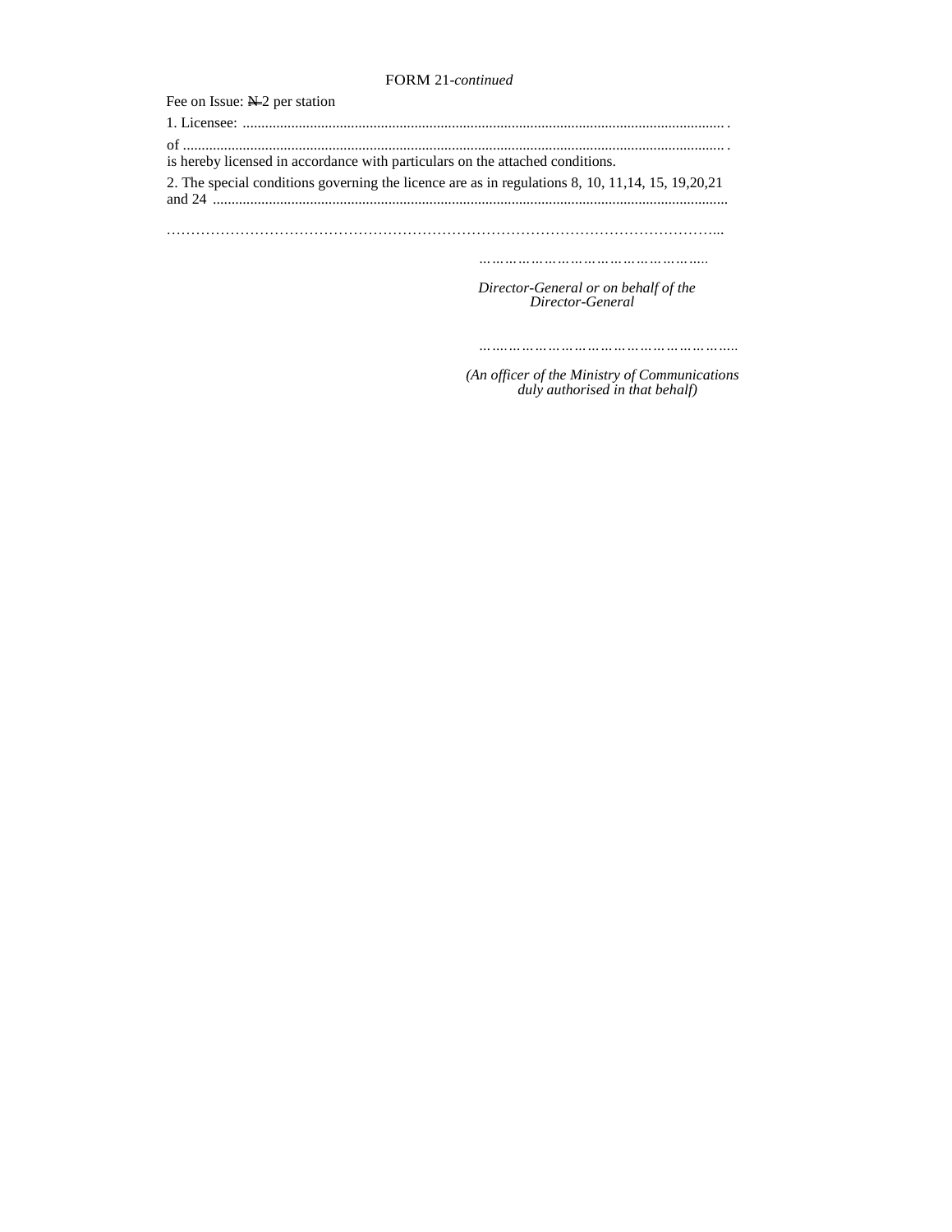FORM 21-*continued*

Fee on Issue: ₦2 per station

1. Licensee: ................................................................................................................................. .

of .............................................................................................................................................. .
is hereby licensed in accordance with particulars on the attached conditions.

2. The special conditions governing the licence are as in regulations 8, 10, 11,14, 15, 19,20,21 and 24 ..........................................................................................................................................

………………………………………………………………………………………………...

……………………………………………..

*Director-General or on behalf of the Director-General*

…………………………………………………..

*(An officer of the Ministry of Communications duly authorised in that behalf)*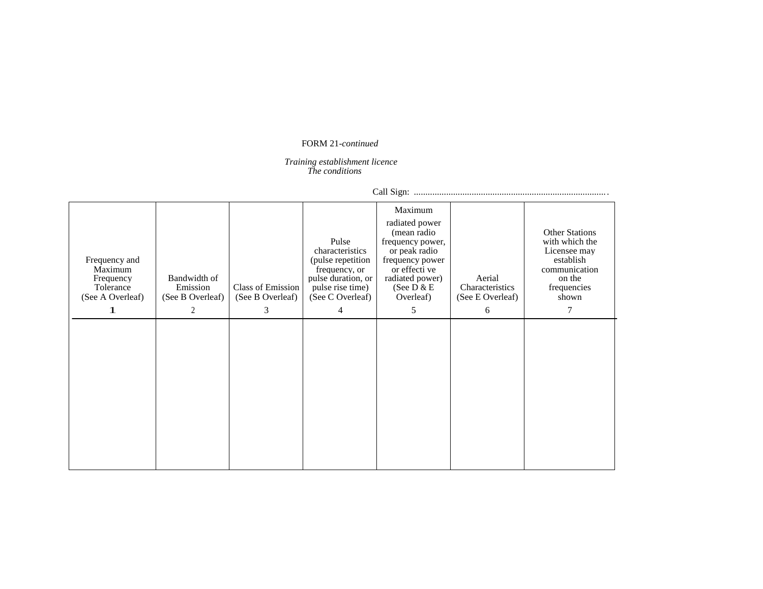FORM 21-*continued*

*Training establishment licence*
*The conditions*

Call Sign: ..................................................................................

| Frequency and Maximum Frequency Tolerance (See A Overleaf) | Bandwidth of Emission (See B Overleaf) | Class of Emission (See B Overleaf) | Pulse characteristics (pulse repetition frequency, or pulse duration, or pulse rise time) (See C Overleaf) | Maximum radiated power (mean radio frequency power, or peak radio frequency power or effecti ve radiated power) (See D & E Overleaf) | Aerial Characteristics (See E Overleaf) | Other Stations with which the Licensee may establish communication on the frequencies shown |
|---|---|---|---|---|---|---|
| **1** | 2 | 3 | 4 | 5 | 6 | 7 |
| | | | | | | |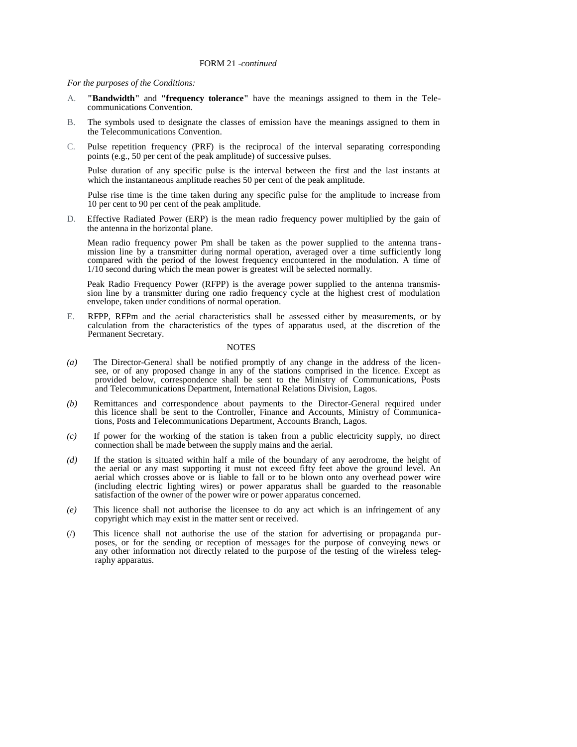FORM 21 -*continued*

*For the purposes of the Conditions:*

A. **"Bandwidth"** and **"frequency tolerance"** have the meanings assigned to them in the Telecommunications Convention.

B. The symbols used to designate the classes of emission have the meanings assigned to them in the Telecommunications Convention.

C. Pulse repetition frequency (PRF) is the reciprocal of the interval separating corresponding points (e.g., 50 per cent of the peak amplitude) of successive pulses.

Pulse duration of any specific pulse is the interval between the first and the last instants at which the instantaneous amplitude reaches 50 per cent of the peak amplitude.

Pulse rise time is the time taken during any specific pulse for the amplitude to increase from 10 per cent to 90 per cent of the peak amplitude.

D. Effective Radiated Power (ERP) is the mean radio frequency power multiplied by the gain of the antenna in the horizontal plane.

Mean radio frequency power Pm shall be taken as the power supplied to the antenna transmission line by a transmitter during normal operation, averaged over a time sufficiently long compared with the period of the lowest frequency encountered in the modulation. A time of 1/10 second during which the mean power is greatest will be selected normally.

Peak Radio Frequency Power (RFPP) is the average power supplied to the antenna transmission line by a transmitter during one radio frequency cycle at the highest crest of modulation envelope, taken under conditions of normal operation.

E. RFPP, RFPm and the aerial characteristics shall be assessed either by measurements, or by calculation from the characteristics of the types of apparatus used, at the discretion of the Permanent Secretary.

NOTES

*(a)* The Director-General shall be notified promptly of any change in the address of the licensee, or of any proposed change in any of the stations comprised in the licence. Except as provided below, correspondence shall be sent to the Ministry of Communications, Posts and Telecommunications Department, International Relations Division, Lagos.

*(b)* Remittances and correspondence about payments to the Director-General required under this licence shall be sent to the Controller, Finance and Accounts, Ministry of Communications, Posts and Telecommunications Department, Accounts Branch, Lagos.

*(c)* If power for the working of the station is taken from a public electricity supply, no direct connection shall be made between the supply mains and the aerial.

*(d)* If the station is situated within half a mile of the boundary of any aerodrome, the height of the aerial or any mast supporting it must not exceed fifty feet above the ground level. An aerial which crosses above or is liable to fall or to be blown onto any overhead power wire (including electric lighting wires) or power apparatus shall be guarded to the reasonable satisfaction of the owner of the power wire or power apparatus concerned.

*(e)* This licence shall not authorise the licensee to do any act which is an infringement of any copyright which may exist in the matter sent or received.

(/) This licence shall not authorise the use of the station for advertising or propaganda purposes, or for the sending or reception of messages for the purpose of conveying news or any other information not directly related to the purpose of the testing of the wireless telegraphy apparatus.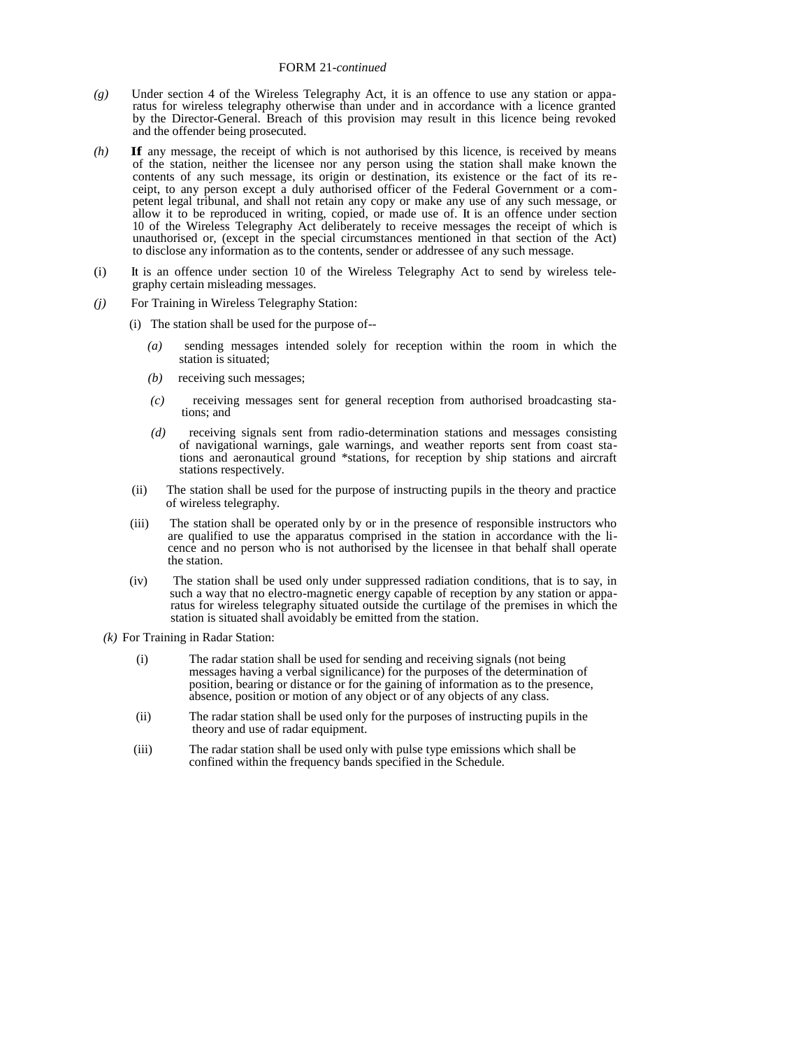FORM 21-*continued*

*(g)* Under section 4 of the Wireless Telegraphy Act, it is an offence to use any station or apparatus for wireless telegraphy otherwise than under and in accordance with a licence granted by the Director-General. Breach of this provision may result in this licence being revoked and the offender being prosecuted.

*(h)* **If** any message, the receipt of which is not authorised by this licence, is received by means of the station, neither the licensee nor any person using the station shall make known the contents of any such message, its origin or destination, its existence or the fact of its receipt, to any person except a duly authorised officer of the Federal Government or a competent legal tribunal, and shall not retain any copy or make any use of any such message, or allow it to be reproduced in writing, copied, or made use of. It is an offence under section 10 of the Wireless Telegraphy Act deliberately to receive messages the receipt of which is unauthorised or, (except in the special circumstances mentioned in that section of the Act) to disclose any information as to the contents, sender or addressee of any such message.

(i) It is an offence under section 10 of the Wireless Telegraphy Act to send by wireless telegraphy certain misleading messages.

*(j)* For Training in Wireless Telegraphy Station:

(i) The station shall be used for the purpose of--

*(a)* sending messages intended solely for reception within the room in which the station is situated;

*(b)* receiving such messages;

*(c)* receiving messages sent for general reception from authorised broadcasting stations; and

*(d)* receiving signals sent from radio-determination stations and messages consisting of navigational warnings, gale warnings, and weather reports sent from coast stations and aeronautical ground *stations, for reception by ship stations and aircraft stations respectively.

(ii) The station shall be used for the purpose of instructing pupils in the theory and practice of wireless telegraphy.

(iii) The station shall be operated only by or in the presence of responsible instructors who are qualified to use the apparatus comprised in the station in accordance with the licence and no person who is not authorised by the licensee in that behalf shall operate the station.

(iv) The station shall be used only under suppressed radiation conditions, that is to say, in such a way that no electro-magnetic energy capable of reception by any station or apparatus for wireless telegraphy situated outside the curtilage of the premises in which the station is situated shall avoidably be emitted from the station.

*(k)* For Training in Radar Station:

(i) The radar station shall be used for sending and receiving signals (not being messages having a verbal signilicance) for the purposes of the determination of position, bearing or distance or for the gaining of information as to the presence, absence, position or motion of any object or of any objects of any class.

(ii) The radar station shall be used only for the purposes of instructing pupils in the theory and use of radar equipment.

(iii) The radar station shall be used only with pulse type emissions which shall be confined within the frequency bands specified in the Schedule.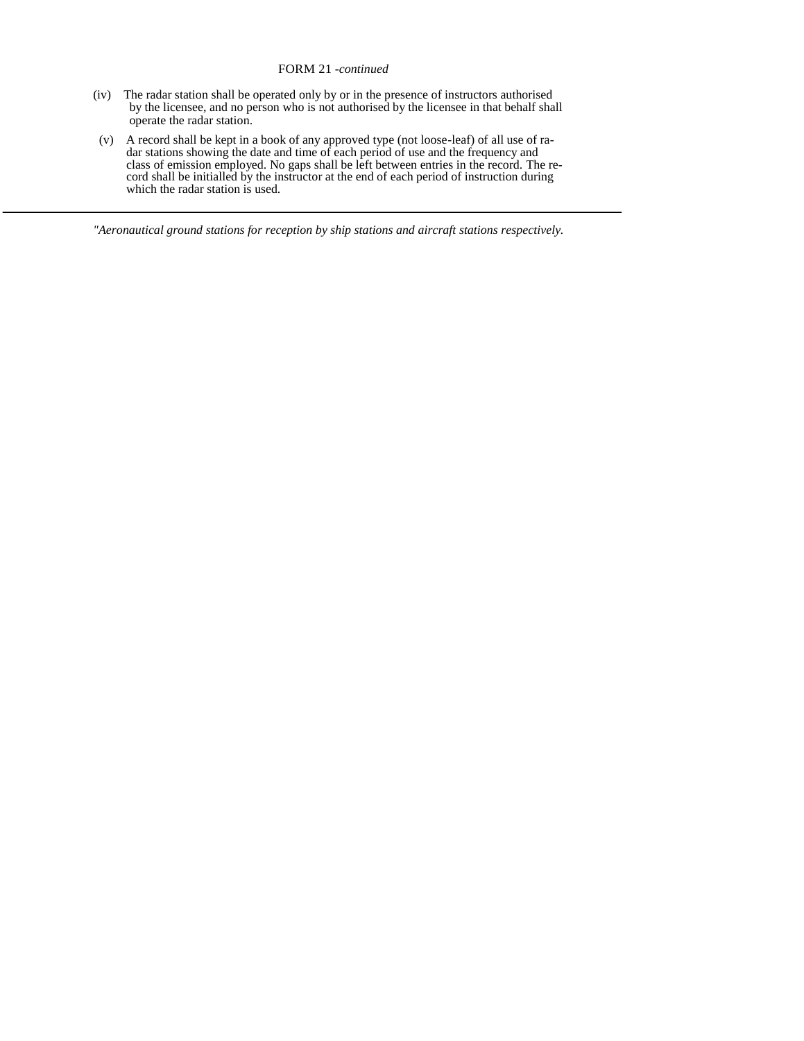FORM 21 -*continued*

(iv) The radar station shall be operated only by or in the presence of instructors authorised by the licensee, and no person who is not authorised by the licensee in that behalf shall operate the radar station.

(v) A record shall be kept in a book of any approved type (not loose-leaf) of all use of radar stations showing the date and time of each period of use and the frequency and class of emission employed. No gaps shall be left between entries in the record. The record shall be initialled by the instructor at the end of each period of instruction during which the radar station is used.

---

*"Aeronautical ground stations for reception by ship stations and aircraft stations respectively.*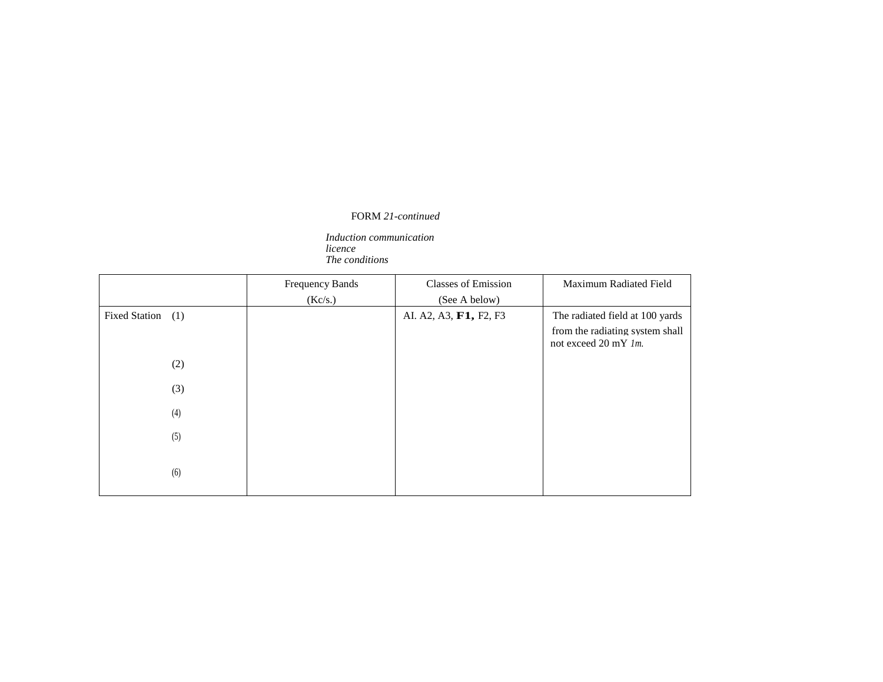FORM *21-continued*

*Induction communication licence*
*The conditions*

| | Frequency Bands (Kc/s.) | Classes of Emission (See A below) | Maximum Radiated Field |
|---|---|---|---|
| Fixed Station (1) | | AI. A2, A3, **F1,** F2, F3 | The radiated field at 100 yards from the radiating system shall not exceed 20 mY *1m.* |
| (2) | | | |
| (3) | | | |
| (4) | | | |
| (5) | | | |
| (6) | | | |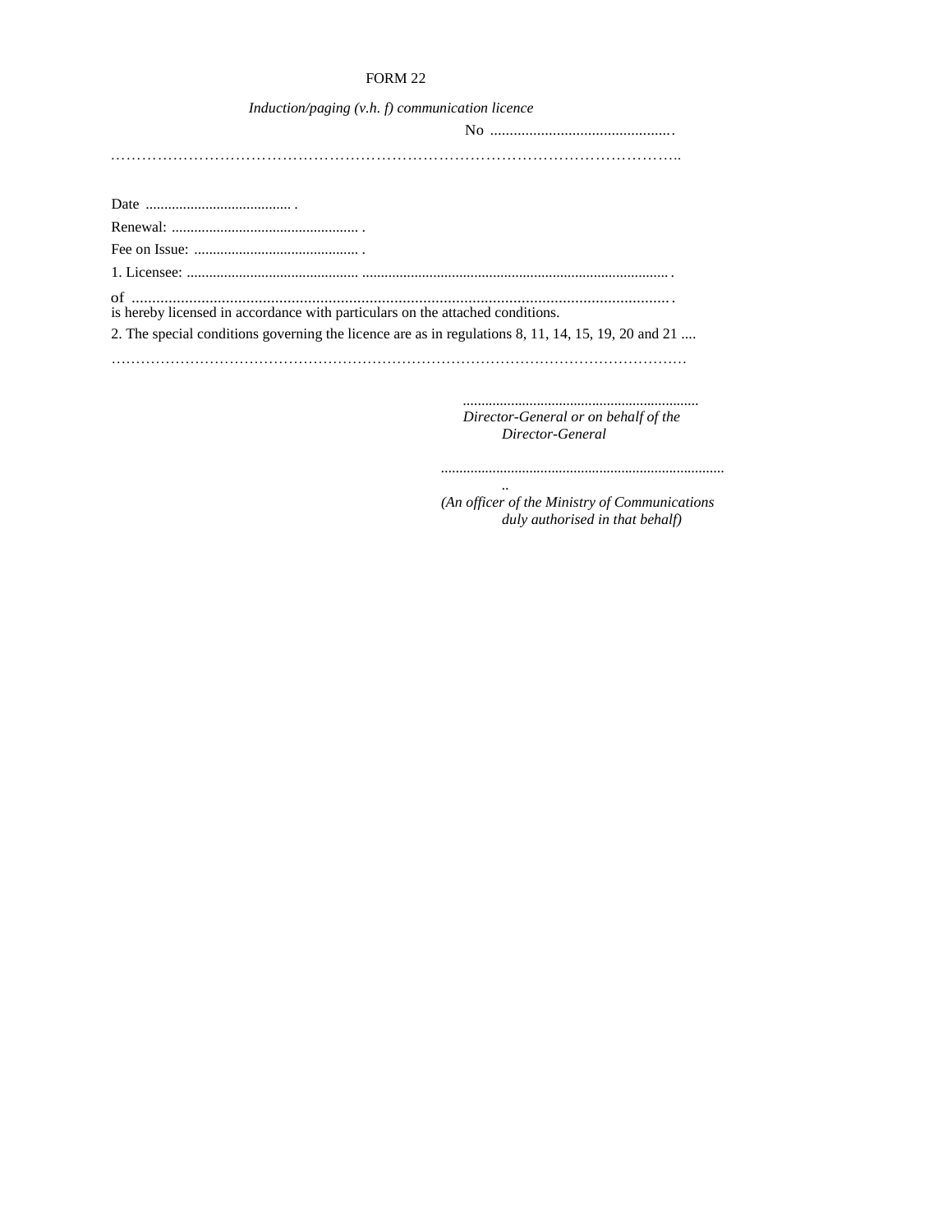FORM 22

*Induction/paging (v.h. f) communication licence*

No ...............................................

……………………………………………………………………………………………………..

Date ....................................... .

Renewal: .................................................. .

Fee on Issue: ............................................ .

1. Licensee: .............................................. .................................................................................. .

of ..................................................................................................................................... .
is hereby licensed in accordance with particulars on the attached conditions.

2. The special conditions governing the licence are as in regulations 8, 11, 14, 15, 19, 20 and 21 ....

……………………………………………………………………………………………………

................................................................
*Director-General or on behalf of the Director-General*

..............................................................................
..
*(An officer of the Ministry of Communications duly authorised in that behalf)*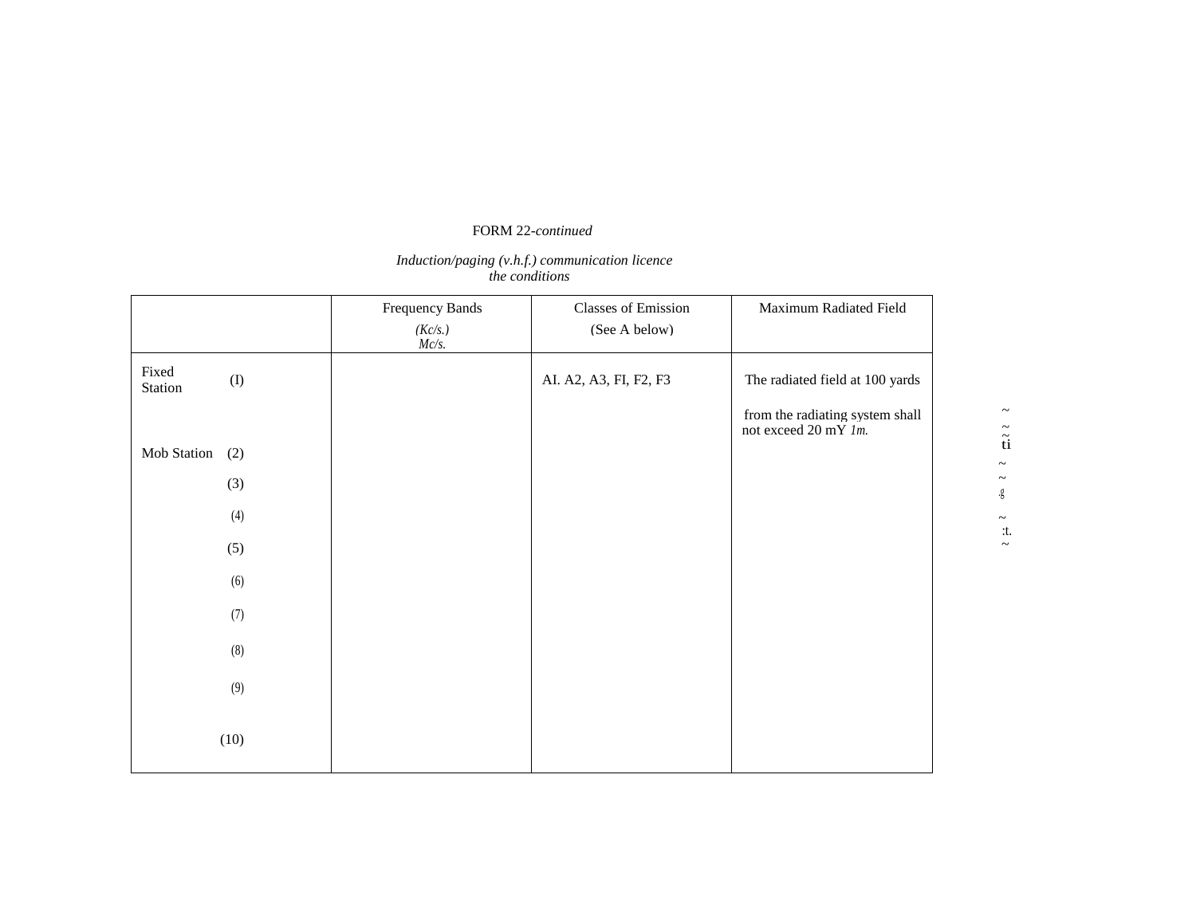FORM 22-*continued*

*Induction/paging (v.h.f.) communication licence*
*the conditions*

| | | Frequency Bands (Kc/s.) Mc/s. | Classes of Emission (See A below) | Maximum Radiated Field |
|---|---|---|---|---|
| Fixed Station | (I) | | AI. A2, A3, FI, F2, F3 | The radiated field at 100 yards from the radiating system shall not exceed 20 mY *1m.* |
| Mob Station | (2) | | | |
| | (3) | | | |
| | (4) | | | |
| | (5) | | | |
| | (6) | | | |
| | (7) | | | |
| | (8) | | | |
| | (9) | | | |
| | (10) | | | |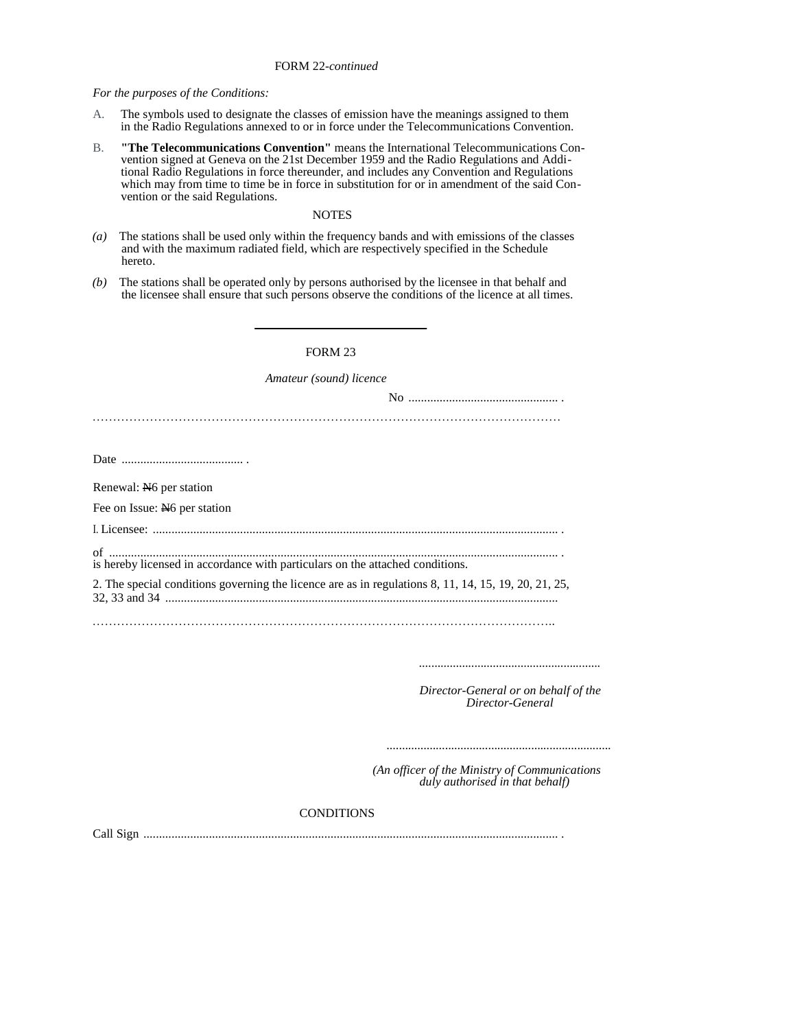FORM 22-*continued*

*For the purposes of the Conditions:*

A. The symbols used to designate the classes of emission have the meanings assigned to them in the Radio Regulations annexed to or in force under the Telecommunications Convention.

B. **"The Telecommunications Convention"** means the International Telecommunications Convention signed at Geneva on the 21st December 1959 and the Radio Regulations and Additional Radio Regulations in force thereunder, and includes any Convention and Regulations which may from time to time be in force in substitution for or in amendment of the said Convention or the said Regulations.

NOTES

*(a)* The stations shall be used only within the frequency bands and with emissions of the classes and with the maximum radiated field, which are respectively specified in the Schedule hereto.

*(b)* The stations shall be operated only by persons authorised by the licensee in that behalf and the licensee shall ensure that such persons observe the conditions of the licence at all times.

---

FORM 23

*Amateur (sound) licence*

No ................................................ .

…………………………………………………………………………………………………

Date ....................................... .

Renewal: ~~N~~6 per station

Fee on Issue: ~~N~~6 per station

1. Licensee: ................................................................................................................................ .

of ............................................................................................................................................. .
is hereby licensed in accordance with particulars on the attached conditions.

2. The special conditions governing the licence are as in regulations 8, 11, 14, 15, 19, 20, 21, 25, 32, 33 and 34 .............................................................................................................................

…………………………………………………………………………………………………..

..........................................................

*Director-General or on behalf of the Director-General*

........................................................................

*(An officer of the Ministry of Communications duly authorised in that behalf)*

CONDITIONS

Call Sign .................................................................................................................................. .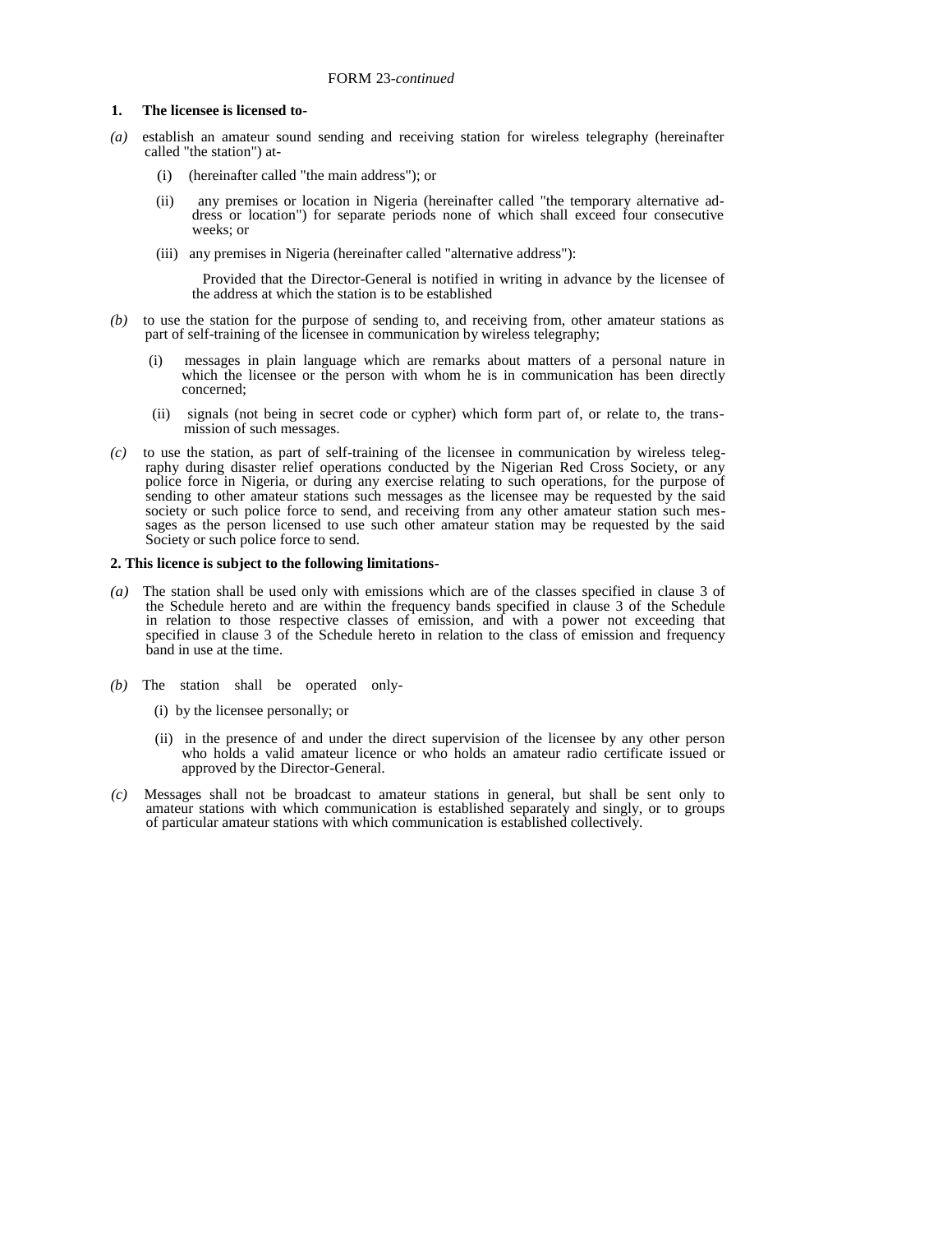FORM 23-*continued*

**1. The licensee is licensed to-**

*(a)* establish an amateur sound sending and receiving station for wireless telegraphy (hereinafter called "the station") at-

(i) (hereinafter called "the main address"); or

(ii) any premises or location in Nigeria (hereinafter called "the temporary alternative address or location") for separate periods none of which shall exceed four consecutive weeks; or

(iii) any premises in Nigeria (hereinafter called "alternative address"):

Provided that the Director-General is notified in writing in advance by the licensee of the address at which the station is to be established

*(b)* to use the station for the purpose of sending to, and receiving from, other amateur stations as part of self-training of the licensee in communication by wireless telegraphy;

(i) messages in plain language which are remarks about matters of a personal nature in which the licensee or the person with whom he is in communication has been directly concerned;

(ii) signals (not being in secret code or cypher) which form part of, or relate to, the transmission of such messages.

*(c)* to use the station, as part of self-training of the licensee in communication by wireless telegraphy during disaster relief operations conducted by the Nigerian Red Cross Society, or any police force in Nigeria, or during any exercise relating to such operations, for the purpose of sending to other amateur stations such messages as the licensee may be requested by the said society or such police force to send, and receiving from any other amateur station such messages as the person licensed to use such other amateur station may be requested by the said Society or such police force to send.

**2. This licence is subject to the following limitations-**

*(a)* The station shall be used only with emissions which are of the classes specified in clause 3 of the Schedule hereto and are within the frequency bands specified in clause 3 of the Schedule in relation to those respective classes of emission, and with a power not exceeding that specified in clause 3 of the Schedule hereto in relation to the class of emission and frequency band in use at the time.

*(b)* The station shall be operated only-

(i) by the licensee personally; or

(ii) in the presence of and under the direct supervision of the licensee by any other person who holds a valid amateur licence or who holds an amateur radio certificate issued or approved by the Director-General.

*(c)* Messages shall not be broadcast to amateur stations in general, but shall be sent only to amateur stations with which communication is established separately and singly, or to groups of particular amateur stations with which communication is established collectively.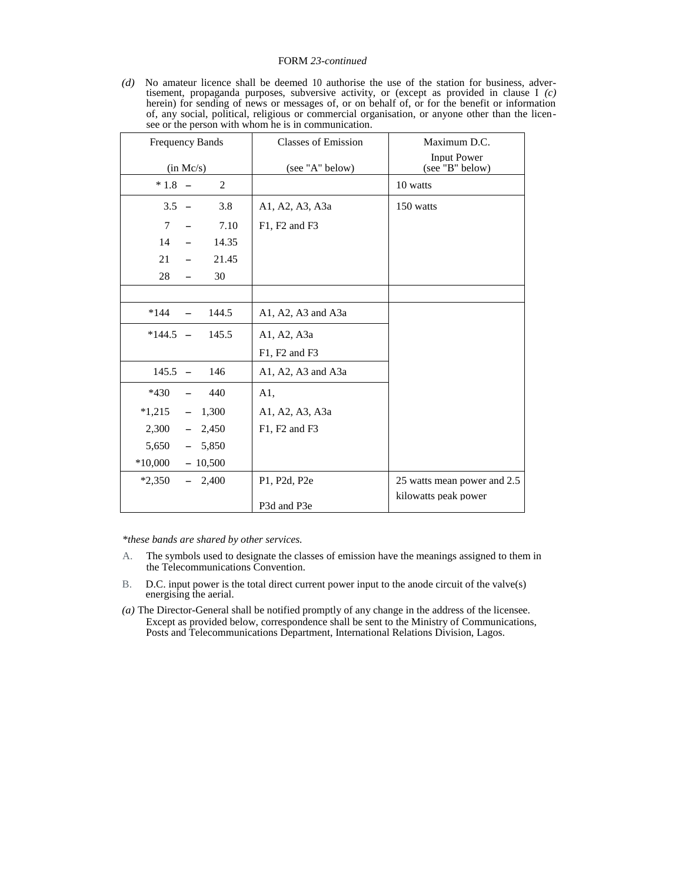FORM *23-continued*

*(d)* No amateur licence shall be deemed 10 authorise the use of the station for business, advertisement, propaganda purposes, subversive activity, or (except as provided in clause I *(c)* herein) for sending of news or messages of, or on behalf of, or for the benefit or information of, any social, political, religious or commercial organisation, or anyone other than the licensee or the person with whom he is in communication.

| Frequency Bands (in Mc/s) | Classes of Emission (see "A" below) | Maximum D.C. Input Power (see "B" below) |
|---|---|---|
| * 1.8 – 2 | | 10 watts |
| 3.5 – 3.8<br>7 – 7.10<br>14 – 14.35<br>21 – 21.45<br>28 – 30 | A1, A2, A3, A3a<br>F1, F2 and F3 | 150 watts |
| | | |
| *144 – 144.5 | A1, A2, A3 and A3a | |
| *144.5 – 145.5 | A1, A2, A3a<br>F1, F2 and F3 | |
| 145.5 – 146 | A1, A2, A3 and A3a | |
| *430 – 440<br>*1,215 – 1,300<br>2,300 – 2,450<br>5,650 – 5,850<br>*10,000 – 10,500 | A1,<br>A1, A2, A3, A3a<br>F1, F2 and F3 | |
| *2,350 – 2,400 | P1, P2d, P2e<br>P3d and P3e | 25 watts mean power and 2.5 kilowatts peak power |

*\*these bands are shared by other services.*

A. The symbols used to designate the classes of emission have the meanings assigned to them in the Telecommunications Convention.

B. D.C. input power is the total direct current power input to the anode circuit of the valve(s) energising the aerial.

*(a)* The Director-General shall be notified promptly of any change in the address of the licensee. Except as provided below, correspondence shall be sent to the Ministry of Communications, Posts and Telecommunications Department, International Relations Division, Lagos.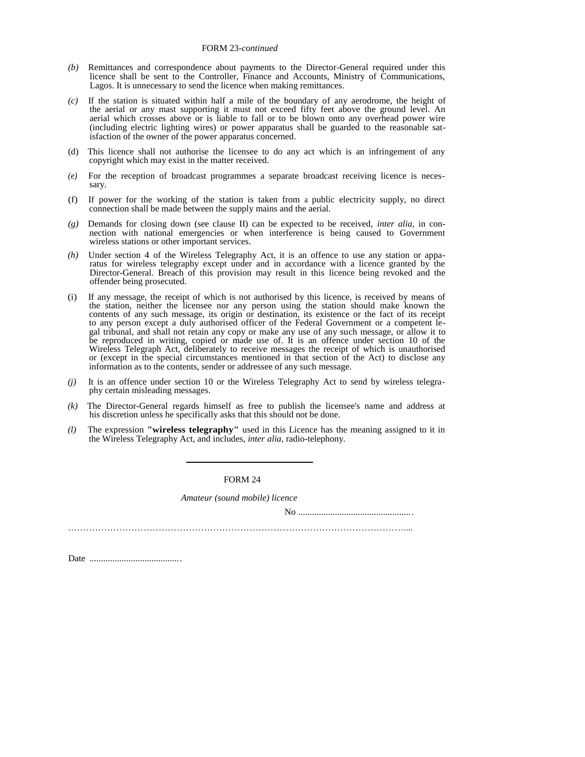FORM 23-*continued*

*(b)* Remittances and correspondence about payments to the Director-General required under this licence shall be sent to the Controller, Finance and Accounts, Ministry of Communications, Lagos. It is unnecessary to send the licence when making remittances.

*(c)* If the station is situated within half a mile of the boundary of any aerodrome, the height of the aerial or any mast supporting it must not exceed fifty feet above the ground level. An aerial which crosses above or is liable to fall or to be blown onto any overhead power wire (including electric lighting wires) or power apparatus shall be guarded to the reasonable satisfaction of the owner of the power apparatus concerned.

(d) This licence shall not authorise the licensee to do any act which is an infringement of any copyright which may exist in the matter received.

*(e)* For the reception of broadcast programmes a separate broadcast receiving licence is necessary.

(f) If power for the working of the station is taken from a public electricity supply, no direct connection shall be made between the supply mains and the aerial.

*(g)* Demands for closing down (see clause II) can be expected to be received, *inter alia,* in connection with national emergencies or when interference is being caused to Government wireless stations or other important services.

*(h)* Under section 4 of the Wireless Telegraphy Act, it is an offence to use any station or apparatus for wireless telegraphy except under and in accordance with a licence granted by the Director-General. Breach of this provision may result in this licence being revoked and the offender being prosecuted.

(i) If any message, the receipt of which is not authorised by this licence, is received by means of the station, neither the licensee nor any person using the station should make known the contents of any such message, its origin or destination, its existence or the fact of its receipt to any person except a duly authorised officer of the Federal Government or a competent legal tribunal, and shall not retain any copy or make any use of any such message, or allow it to be reproduced in writing, copied or made use of. It is an offence under section 10 of the Wireless Telegraph Act, deliberately to receive messages the receipt of which is unauthorised or (except in the special circumstances mentioned in that section of the Act) to disclose any information as to the contents, sender or addressee of any such message.

*(j)* It is an offence under section 10 or the Wireless Telegraphy Act to send by wireless telegraphy certain misleading messages.

*(k)* The Director-General regards himself as free to publish the licensee's name and address at his discretion unless he specifically asks that this should not be done.

*(l)* The expression **"wireless telegraphy"** used in this Licence has the meaning assigned to it in the Wireless Telegraphy Act, and includes, *inter alia,* radio-telephony.

---

FORM 24

*Amateur (sound mobile) licence*

No .................................................

.........................................................................................................................

Date .......................................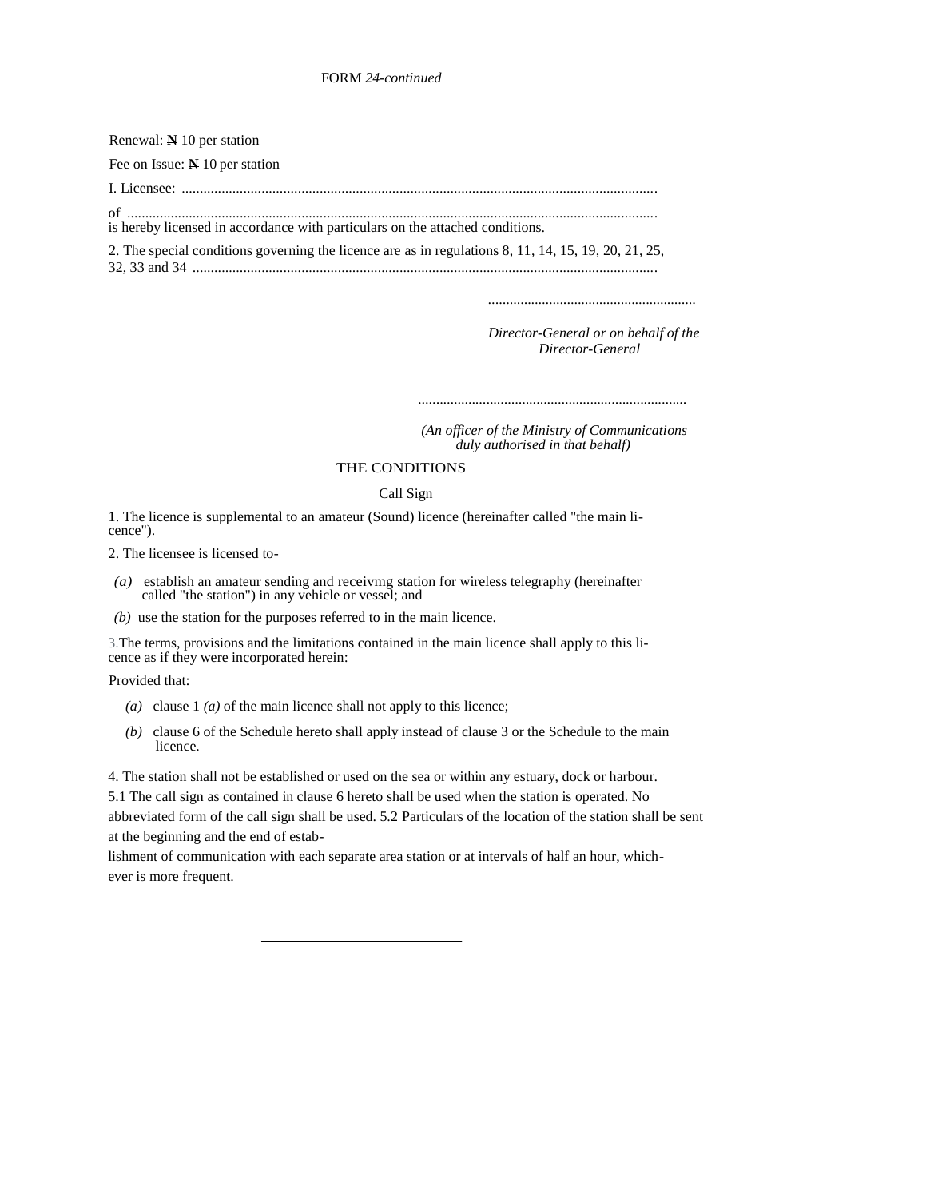FORM *24-continued*

Renewal: ₦ 10 per station

Fee on Issue: ₦ 10 per station

I. Licensee: ..................................................................................................................................

of .................................................................................................................................................
is hereby licensed in accordance with particulars on the attached conditions.

2. The special conditions governing the licence are as in regulations 8, 11, 14, 15, 19, 20, 21, 25, 32, 33 and 34 ..............................................................................................................................

..........................................................

*Director-General or on behalf of the Director-General*

..........................................................................

*(An officer of the Ministry of Communications duly authorised in that behalf)*

THE CONDITIONS

Call Sign

1. The licence is supplemental to an amateur (Sound) licence (hereinafter called "the main licence").

2. The licensee is licensed to-

*(a)* establish an amateur sending and receivmg station for wireless telegraphy (hereinafter called "the station") in any vehicle or vessel; and

*(b)* use the station for the purposes referred to in the main licence.

3. The terms, provisions and the limitations contained in the main licence shall apply to this licence as if they were incorporated herein:

Provided that:

*(a)* clause 1 *(a)* of the main licence shall not apply to this licence;

*(b)* clause 6 of the Schedule hereto shall apply instead of clause 3 or the Schedule to the main licence.

4. The station shall not be established or used on the sea or within any estuary, dock or harbour.

5.1 The call sign as contained in clause 6 hereto shall be used when the station is operated. No abbreviated form of the call sign shall be used. 5.2 Particulars of the location of the station shall be sent at the beginning and the end of establishment of communication with each separate area station or at intervals of half an hour, whichever is more frequent.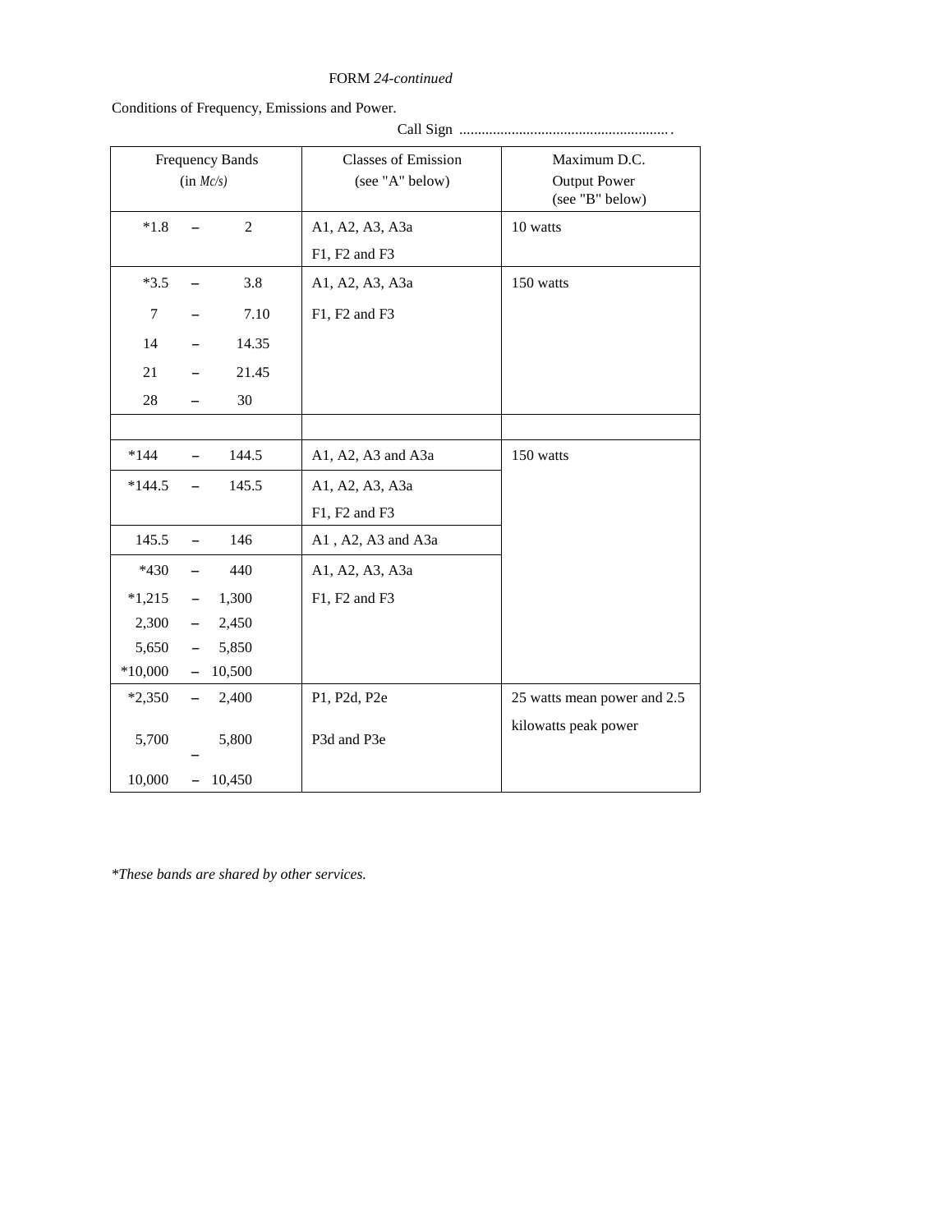FORM *24-continued*

Conditions of Frequency, Emissions and Power.

Call Sign .........................................................

| Frequency Bands (in *Mc/s*) | Classes of Emission (see "A" below) | Maximum D.C. Output Power (see "B" below) |
|---|---|---|
| *1.8 – 2 | A1, A2, A3, A3a F1, F2 and F3 | 10 watts |
| *3.5 – 3.8<br>7 – 7.10<br>14 – 14.35<br>21 – 21.45<br>28 – 30 | A1, A2, A3, A3a F1, F2 and F3 | 150 watts |
| | | |
| *144 – 144.5 | A1, A2, A3 and A3a | 150 watts |
| *144.5 – 145.5 | A1, A2, A3, A3a F1, F2 and F3 | |
| 145.5 – 146 | A1 , A2, A3 and A3a | |
| *430 – 440<br>*1,215 – 1,300<br>2,300 – 2,450<br>5,650 – 5,850<br>*10,000 – 10,500 | A1, A2, A3, A3a F1, F2 and F3 | |
| *2,350 – 2,400<br>5,700 – 5,800<br>10,000 – 10,450 | P1, P2d, P2e P3d and P3e | 25 watts mean power and 2.5 kilowatts peak power |

*\*These bands are shared by other services.*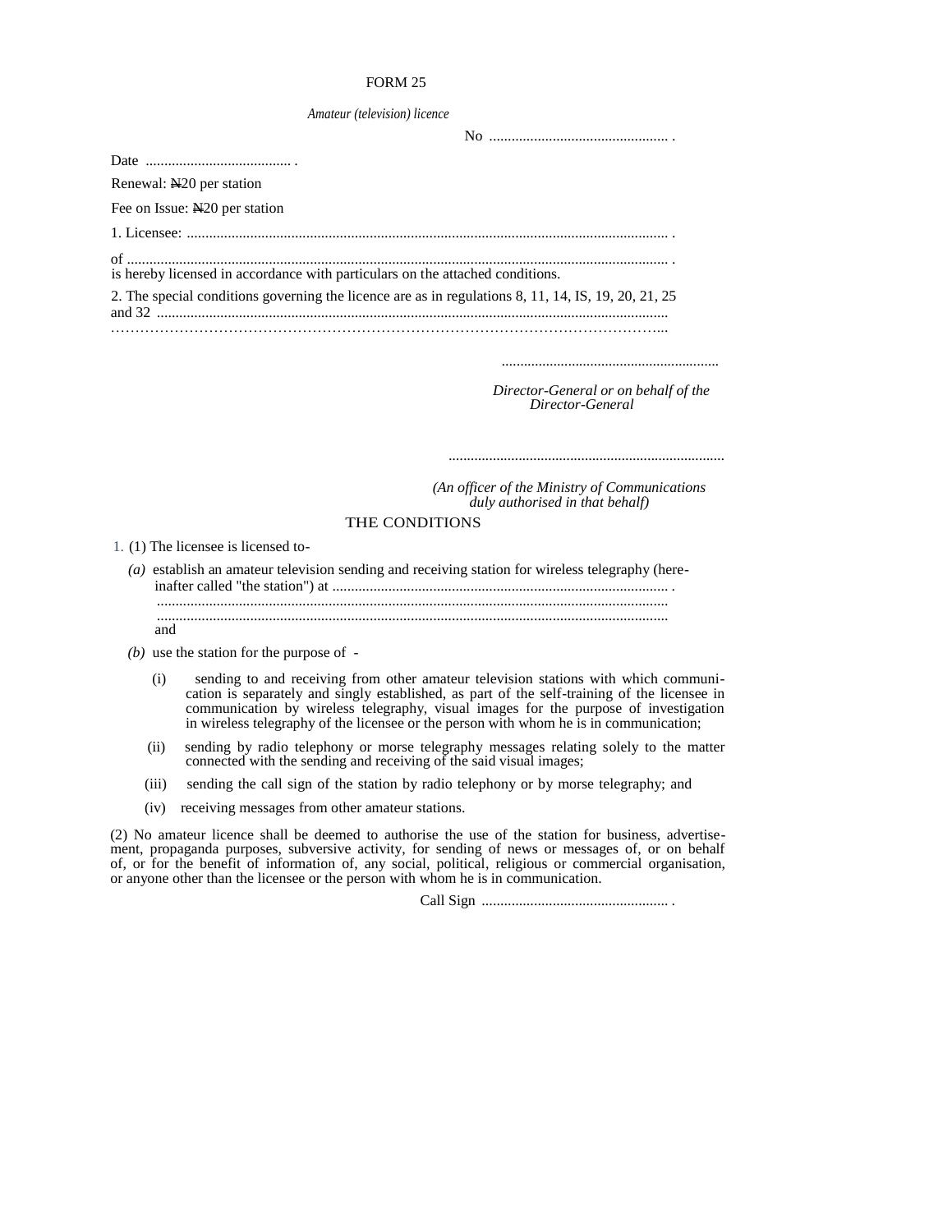FORM 25

*Amateur (television) licence*

No ................................................ .

Date ....................................... .

Renewal: ₦20 per station

Fee on Issue: ₦20 per station

1. Licensee: ................................................................................................................................ .

of ................................................................................................................................................ .
is hereby licensed in accordance with particulars on the attached conditions.

2. The special conditions governing the licence are as in regulations 8, 11, 14, IS, 19, 20, 21, 25 and 32 ........................................................................................................................................
…………………………………………………………………………………………………...

...........................................................

*Director-General or on behalf of the Director-General*

...........................................................................

*(An officer of the Ministry of Communications duly authorised in that behalf)*

THE CONDITIONS

1. (1) The licensee is licensed to-

*(a)* establish an amateur television sending and receiving station for wireless telegraphy (hereinafter called "the station") at ......................................................................................... .
........................................................................................................................................
........................................................................................................................................
and

*(b)* use the station for the purpose of -

(i) sending to and receiving from other amateur television stations with which communication is separately and singly established, as part of the self-training of the licensee in communication by wireless telegraphy, visual images for the purpose of investigation in wireless telegraphy of the licensee or the person with whom he is in communication;

(ii) sending by radio telephony or morse telegraphy messages relating solely to the matter connected with the sending and receiving of the said visual images;

(iii) sending the call sign of the station by radio telephony or by morse telegraphy; and

(iv) receiving messages from other amateur stations.

(2) No amateur licence shall be deemed to authorise the use of the station for business, advertisement, propaganda purposes, subversive activity, for sending of news or messages of, or on behalf of, or for the benefit of information of, any social, political, religious or commercial organisation, or anyone other than the licensee or the person with whom he is in communication.

Call Sign .................................................. .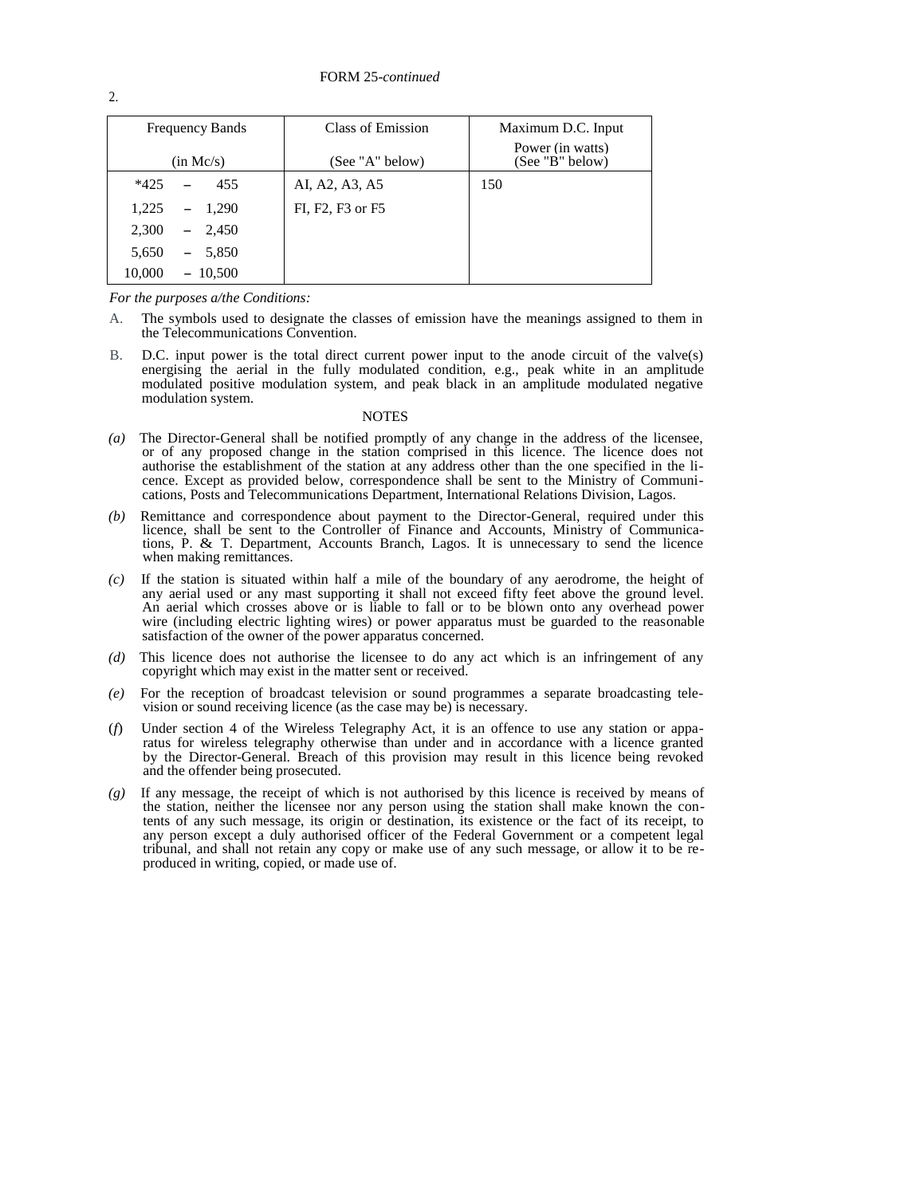FORM 25-*continued*

2.

| Frequency Bands (in Mc/s) | Class of Emission (See "A" below) | Maximum D.C. Input Power (in watts) (See "B" below) |
|---|---|---|
| *425 – 455 | AI, A2, A3, A5 | 150 |
| 1,225 – 1,290 | FI, F2, F3 or F5 | |
| 2,300 – 2,450 | | |
| 5,650 – 5,850 | | |
| 10,000 – 10,500 | | |

*For the purposes a/the Conditions:*

A. The symbols used to designate the classes of emission have the meanings assigned to them in the Telecommunications Convention.

B. D.C. input power is the total direct current power input to the anode circuit of the valve(s) energising the aerial in the fully modulated condition, e.g., peak white in an amplitude modulated positive modulation system, and peak black in an amplitude modulated negative modulation system.

NOTES

*(a)* The Director-General shall be notified promptly of any change in the address of the licensee, or of any proposed change in the station comprised in this licence. The licence does not authorise the establishment of the station at any address other than the one specified in the licence. Except as provided below, correspondence shall be sent to the Ministry of Communications, Posts and Telecommunications Department, International Relations Division, Lagos.

*(b)* Remittance and correspondence about payment to the Director-General, required under this licence, shall be sent to the Controller of Finance and Accounts, Ministry of Communications, P. & T. Department, Accounts Branch, Lagos. It is unnecessary to send the licence when making remittances.

*(c)* If the station is situated within half a mile of the boundary of any aerodrome, the height of any aerial used or any mast supporting it shall not exceed fifty feet above the ground level. An aerial which crosses above or is liable to fall or to be blown onto any overhead power wire (including electric lighting wires) or power apparatus must be guarded to the reasonable satisfaction of the owner of the power apparatus concerned.

*(d)* This licence does not authorise the licensee to do any act which is an infringement of any copyright which may exist in the matter sent or received.

*(e)* For the reception of broadcast television or sound programmes a separate broadcasting television or sound receiving licence (as the case may be) is necessary.

(*f*) Under section 4 of the Wireless Telegraphy Act, it is an offence to use any station or apparatus for wireless telegraphy otherwise than under and in accordance with a licence granted by the Director-General. Breach of this provision may result in this licence being revoked and the offender being prosecuted.

*(g)* If any message, the receipt of which is not authorised by this licence is received by means of the station, neither the licensee nor any person using the station shall make known the contents of any such message, its origin or destination, its existence or the fact of its receipt, to any person except a duly authorised officer of the Federal Government or a competent legal tribunal, and shall not retain any copy or make use of any such message, or allow it to be reproduced in writing, copied, or made use of.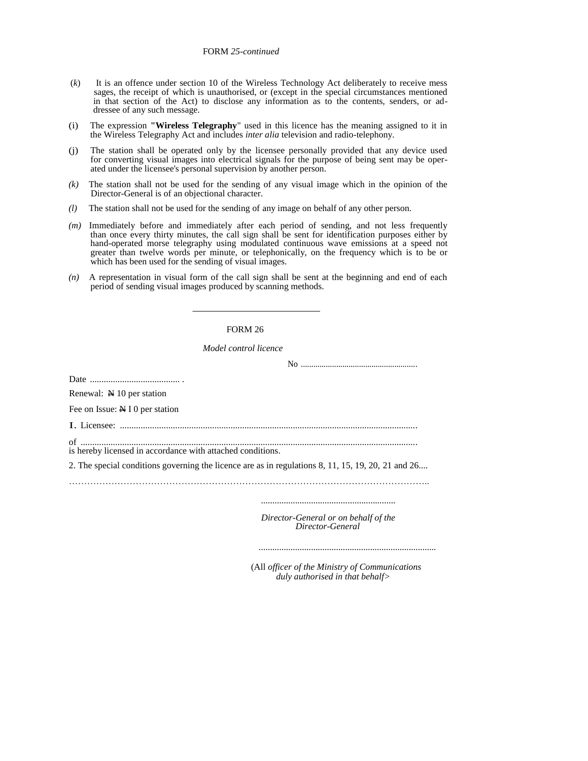FORM *25-continued*

(*k*) It is an offence under section 10 of the Wireless Technology Act deliberately to receive mess sages, the receipt of which is unauthorised, or (except in the special circumstances mentioned in that section of the Act) to disclose any information as to the contents, senders, or addressee of any such message.

(i) The expression **"Wireless Telegraphy**" used in this licence has the meaning assigned to it in the Wireless Telegraphy Act and includes *inter alia* television and radio-telephony.

(j) The station shall be operated only by the licensee personally provided that any device used for converting visual images into electrical signals for the purpose of being sent may be operated under the licensee's personal supervision by another person.

*(k)* The station shall not be used for the sending of any visual image which in the opinion of the Director-General is of an objectional character.

*(l)* The station shall not be used for the sending of any image on behalf of any other person.

*(m)* Immediately before and immediately after each period of sending, and not less frequently than once every thirty minutes, the call sign shall be sent for identification purposes either by hand-operated morse telegraphy using modulated continuous wave emissions at a speed not greater than twelve words per minute, or telephonically, on the frequency which is to be or which has been used for the sending of visual images.

*(n)* A representation in visual form of the call sign shall be sent at the beginning and end of each period of sending visual images produced by scanning methods.

---

FORM 26

*Model control licence*

No .......................................................

Date ....................................... .

Renewal: ₦ 10 per station

Fee on Issue: ₦ I 0 per station

I. Licensee: ...............................................................................................................................

of ................................................................................................................................................
is hereby licensed in accordance with attached conditions.

2. The special conditions governing the licence are as in regulations 8, 11, 15, 19, 20, 21 and 26....

……………………………………………………………………………………………………..

..........................................................

*Director-General or on behalf of the Director-General*

.............................................................................

(All *officer of the Ministry of Communications duly authorised in that behalf>*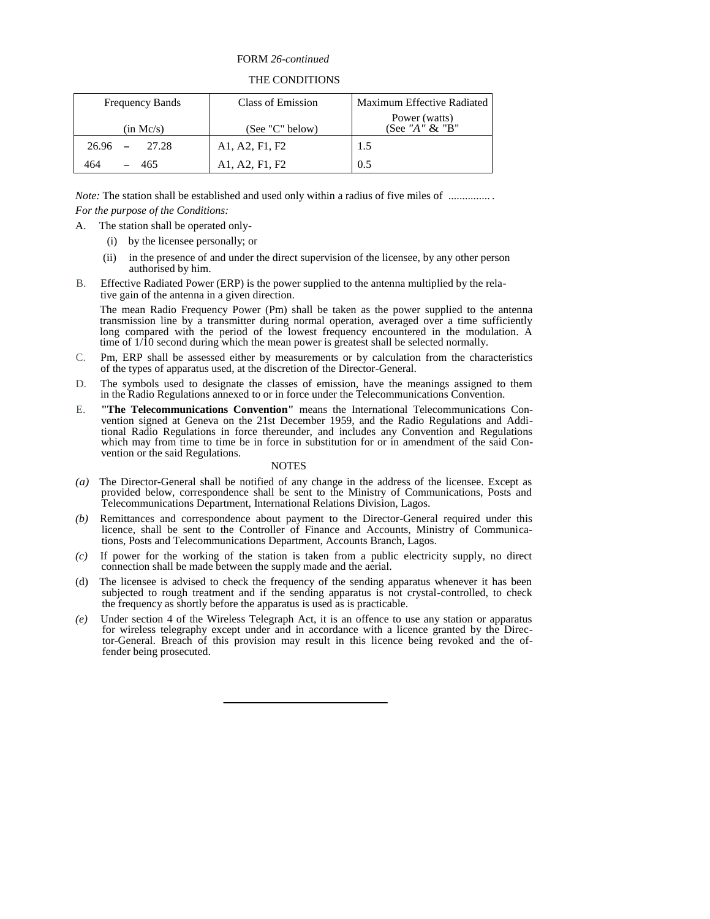FORM *26-continued*

THE CONDITIONS

| Frequency Bands (in Mc/s) | Class of Emission (See "C" below) | Maximum Effective Radiated Power (watts) (See *"A"* & "B" |
|---|---|---|
| 26.96 – 27.28 | A1, A2, F1, F2 | 1.5 |
| 464 – 465 | A1, A2, F1, F2 | 0.5 |

*Note:* The station shall be established and used only within a radius of five miles of ............... .

*For the purpose of the Conditions:*

A. The station shall be operated only-

(i) by the licensee personally; or

(ii) in the presence of and under the direct supervision of the licensee, by any other person authorised by him.

B. Effective Radiated Power (ERP) is the power supplied to the antenna multiplied by the relative gain of the antenna in a given direction.

The mean Radio Frequency Power (Pm) shall be taken as the power supplied to the antenna transmission line by a transmitter during normal operation, averaged over a time sufficiently long compared with the period of the lowest frequency encountered in the modulation. A time of 1/10 second during which the mean power is greatest shall be selected normally.

C. Pm, ERP shall be assessed either by measurements or by calculation from the characteristics of the types of apparatus used, at the discretion of the Director-General.

D. The symbols used to designate the classes of emission, have the meanings assigned to them in the Radio Regulations annexed to or in force under the Telecommunications Convention.

E. **"The Telecommunications Convention"** means the International Telecommunications Convention signed at Geneva on the 21st December 1959, and the Radio Regulations and Additional Radio Regulations in force thereunder, and includes any Convention and Regulations which may from time to time be in force in substitution for or in amendment of the said Convention or the said Regulations.

NOTES

*(a)* The Director-General shall be notified of any change in the address of the licensee. Except as provided below, correspondence shall be sent to the Ministry of Communications, Posts and Telecommunications Department, International Relations Division, Lagos.

*(b)* Remittances and correspondence about payment to the Director-General required under this licence, shall be sent to the Controller of Finance and Accounts, Ministry of Communications, Posts and Telecommunications Department, Accounts Branch, Lagos.

*(c)* If power for the working of the station is taken from a public electricity supply, no direct connection shall be made between the supply made and the aerial.

(d) The licensee is advised to check the frequency of the sending apparatus whenever it has been subjected to rough treatment and if the sending apparatus is not crystal-controlled, to check the frequency as shortly before the apparatus is used as is practicable.

*(e)* Under section 4 of the Wireless Telegraph Act, it is an offence to use any station or apparatus for wireless telegraphy except under and in accordance with a licence granted by the Director-General. Breach of this provision may result in this licence being revoked and the offender being prosecuted.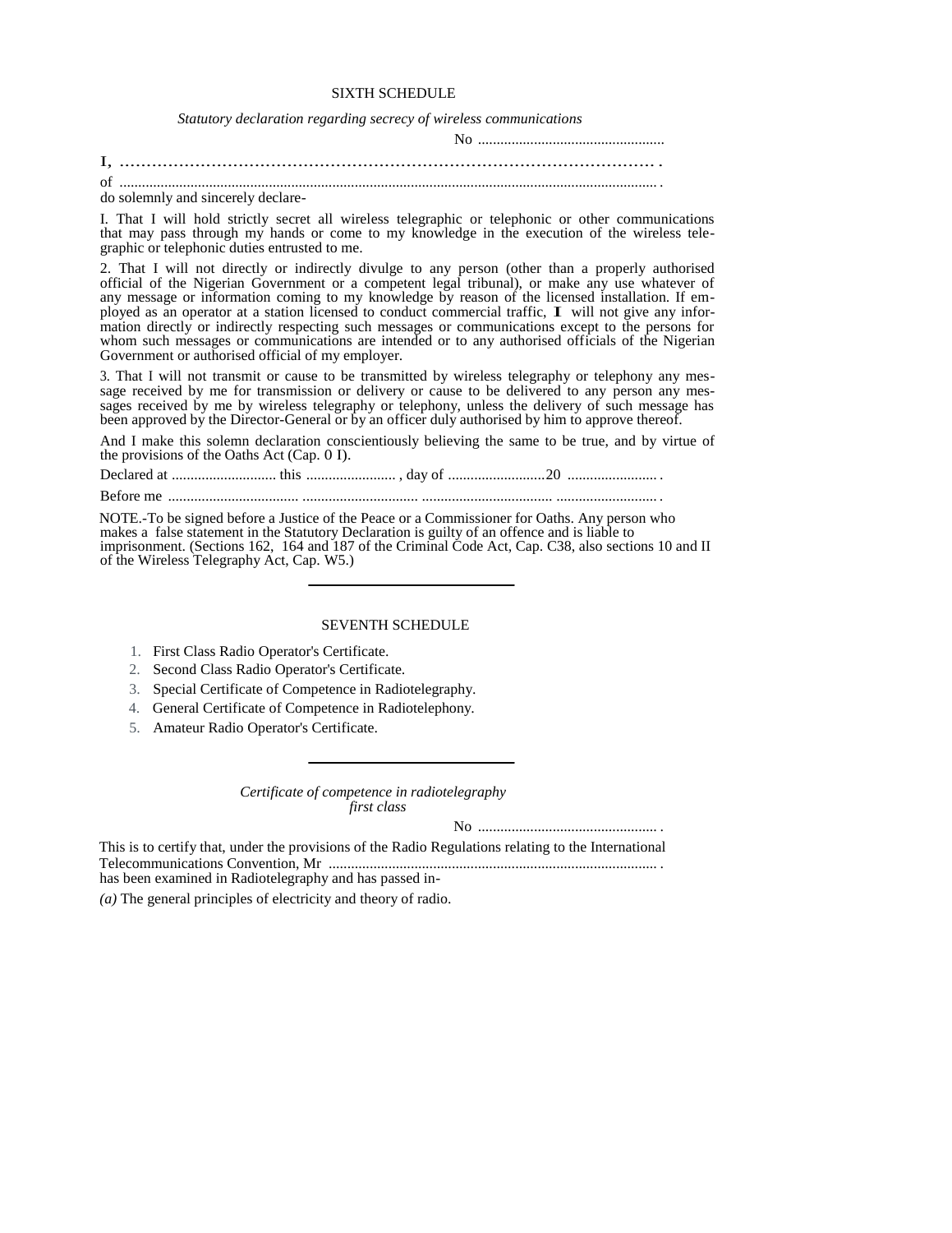## SIXTH SCHEDULE

*Statutory declaration regarding secrecy of wireless communications*

No ..................................................

I, ........................................................................................................ .

of ................................................................................................................................................ .

do solemnly and sincerely declare-

I. That I will hold strictly secret all wireless telegraphic or telephonic or other communications that may pass through my hands or come to my knowledge in the execution of the wireless telegraphic or telephonic duties entrusted to me.

2. That I will not directly or indirectly divulge to any person (other than a properly authorised official of the Nigerian Government or a competent legal tribunal), or make any use whatever of any message or information coming to my knowledge by reason of the licensed installation. If employed as an operator at a station licensed to conduct commercial traffic, I will not give any information directly or indirectly respecting such messages or communications except to the persons for whom such messages or communications are intended or to any authorised officials of the Nigerian Government or authorised official of my employer.

3. That I will not transmit or cause to be transmitted by wireless telegraphy or telephony any message received by me for transmission or delivery or cause to be delivered to any person any messages received by me by wireless telegraphy or telephony, unless the delivery of such message has been approved by the Director-General or by an officer duly authorised by him to approve thereof.

And I make this solemn declaration conscientiously believing the same to be true, and by virtue of the provisions of the Oaths Act (Cap. 0 I).

Declared at ........................... this ........................ , day of ..........................20 ........................ .

Before me .................................. ............................... .................................. ........................... .

NOTE.-To be signed before a Justice of the Peace or a Commissioner for Oaths. Any person who makes a false statement in the Statutory Declaration is guilty of an offence and is liable to imprisonment. (Sections 162, 164 and 187 of the Criminal Code Act, Cap. C38, also sections 10 and II of the Wireless Telegraphy Act, Cap. W5.)

---

## SEVENTH SCHEDULE

1. First Class Radio Operator's Certificate.
2. Second Class Radio Operator's Certificate.
3. Special Certificate of Competence in Radiotelegraphy.
4. General Certificate of Competence in Radiotelephony.
5. Amateur Radio Operator's Certificate.

---

*Certificate of competence in radiotelegraphy first class*

No ................................................ .

This is to certify that, under the provisions of the Radio Regulations relating to the International Telecommunications Convention, Mr ........................................................................................ .
has been examined in Radiotelegraphy and has passed in-

*(a)* The general principles of electricity and theory of radio.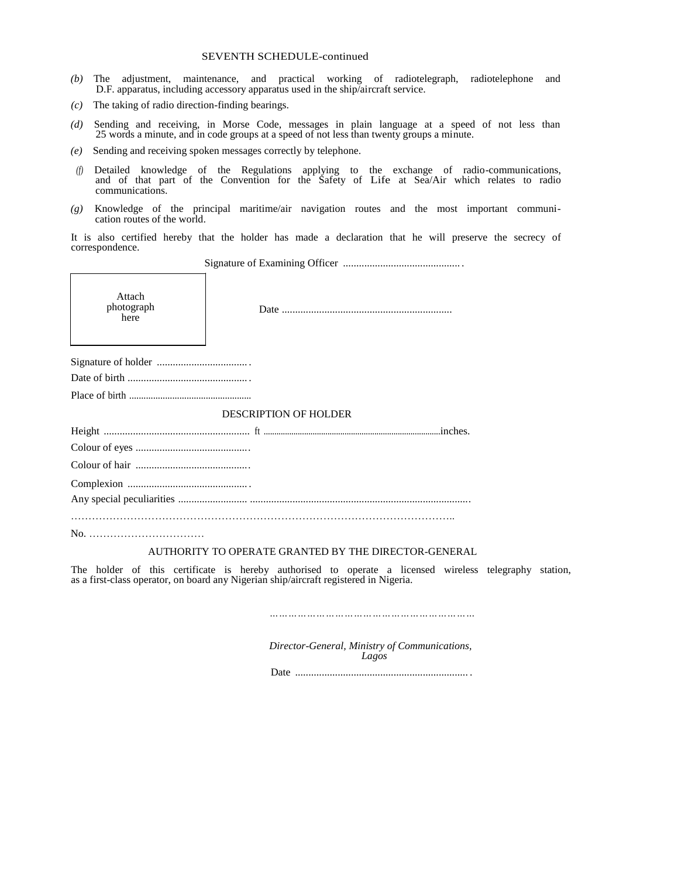SEVENTH SCHEDULE-continued

*(b)* The adjustment, maintenance, and practical working of radiotelegraph, radiotelephone and D.F. apparatus, including accessory apparatus used in the ship/aircraft service.

*(c)* The taking of radio direction-finding bearings.

*(d)* Sending and receiving, in Morse Code, messages in plain language at a speed of not less than 25 words a minute, and in code groups at a speed of not less than twenty groups a minute.

*(e)* Sending and receiving spoken messages correctly by telephone.

*(f)* Detailed knowledge of the Regulations applying to the exchange of radio-communications, and of that part of the Convention for the Safety of Life at Sea/Air which relates to radio communications.

*(g)* Knowledge of the principal maritime/air navigation routes and the most important communication routes of the world.

It is also certified hereby that the holder has made a declaration that he will preserve the secrecy of correspondence.

Signature of Examining Officer ............................................

Attach photograph here

Date ................................................................

Signature of holder ..................................

Date of birth .............................................

Place of birth ..................................................

DESCRIPTION OF HOLDER

Height ....................................................... ft ...............................................................................inches.

Colour of eyes ...........................................

Colour of hair ...........................................

Complexion .............................................

Any special peculiarities .......................... ...................................................................................

………………………………………………………………………………………………..

No. ……………………………

AUTHORITY TO OPERATE GRANTED BY THE DIRECTOR-GENERAL

The holder of this certificate is hereby authorised to operate a licensed wireless telegraphy station, as a first-class operator, on board any Nigerian ship/aircraft registered in Nigeria.

………………………………………………………

*Director-General, Ministry of Communications, Lagos*

Date .................................................................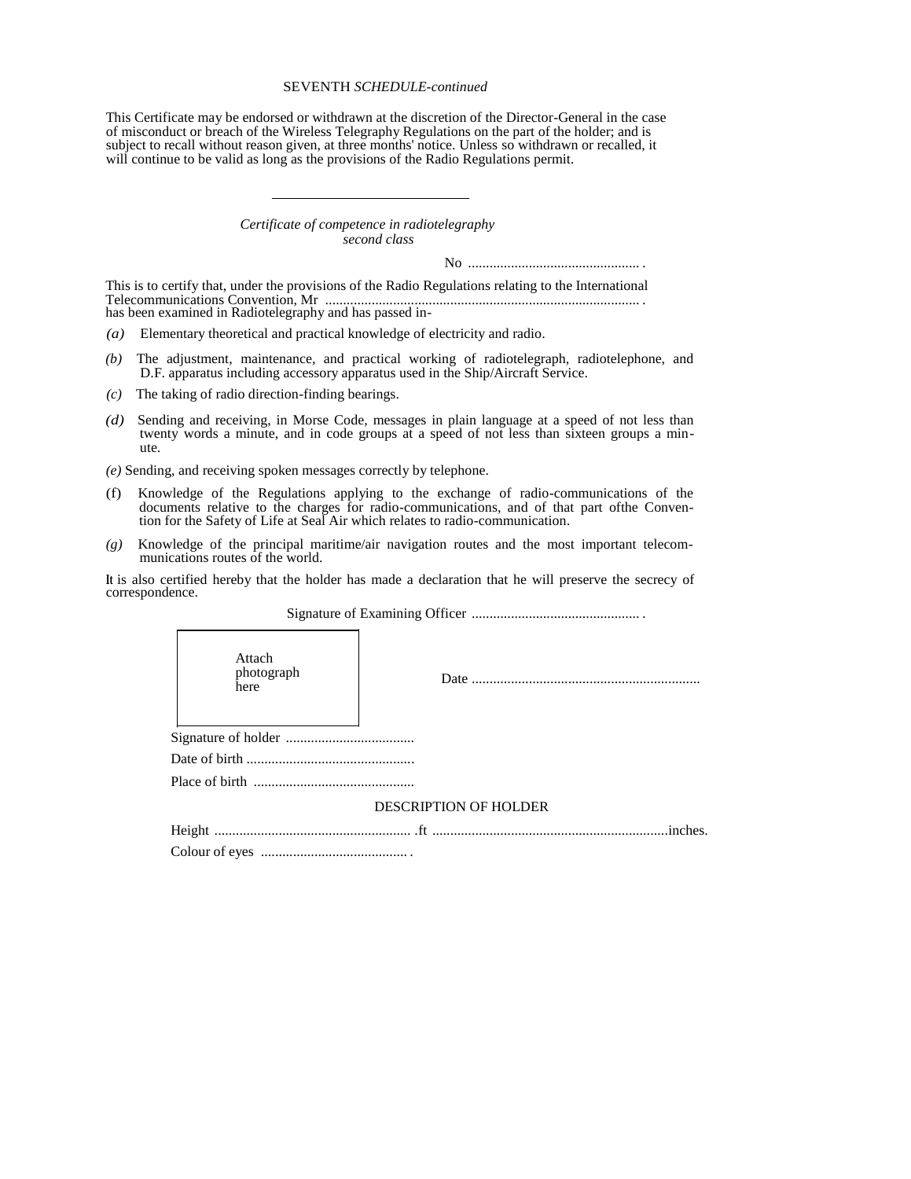SEVENTH *SCHEDULE-continued*

This Certificate may be endorsed or withdrawn at the discretion of the Director-General in the case of misconduct or breach of the Wireless Telegraphy Regulations on the part of the holder; and is subject to recall without reason given, at three months' notice. Unless so withdrawn or recalled, it will continue to be valid as long as the provisions of the Radio Regulations permit.

---

*Certificate of competence in radiotelegraphy second class*

No ................................................ .

This is to certify that, under the provisions of the Radio Regulations relating to the International Telecommunications Convention, Mr ....................................................................................... . has been examined in Radiotelegraphy and has passed in-

*(a)* Elementary theoretical and practical knowledge of electricity and radio.

*(b)* The adjustment, maintenance, and practical working of radiotelegraph, radiotelephone, and D.F. apparatus including accessory apparatus used in the Ship/Aircraft Service.

*(c)* The taking of radio direction-finding bearings.

*(d)* Sending and receiving, in Morse Code, messages in plain language at a speed of not less than twenty words a minute, and in code groups at a speed of not less than sixteen groups a minute.

*(e)* Sending, and receiving spoken messages correctly by telephone.

(f) Knowledge of the Regulations applying to the exchange of radio-communications of the documents relative to the charges for radio-communications, and of that part ofthe Convention for the Safety of Life at Seal Air which relates to radio-communication.

*(g)* Knowledge of the principal maritime/air navigation routes and the most important telecommunications routes of the world.

It is also certified hereby that the holder has made a declaration that he will preserve the secrecy of correspondence.

Signature of Examining Officer ............................................... .

Attach photograph here

Date ...............................................................

Signature of holder ....................................

Date of birth ...............................................

Place of birth .............................................

DESCRIPTION OF HOLDER

Height ....................................................... .ft .................................................................inches.

Colour of eyes ......................................... .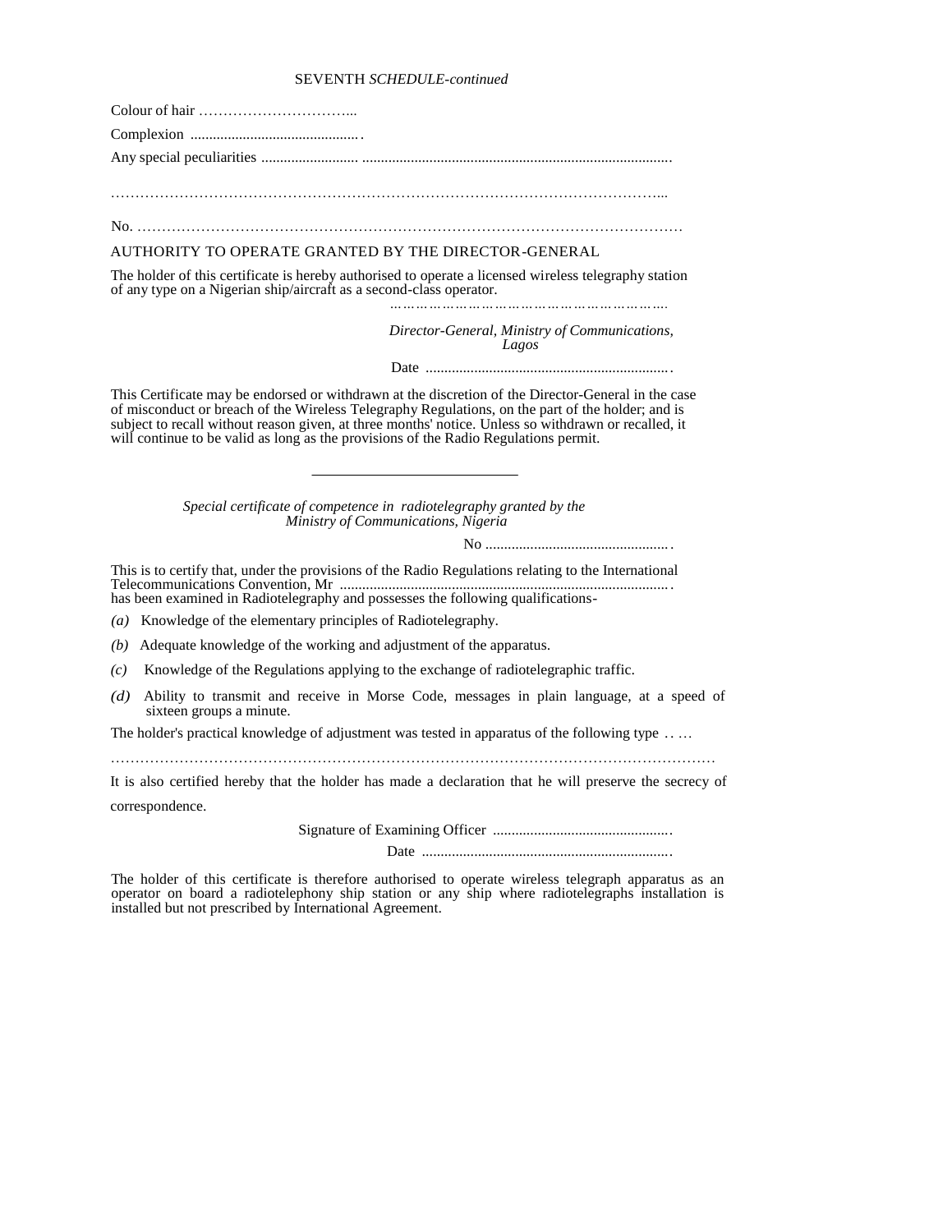SEVENTH *SCHEDULE-continued*

Colour of hair …………………………...

Complexion ............................................

Any special peculiarities .......................... ..................................................................................

……………………………………………………………………………………………………...

No. …………………………………………………………………………………………………

AUTHORITY TO OPERATE GRANTED BY THE DIRECTOR-GENERAL

The holder of this certificate is hereby authorised to operate a licensed wireless telegraphy station of any type on a Nigerian ship/aircraft as a second-class operator.

………………………………………………………

*Director-General, Ministry of Communications, Lagos*

Date .................................................................

This Certificate may be endorsed or withdrawn at the discretion of the Director-General in the case of misconduct or breach of the Wireless Telegraphy Regulations, on the part of the holder; and is subject to recall without reason given, at three months' notice. Unless so withdrawn or recalled, it will continue to be valid as long as the provisions of the Radio Regulations permit.

---

*Special certificate of competence in radiotelegraphy granted by the Ministry of Communications, Nigeria*

No .................................................

This is to certify that, under the provisions of the Radio Regulations relating to the International Telecommunications Convention, Mr ........................................................................................ has been examined in Radiotelegraphy and possesses the following qualifications-

*(a)* Knowledge of the elementary principles of Radiotelegraphy.

*(b)* Adequate knowledge of the working and adjustment of the apparatus.

*(c)* Knowledge of the Regulations applying to the exchange of radiotelegraphic traffic.

*(d)* Ability to transmit and receive in Morse Code, messages in plain language, at a speed of sixteen groups a minute.

The holder's practical knowledge of adjustment was tested in apparatus of the following type .. …

……………………………………………………………………………………………………………

It is also certified hereby that the holder has made a declaration that he will preserve the secrecy of correspondence.

Signature of Examining Officer ...............................................

Date ..................................................................

The holder of this certificate is therefore authorised to operate wireless telegraph apparatus as an operator on board a radiotelephony ship station or any ship where radiotelegraphs installation is installed but not prescribed by International Agreement.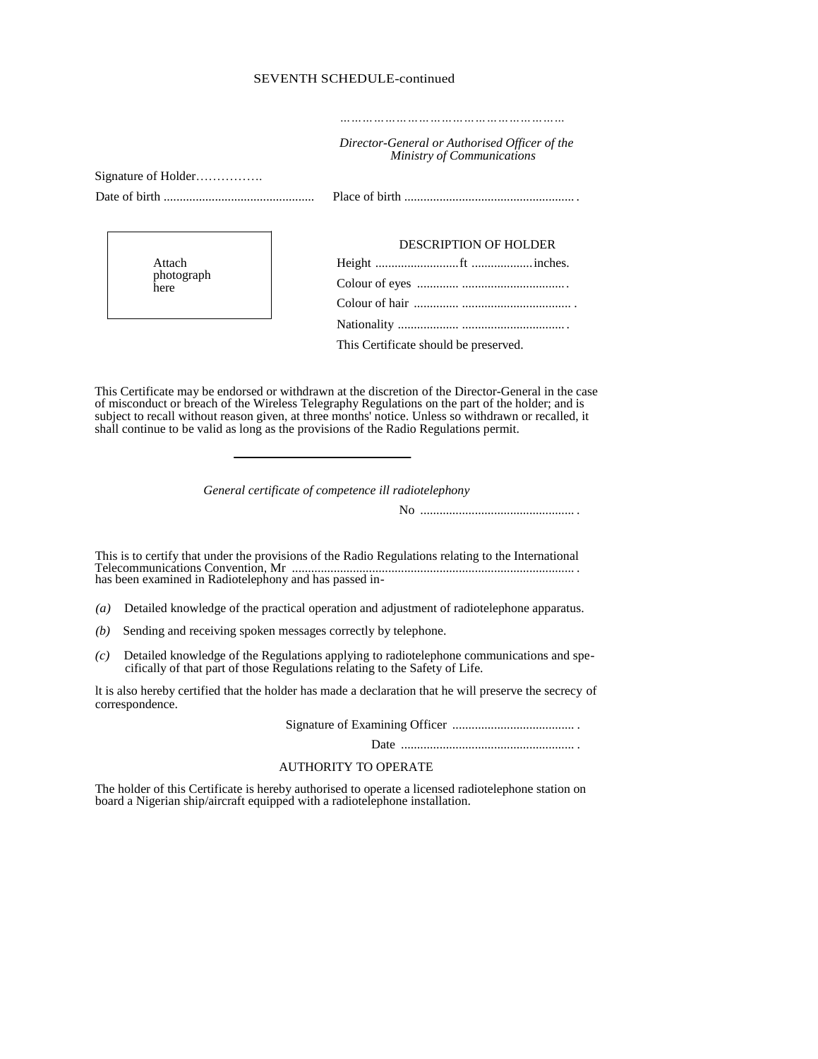SEVENTH SCHEDULE-continued

…………………………………………………

*Director-General or Authorised Officer of the Ministry of Communications*

Signature of Holder…………….

Date of birth ............................................... Place of birth ..................................................... .

Attach photograph here

DESCRIPTION OF HOLDER

Height ..........................ft ..................inches.

Colour of eyes ............. ................................ .

Colour of hair .............. .................................. .

Nationality ................... ................................ .

This Certificate should be preserved.

This Certificate may be endorsed or withdrawn at the discretion of the Director-General in the case of misconduct or breach of the Wireless Telegraphy Regulations on the part of the holder; and is subject to recall without reason given, at three months' notice. Unless so withdrawn or recalled, it shall continue to be valid as long as the provisions of the Radio Regulations permit.

---

*General certificate of competence ill radiotelephony*

No ................................................ .

This is to certify that under the provisions of the Radio Regulations relating to the International Telecommunications Convention, Mr ...................................................................................... . has been examined in Radiotelephony and has passed in-

*(a)* Detailed knowledge of the practical operation and adjustment of radiotelephone apparatus.

*(b)* Sending and receiving spoken messages correctly by telephone.

*(c)* Detailed knowledge of the Regulations applying to radiotelephone communications and specifically of that part of those Regulations relating to the Safety of Life.

lt is also hereby certified that the holder has made a declaration that he will preserve the secrecy of correspondence.

Signature of Examining Officer ...................................... .

Date ...................................................... .

AUTHORITY TO OPERATE

The holder of this Certificate is hereby authorised to operate a licensed radiotelephone station on board a Nigerian ship/aircraft equipped with a radiotelephone installation.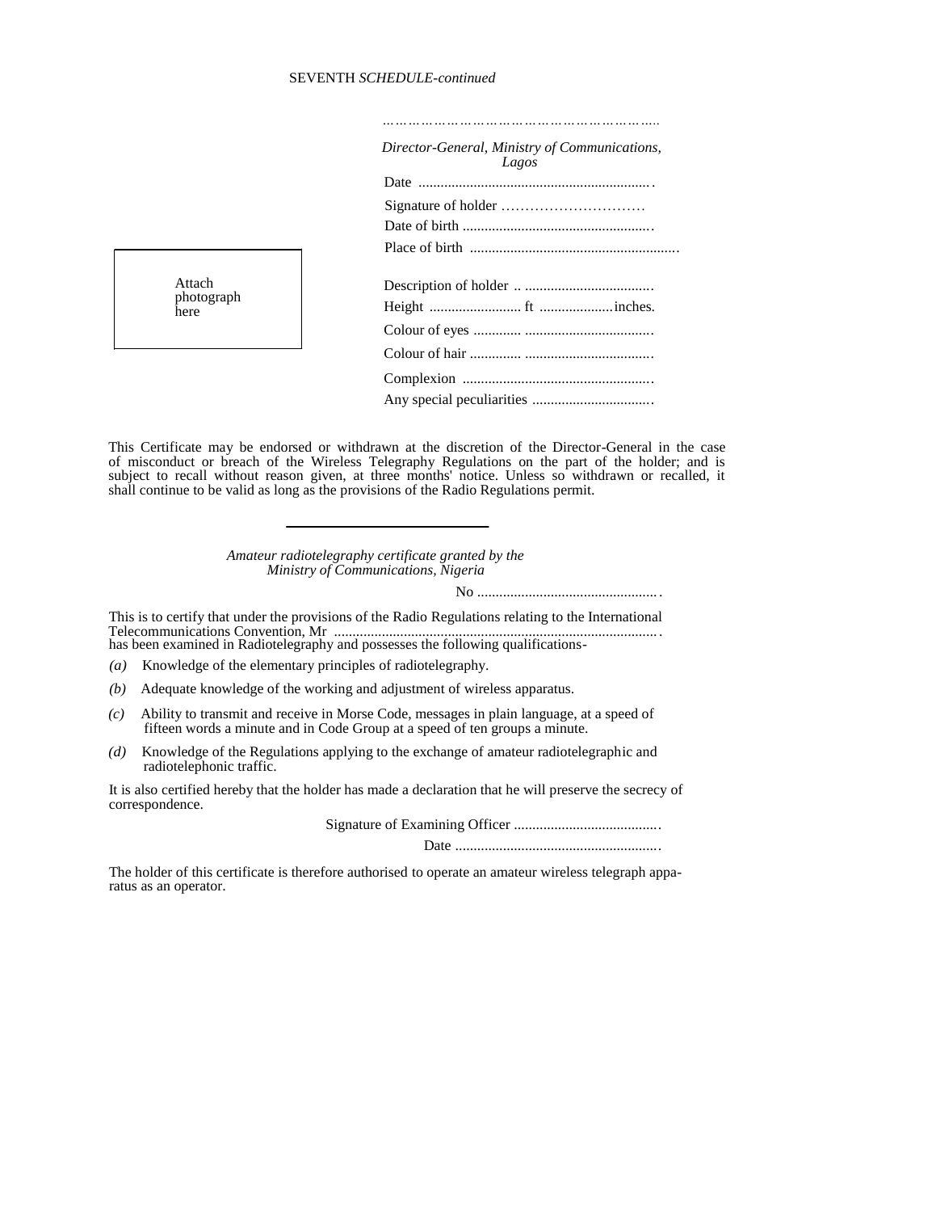SEVENTH *SCHEDULE-continued*

……………………………………………………….

*Director-General, Ministry of Communications, Lagos*

Date ..............................................................

Signature of holder …………………………

Date of birth ...................................................

Place of birth ........................................................

Attach photograph here

Description of holder .. ...................................

Height ......................... ft ....................inches.

Colour of eyes ............. ...................................

Colour of hair .............. ...................................

Complexion ...................................................

Any special peculiarities ................................

This Certificate may be endorsed or withdrawn at the discretion of the Director-General in the case of misconduct or breach of the Wireless Telegraphy Regulations on the part of the holder; and is subject to recall without reason given, at three months' notice. Unless so withdrawn or recalled, it shall continue to be valid as long as the provisions of the Radio Regulations permit.

---

*Amateur radiotelegraphy certificate granted by the Ministry of Communications, Nigeria*

No .................................................

This is to certify that under the provisions of the Radio Regulations relating to the International Telecommunications Convention, Mr ........................................................................................ has been examined in Radiotelegraphy and possesses the following qualifications-

*(a)* Knowledge of the elementary principles of radiotelegraphy.

*(b)* Adequate knowledge of the working and adjustment of wireless apparatus.

*(c)* Ability to transmit and receive in Morse Code, messages in plain language, at a speed of fifteen words a minute and in Code Group at a speed of ten groups a minute.

*(d)* Knowledge of the Regulations applying to the exchange of amateur radiotelegraphic and radiotelephonic traffic.

It is also certified hereby that the holder has made a declaration that he will preserve the secrecy of correspondence.

Signature of Examining Officer .......................................

Date .......................................................

The holder of this certificate is therefore authorised to operate an amateur wireless telegraph apparatus as an operator.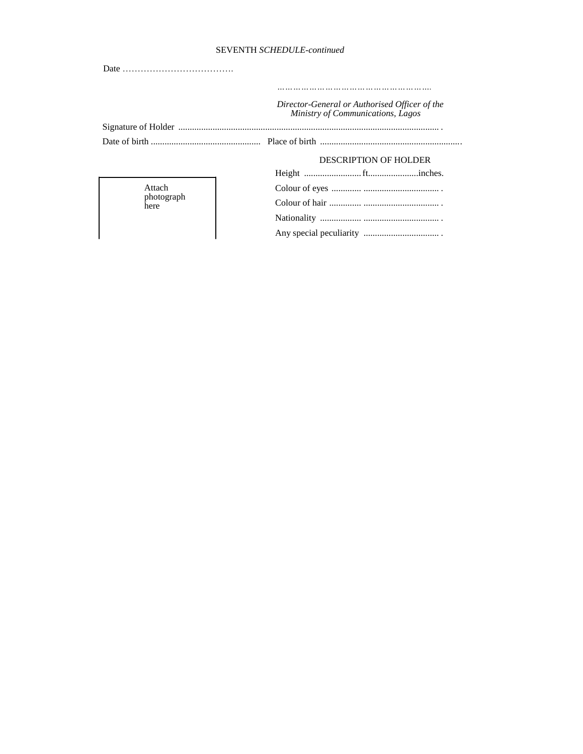SEVENTH *SCHEDULE-continued*

Date ……………………………….

………………………………………………….

*Director-General or Authorised Officer of the Ministry of Communications, Lagos*

Signature of Holder ................................................................................................................... .

Date of birth ................................................ Place of birth ..............................................................

DESCRIPTION OF HOLDER

Height .......................... ft......................inches.

Colour of eyes ............. ................................. .

Colour of hair .............. ................................. .

Nationality .................. ................................. .

Any special peculiarity ................................. .

Attach photograph here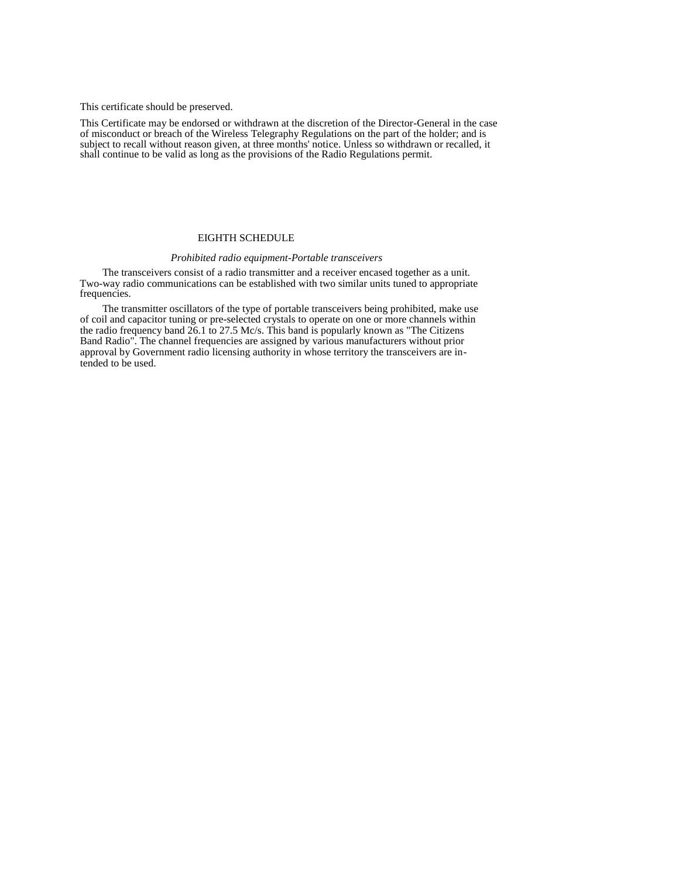This certificate should be preserved.

This Certificate may be endorsed or withdrawn at the discretion of the Director-General in the case of misconduct or breach of the Wireless Telegraphy Regulations on the part of the holder; and is subject to recall without reason given, at three months' notice. Unless so withdrawn or recalled, it shall continue to be valid as long as the provisions of the Radio Regulations permit.

## EIGHTH SCHEDULE

*Prohibited radio equipment-Portable transceivers*

The transceivers consist of a radio transmitter and a receiver encased together as a unit. Two-way radio communications can be established with two similar units tuned to appropriate frequencies.

The transmitter oscillators of the type of portable transceivers being prohibited, make use of coil and capacitor tuning or pre-selected crystals to operate on one or more channels within the radio frequency band 26.1 to 27.5 Mc/s. This band is popularly known as "The Citizens Band Radio". The channel frequencies are assigned by various manufacturers without prior approval by Government radio licensing authority in whose territory the transceivers are intended to be used.